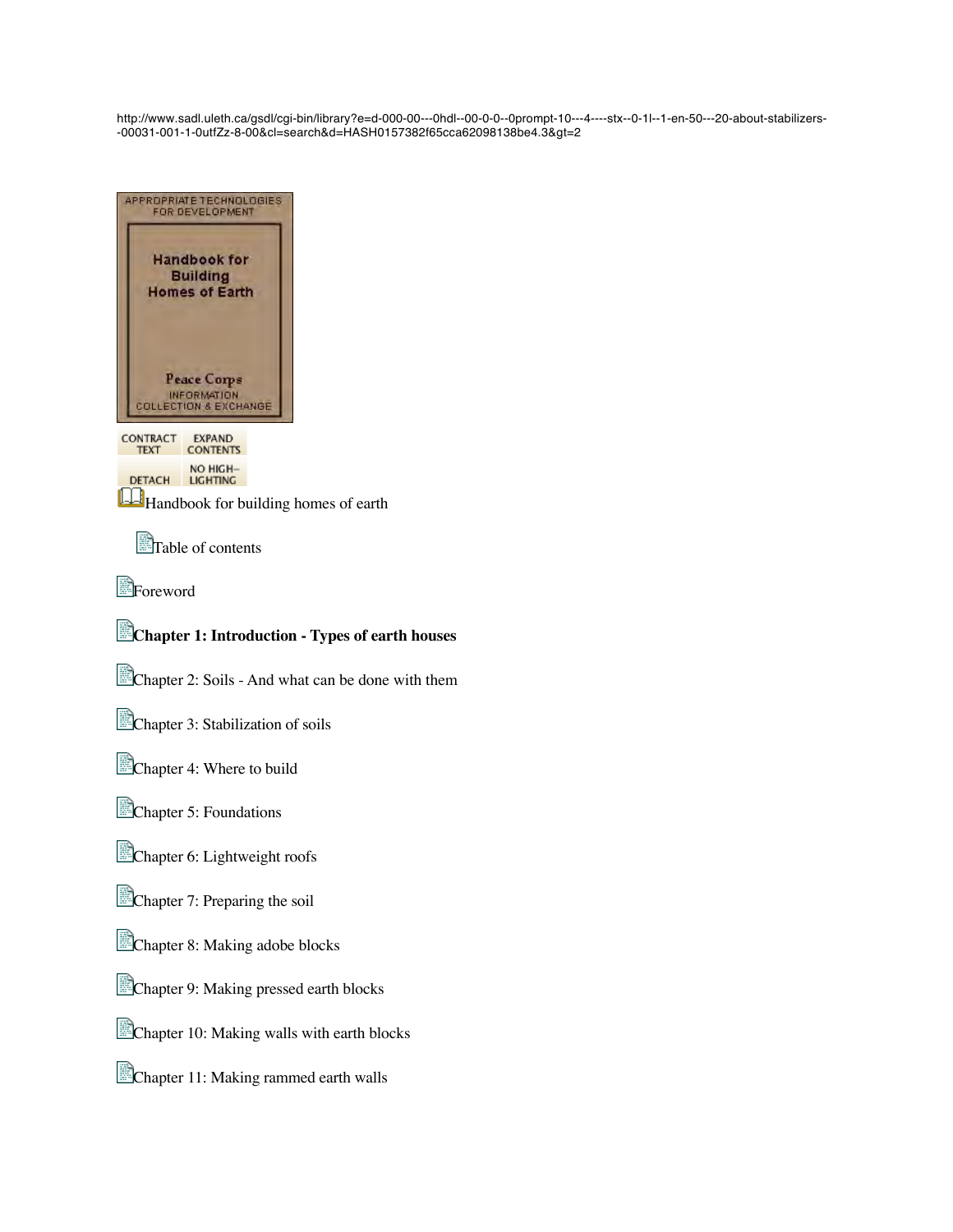http://www.sadl.uleth.ca/gsdl/cgi-bin/library?e=d-000-00---0hdl--00-0-0--0prompt-10---4----stx--0-1l--1-en-50---20-about-stabilizers--00031-001-1-0utfZz-8-00&cl=search&d=HASH0157382f65cca62098138be4.3&gt=2

APPROPRIATE TECHNOLOGIES FOR DEVELOPMENT

Handbook for Building Homes of Earth

Peace Corps
INFORMATION COLLECTION & EXCHANGE

CONTRACT TEXT | EXPAND CONTENTS
DETACH | NO HIGHLIGHTING

Handbook for building homes of earth

Table of contents

Foreword

**Chapter 1: Introduction - Types of earth houses**

Chapter 2: Soils - And what can be done with them

Chapter 3: Stabilization of soils

Chapter 4: Where to build

Chapter 5: Foundations

Chapter 6: Lightweight roofs

Chapter 7: Preparing the soil

Chapter 8: Making adobe blocks

Chapter 9: Making pressed earth blocks

Chapter 10: Making walls with earth blocks

Chapter 11: Making rammed earth walls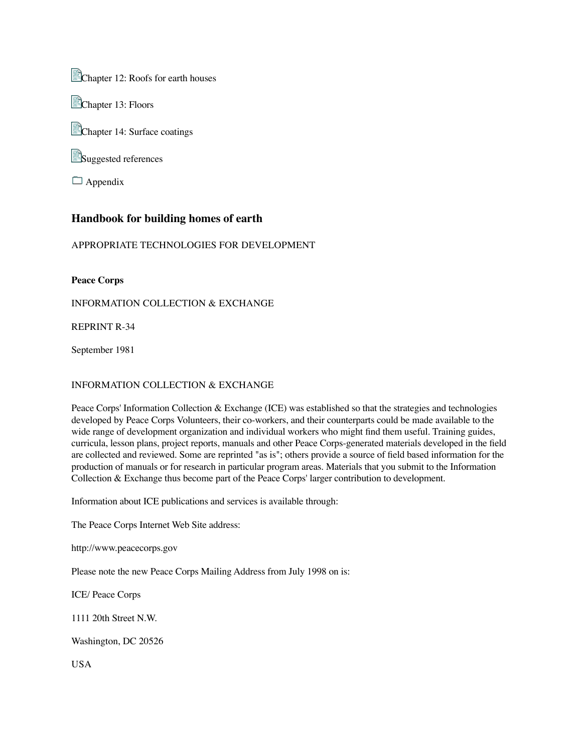Chapter 12: Roofs for earth houses

Chapter 13: Floors

Chapter 14: Surface coatings

Suggested references

Appendix

### Handbook for building homes of earth

APPROPRIATE TECHNOLOGIES FOR DEVELOPMENT

**Peace Corps**

INFORMATION COLLECTION & EXCHANGE

REPRINT R-34

September 1981

INFORMATION COLLECTION & EXCHANGE

Peace Corps' Information Collection & Exchange (ICE) was established so that the strategies and technologies developed by Peace Corps Volunteers, their co-workers, and their counterparts could be made available to the wide range of development organization and individual workers who might find them useful. Training guides, curricula, lesson plans, project reports, manuals and other Peace Corps-generated materials developed in the field are collected and reviewed. Some are reprinted "as is"; others provide a source of field based information for the production of manuals or for research in particular program areas. Materials that you submit to the Information Collection & Exchange thus become part of the Peace Corps' larger contribution to development.

Information about ICE publications and services is available through:

The Peace Corps Internet Web Site address:

http://www.peacecorps.gov

Please note the new Peace Corps Mailing Address from July 1998 on is:

ICE/ Peace Corps

1111 20th Street N.W.

Washington, DC 20526

USA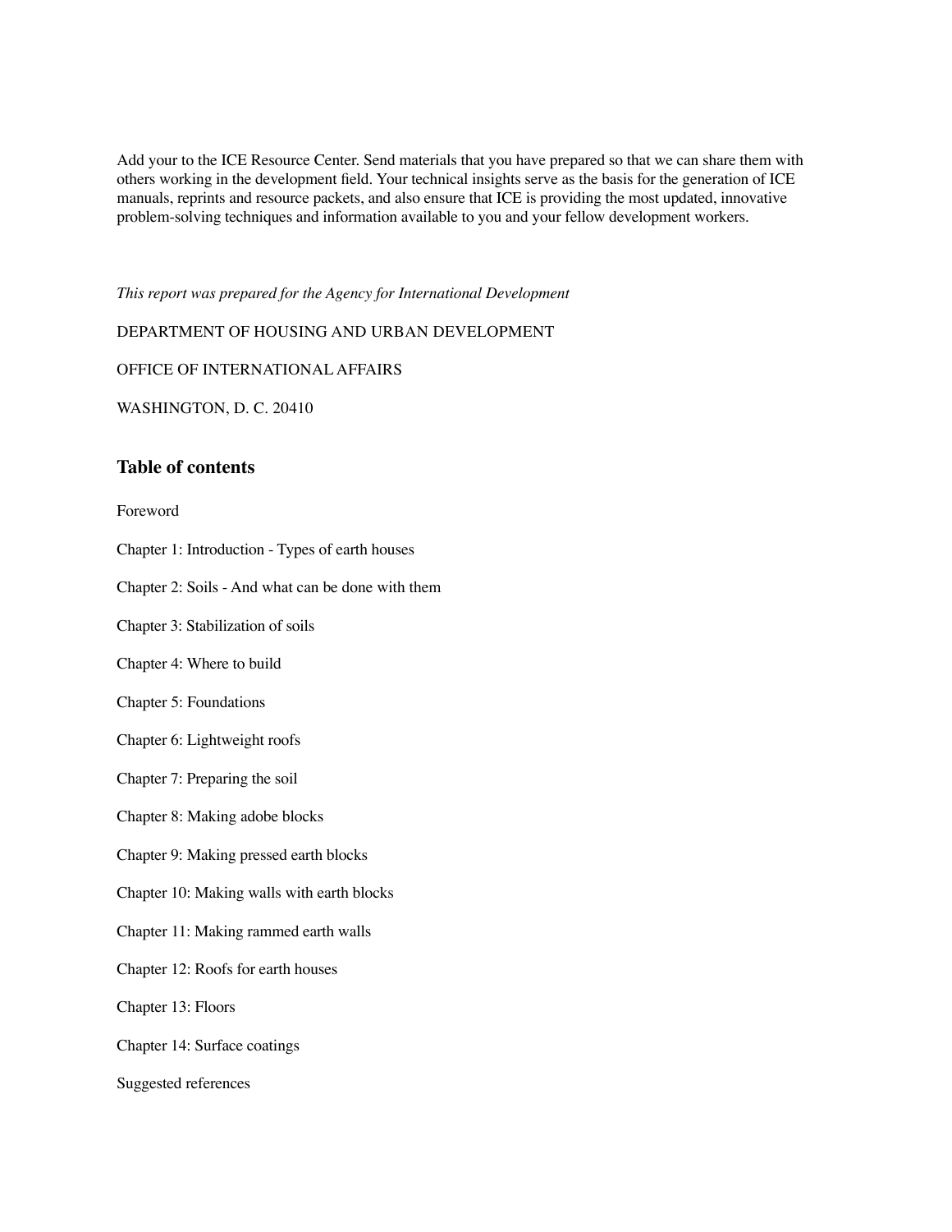Add your to the ICE Resource Center. Send materials that you have prepared so that we can share them with others working in the development field. Your technical insights serve as the basis for the generation of ICE manuals, reprints and resource packets, and also ensure that ICE is providing the most updated, innovative problem-solving techniques and information available to you and your fellow development workers.

*This report was prepared for the Agency for International Development*

DEPARTMENT OF HOUSING AND URBAN DEVELOPMENT

OFFICE OF INTERNATIONAL AFFAIRS

WASHINGTON, D. C. 20410

## Table of contents

Foreword

Chapter 1: Introduction - Types of earth houses

Chapter 2: Soils - And what can be done with them

Chapter 3: Stabilization of soils

Chapter 4: Where to build

Chapter 5: Foundations

Chapter 6: Lightweight roofs

Chapter 7: Preparing the soil

Chapter 8: Making adobe blocks

Chapter 9: Making pressed earth blocks

Chapter 10: Making walls with earth blocks

Chapter 11: Making rammed earth walls

Chapter 12: Roofs for earth houses

Chapter 13: Floors

Chapter 14: Surface coatings

Suggested references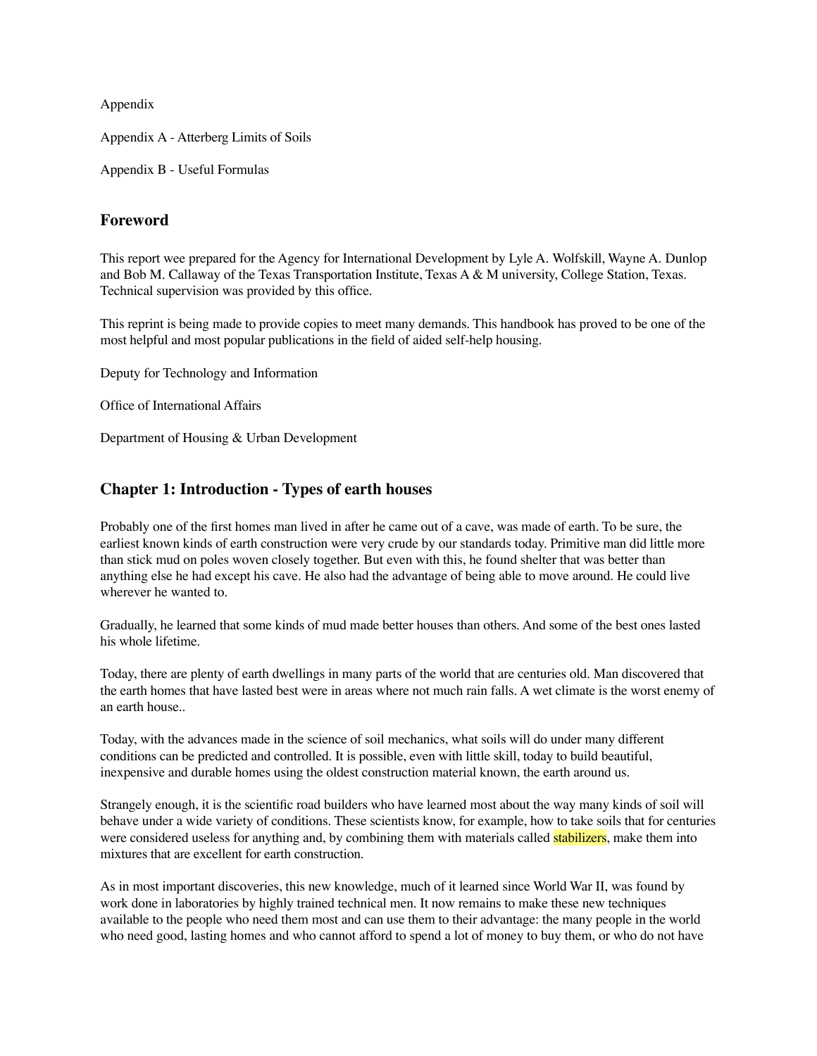Appendix

Appendix A - Atterberg Limits of Soils

Appendix B - Useful Formulas

## Foreword

This report wee prepared for the Agency for International Development by Lyle A. Wolfskill, Wayne A. Dunlop and Bob M. Callaway of the Texas Transportation Institute, Texas A & M university, College Station, Texas. Technical supervision was provided by this office.

This reprint is being made to provide copies to meet many demands. This handbook has proved to be one of the most helpful and most popular publications in the field of aided self-help housing.

Deputy for Technology and Information

Office of International Affairs

Department of Housing & Urban Development

## Chapter 1: Introduction - Types of earth houses

Probably one of the first homes man lived in after he came out of a cave, was made of earth. To be sure, the earliest known kinds of earth construction were very crude by our standards today. Primitive man did little more than stick mud on poles woven closely together. But even with this, he found shelter that was better than anything else he had except his cave. He also had the advantage of being able to move around. He could live wherever he wanted to.

Gradually, he learned that some kinds of mud made better houses than others. And some of the best ones lasted his whole lifetime.

Today, there are plenty of earth dwellings in many parts of the world that are centuries old. Man discovered that the earth homes that have lasted best were in areas where not much rain falls. A wet climate is the worst enemy of an earth house..

Today, with the advances made in the science of soil mechanics, what soils will do under many different conditions can be predicted and controlled. It is possible, even with little skill, today to build beautiful, inexpensive and durable homes using the oldest construction material known, the earth around us.

Strangely enough, it is the scientific road builders who have learned most about the way many kinds of soil will behave under a wide variety of conditions. These scientists know, for example, how to take soils that for centuries were considered useless for anything and, by combining them with materials called stabilizers, make them into mixtures that are excellent for earth construction.

As in most important discoveries, this new knowledge, much of it learned since World War II, was found by work done in laboratories by highly trained technical men. It now remains to make these new techniques available to the people who need them most and can use them to their advantage: the many people in the world who need good, lasting homes and who cannot afford to spend a lot of money to buy them, or who do not have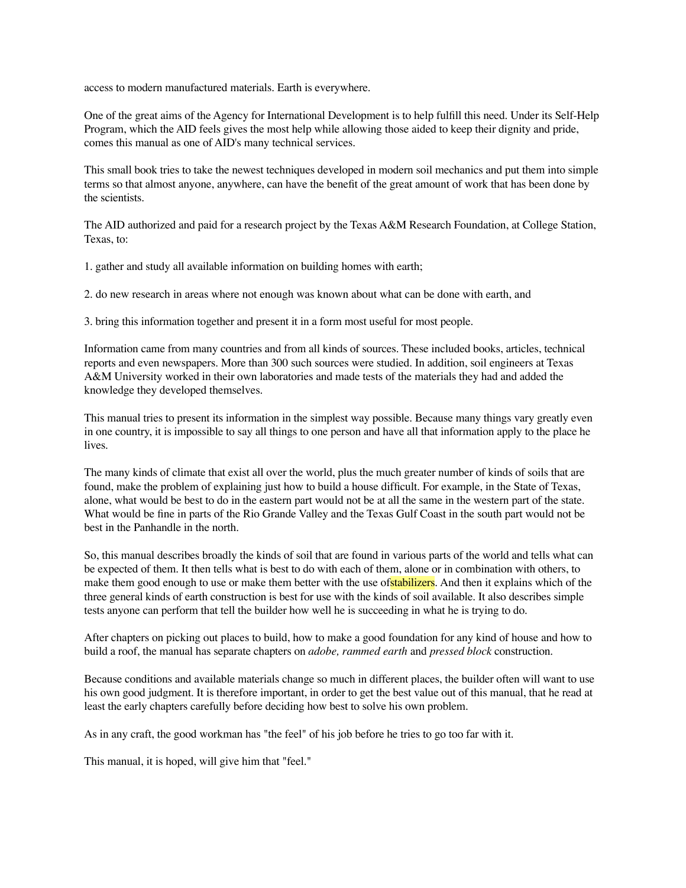access to modern manufactured materials. Earth is everywhere.

One of the great aims of the Agency for International Development is to help fulfill this need. Under its Self-Help Program, which the AID feels gives the most help while allowing those aided to keep their dignity and pride, comes this manual as one of AID's many technical services.

This small book tries to take the newest techniques developed in modern soil mechanics and put them into simple terms so that almost anyone, anywhere, can have the benefit of the great amount of work that has been done by the scientists.

The AID authorized and paid for a research project by the Texas A&M Research Foundation, at College Station, Texas, to:

1. gather and study all available information on building homes with earth;

2. do new research in areas where not enough was known about what can be done with earth, and

3. bring this information together and present it in a form most useful for most people.

Information came from many countries and from all kinds of sources. These included books, articles, technical reports and even newspapers. More than 300 such sources were studied. In addition, soil engineers at Texas A&M University worked in their own laboratories and made tests of the materials they had and added the knowledge they developed themselves.

This manual tries to present its information in the simplest way possible. Because many things vary greatly even in one country, it is impossible to say all things to one person and have all that information apply to the place he lives.

The many kinds of climate that exist all over the world, plus the much greater number of kinds of soils that are found, make the problem of explaining just how to build a house difficult. For example, in the State of Texas, alone, what would be best to do in the eastern part would not be at all the same in the western part of the state. What would be fine in parts of the Rio Grande Valley and the Texas Gulf Coast in the south part would not be best in the Panhandle in the north.

So, this manual describes broadly the kinds of soil that are found in various parts of the world and tells what can be expected of them. It then tells what is best to do with each of them, alone or in combination with others, to make them good enough to use or make them better with the use ofstabilizers. And then it explains which of the three general kinds of earth construction is best for use with the kinds of soil available. It also describes simple tests anyone can perform that tell the builder how well he is succeeding in what he is trying to do.

After chapters on picking out places to build, how to make a good foundation for any kind of house and how to build a roof, the manual has separate chapters on *adobe, rammed earth* and *pressed block* construction.

Because conditions and available materials change so much in different places, the builder often will want to use his own good judgment. It is therefore important, in order to get the best value out of this manual, that he read at least the early chapters carefully before deciding how best to solve his own problem.

As in any craft, the good workman has "the feel" of his job before he tries to go too far with it.

This manual, it is hoped, will give him that "feel."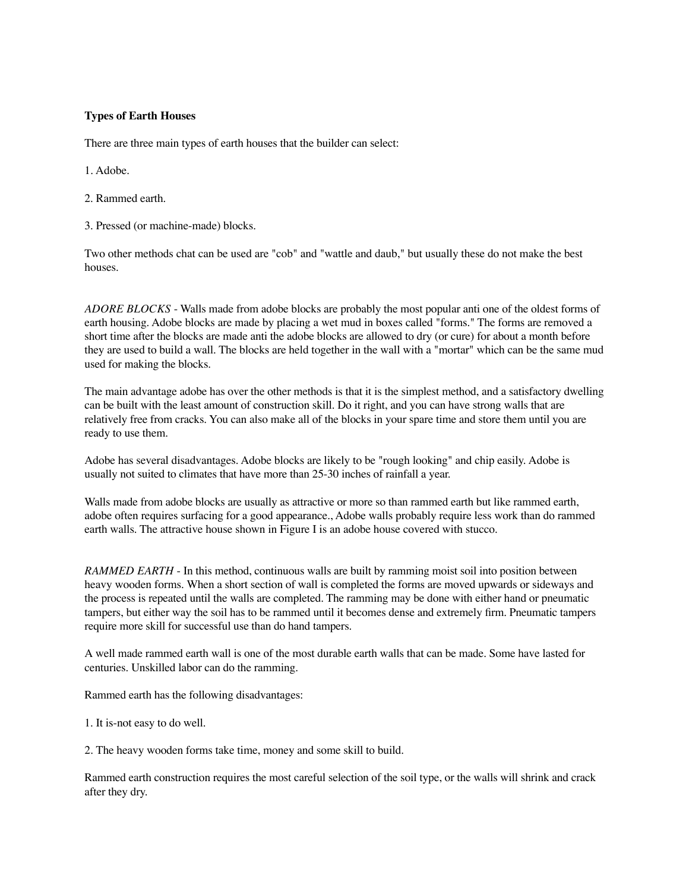**Types of Earth Houses**

There are three main types of earth houses that the builder can select:

1. Adobe.

2. Rammed earth.

3. Pressed (or machine-made) blocks.

Two other methods chat can be used are "cob" and "wattle and daub," but usually these do not make the best houses.

*ADORE BLOCKS* - Walls made from adobe blocks are probably the most popular anti one of the oldest forms of earth housing. Adobe blocks are made by placing a wet mud in boxes called "forms." The forms are removed a short time after the blocks are made anti the adobe blocks are allowed to dry (or cure) for about a month before they are used to build a wall. The blocks are held together in the wall with a "mortar" which can be the same mud used for making the blocks.

The main advantage adobe has over the other methods is that it is the simplest method, and a satisfactory dwelling can be built with the least amount of construction skill. Do it right, and you can have strong walls that are relatively free from cracks. You can also make all of the blocks in your spare time and store them until you are ready to use them.

Adobe has several disadvantages. Adobe blocks are likely to be "rough looking" and chip easily. Adobe is usually not suited to climates that have more than 25-30 inches of rainfall a year.

Walls made from adobe blocks are usually as attractive or more so than rammed earth but like rammed earth, adobe often requires surfacing for a good appearance., Adobe walls probably require less work than do rammed earth walls. The attractive house shown in Figure I is an adobe house covered with stucco.

*RAMMED EARTH* - In this method, continuous walls are built by ramming moist soil into position between heavy wooden forms. When a short section of wall is completed the forms are moved upwards or sideways and the process is repeated until the walls are completed. The ramming may be done with either hand or pneumatic tampers, but either way the soil has to be rammed until it becomes dense and extremely firm. Pneumatic tampers require more skill for successful use than do hand tampers.

A well made rammed earth wall is one of the most durable earth walls that can be made. Some have lasted for centuries. Unskilled labor can do the ramming.

Rammed earth has the following disadvantages:

1. It is-not easy to do well.

2. The heavy wooden forms take time, money and some skill to build.

Rammed earth construction requires the most careful selection of the soil type, or the walls will shrink and crack after they dry.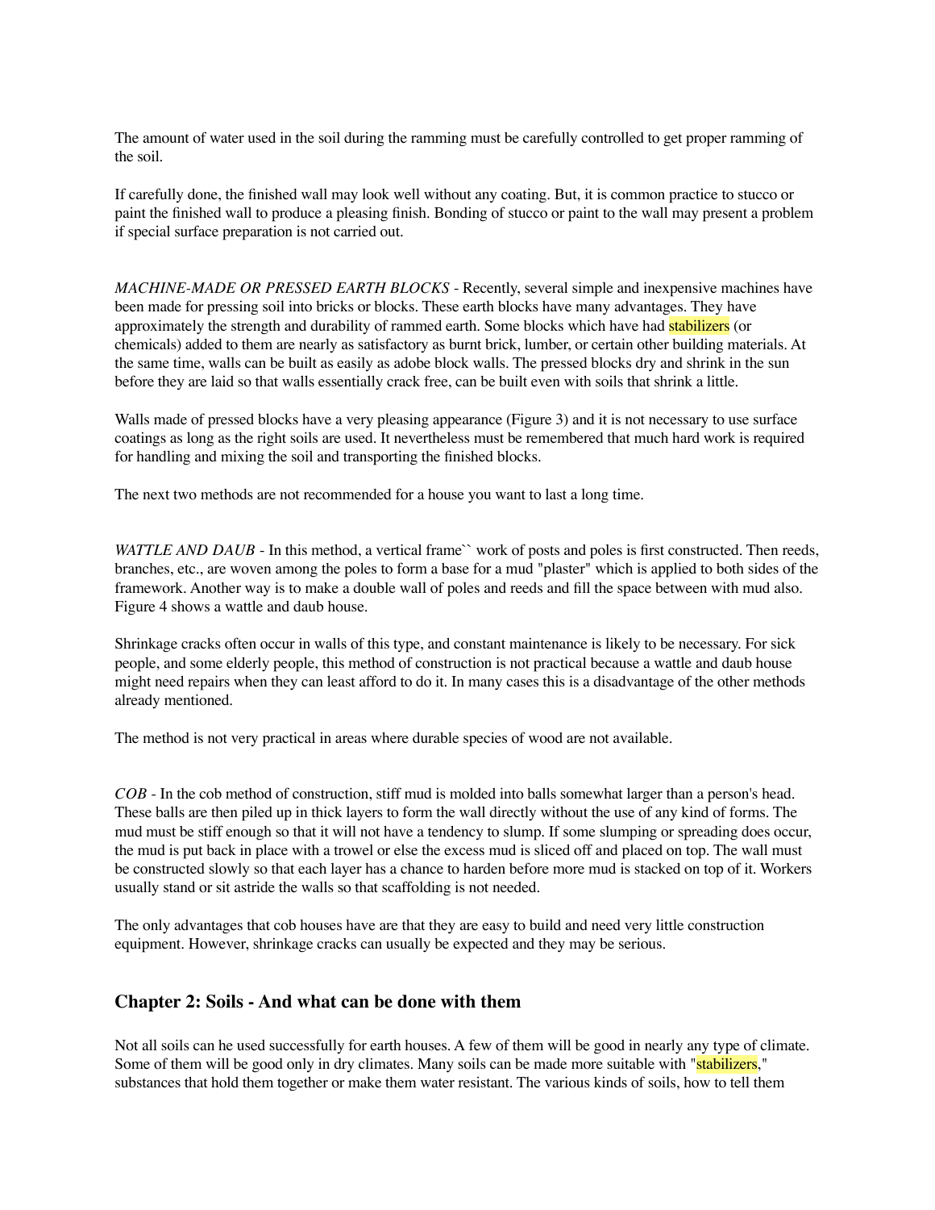The amount of water used in the soil during the ramming must be carefully controlled to get proper ramming of the soil.

If carefully done, the finished wall may look well without any coating. But, it is common practice to stucco or paint the finished wall to produce a pleasing finish. Bonding of stucco or paint to the wall may present a problem if special surface preparation is not carried out.

*MACHINE-MADE OR PRESSED EARTH BLOCKS* - Recently, several simple and inexpensive machines have been made for pressing soil into bricks or blocks. These earth blocks have many advantages. They have approximately the strength and durability of rammed earth. Some blocks which have had stabilizers (or chemicals) added to them are nearly as satisfactory as burnt brick, lumber, or certain other building materials. At the same time, walls can be built as easily as adobe block walls. The pressed blocks dry and shrink in the sun before they are laid so that walls essentially crack free, can be built even with soils that shrink a little.

Walls made of pressed blocks have a very pleasing appearance (Figure 3) and it is not necessary to use surface coatings as long as the right soils are used. It nevertheless must be remembered that much hard work is required for handling and mixing the soil and transporting the finished blocks.

The next two methods are not recommended for a house you want to last a long time.

*WATTLE AND DAUB* - In this method, a vertical frame`` work of posts and poles is first constructed. Then reeds, branches, etc., are woven among the poles to form a base for a mud "plaster" which is applied to both sides of the framework. Another way is to make a double wall of poles and reeds and fill the space between with mud also. Figure 4 shows a wattle and daub house.

Shrinkage cracks often occur in walls of this type, and constant maintenance is likely to be necessary. For sick people, and some elderly people, this method of construction is not practical because a wattle and daub house might need repairs when they can least afford to do it. In many cases this is a disadvantage of the other methods already mentioned.

The method is not very practical in areas where durable species of wood are not available.

*COB* - In the cob method of construction, stiff mud is molded into balls somewhat larger than a person's head. These balls are then piled up in thick layers to form the wall directly without the use of any kind of forms. The mud must be stiff enough so that it will not have a tendency to slump. If some slumping or spreading does occur, the mud is put back in place with a trowel or else the excess mud is sliced off and placed on top. The wall must be constructed slowly so that each layer has a chance to harden before more mud is stacked on top of it. Workers usually stand or sit astride the walls so that scaffolding is not needed.

The only advantages that cob houses have are that they are easy to build and need very little construction equipment. However, shrinkage cracks can usually be expected and they may be serious.

## Chapter 2: Soils - And what can be done with them

Not all soils can he used successfully for earth houses. A few of them will be good in nearly any type of climate. Some of them will be good only in dry climates. Many soils can be made more suitable with "stabilizers," substances that hold them together or make them water resistant. The various kinds of soils, how to tell them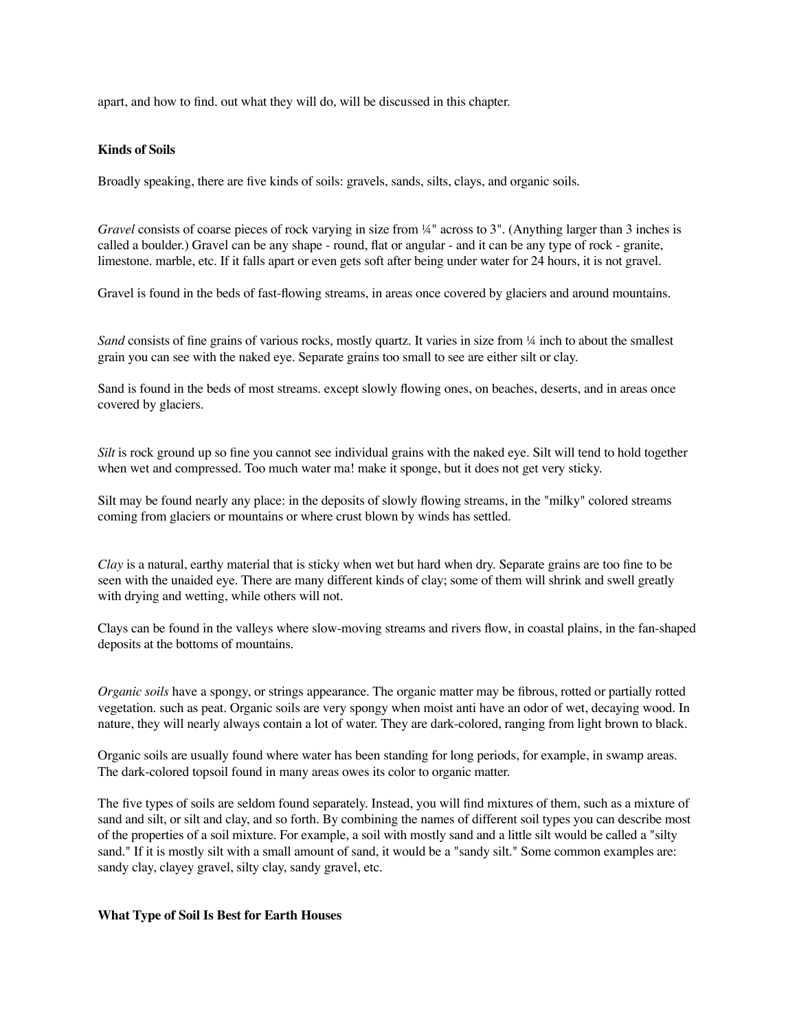apart, and how to find. out what they will do, will be discussed in this chapter.

**Kinds of Soils**

Broadly speaking, there are five kinds of soils: gravels, sands, silts, clays, and organic soils.

*Gravel* consists of coarse pieces of rock varying in size from ¼" across to 3". (Anything larger than 3 inches is called a boulder.) Gravel can be any shape - round, flat or angular - and it can be any type of rock - granite, limestone. marble, etc. If it falls apart or even gets soft after being under water for 24 hours, it is not gravel.

Gravel is found in the beds of fast-flowing streams, in areas once covered by glaciers and around mountains.

*Sand* consists of fine grains of various rocks, mostly quartz. It varies in size from ¼ inch to about the smallest grain you can see with the naked eye. Separate grains too small to see are either silt or clay.

Sand is found in the beds of most streams. except slowly flowing ones, on beaches, deserts, and in areas once covered by glaciers.

*Silt* is rock ground up so fine you cannot see individual grains with the naked eye. Silt will tend to hold together when wet and compressed. Too much water ma! make it sponge, but it does not get very sticky.

Silt may be found nearly any place: in the deposits of slowly flowing streams, in the "milky" colored streams coming from glaciers or mountains or where crust blown by winds has settled.

*Clay* is a natural, earthy material that is sticky when wet but hard when dry. Separate grains are too fine to be seen with the unaided eye. There are many different kinds of clay; some of them will shrink and swell greatly with drying and wetting, while others will not.

Clays can be found in the valleys where slow-moving streams and rivers flow, in coastal plains, in the fan-shaped deposits at the bottoms of mountains.

*Organic soils* have a spongy, or strings appearance. The organic matter may be fibrous, rotted or partially rotted vegetation. such as peat. Organic soils are very spongy when moist anti have an odor of wet, decaying wood. In nature, they will nearly always contain a lot of water. They are dark-colored, ranging from light brown to black.

Organic soils are usually found where water has been standing for long periods, for example, in swamp areas. The dark-colored topsoil found in many areas owes its color to organic matter.

The five types of soils are seldom found separately. Instead, you will find mixtures of them, such as a mixture of sand and silt, or silt and clay, and so forth. By combining the names of different soil types you can describe most of the properties of a soil mixture. For example, a soil with mostly sand and a little silt would be called a "silty sand." If it is mostly silt with a small amount of sand, it would be a "sandy silt." Some common examples are: sandy clay, clayey gravel, silty clay, sandy gravel, etc.

**What Type of Soil Is Best for Earth Houses**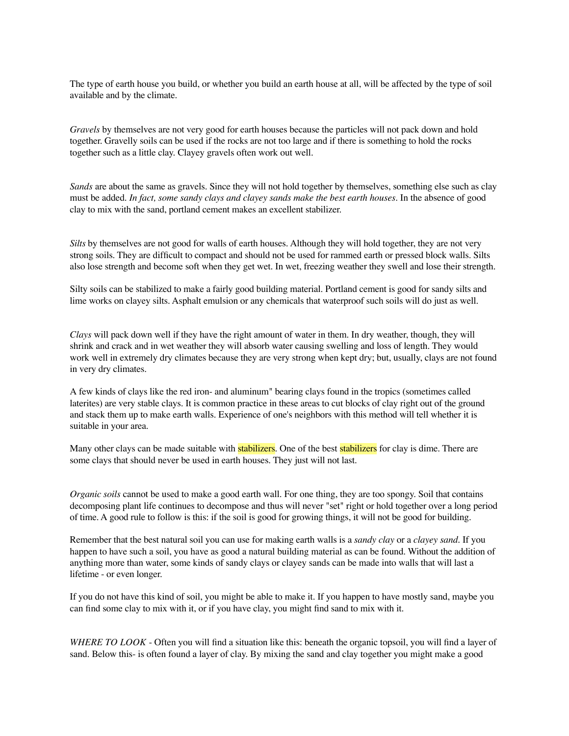The type of earth house you build, or whether you build an earth house at all, will be affected by the type of soil available and by the climate.

*Gravels* by themselves are not very good for earth houses because the particles will not pack down and hold together. Gravelly soils can be used if the rocks are not too large and if there is something to hold the rocks together such as a little clay. Clayey gravels often work out well.

*Sands* are about the same as gravels. Since they will not hold together by themselves, something else such as clay must be added. *In fact, some sandy clays and clayey sands make the best earth houses*. In the absence of good clay to mix with the sand, portland cement makes an excellent stabilizer.

*Silts* by themselves are not good for walls of earth houses. Although they will hold together, they are not very strong soils. They are difficult to compact and should not be used for rammed earth or pressed block walls. Silts also lose strength and become soft when they get wet. In wet, freezing weather they swell and lose their strength.

Silty soils can be stabilized to make a fairly good building material. Portland cement is good for sandy silts and lime works on clayey silts. Asphalt emulsion or any chemicals that waterproof such soils will do just as well.

*Clays* will pack down well if they have the right amount of water in them. In dry weather, though, they will shrink and crack and in wet weather they will absorb water causing swelling and loss of length. They would work well in extremely dry climates because they are very strong when kept dry; but, usually, clays are not found in very dry climates.

A few kinds of clays like the red iron- and aluminum" bearing clays found in the tropics (sometimes called laterites) are very stable clays. It is common practice in these areas to cut blocks of clay right out of the ground and stack them up to make earth walls. Experience of one's neighbors with this method will tell whether it is suitable in your area.

Many other clays can be made suitable with stabilizers. One of the best stabilizers for clay is dime. There are some clays that should never be used in earth houses. They just will not last.

*Organic soils* cannot be used to make a good earth wall. For one thing, they are too spongy. Soil that contains decomposing plant life continues to decompose and thus will never "set" right or hold together over a long period of time. A good rule to follow is this: if the soil is good for growing things, it will not be good for building.

Remember that the best natural soil you can use for making earth walls is a *sandy clay* or a *clayey sand*. If you happen to have such a soil, you have as good a natural building material as can be found. Without the addition of anything more than water, some kinds of sandy clays or clayey sands can be made into walls that will last a lifetime - or even longer.

If you do not have this kind of soil, you might be able to make it. If you happen to have mostly sand, maybe you can find some clay to mix with it, or if you have clay, you might find sand to mix with it.

*WHERE TO LOOK* - Often you will find a situation like this: beneath the organic topsoil, you will find a layer of sand. Below this- is often found a layer of clay. By mixing the sand and clay together you might make a good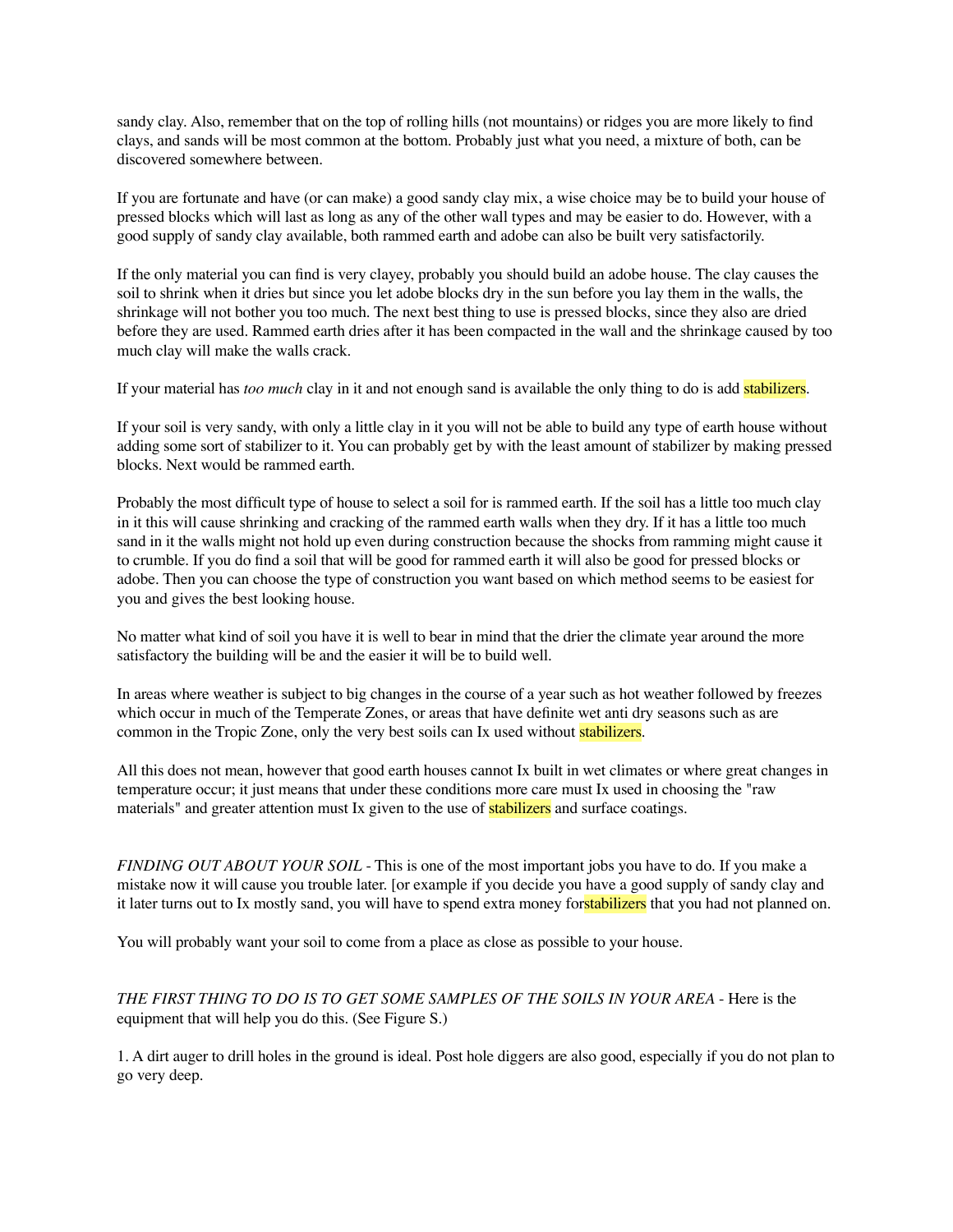sandy clay. Also, remember that on the top of rolling hills (not mountains) or ridges you are more likely to find clays, and sands will be most common at the bottom. Probably just what you need, a mixture of both, can be discovered somewhere between.

If you are fortunate and have (or can make) a good sandy clay mix, a wise choice may be to build your house of pressed blocks which will last as long as any of the other wall types and may be easier to do. However, with a good supply of sandy clay available, both rammed earth and adobe can also be built very satisfactorily.

If the only material you can find is very clayey, probably you should build an adobe house. The clay causes the soil to shrink when it dries but since you let adobe blocks dry in the sun before you lay them in the walls, the shrinkage will not bother you too much. The next best thing to use is pressed blocks, since they also are dried before they are used. Rammed earth dries after it has been compacted in the wall and the shrinkage caused by too much clay will make the walls crack.

If your material has *too much* clay in it and not enough sand is available the only thing to do is add stabilizers.

If your soil is very sandy, with only a little clay in it you will not be able to build any type of earth house without adding some sort of stabilizer to it. You can probably get by with the least amount of stabilizer by making pressed blocks. Next would be rammed earth.

Probably the most difficult type of house to select a soil for is rammed earth. If the soil has a little too much clay in it this will cause shrinking and cracking of the rammed earth walls when they dry. If it has a little too much sand in it the walls might not hold up even during construction because the shocks from ramming might cause it to crumble. If you do find a soil that will be good for rammed earth it will also be good for pressed blocks or adobe. Then you can choose the type of construction you want based on which method seems to be easiest for you and gives the best looking house.

No matter what kind of soil you have it is well to bear in mind that the drier the climate year around the more satisfactory the building will be and the easier it will be to build well.

In areas where weather is subject to big changes in the course of a year such as hot weather followed by freezes which occur in much of the Temperate Zones, or areas that have definite wet anti dry seasons such as are common in the Tropic Zone, only the very best soils can Ix used without stabilizers.

All this does not mean, however that good earth houses cannot Ix built in wet climates or where great changes in temperature occur; it just means that under these conditions more care must Ix used in choosing the "raw materials" and greater attention must Ix given to the use of stabilizers and surface coatings.

*FINDING OUT ABOUT YOUR SOIL* - This is one of the most important jobs you have to do. If you make a mistake now it will cause you trouble later. [or example if you decide you have a good supply of sandy clay and it later turns out to Ix mostly sand, you will have to spend extra money forstabilizers that you had not planned on.

You will probably want your soil to come from a place as close as possible to your house.

*THE FIRST THING TO DO IS TO GET SOME SAMPLES OF THE SOILS IN YOUR AREA* - Here is the equipment that will help you do this. (See Figure S.)

1. A dirt auger to drill holes in the ground is ideal. Post hole diggers are also good, especially if you do not plan to go very deep.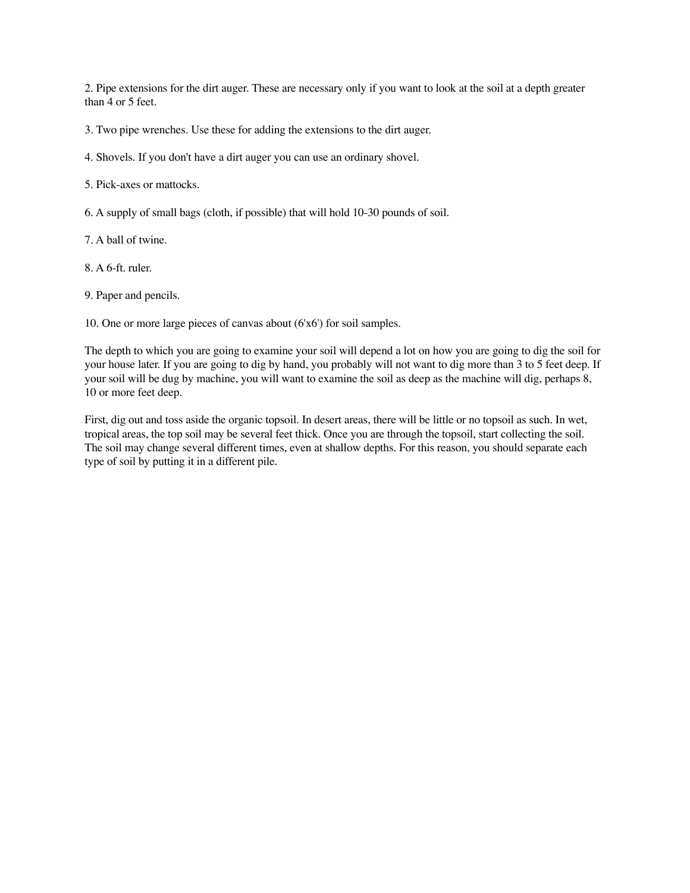2. Pipe extensions for the dirt auger. These are necessary only if you want to look at the soil at a depth greater than 4 or 5 feet.

3. Two pipe wrenches. Use these for adding the extensions to the dirt auger.

4. Shovels. If you don't have a dirt auger you can use an ordinary shovel.

5. Pick-axes or mattocks.

6. A supply of small bags (cloth, if possible) that will hold 10-30 pounds of soil.

7. A ball of twine.

8. A 6-ft. ruler.

9. Paper and pencils.

10. One or more large pieces of canvas about (6'x6') for soil samples.

The depth to which you are going to examine your soil will depend a lot on how you are going to dig the soil for your house later. If you are going to dig by hand, you probably will not want to dig more than 3 to 5 feet deep. If your soil will be dug by machine, you will want to examine the soil as deep as the machine will dig, perhaps 8, 10 or more feet deep.

First, dig out and toss aside the organic topsoil. In desert areas, there will be little or no topsoil as such. In wet, tropical areas, the top soil may be several feet thick. Once you are through the topsoil, start collecting the soil. The soil may change several different times, even at shallow depths. For this reason, you should separate each type of soil by putting it in a different pile.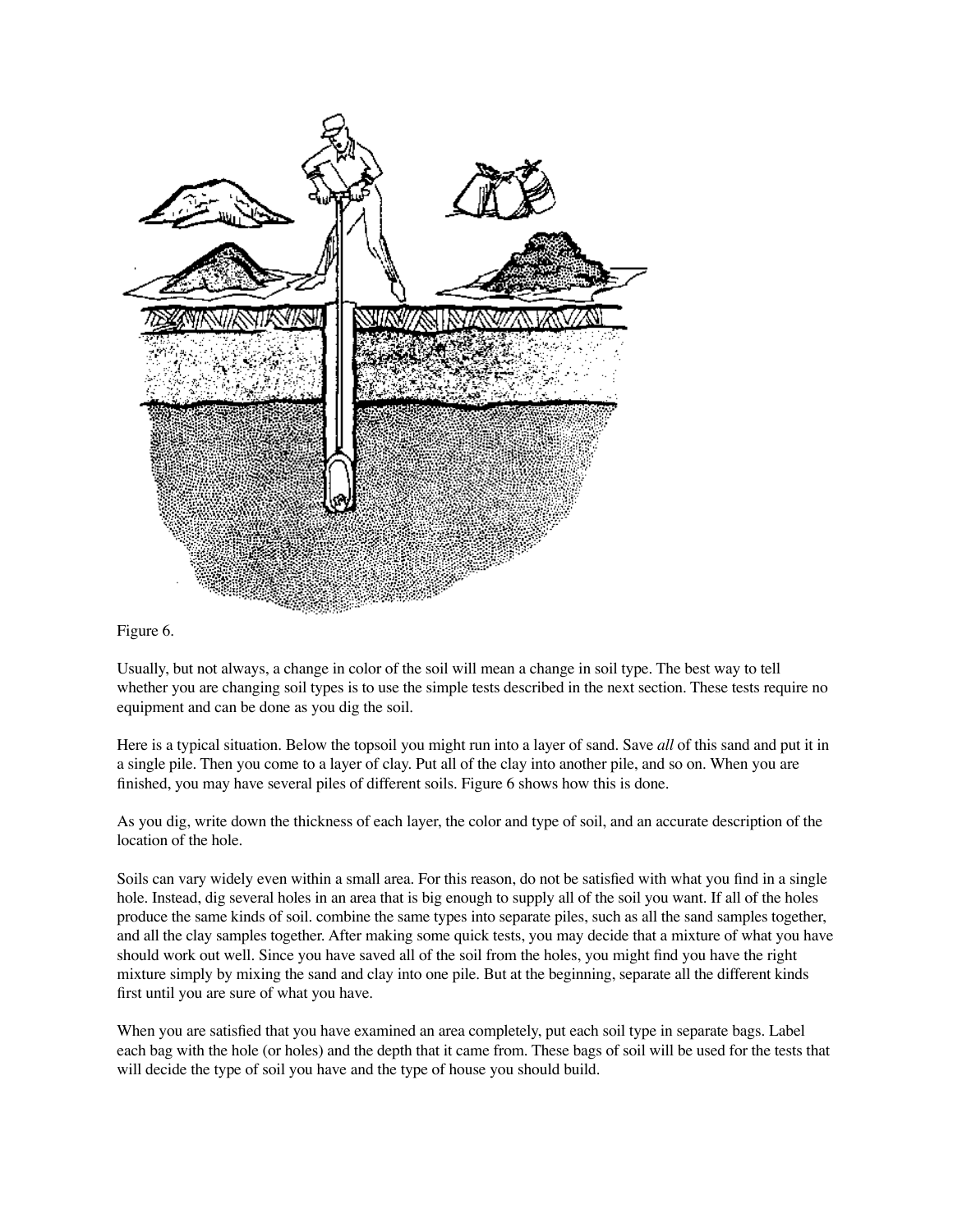Figure 6.

Usually, but not always, a change in color of the soil will mean a change in soil type. The best way to tell whether you are changing soil types is to use the simple tests described in the next section. These tests require no equipment and can be done as you dig the soil.

Here is a typical situation. Below the topsoil you might run into a layer of sand. Save *all* of this sand and put it in a single pile. Then you come to a layer of clay. Put all of the clay into another pile, and so on. When you are finished, you may have several piles of different soils. Figure 6 shows how this is done.

As you dig, write down the thickness of each layer, the color and type of soil, and an accurate description of the location of the hole.

Soils can vary widely even within a small area. For this reason, do not be satisfied with what you find in a single hole. Instead, dig several holes in an area that is big enough to supply all of the soil you want. If all of the holes produce the same kinds of soil. combine the same types into separate piles, such as all the sand samples together, and all the clay samples together. After making some quick tests, you may decide that a mixture of what you have should work out well. Since you have saved all of the soil from the holes, you might find you have the right mixture simply by mixing the sand and clay into one pile. But at the beginning, separate all the different kinds first until you are sure of what you have.

When you are satisfied that you have examined an area completely, put each soil type in separate bags. Label each bag with the hole (or holes) and the depth that it came from. These bags of soil will be used for the tests that will decide the type of soil you have and the type of house you should build.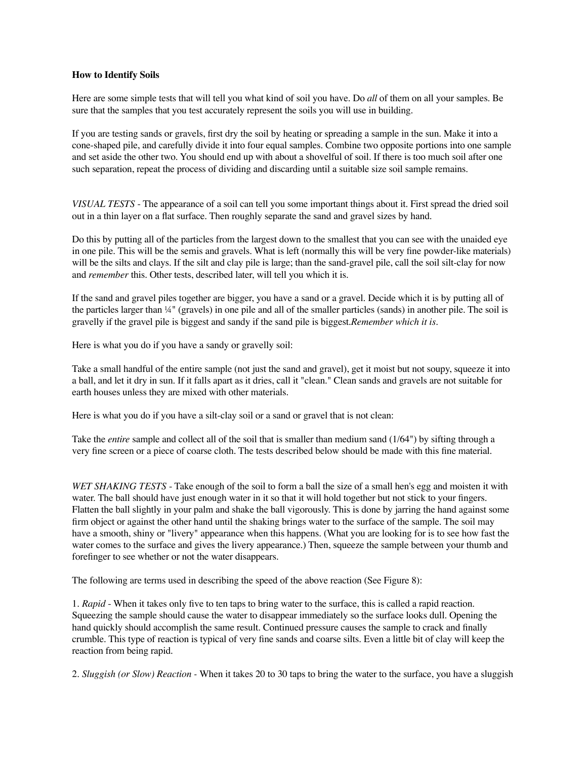**How to Identify Soils**

Here are some simple tests that will tell you what kind of soil you have. Do *all* of them on all your samples. Be sure that the samples that you test accurately represent the soils you will use in building.

If you are testing sands or gravels, first dry the soil by heating or spreading a sample in the sun. Make it into a cone-shaped pile, and carefully divide it into four equal samples. Combine two opposite portions into one sample and set aside the other two. You should end up with about a shovelful of soil. If there is too much soil after one such separation, repeat the process of dividing and discarding until a suitable size soil sample remains.

*VISUAL TESTS* - The appearance of a soil can tell you some important things about it. First spread the dried soil out in a thin layer on a flat surface. Then roughly separate the sand and gravel sizes by hand.

Do this by putting all of the particles from the largest down to the smallest that you can see with the unaided eye in one pile. This will be the semis and gravels. What is left (normally this will be very fine powder-like materials) will be the silts and clays. If the silt and clay pile is large; than the sand-gravel pile, call the soil silt-clay for now and *remember* this. Other tests, described later, will tell you which it is.

If the sand and gravel piles together are bigger, you have a sand or a gravel. Decide which it is by putting all of the particles larger than ¼" (gravels) in one pile and all of the smaller particles (sands) in another pile. The soil is gravelly if the gravel pile is biggest and sandy if the sand pile is biggest.*Remember which it is*.

Here is what you do if you have a sandy or gravelly soil:

Take a small handful of the entire sample (not just the sand and gravel), get it moist but not soupy, squeeze it into a ball, and let it dry in sun. If it falls apart as it dries, call it "clean." Clean sands and gravels are not suitable for earth houses unless they are mixed with other materials.

Here is what you do if you have a silt-clay soil or a sand or gravel that is not clean:

Take the *entire* sample and collect all of the soil that is smaller than medium sand (1/64") by sifting through a very fine screen or a piece of coarse cloth. The tests described below should be made with this fine material.

*WET SHAKING TESTS* - Take enough of the soil to form a ball the size of a small hen's egg and moisten it with water. The ball should have just enough water in it so that it will hold together but not stick to your fingers. Flatten the ball slightly in your palm and shake the ball vigorously. This is done by jarring the hand against some firm object or against the other hand until the shaking brings water to the surface of the sample. The soil may have a smooth, shiny or "livery" appearance when this happens. (What you are looking for is to see how fast the water comes to the surface and gives the livery appearance.) Then, squeeze the sample between your thumb and forefinger to see whether or not the water disappears.

The following are terms used in describing the speed of the above reaction (See Figure 8):

1. *Rapid* - When it takes only five to ten taps to bring water to the surface, this is called a rapid reaction. Squeezing the sample should cause the water to disappear immediately so the surface looks dull. Opening the hand quickly should accomplish the same result. Continued pressure causes the sample to crack and finally crumble. This type of reaction is typical of very fine sands and coarse silts. Even a little bit of clay will keep the reaction from being rapid.

2. *Sluggish (or Slow) Reaction* - When it takes 20 to 30 taps to bring the water to the surface, you have a sluggish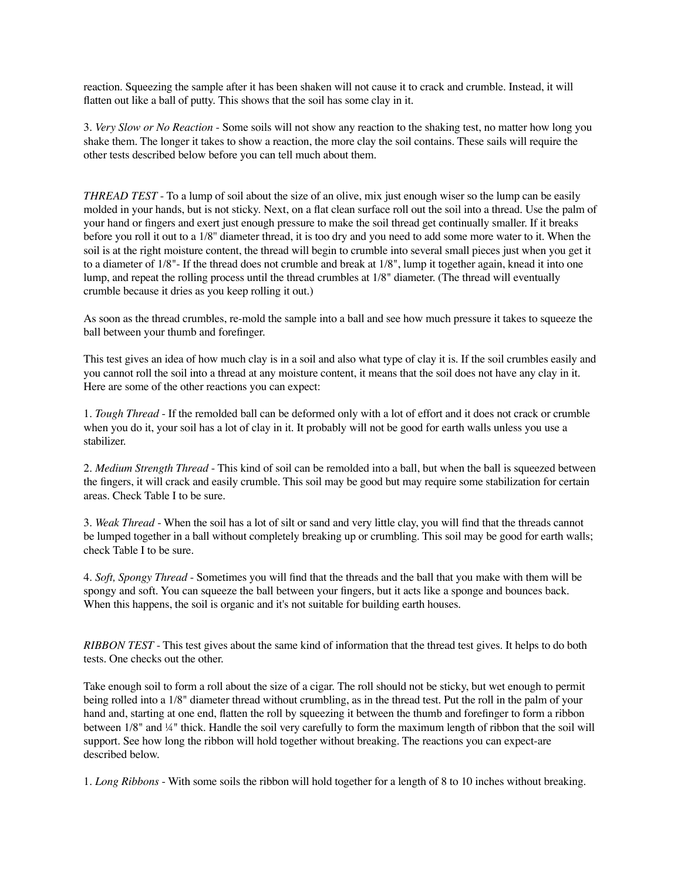reaction. Squeezing the sample after it has been shaken will not cause it to crack and crumble. Instead, it will flatten out like a ball of putty. This shows that the soil has some clay in it.

3. *Very Slow or No Reaction* - Some soils will not show any reaction to the shaking test, no matter how long you shake them. The longer it takes to show a reaction, the more clay the soil contains. These sails will require the other tests described below before you can tell much about them.

*THREAD TEST* - To a lump of soil about the size of an olive, mix just enough wiser so the lump can be easily molded in your hands, but is not sticky. Next, on a flat clean surface roll out the soil into a thread. Use the palm of your hand or fingers and exert just enough pressure to make the soil thread get continually smaller. If it breaks before you roll it out to a 1/8" diameter thread, it is too dry and you need to add some more water to it. When the soil is at the right moisture content, the thread will begin to crumble into several small pieces just when you get it to a diameter of 1/8"- If the thread does not crumble and break at 1/8", lump it together again, knead it into one lump, and repeat the rolling process until the thread crumbles at 1/8" diameter. (The thread will eventually crumble because it dries as you keep rolling it out.)

As soon as the thread crumbles, re-mold the sample into a ball and see how much pressure it takes to squeeze the ball between your thumb and forefinger.

This test gives an idea of how much clay is in a soil and also what type of clay it is. If the soil crumbles easily and you cannot roll the soil into a thread at any moisture content, it means that the soil does not have any clay in it. Here are some of the other reactions you can expect:

1. *Tough Thread* - If the remolded ball can be deformed only with a lot of effort and it does not crack or crumble when you do it, your soil has a lot of clay in it. It probably will not be good for earth walls unless you use a stabilizer.

2. *Medium Strength Thread* - This kind of soil can be remolded into a ball, but when the ball is squeezed between the fingers, it will crack and easily crumble. This soil may be good but may require some stabilization for certain areas. Check Table I to be sure.

3. *Weak Thread* - When the soil has a lot of silt or sand and very little clay, you will find that the threads cannot be lumped together in a ball without completely breaking up or crumbling. This soil may be good for earth walls; check Table I to be sure.

4. *Soft, Spongy Thread* - Sometimes you will find that the threads and the ball that you make with them will be spongy and soft. You can squeeze the ball between your fingers, but it acts like a sponge and bounces back. When this happens, the soil is organic and it's not suitable for building earth houses.

*RIBBON TEST* - This test gives about the same kind of information that the thread test gives. It helps to do both tests. One checks out the other.

Take enough soil to form a roll about the size of a cigar. The roll should not be sticky, but wet enough to permit being rolled into a 1/8" diameter thread without crumbling, as in the thread test. Put the roll in the palm of your hand and, starting at one end, flatten the roll by squeezing it between the thumb and forefinger to form a ribbon between 1/8" and ¼" thick. Handle the soil very carefully to form the maximum length of ribbon that the soil will support. See how long the ribbon will hold together without breaking. The reactions you can expect-are described below.

1. *Long Ribbons* - With some soils the ribbon will hold together for a length of 8 to 10 inches without breaking.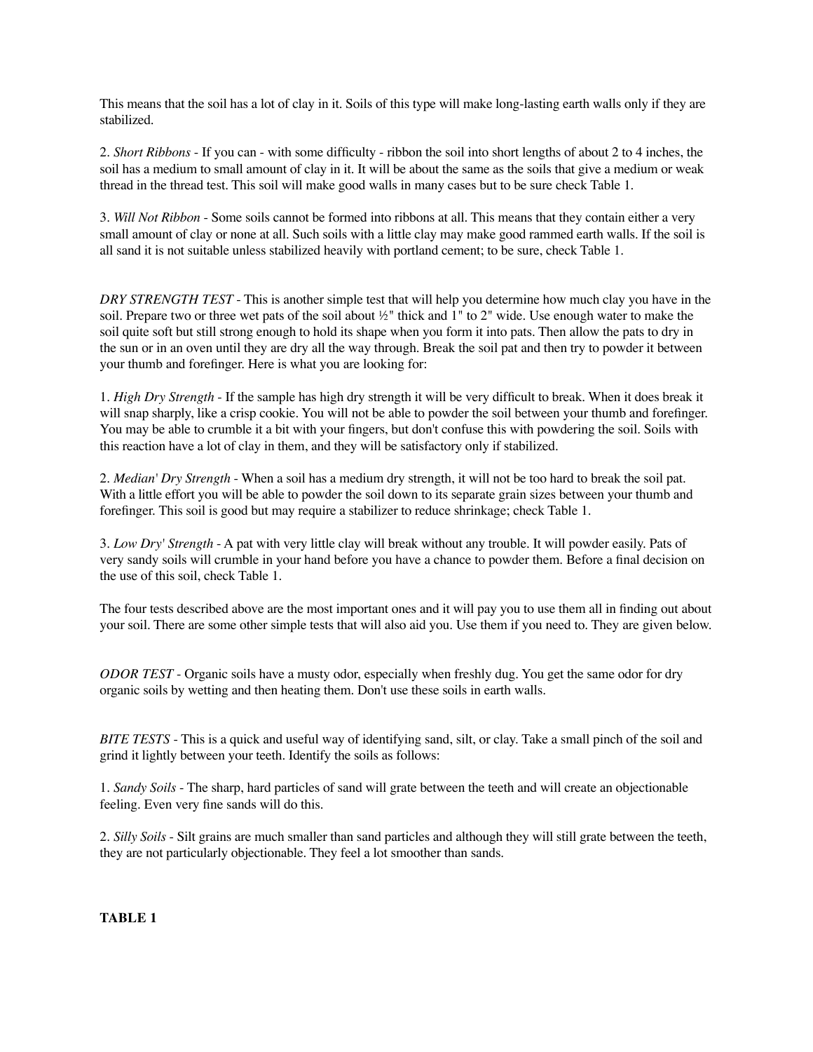This means that the soil has a lot of clay in it. Soils of this type will make long-lasting earth walls only if they are stabilized.

2. *Short Ribbons* - If you can - with some difficulty - ribbon the soil into short lengths of about 2 to 4 inches, the soil has a medium to small amount of clay in it. It will be about the same as the soils that give a medium or weak thread in the thread test. This soil will make good walls in many cases but to be sure check Table 1.

3. *Will Not Ribbon* - Some soils cannot be formed into ribbons at all. This means that they contain either a very small amount of clay or none at all. Such soils with a little clay may make good rammed earth walls. If the soil is all sand it is not suitable unless stabilized heavily with portland cement; to be sure, check Table 1.

*DRY STRENGTH TEST* - This is another simple test that will help you determine how much clay you have in the soil. Prepare two or three wet pats of the soil about ½" thick and 1" to 2" wide. Use enough water to make the soil quite soft but still strong enough to hold its shape when you form it into pats. Then allow the pats to dry in the sun or in an oven until they are dry all the way through. Break the soil pat and then try to powder it between your thumb and forefinger. Here is what you are looking for:

1. *High Dry Strength* - If the sample has high dry strength it will be very difficult to break. When it does break it will snap sharply, like a crisp cookie. You will not be able to powder the soil between your thumb and forefinger. You may be able to crumble it a bit with your fingers, but don't confuse this with powdering the soil. Soils with this reaction have a lot of clay in them, and they will be satisfactory only if stabilized.

2. *Median' Dry Strength* - When a soil has a medium dry strength, it will not be too hard to break the soil pat. With a little effort you will be able to powder the soil down to its separate grain sizes between your thumb and forefinger. This soil is good but may require a stabilizer to reduce shrinkage; check Table 1.

3. *Low Dry' Strength* - A pat with very little clay will break without any trouble. It will powder easily. Pats of very sandy soils will crumble in your hand before you have a chance to powder them. Before a final decision on the use of this soil, check Table 1.

The four tests described above are the most important ones and it will pay you to use them all in finding out about your soil. There are some other simple tests that will also aid you. Use them if you need to. They are given below.

*ODOR TEST* - Organic soils have a musty odor, especially when freshly dug. You get the same odor for dry organic soils by wetting and then heating them. Don't use these soils in earth walls.

*BITE TESTS* - This is a quick and useful way of identifying sand, silt, or clay. Take a small pinch of the soil and grind it lightly between your teeth. Identify the soils as follows:

1. *Sandy Soils* - The sharp, hard particles of sand will grate between the teeth and will create an objectionable feeling. Even very fine sands will do this.

2. *Silly Soils* - Silt grains are much smaller than sand particles and although they will still grate between the teeth, they are not particularly objectionable. They feel a lot smoother than sands.

**TABLE 1**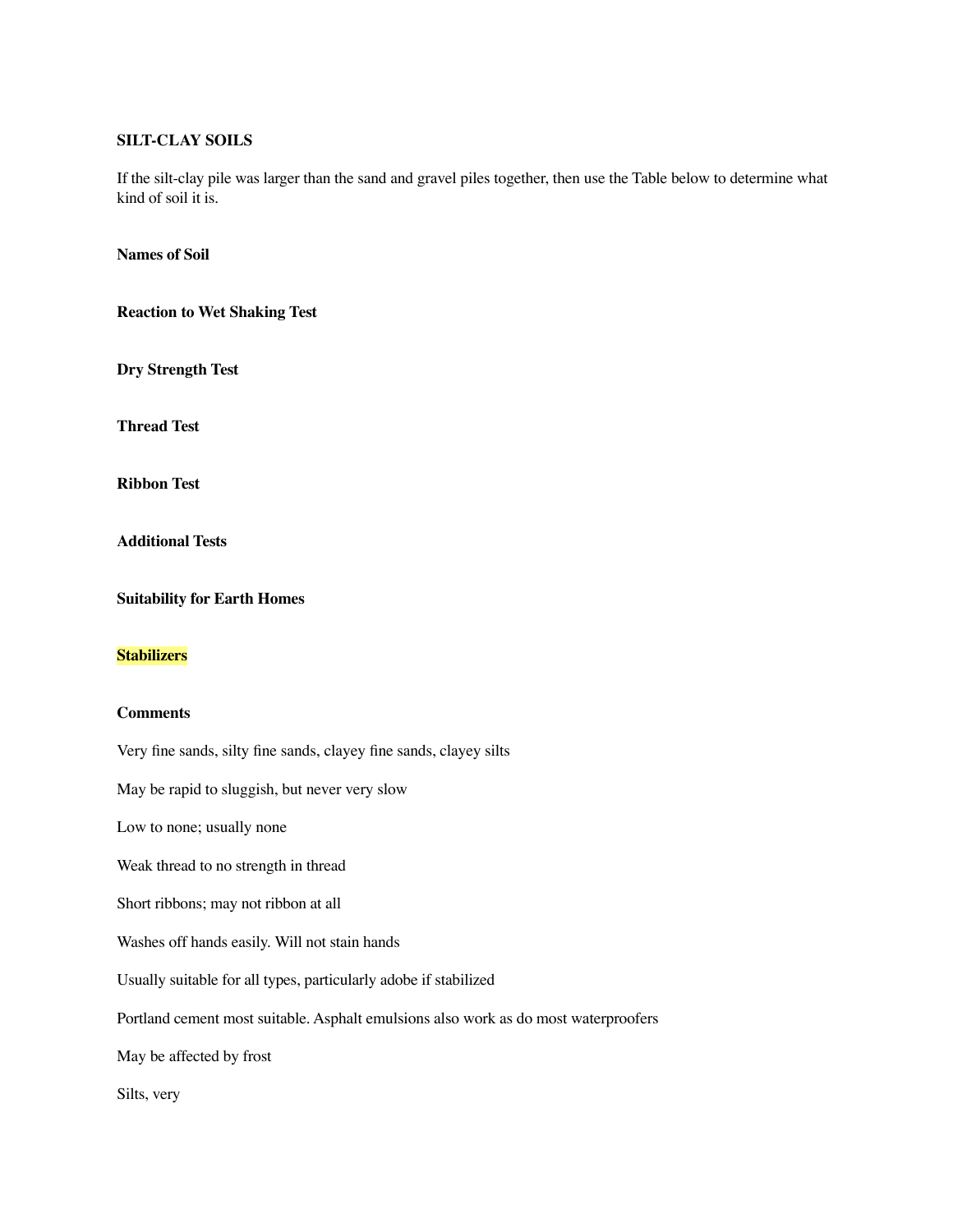**SILT-CLAY SOILS**

If the silt-clay pile was larger than the sand and gravel piles together, then use the Table below to determine what kind of soil it is.

**Names of Soil**

**Reaction to Wet Shaking Test**

**Dry Strength Test**

**Thread Test**

**Ribbon Test**

**Additional Tests**

**Suitability for Earth Homes**

**Stabilizers**

**Comments**

Very fine sands, silty fine sands, clayey fine sands, clayey silts

May be rapid to sluggish, but never very slow

Low to none; usually none

Weak thread to no strength in thread

Short ribbons; may not ribbon at all

Washes off hands easily. Will not stain hands

Usually suitable for all types, particularly adobe if stabilized

Portland cement most suitable. Asphalt emulsions also work as do most waterproofers

May be affected by frost

Silts, very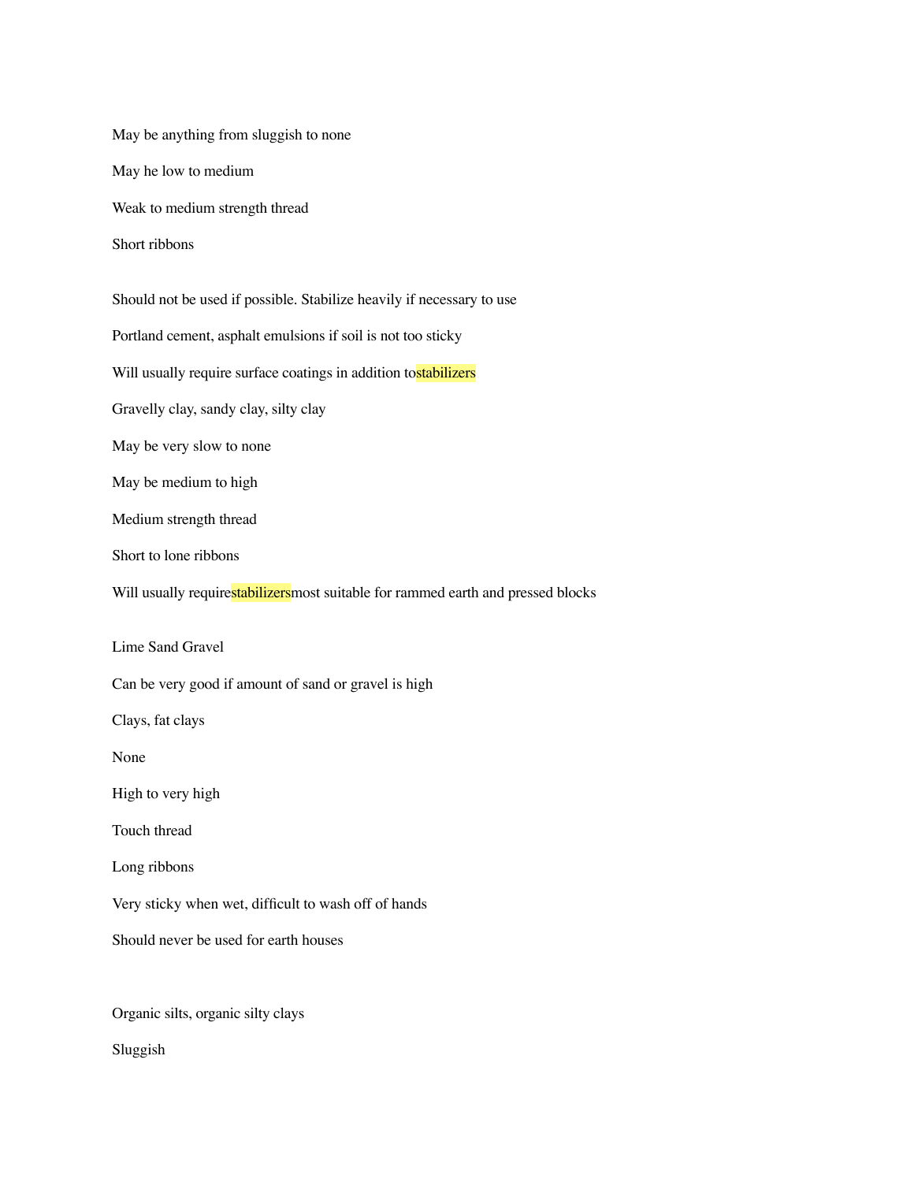May be anything from sluggish to none

May he low to medium

Weak to medium strength thread

Short ribbons

Should not be used if possible. Stabilize heavily if necessary to use

Portland cement, asphalt emulsions if soil is not too sticky

Will usually require surface coatings in addition tostabilizers

Gravelly clay, sandy clay, silty clay

May be very slow to none

May be medium to high

Medium strength thread

Short to lone ribbons

Will usually requirestabilizersmost suitable for rammed earth and pressed blocks

Lime Sand Gravel

Can be very good if amount of sand or gravel is high

Clays, fat clays

None

High to very high

Touch thread

Long ribbons

Very sticky when wet, difficult to wash off of hands

Should never be used for earth houses

Organic silts, organic silty clays

Sluggish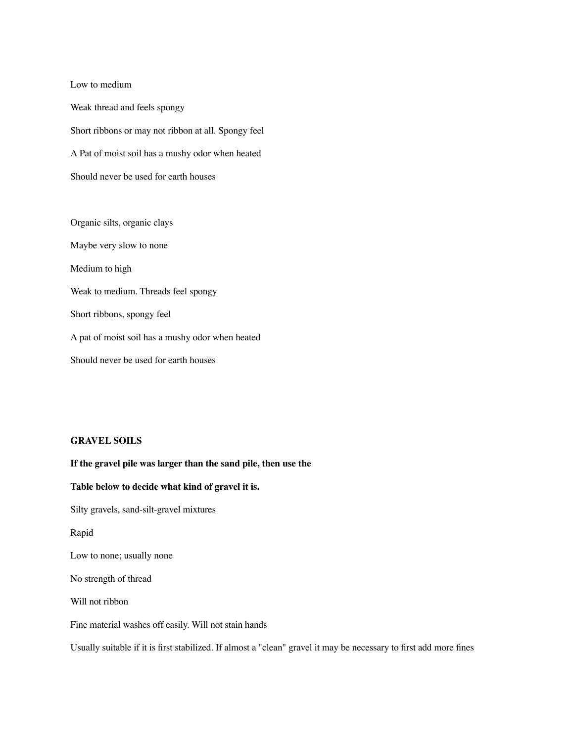Low to medium

Weak thread and feels spongy

Short ribbons or may not ribbon at all. Spongy feel

A Pat of moist soil has a mushy odor when heated

Should never be used for earth houses

Organic silts, organic clays

Maybe very slow to none

Medium to high

Weak to medium. Threads feel spongy

Short ribbons, spongy feel

A pat of moist soil has a mushy odor when heated

Should never be used for earth houses

**GRAVEL SOILS**

**If the gravel pile was larger than the sand pile, then use the**

**Table below to decide what kind of gravel it is.**

Silty gravels, sand-silt-gravel mixtures

Rapid

Low to none; usually none

No strength of thread

Will not ribbon

Fine material washes off easily. Will not stain hands

Usually suitable if it is first stabilized. If almost a "clean" gravel it may be necessary to first add more fines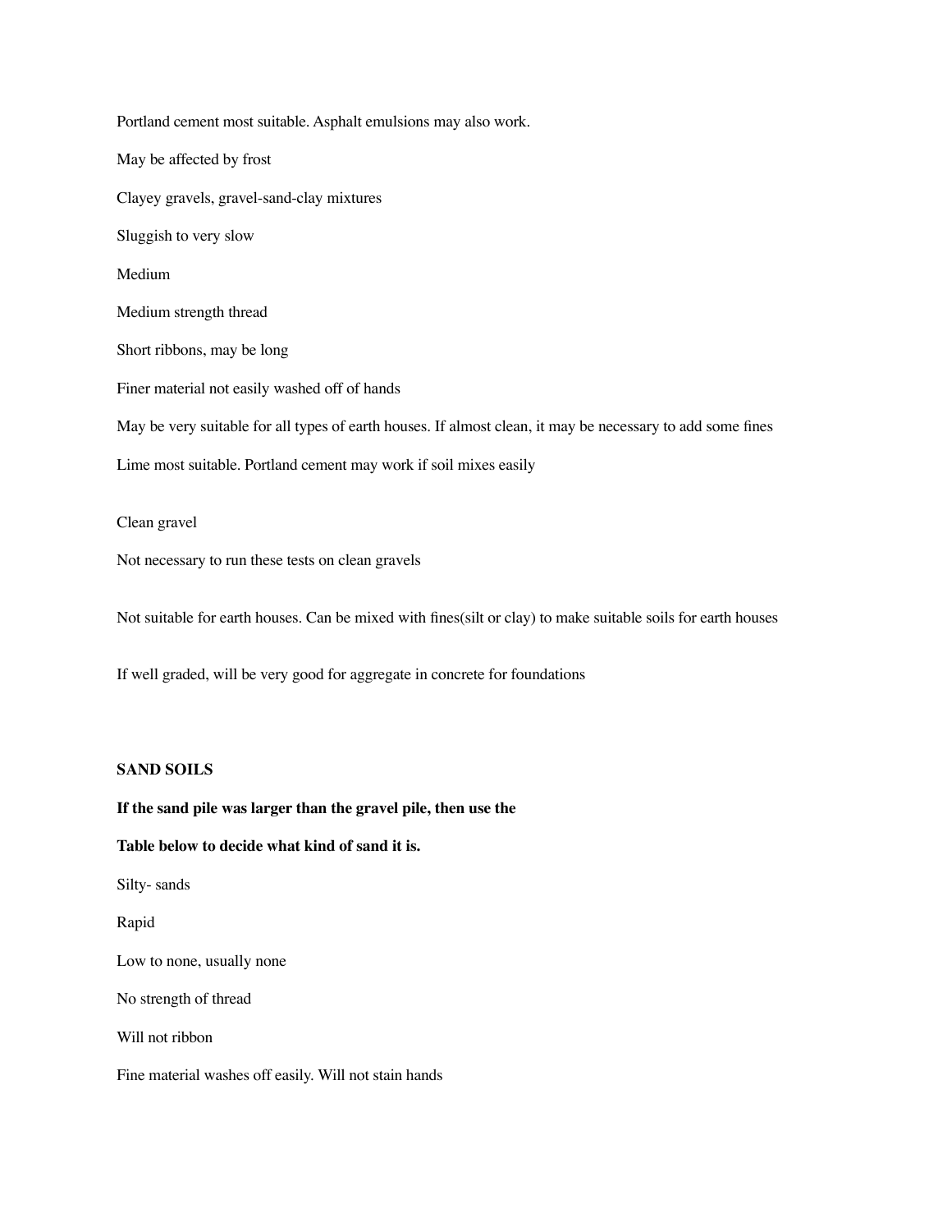Portland cement most suitable. Asphalt emulsions may also work.

May be affected by frost

Clayey gravels, gravel-sand-clay mixtures

Sluggish to very slow

Medium

Medium strength thread

Short ribbons, may be long

Finer material not easily washed off of hands

May be very suitable for all types of earth houses. If almost clean, it may be necessary to add some fines

Lime most suitable. Portland cement may work if soil mixes easily

Clean gravel

Not necessary to run these tests on clean gravels

Not suitable for earth houses. Can be mixed with fines(silt or clay) to make suitable soils for earth houses

If well graded, will be very good for aggregate in concrete for foundations

**SAND SOILS**

**If the sand pile was larger than the gravel pile, then use the**

**Table below to decide what kind of sand it is.**

Silty- sands

Rapid

Low to none, usually none

No strength of thread

Will not ribbon

Fine material washes off easily. Will not stain hands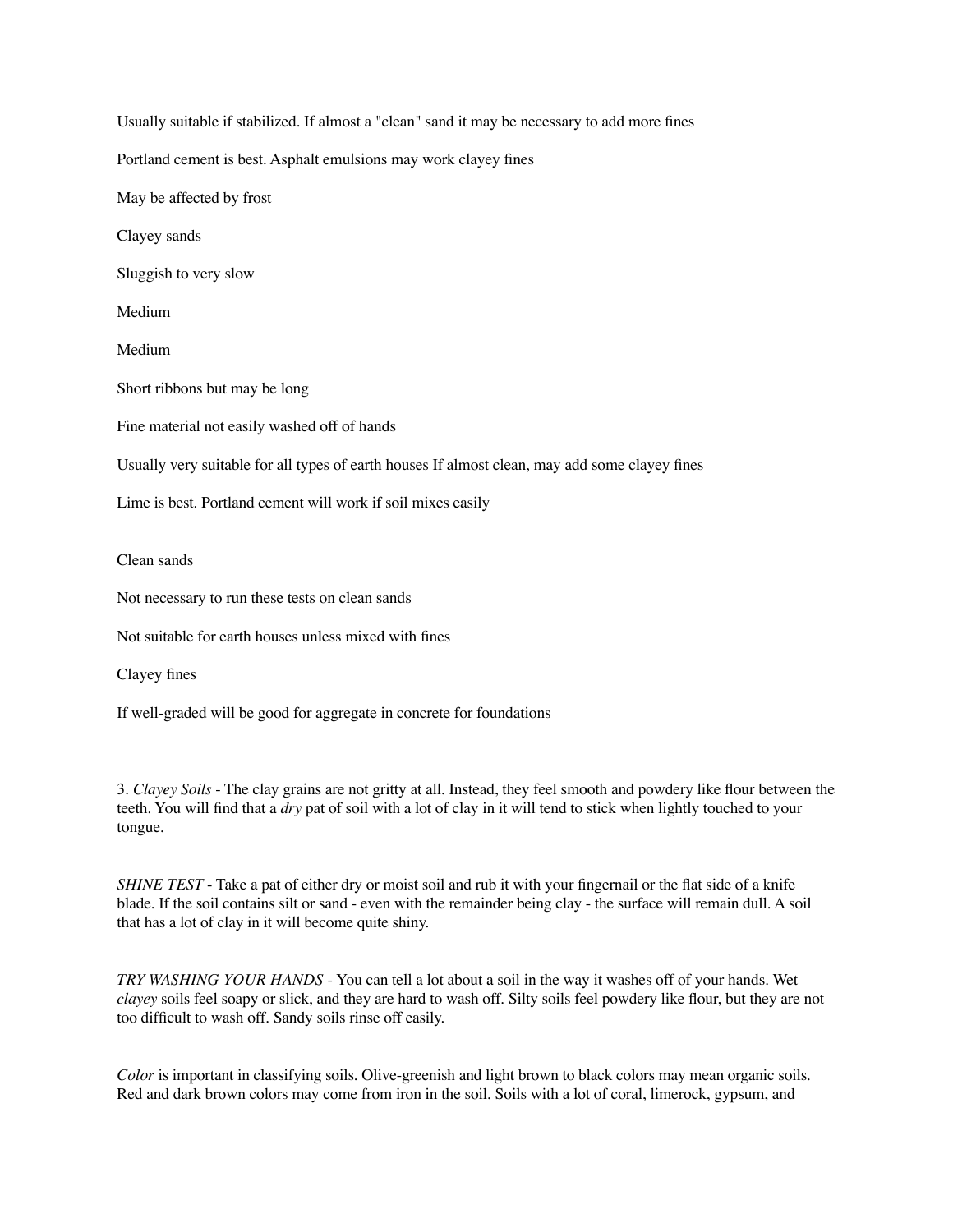Usually suitable if stabilized. If almost a "clean" sand it may be necessary to add more fines

Portland cement is best. Asphalt emulsions may work clayey fines

May be affected by frost

Clayey sands

Sluggish to very slow

Medium

Medium

Short ribbons but may be long

Fine material not easily washed off of hands

Usually very suitable for all types of earth houses If almost clean, may add some clayey fines

Lime is best. Portland cement will work if soil mixes easily

Clean sands

Not necessary to run these tests on clean sands

Not suitable for earth houses unless mixed with fines

Clayey fines

If well-graded will be good for aggregate in concrete for foundations

3. *Clayey Soils* - The clay grains are not gritty at all. Instead, they feel smooth and powdery like flour between the teeth. You will find that a *dry* pat of soil with a lot of clay in it will tend to stick when lightly touched to your tongue.

*SHINE TEST* - Take a pat of either dry or moist soil and rub it with your fingernail or the flat side of a knife blade. If the soil contains silt or sand - even with the remainder being clay - the surface will remain dull. A soil that has a lot of clay in it will become quite shiny.

*TRY WASHING YOUR HANDS* - You can tell a lot about a soil in the way it washes off of your hands. Wet *clayey* soils feel soapy or slick, and they are hard to wash off. Silty soils feel powdery like flour, but they are not too difficult to wash off. Sandy soils rinse off easily.

*Color* is important in classifying soils. Olive-greenish and light brown to black colors may mean organic soils. Red and dark brown colors may come from iron in the soil. Soils with a lot of coral, limerock, gypsum, and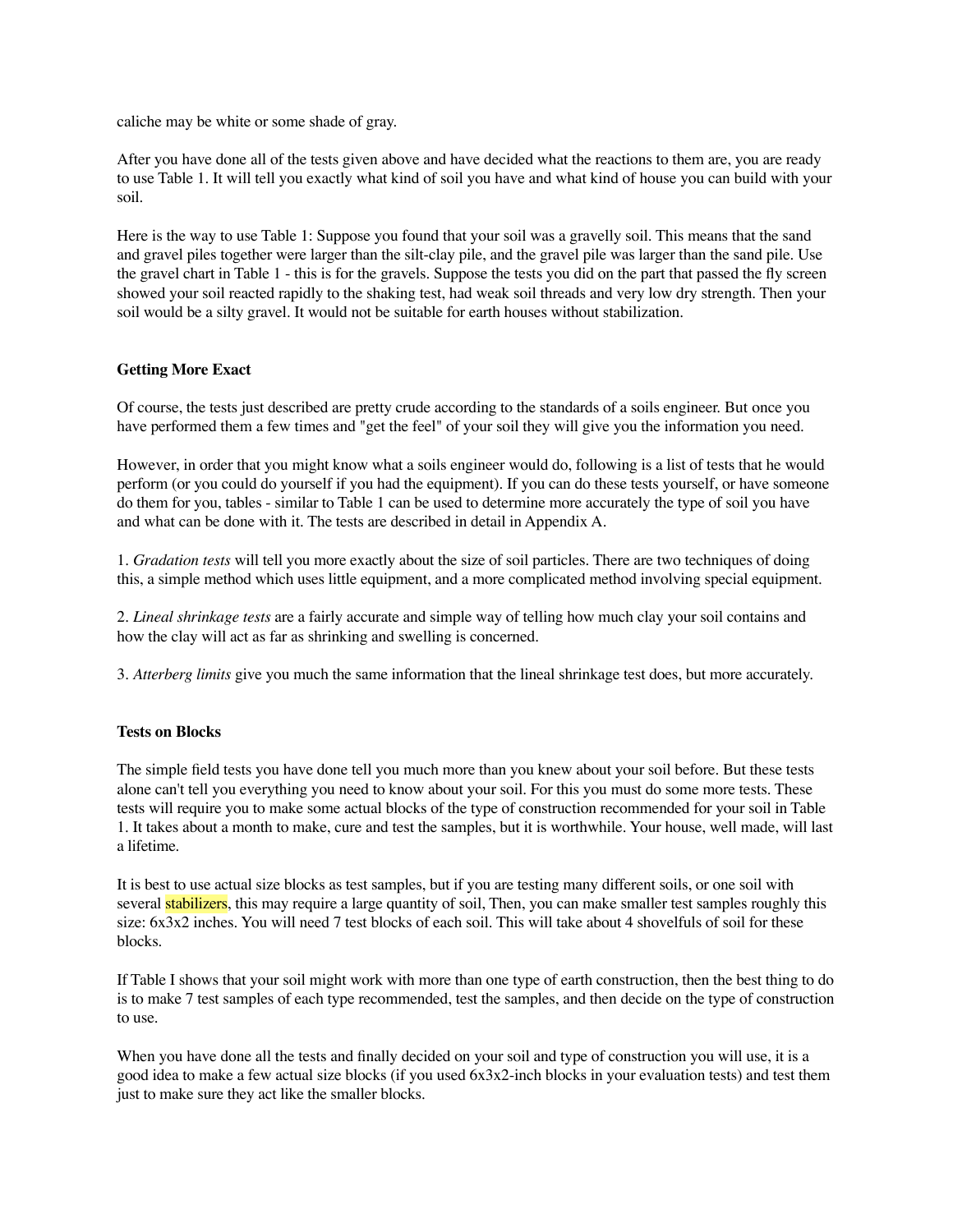caliche may be white or some shade of gray.

After you have done all of the tests given above and have decided what the reactions to them are, you are ready to use Table 1. It will tell you exactly what kind of soil you have and what kind of house you can build with your soil.

Here is the way to use Table 1: Suppose you found that your soil was a gravelly soil. This means that the sand and gravel piles together were larger than the silt-clay pile, and the gravel pile was larger than the sand pile. Use the gravel chart in Table 1 - this is for the gravels. Suppose the tests you did on the part that passed the fly screen showed your soil reacted rapidly to the shaking test, had weak soil threads and very low dry strength. Then your soil would be a silty gravel. It would not be suitable for earth houses without stabilization.

### Getting More Exact

Of course, the tests just described are pretty crude according to the standards of a soils engineer. But once you have performed them a few times and "get the feel" of your soil they will give you the information you need.

However, in order that you might know what a soils engineer would do, following is a list of tests that he would perform (or you could do yourself if you had the equipment). If you can do these tests yourself, or have someone do them for you, tables - similar to Table 1 can be used to determine more accurately the type of soil you have and what can be done with it. The tests are described in detail in Appendix A.

1. *Gradation tests* will tell you more exactly about the size of soil particles. There are two techniques of doing this, a simple method which uses little equipment, and a more complicated method involving special equipment.

2. *Lineal shrinkage tests* are a fairly accurate and simple way of telling how much clay your soil contains and how the clay will act as far as shrinking and swelling is concerned.

3. *Atterberg limits* give you much the same information that the lineal shrinkage test does, but more accurately.

### Tests on Blocks

The simple field tests you have done tell you much more than you knew about your soil before. But these tests alone can't tell you everything you need to know about your soil. For this you must do some more tests. These tests will require you to make some actual blocks of the type of construction recommended for your soil in Table 1. It takes about a month to make, cure and test the samples, but it is worthwhile. Your house, well made, will last a lifetime.

It is best to use actual size blocks as test samples, but if you are testing many different soils, or one soil with several stabilizers, this may require a large quantity of soil, Then, you can make smaller test samples roughly this size: 6x3x2 inches. You will need 7 test blocks of each soil. This will take about 4 shovelfuls of soil for these blocks.

If Table I shows that your soil might work with more than one type of earth construction, then the best thing to do is to make 7 test samples of each type recommended, test the samples, and then decide on the type of construction to use.

When you have done all the tests and finally decided on your soil and type of construction you will use, it is a good idea to make a few actual size blocks (if you used 6x3x2-inch blocks in your evaluation tests) and test them just to make sure they act like the smaller blocks.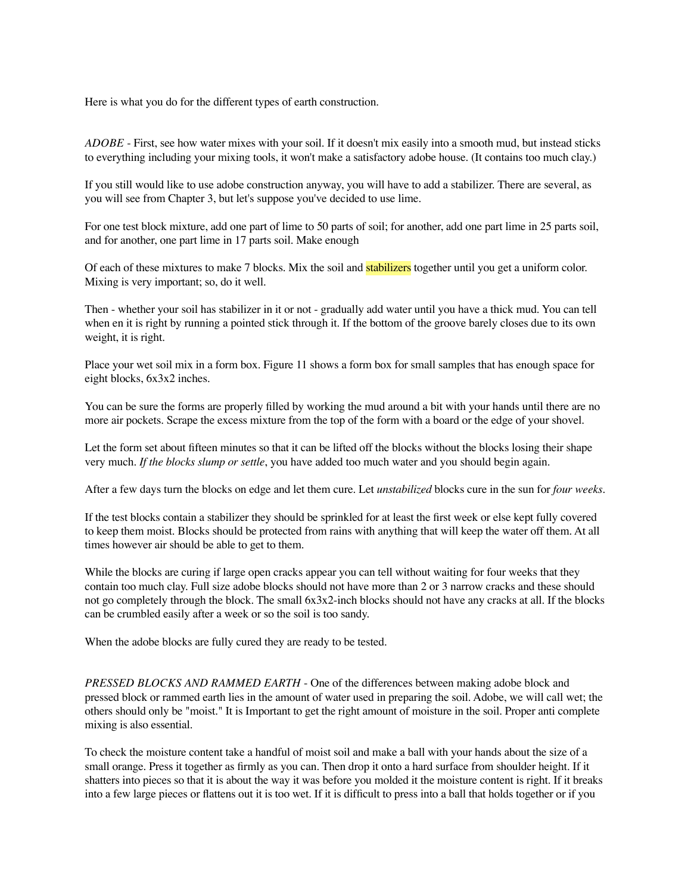Here is what you do for the different types of earth construction.

*ADOBE* - First, see how water mixes with your soil. If it doesn't mix easily into a smooth mud, but instead sticks to everything including your mixing tools, it won't make a satisfactory adobe house. (It contains too much clay.)

If you still would like to use adobe construction anyway, you will have to add a stabilizer. There are several, as you will see from Chapter 3, but let's suppose you've decided to use lime.

For one test block mixture, add one part of lime to 50 parts of soil; for another, add one part lime in 25 parts soil, and for another, one part lime in 17 parts soil. Make enough

Of each of these mixtures to make 7 blocks. Mix the soil and stabilizers together until you get a uniform color. Mixing is very important; so, do it well.

Then - whether your soil has stabilizer in it or not - gradually add water until you have a thick mud. You can tell when en it is right by running a pointed stick through it. If the bottom of the groove barely closes due to its own weight, it is right.

Place your wet soil mix in a form box. Figure 11 shows a form box for small samples that has enough space for eight blocks, 6x3x2 inches.

You can be sure the forms are properly filled by working the mud around a bit with your hands until there are no more air pockets. Scrape the excess mixture from the top of the form with a board or the edge of your shovel.

Let the form set about fifteen minutes so that it can be lifted off the blocks without the blocks losing their shape very much. *If the blocks slump or settle*, you have added too much water and you should begin again.

After a few days turn the blocks on edge and let them cure. Let *unstabilized* blocks cure in the sun for *four weeks*.

If the test blocks contain a stabilizer they should be sprinkled for at least the first week or else kept fully covered to keep them moist. Blocks should be protected from rains with anything that will keep the water off them. At all times however air should be able to get to them.

While the blocks are curing if large open cracks appear you can tell without waiting for four weeks that they contain too much clay. Full size adobe blocks should not have more than 2 or 3 narrow cracks and these should not go completely through the block. The small 6x3x2-inch blocks should not have any cracks at all. If the blocks can be crumbled easily after a week or so the soil is too sandy.

When the adobe blocks are fully cured they are ready to be tested.

*PRESSED BLOCKS AND RAMMED EARTH* - One of the differences between making adobe block and pressed block or rammed earth lies in the amount of water used in preparing the soil. Adobe, we will call wet; the others should only be "moist." It is Important to get the right amount of moisture in the soil. Proper anti complete mixing is also essential.

To check the moisture content take a handful of moist soil and make a ball with your hands about the size of a small orange. Press it together as firmly as you can. Then drop it onto a hard surface from shoulder height. If it shatters into pieces so that it is about the way it was before you molded it the moisture content is right. If it breaks into a few large pieces or flattens out it is too wet. If it is difficult to press into a ball that holds together or if you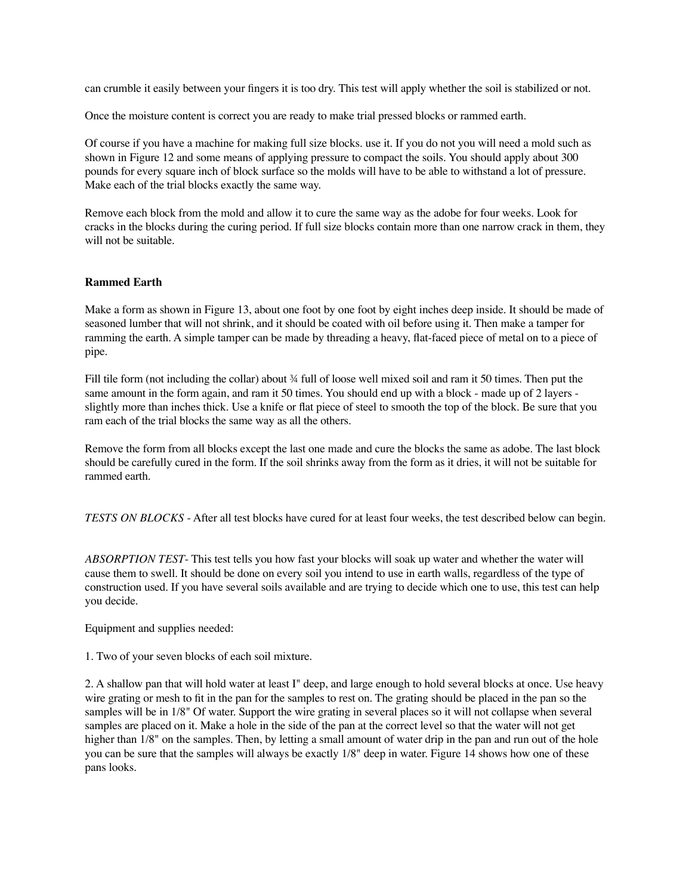can crumble it easily between your fingers it is too dry. This test will apply whether the soil is stabilized or not.

Once the moisture content is correct you are ready to make trial pressed blocks or rammed earth.

Of course if you have a machine for making full size blocks. use it. If you do not you will need a mold such as shown in Figure 12 and some means of applying pressure to compact the soils. You should apply about 300 pounds for every square inch of block surface so the molds will have to be able to withstand a lot of pressure. Make each of the trial blocks exactly the same way.

Remove each block from the mold and allow it to cure the same way as the adobe for four weeks. Look for cracks in the blocks during the curing period. If full size blocks contain more than one narrow crack in them, they will not be suitable.

**Rammed Earth**

Make a form as shown in Figure 13, about one foot by one foot by eight inches deep inside. It should be made of seasoned lumber that will not shrink, and it should be coated with oil before using it. Then make a tamper for ramming the earth. A simple tamper can be made by threading a heavy, flat-faced piece of metal on to a piece of pipe.

Fill tile form (not including the collar) about ¾ full of loose well mixed soil and ram it 50 times. Then put the same amount in the form again, and ram it 50 times. You should end up with a block - made up of 2 layers - slightly more than inches thick. Use a knife or flat piece of steel to smooth the top of the block. Be sure that you ram each of the trial blocks the same way as all the others.

Remove the form from all blocks except the last one made and cure the blocks the same as adobe. The last block should be carefully cured in the form. If the soil shrinks away from the form as it dries, it will not be suitable for rammed earth.

*TESTS ON BLOCKS* - After all test blocks have cured for at least four weeks, the test described below can begin.

*ABSORPTION TEST*- This test tells you how fast your blocks will soak up water and whether the water will cause them to swell. It should be done on every soil you intend to use in earth walls, regardless of the type of construction used. If you have several soils available and are trying to decide which one to use, this test can help you decide.

Equipment and supplies needed:

1. Two of your seven blocks of each soil mixture.

2. A shallow pan that will hold water at least I" deep, and large enough to hold several blocks at once. Use heavy wire grating or mesh to fit in the pan for the samples to rest on. The grating should be placed in the pan so the samples will be in 1/8" Of water. Support the wire grating in several places so it will not collapse when several samples are placed on it. Make a hole in the side of the pan at the correct level so that the water will not get higher than 1/8" on the samples. Then, by letting a small amount of water drip in the pan and run out of the hole you can be sure that the samples will always be exactly 1/8" deep in water. Figure 14 shows how one of these pans looks.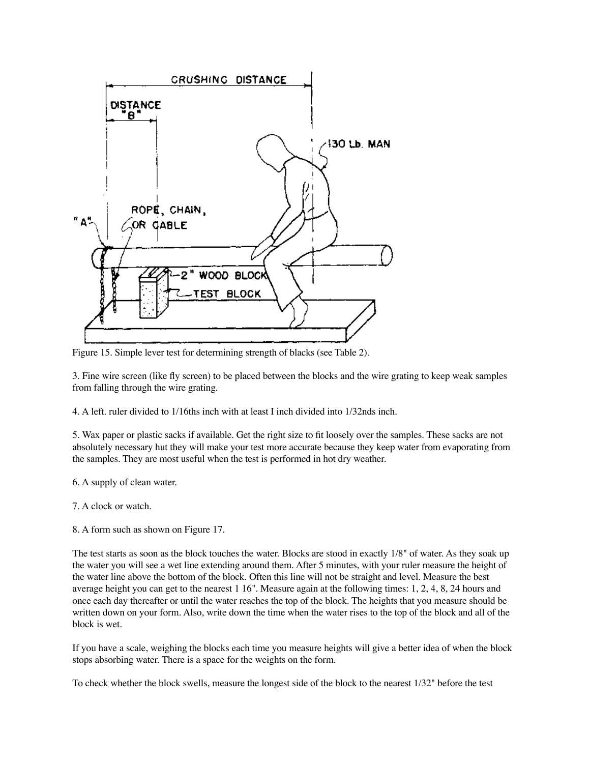Figure 15. Simple lever test for determining strength of blacks (see Table 2).

3. Fine wire screen (like fly screen) to be placed between the blocks and the wire grating to keep weak samples from falling through the wire grating.

4. A left. ruler divided to 1/16ths inch with at least I inch divided into 1/32nds inch.

5. Wax paper or plastic sacks if available. Get the right size to fit loosely over the samples. These sacks are not absolutely necessary hut they will make your test more accurate because they keep water from evaporating from the samples. They are most useful when the test is performed in hot dry weather.

6. A supply of clean water.

7. A clock or watch.

8. A form such as shown on Figure 17.

The test starts as soon as the block touches the water. Blocks are stood in exactly 1/8" of water. As they soak up the water you will see a wet line extending around them. After 5 minutes, with your ruler measure the height of the water line above the bottom of the block. Often this line will not be straight and level. Measure the best average height you can get to the nearest 1 16". Measure again at the following times: 1, 2, 4, 8, 24 hours and once each day thereafter or until the water reaches the top of the block. The heights that you measure should be written down on your form. Also, write down the time when the water rises to the top of the block and all of the block is wet.

If you have a scale, weighing the blocks each time you measure heights will give a better idea of when the block stops absorbing water. There is a space for the weights on the form.

To check whether the block swells, measure the longest side of the block to the nearest 1/32" before the test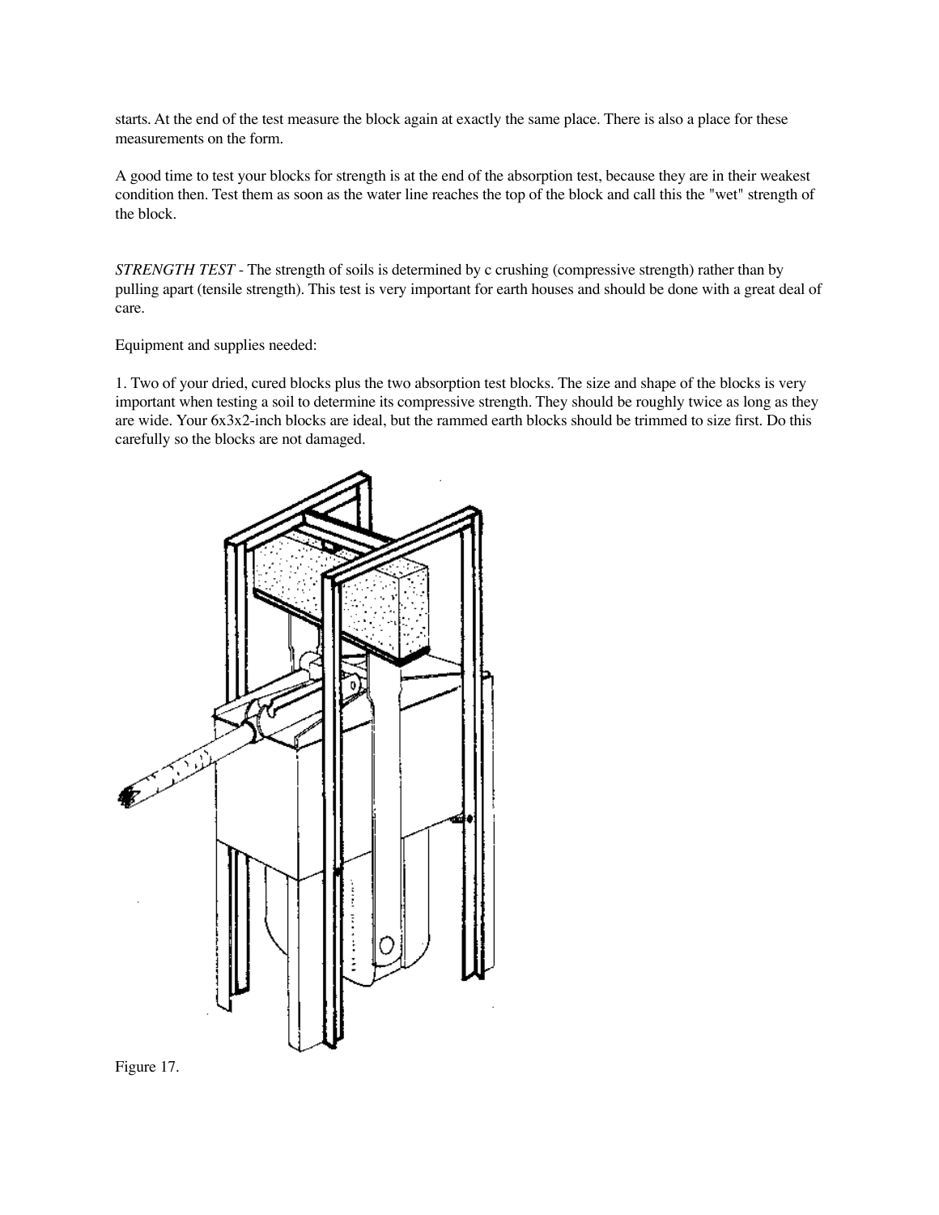starts. At the end of the test measure the block again at exactly the same place. There is also a place for these measurements on the form.

A good time to test your blocks for strength is at the end of the absorption test, because they are in their weakest condition then. Test them as soon as the water line reaches the top of the block and call this the "wet" strength of the block.

*STRENGTH TEST* - The strength of soils is determined by c crushing (compressive strength) rather than by pulling apart (tensile strength). This test is very important for earth houses and should be done with a great deal of care.

Equipment and supplies needed:

1. Two of your dried, cured blocks plus the two absorption test blocks. The size and shape of the blocks is very important when testing a soil to determine its compressive strength. They should be roughly twice as long as they are wide. Your 6x3x2-inch blocks are ideal, but the rammed earth blocks should be trimmed to size first. Do this carefully so the blocks are not damaged.

Figure 17.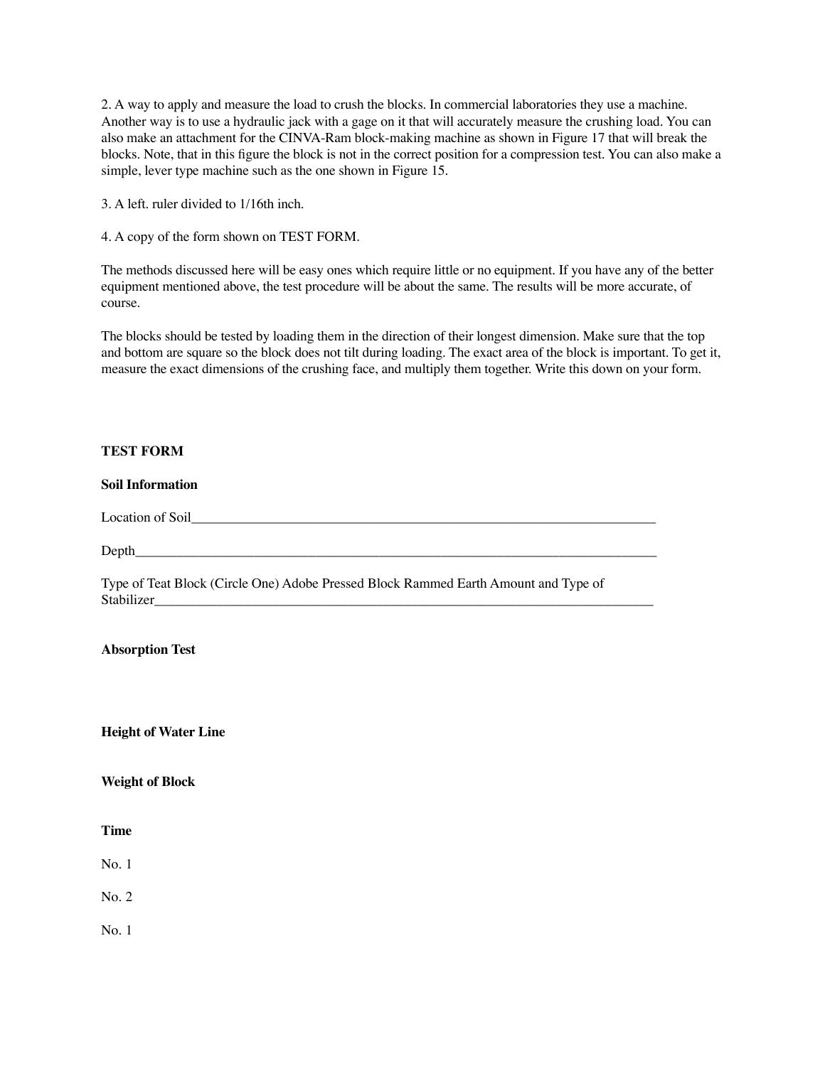2. A way to apply and measure the load to crush the blocks. In commercial laboratories they use a machine. Another way is to use a hydraulic jack with a gage on it that will accurately measure the crushing load. You can also make an attachment for the CINVA-Ram block-making machine as shown in Figure 17 that will break the blocks. Note, that in this figure the block is not in the correct position for a compression test. You can also make a simple, lever type machine such as the one shown in Figure 15.

3. A left. ruler divided to 1/16th inch.

4. A copy of the form shown on TEST FORM.

The methods discussed here will be easy ones which require little or no equipment. If you have any of the better equipment mentioned above, the test procedure will be about the same. The results will be more accurate, of course.

The blocks should be tested by loading them in the direction of their longest dimension. Make sure that the top and bottom are square so the block does not tilt during loading. The exact area of the block is important. To get it, measure the exact dimensions of the crushing face, and multiply them together. Write this down on your form.

**TEST FORM**

**Soil Information**

Location of Soil_______________________________________________________________________

Depth_____________________________________________________________________________

Type of Teat Block (Circle One) Adobe Pressed Block Rammed Earth Amount and Type of Stabilizer__________________________________________________________________________

**Absorption Test**

**Height of Water Line**

**Weight of Block**

**Time**

No. 1

No. 2

No. 1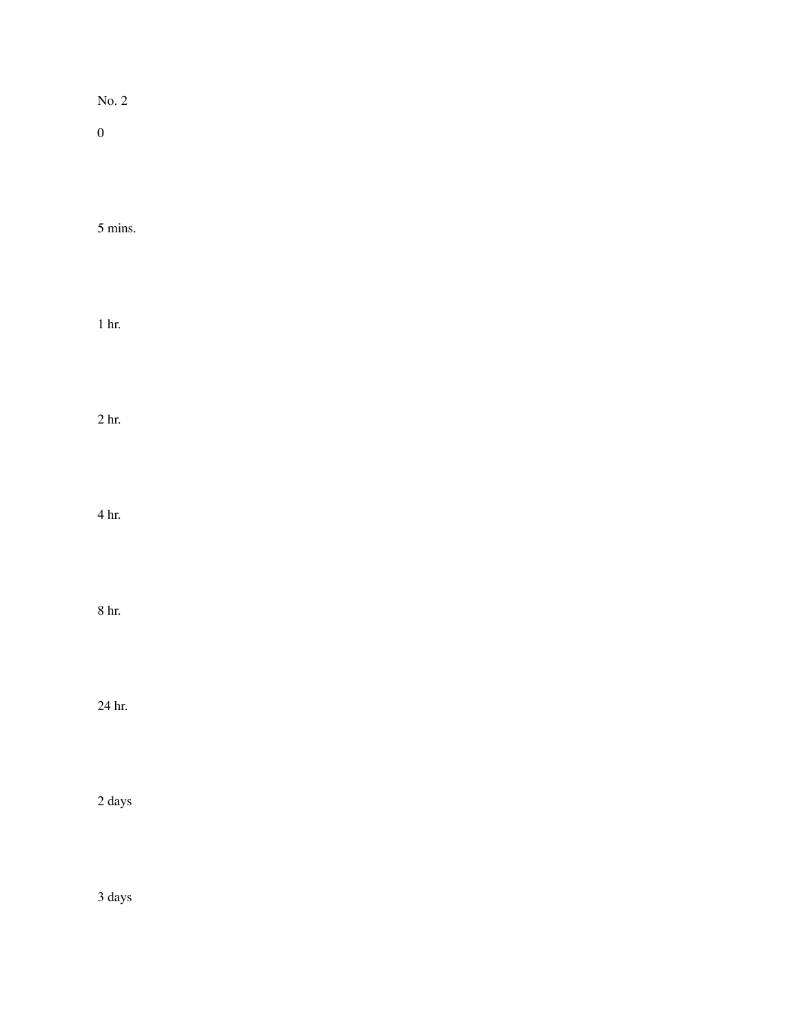No. 2

0

5 mins.

1 hr.

2 hr.

4 hr.

8 hr.

24 hr.

2 days

3 days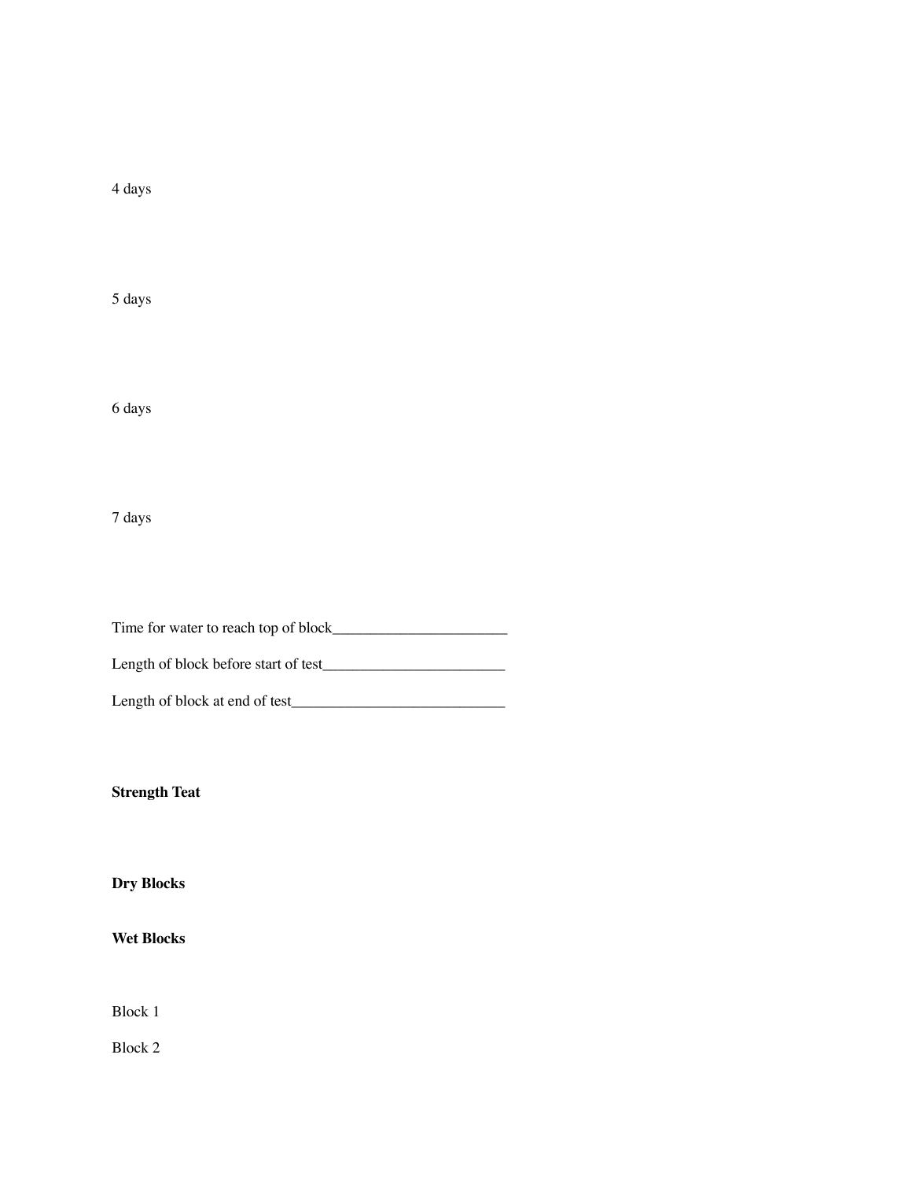4 days

5 days

6 days

7 days

Time for water to reach top of block______________________

Length of block before start of test_______________________

Length of block at end of test___________________________

**Strength Teat**

**Dry Blocks**

**Wet Blocks**

Block 1

Block 2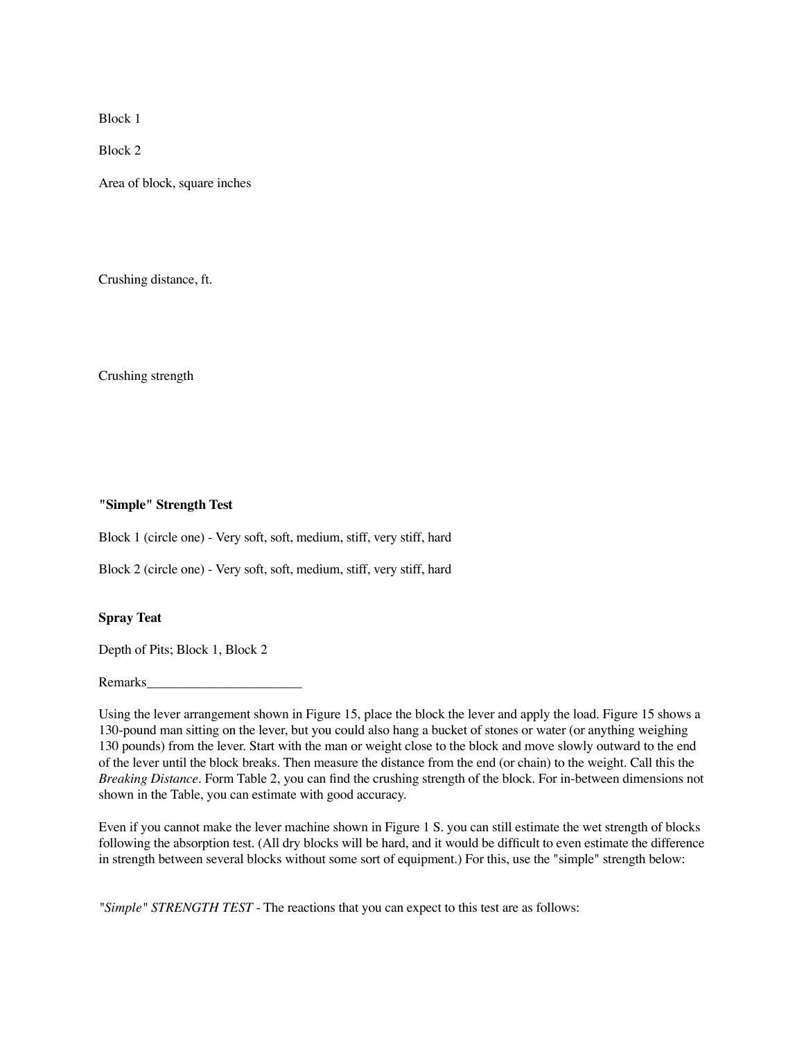Block 1

Block 2

Area of block, square inches

Crushing distance, ft.

Crushing strength

**"Simple" Strength Test**

Block 1 (circle one) - Very soft, soft, medium, stiff, very stiff, hard

Block 2 (circle one) - Very soft, soft, medium, stiff, very stiff, hard

**Spray Teat**

Depth of Pits; Block 1, Block 2

Remarks_______________________

Using the lever arrangement shown in Figure 15, place the block the lever and apply the load. Figure 15 shows a 130-pound man sitting on the lever, but you could also hang a bucket of stones or water (or anything weighing 130 pounds) from the lever. Start with the man or weight close to the block and move slowly outward to the end of the lever until the block breaks. Then measure the distance from the end (or chain) to the weight. Call this the *Breaking Distance*. Form Table 2, you can find the crushing strength of the block. For in-between dimensions not shown in the Table, you can estimate with good accuracy.

Even if you cannot make the lever machine shown in Figure 1 S. you can still estimate the wet strength of blocks following the absorption test. (All dry blocks will be hard, and it would be difficult to even estimate the difference in strength between several blocks without some sort of equipment.) For this, use the "simple" strength below:

*"Simple" STRENGTH TEST* - The reactions that you can expect to this test are as follows: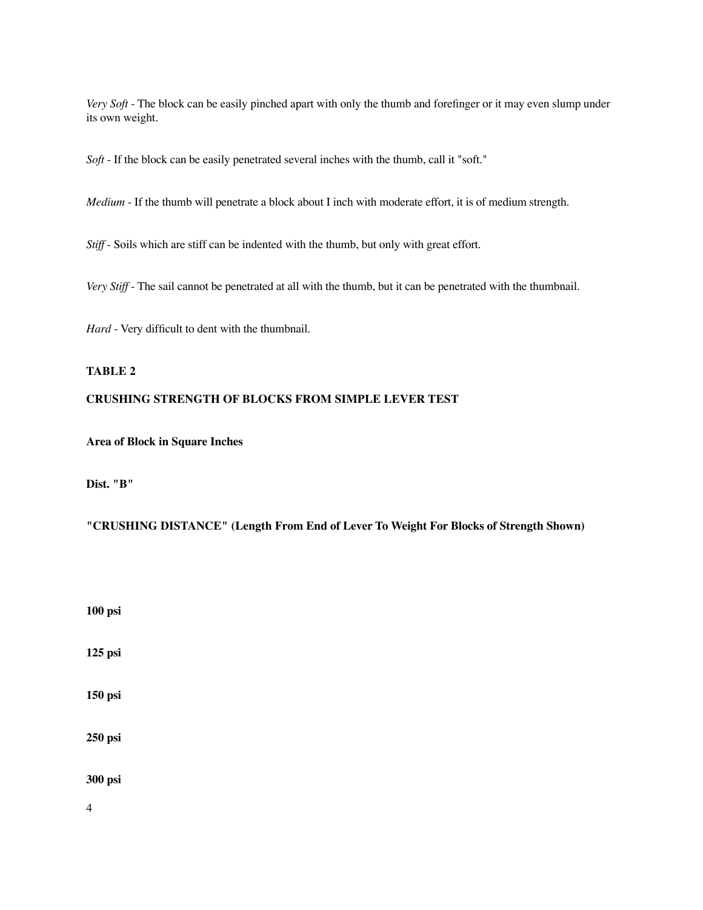*Very Soft* - The block can be easily pinched apart with only the thumb and forefinger or it may even slump under its own weight.

*Soft* - If the block can be easily penetrated several inches with the thumb, call it "soft."

*Medium* - If the thumb will penetrate a block about I inch with moderate effort, it is of medium strength.

*Stiff* - Soils which are stiff can be indented with the thumb, but only with great effort.

*Very Stiff* - The sail cannot be penetrated at all with the thumb, but it can be penetrated with the thumbnail.

*Hard* - Very difficult to dent with the thumbnail.

**TABLE 2**

**CRUSHING STRENGTH OF BLOCKS FROM SIMPLE LEVER TEST**

**Area of Block in Square Inches**

**Dist. "B"**

**"CRUSHING DISTANCE" (Length From End of Lever To Weight For Blocks of Strength Shown)**

**100 psi**

**125 psi**

**150 psi**

**250 psi**

**300 psi**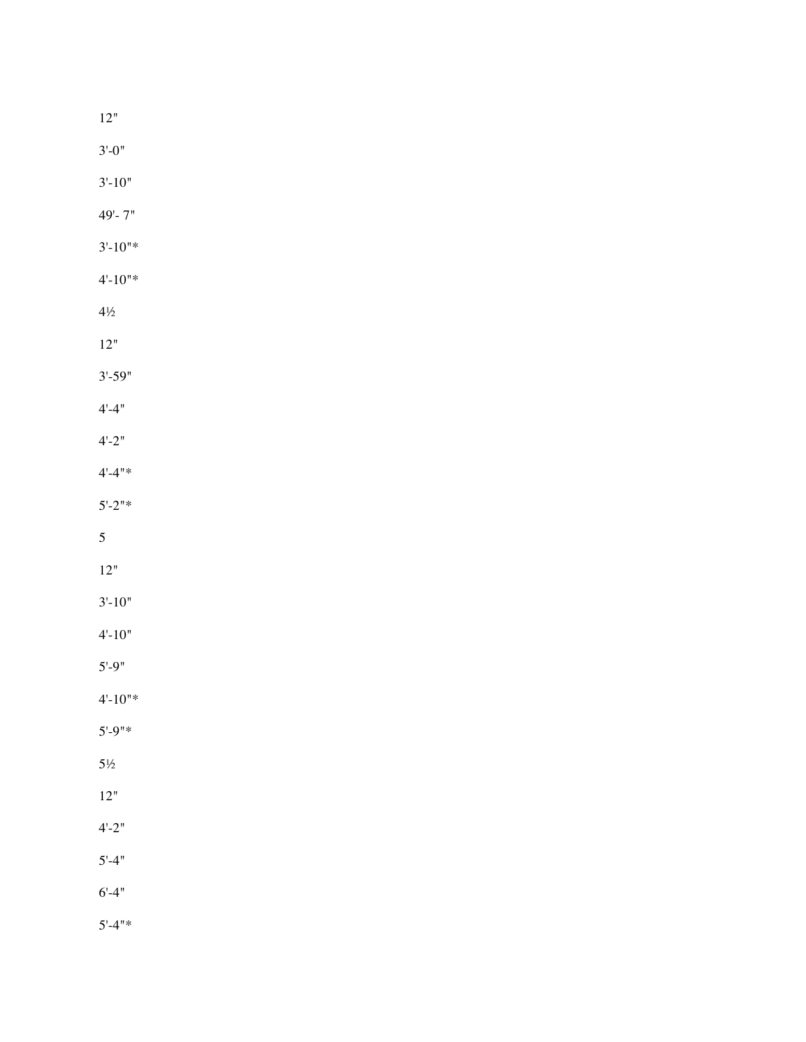12"

3'-0"

3'-10"

49'- 7"

3'-10"*

4'-10"*

4½

12"

3'-59"

4'-4"

4'-2"

4'-4"*

5'-2"*

5

12"

3'-10"

4'-10"

5'-9"

4'-10"*

5'-9"*

5½

12"

4'-2"

5'-4"

6'-4"

5'-4"*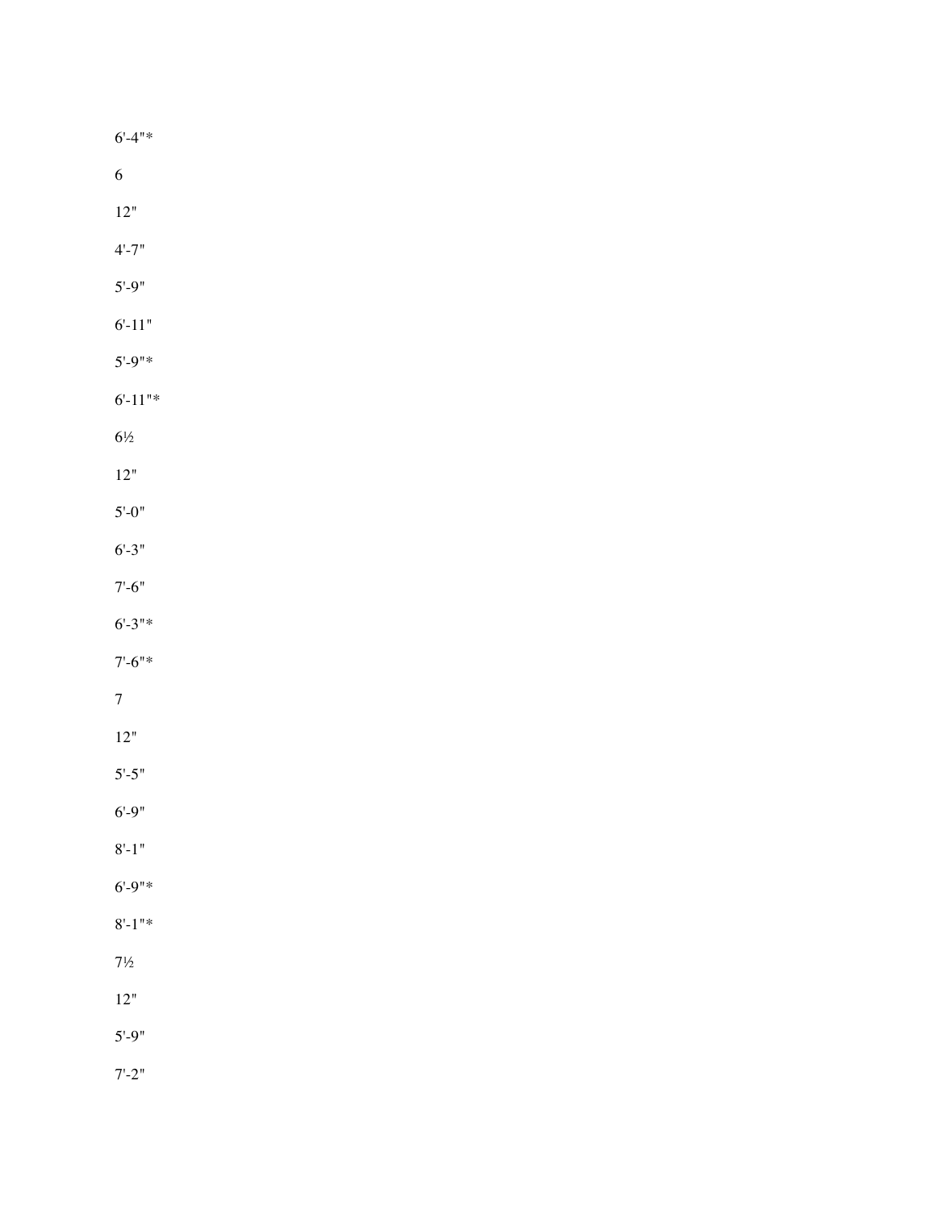6'-4"*

6

12"

4'-7"

5'-9"

6'-11"

5'-9"*

6'-11"*

6½

12"

5'-0"

6'-3"

7'-6"

6'-3"*

7'-6"*

7

12"

5'-5"

6'-9"

8'-1"

6'-9"*

8'-1"*

7½

12"

5'-9"

7'-2"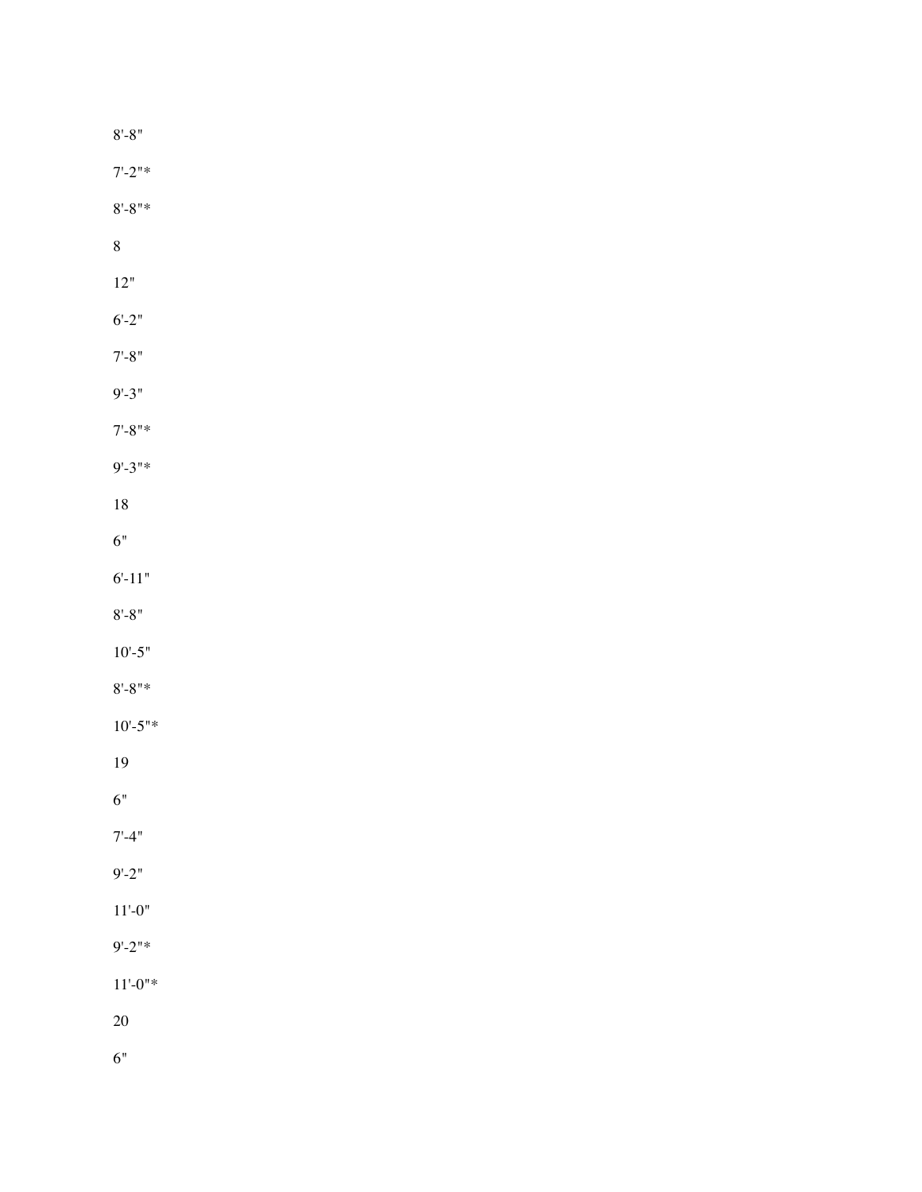8'-8"

7'-2"*

8'-8"*

8

12"

6'-2"

7'-8"

9'-3"

7'-8"*

9'-3"*

18

6"

6'-11"

8'-8"

10'-5"

8'-8"*

10'-5"*

19

6"

7'-4"

9'-2"

11'-0"

9'-2"*

11'-0"*

20

6"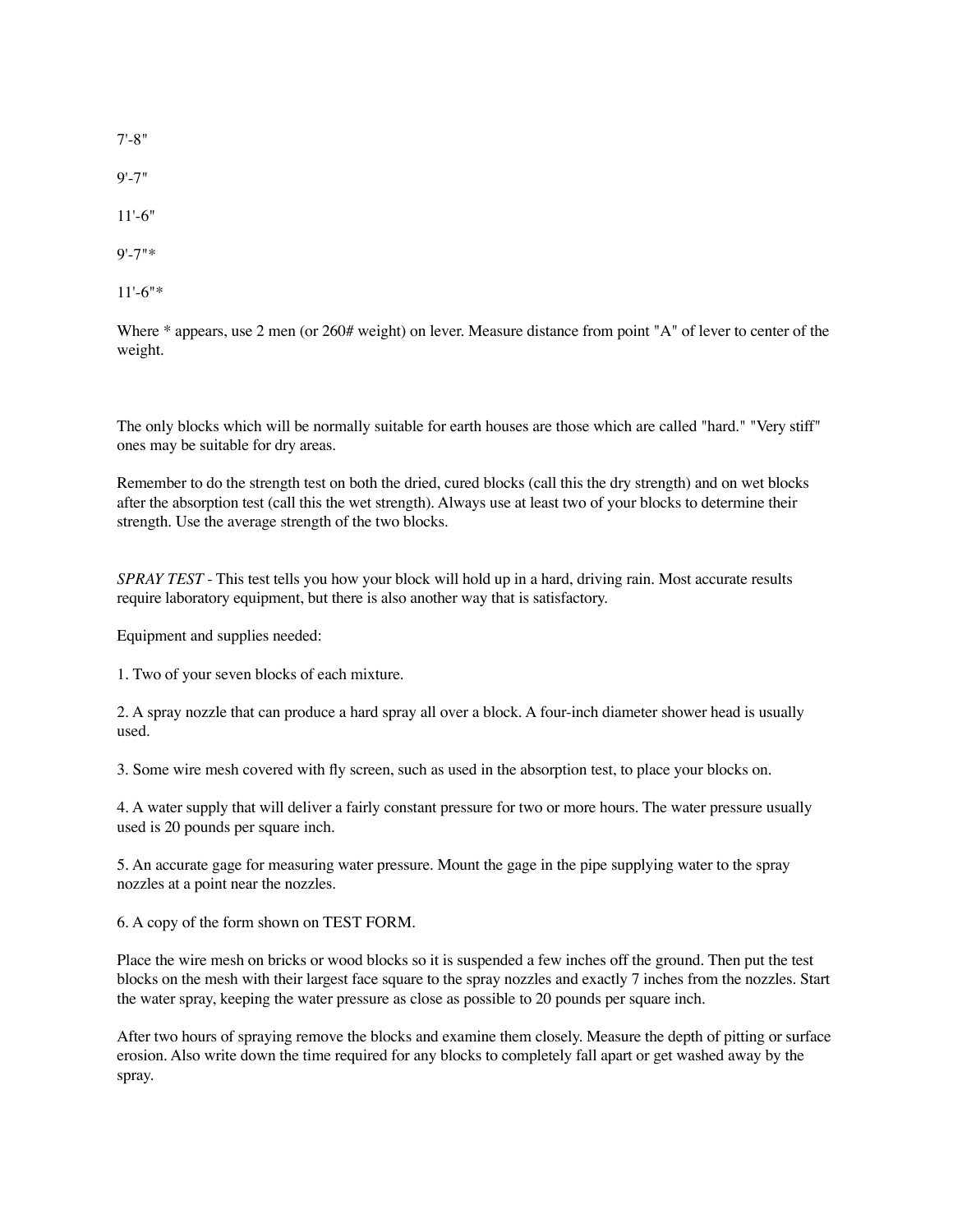7'-8"

9'-7"

11'-6"

9'-7"*

11'-6"*

Where * appears, use 2 men (or 260# weight) on lever. Measure distance from point "A" of lever to center of the weight.

The only blocks which will be normally suitable for earth houses are those which are called "hard." "Very stiff" ones may be suitable for dry areas.

Remember to do the strength test on both the dried, cured blocks (call this the dry strength) and on wet blocks after the absorption test (call this the wet strength). Always use at least two of your blocks to determine their strength. Use the average strength of the two blocks.

*SPRAY TEST* - This test tells you how your block will hold up in a hard, driving rain. Most accurate results require laboratory equipment, but there is also another way that is satisfactory.

Equipment and supplies needed:

1. Two of your seven blocks of each mixture.

2. A spray nozzle that can produce a hard spray all over a block. A four-inch diameter shower head is usually used.

3. Some wire mesh covered with fly screen, such as used in the absorption test, to place your blocks on.

4. A water supply that will deliver a fairly constant pressure for two or more hours. The water pressure usually used is 20 pounds per square inch.

5. An accurate gage for measuring water pressure. Mount the gage in the pipe supplying water to the spray nozzles at a point near the nozzles.

6. A copy of the form shown on TEST FORM.

Place the wire mesh on bricks or wood blocks so it is suspended a few inches off the ground. Then put the test blocks on the mesh with their largest face square to the spray nozzles and exactly 7 inches from the nozzles. Start the water spray, keeping the water pressure as close as possible to 20 pounds per square inch.

After two hours of spraying remove the blocks and examine them closely. Measure the depth of pitting or surface erosion. Also write down the time required for any blocks to completely fall apart or get washed away by the spray.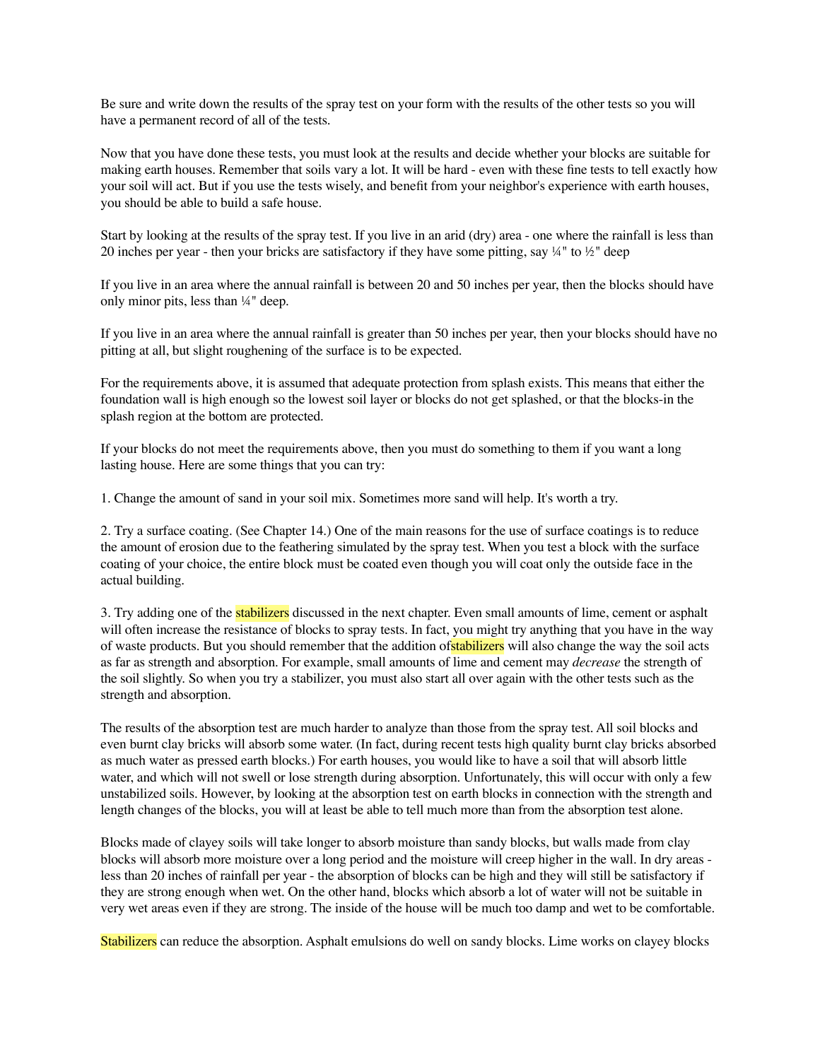Be sure and write down the results of the spray test on your form with the results of the other tests so you will have a permanent record of all of the tests.

Now that you have done these tests, you must look at the results and decide whether your blocks are suitable for making earth houses. Remember that soils vary a lot. It will be hard - even with these fine tests to tell exactly how your soil will act. But if you use the tests wisely, and benefit from your neighbor's experience with earth houses, you should be able to build a safe house.

Start by looking at the results of the spray test. If you live in an arid (dry) area - one where the rainfall is less than 20 inches per year - then your bricks are satisfactory if they have some pitting, say ¼" to ½" deep

If you live in an area where the annual rainfall is between 20 and 50 inches per year, then the blocks should have only minor pits, less than ¼" deep.

If you live in an area where the annual rainfall is greater than 50 inches per year, then your blocks should have no pitting at all, but slight roughening of the surface is to be expected.

For the requirements above, it is assumed that adequate protection from splash exists. This means that either the foundation wall is high enough so the lowest soil layer or blocks do not get splashed, or that the blocks-in the splash region at the bottom are protected.

If your blocks do not meet the requirements above, then you must do something to them if you want a long lasting house. Here are some things that you can try:

1. Change the amount of sand in your soil mix. Sometimes more sand will help. It's worth a try.

2. Try a surface coating. (See Chapter 14.) One of the main reasons for the use of surface coatings is to reduce the amount of erosion due to the feathering simulated by the spray test. When you test a block with the surface coating of your choice, the entire block must be coated even though you will coat only the outside face in the actual building.

3. Try adding one of the stabilizers discussed in the next chapter. Even small amounts of lime, cement or asphalt will often increase the resistance of blocks to spray tests. In fact, you might try anything that you have in the way of waste products. But you should remember that the addition ofstabilizers will also change the way the soil acts as far as strength and absorption. For example, small amounts of lime and cement may *decrease* the strength of the soil slightly. So when you try a stabilizer, you must also start all over again with the other tests such as the strength and absorption.

The results of the absorption test are much harder to analyze than those from the spray test. All soil blocks and even burnt clay bricks will absorb some water. (In fact, during recent tests high quality burnt clay bricks absorbed as much water as pressed earth blocks.) For earth houses, you would like to have a soil that will absorb little water, and which will not swell or lose strength during absorption. Unfortunately, this will occur with only a few unstabilized soils. However, by looking at the absorption test on earth blocks in connection with the strength and length changes of the blocks, you will at least be able to tell much more than from the absorption test alone.

Blocks made of clayey soils will take longer to absorb moisture than sandy blocks, but walls made from clay blocks will absorb more moisture over a long period and the moisture will creep higher in the wall. In dry areas - less than 20 inches of rainfall per year - the absorption of blocks can be high and they will still be satisfactory if they are strong enough when wet. On the other hand, blocks which absorb a lot of water will not be suitable in very wet areas even if they are strong. The inside of the house will be much too damp and wet to be comfortable.

Stabilizers can reduce the absorption. Asphalt emulsions do well on sandy blocks. Lime works on clayey blocks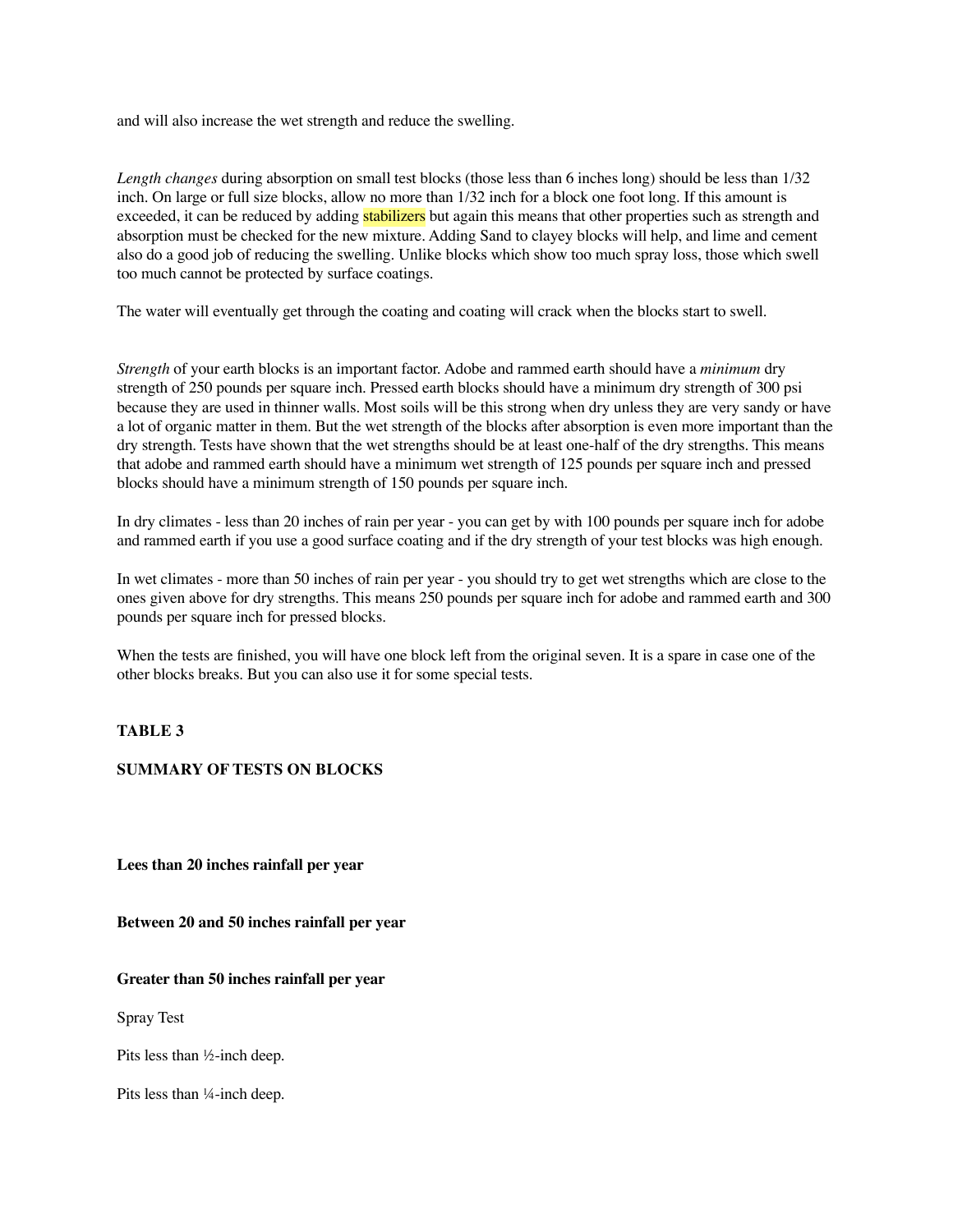and will also increase the wet strength and reduce the swelling.

*Length changes* during absorption on small test blocks (those less than 6 inches long) should be less than 1/32 inch. On large or full size blocks, allow no more than 1/32 inch for a block one foot long. If this amount is exceeded, it can be reduced by adding stabilizers but again this means that other properties such as strength and absorption must be checked for the new mixture. Adding Sand to clayey blocks will help, and lime and cement also do a good job of reducing the swelling. Unlike blocks which show too much spray loss, those which swell too much cannot be protected by surface coatings.

The water will eventually get through the coating and coating will crack when the blocks start to swell.

*Strength* of your earth blocks is an important factor. Adobe and rammed earth should have a *minimum* dry strength of 250 pounds per square inch. Pressed earth blocks should have a minimum dry strength of 300 psi because they are used in thinner walls. Most soils will be this strong when dry unless they are very sandy or have a lot of organic matter in them. But the wet strength of the blocks after absorption is even more important than the dry strength. Tests have shown that the wet strengths should be at least one-half of the dry strengths. This means that adobe and rammed earth should have a minimum wet strength of 125 pounds per square inch and pressed blocks should have a minimum strength of 150 pounds per square inch.

In dry climates - less than 20 inches of rain per year - you can get by with 100 pounds per square inch for adobe and rammed earth if you use a good surface coating and if the dry strength of your test blocks was high enough.

In wet climates - more than 50 inches of rain per year - you should try to get wet strengths which are close to the ones given above for dry strengths. This means 250 pounds per square inch for adobe and rammed earth and 300 pounds per square inch for pressed blocks.

When the tests are finished, you will have one block left from the original seven. It is a spare in case one of the other blocks breaks. But you can also use it for some special tests.

**TABLE 3**

**SUMMARY OF TESTS ON BLOCKS**

**Lees than 20 inches rainfall per year**

**Between 20 and 50 inches rainfall per year**

**Greater than 50 inches rainfall per year**

Spray Test

Pits less than ½-inch deep.

Pits less than ¼-inch deep.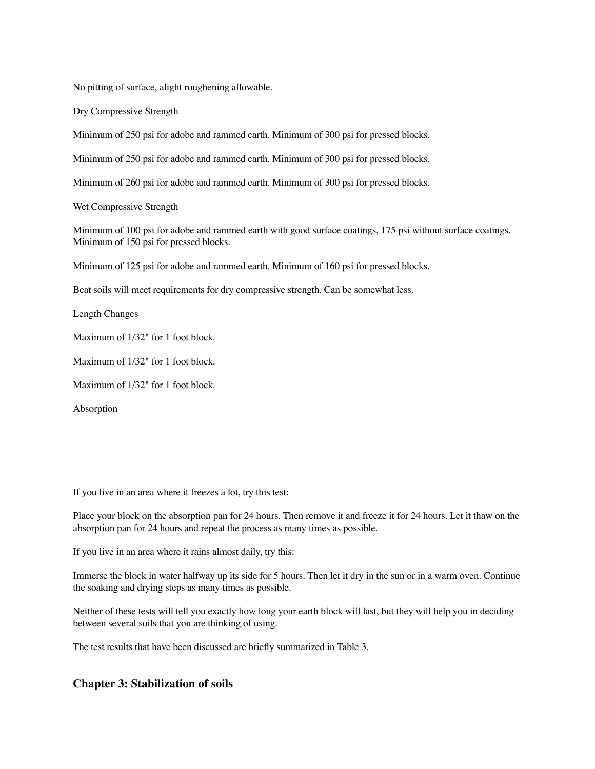No pitting of surface, alight roughening allowable.

Dry Compressive Strength

Minimum of 250 psi for adobe and rammed earth. Minimum of 300 psi for pressed blocks.

Minimum of 250 psi for adobe and rammed earth. Minimum of 300 psi for pressed blocks.

Minimum of 260 psi for adobe and rammed earth. Minimum of 300 psi for pressed blocks.

Wet Compressive Strength

Minimum of 100 psi for adobe and rammed earth with good surface coatings, 175 psi without surface coatings. Minimum of 150 psi for pressed blocks.

Minimum of 125 psi for adobe and rammed earth. Minimum of 160 psi for pressed blocks.

Beat soils will meet requirements for dry compressive strength. Can be somewhat less.

Length Changes

Maximum of 1/32" for 1 foot block.

Maximum of 1/32" for 1 foot block.

Maximum of 1/32" for 1 foot block.

Absorption

If you live in an area where it freezes a lot, try this test:

Place your block on the absorption pan for 24 hours. Then remove it and freeze it for 24 hours. Let it thaw on the absorption pan for 24 hours and repeat the process as many times as possible.

If you live in an area where it rains almost daily, try this:

Immerse the block in water halfway up its side for 5 hours. Then let it dry in the sun or in a warm oven. Continue the soaking and drying steps as many times as possible.

Neither of these tests will tell you exactly how long your earth block will last, but they will help you in deciding between several soils that you are thinking of using.

The test results that have been discussed are briefly summarized in Table 3.

## Chapter 3: Stabilization of soils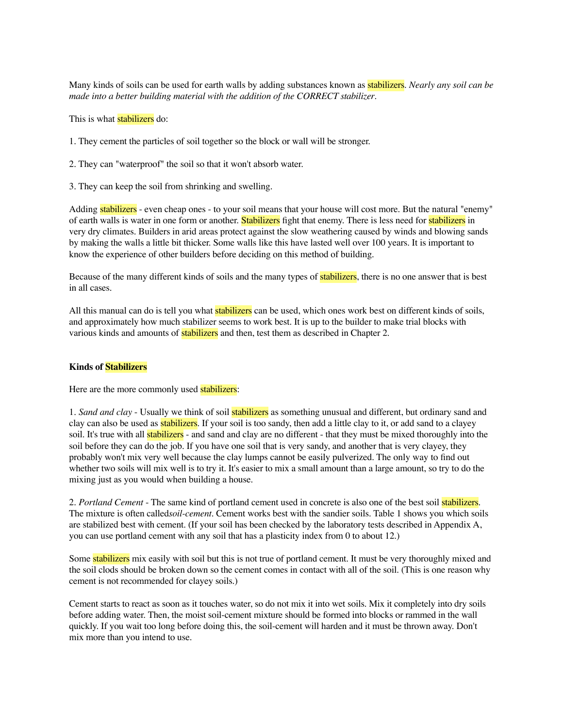Many kinds of soils can be used for earth walls by adding substances known as stabilizers. *Nearly any soil can be made into a better building material with the addition of the CORRECT stabilizer*.

This is what stabilizers do:

1. They cement the particles of soil together so the block or wall will be stronger.

2. They can "waterproof" the soil so that it won't absorb water.

3. They can keep the soil from shrinking and swelling.

Adding stabilizers - even cheap ones - to your soil means that your house will cost more. But the natural "enemy" of earth walls is water in one form or another. Stabilizers fight that enemy. There is less need for stabilizers in very dry climates. Builders in arid areas protect against the slow weathering caused by winds and blowing sands by making the walls a little bit thicker. Some walls like this have lasted well over 100 years. It is important to know the experience of other builders before deciding on this method of building.

Because of the many different kinds of soils and the many types of stabilizers, there is no one answer that is best in all cases.

All this manual can do is tell you what stabilizers can be used, which ones work best on different kinds of soils, and approximately how much stabilizer seems to work best. It is up to the builder to make trial blocks with various kinds and amounts of stabilizers and then, test them as described in Chapter 2.

**Kinds of Stabilizers**

Here are the more commonly used stabilizers:

1. *Sand and clay* - Usually we think of soil stabilizers as something unusual and different, but ordinary sand and clay can also be used as stabilizers. If your soil is too sandy, then add a little clay to it, or add sand to a clayey soil. It's true with all stabilizers - and sand and clay are no different - that they must be mixed thoroughly into the soil before they can do the job. If you have one soil that is very sandy, and another that is very clayey, they probably won't mix very well because the clay lumps cannot be easily pulverized. The only way to find out whether two soils will mix well is to try it. It's easier to mix a small amount than a large amount, so try to do the mixing just as you would when building a house.

2. *Portland Cement* - The same kind of portland cement used in concrete is also one of the best soil stabilizers. The mixture is often called *soil-cement*. Cement works best with the sandier soils. Table 1 shows you which soils are stabilized best with cement. (If your soil has been checked by the laboratory tests described in Appendix A, you can use portland cement with any soil that has a plasticity index from 0 to about 12.)

Some stabilizers mix easily with soil but this is not true of portland cement. It must be very thoroughly mixed and the soil clods should be broken down so the cement comes in contact with all of the soil. (This is one reason why cement is not recommended for clayey soils.)

Cement starts to react as soon as it touches water, so do not mix it into wet soils. Mix it completely into dry soils before adding water. Then, the moist soil-cement mixture should be formed into blocks or rammed in the wall quickly. If you wait too long before doing this, the soil-cement will harden and it must be thrown away. Don't mix more than you intend to use.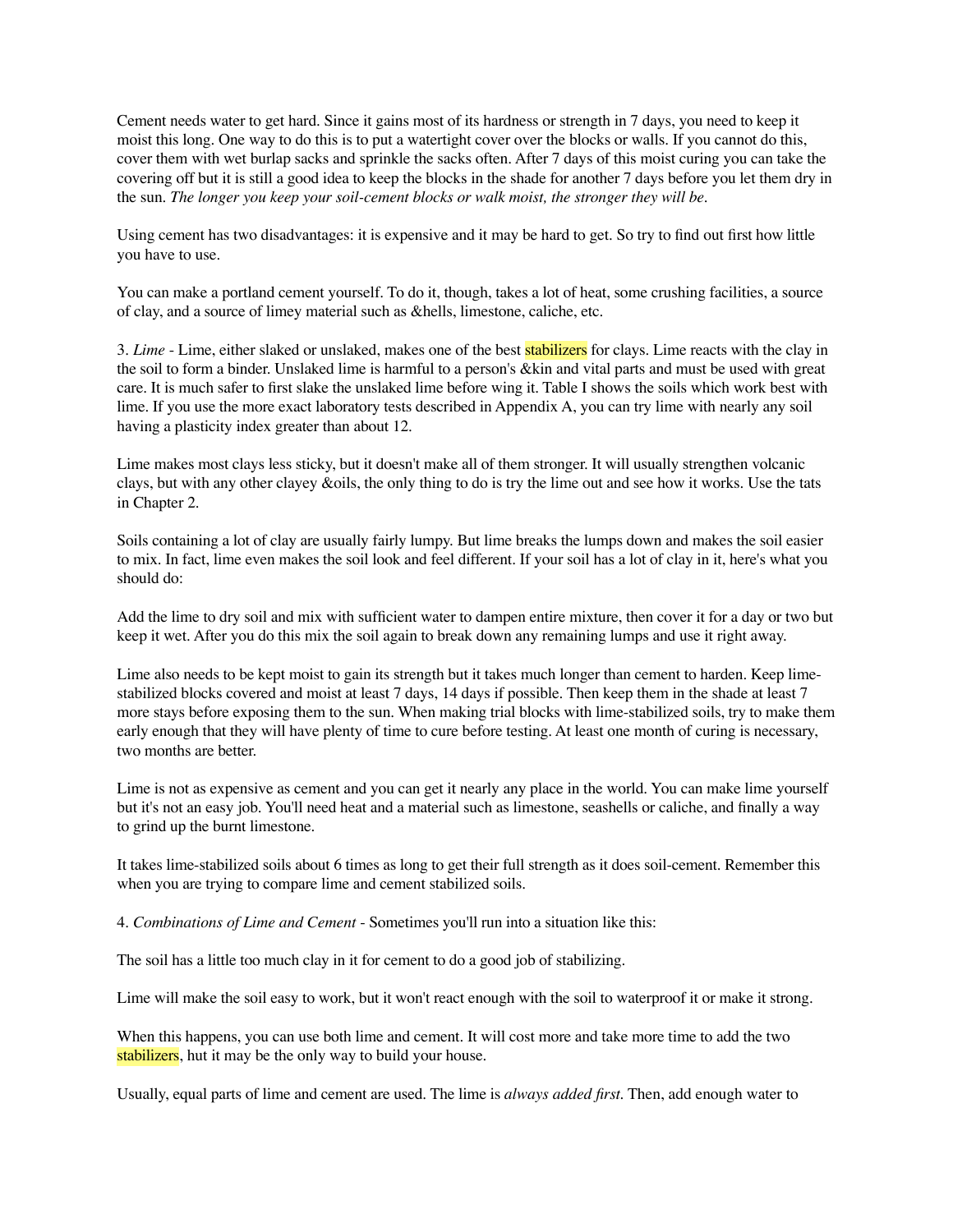Cement needs water to get hard. Since it gains most of its hardness or strength in 7 days, you need to keep it moist this long. One way to do this is to put a watertight cover over the blocks or walls. If you cannot do this, cover them with wet burlap sacks and sprinkle the sacks often. After 7 days of this moist curing you can take the covering off but it is still a good idea to keep the blocks in the shade for another 7 days before you let them dry in the sun. *The longer you keep your soil-cement blocks or walk moist, the stronger they will be*.

Using cement has two disadvantages: it is expensive and it may be hard to get. So try to find out first how little you have to use.

You can make a portland cement yourself. To do it, though, takes a lot of heat, some crushing facilities, a source of clay, and a source of limey material such as &hells, limestone, caliche, etc.

3. *Lime* - Lime, either slaked or unslaked, makes one of the best stabilizers for clays. Lime reacts with the clay in the soil to form a binder. Unslaked lime is harmful to a person's &kin and vital parts and must be used with great care. It is much safer to first slake the unslaked lime before wing it. Table I shows the soils which work best with lime. If you use the more exact laboratory tests described in Appendix A, you can try lime with nearly any soil having a plasticity index greater than about 12.

Lime makes most clays less sticky, but it doesn't make all of them stronger. It will usually strengthen volcanic clays, but with any other clayey &oils, the only thing to do is try the lime out and see how it works. Use the tats in Chapter 2.

Soils containing a lot of clay are usually fairly lumpy. But lime breaks the lumps down and makes the soil easier to mix. In fact, lime even makes the soil look and feel different. If your soil has a lot of clay in it, here's what you should do:

Add the lime to dry soil and mix with sufficient water to dampen entire mixture, then cover it for a day or two but keep it wet. After you do this mix the soil again to break down any remaining lumps and use it right away.

Lime also needs to be kept moist to gain its strength but it takes much longer than cement to harden. Keep lime-stabilized blocks covered and moist at least 7 days, 14 days if possible. Then keep them in the shade at least 7 more stays before exposing them to the sun. When making trial blocks with lime-stabilized soils, try to make them early enough that they will have plenty of time to cure before testing. At least one month of curing is necessary, two months are better.

Lime is not as expensive as cement and you can get it nearly any place in the world. You can make lime yourself but it's not an easy job. You'll need heat and a material such as limestone, seashells or caliche, and finally a way to grind up the burnt limestone.

It takes lime-stabilized soils about 6 times as long to get their full strength as it does soil-cement. Remember this when you are trying to compare lime and cement stabilized soils.

4. *Combinations of Lime and Cement* - Sometimes you'll run into a situation like this:

The soil has a little too much clay in it for cement to do a good job of stabilizing.

Lime will make the soil easy to work, but it won't react enough with the soil to waterproof it or make it strong.

When this happens, you can use both lime and cement. It will cost more and take more time to add the two stabilizers, hut it may be the only way to build your house.

Usually, equal parts of lime and cement are used. The lime is *always added first.* Then, add enough water to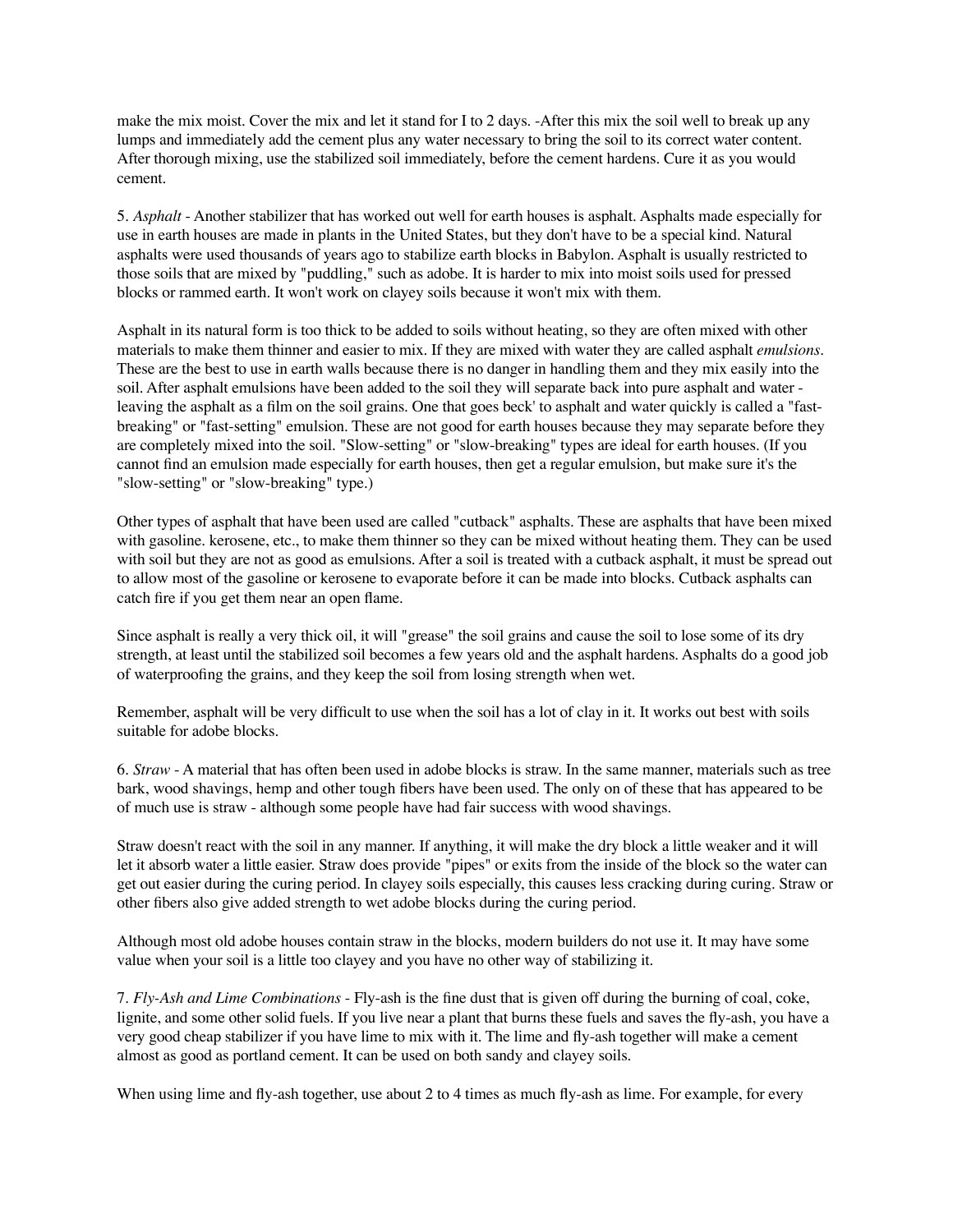make the mix moist. Cover the mix and let it stand for I to 2 days. -After this mix the soil well to break up any lumps and immediately add the cement plus any water necessary to bring the soil to its correct water content. After thorough mixing, use the stabilized soil immediately, before the cement hardens. Cure it as you would cement.

5. *Asphalt* - Another stabilizer that has worked out well for earth houses is asphalt. Asphalts made especially for use in earth houses are made in plants in the United States, but they don't have to be a special kind. Natural asphalts were used thousands of years ago to stabilize earth blocks in Babylon. Asphalt is usually restricted to those soils that are mixed by "puddling," such as adobe. It is harder to mix into moist soils used for pressed blocks or rammed earth. It won't work on clayey soils because it won't mix with them.

Asphalt in its natural form is too thick to be added to soils without heating, so they are often mixed with other materials to make them thinner and easier to mix. If they are mixed with water they are called asphalt *emulsions*. These are the best to use in earth walls because there is no danger in handling them and they mix easily into the soil. After asphalt emulsions have been added to the soil they will separate back into pure asphalt and water - leaving the asphalt as a film on the soil grains. One that goes beck' to asphalt and water quickly is called a "fast-breaking" or "fast-setting" emulsion. These are not good for earth houses because they may separate before they are completely mixed into the soil. "Slow-setting" or "slow-breaking" types are ideal for earth houses. (If you cannot find an emulsion made especially for earth houses, then get a regular emulsion, but make sure it's the "slow-setting" or "slow-breaking" type.)

Other types of asphalt that have been used are called "cutback" asphalts. These are asphalts that have been mixed with gasoline. kerosene, etc., to make them thinner so they can be mixed without heating them. They can be used with soil but they are not as good as emulsions. After a soil is treated with a cutback asphalt, it must be spread out to allow most of the gasoline or kerosene to evaporate before it can be made into blocks. Cutback asphalts can catch fire if you get them near an open flame.

Since asphalt is really a very thick oil, it will "grease" the soil grains and cause the soil to lose some of its dry strength, at least until the stabilized soil becomes a few years old and the asphalt hardens. Asphalts do a good job of waterproofing the grains, and they keep the soil from losing strength when wet.

Remember, asphalt will be very difficult to use when the soil has a lot of clay in it. It works out best with soils suitable for adobe blocks.

6. *Straw* - A material that has often been used in adobe blocks is straw. In the same manner, materials such as tree bark, wood shavings, hemp and other tough fibers have been used. The only on of these that has appeared to be of much use is straw - although some people have had fair success with wood shavings.

Straw doesn't react with the soil in any manner. If anything, it will make the dry block a little weaker and it will let it absorb water a little easier. Straw does provide "pipes" or exits from the inside of the block so the water can get out easier during the curing period. In clayey soils especially, this causes less cracking during curing. Straw or other fibers also give added strength to wet adobe blocks during the curing period.

Although most old adobe houses contain straw in the blocks, modern builders do not use it. It may have some value when your soil is a little too clayey and you have no other way of stabilizing it.

7. *Fly-Ash and Lime Combinations* - Fly-ash is the fine dust that is given off during the burning of coal, coke, lignite, and some other solid fuels. If you live near a plant that burns these fuels and saves the fly-ash, you have a very good cheap stabilizer if you have lime to mix with it. The lime and fly-ash together will make a cement almost as good as portland cement. It can be used on both sandy and clayey soils.

When using lime and fly-ash together, use about 2 to 4 times as much fly-ash as lime. For example, for every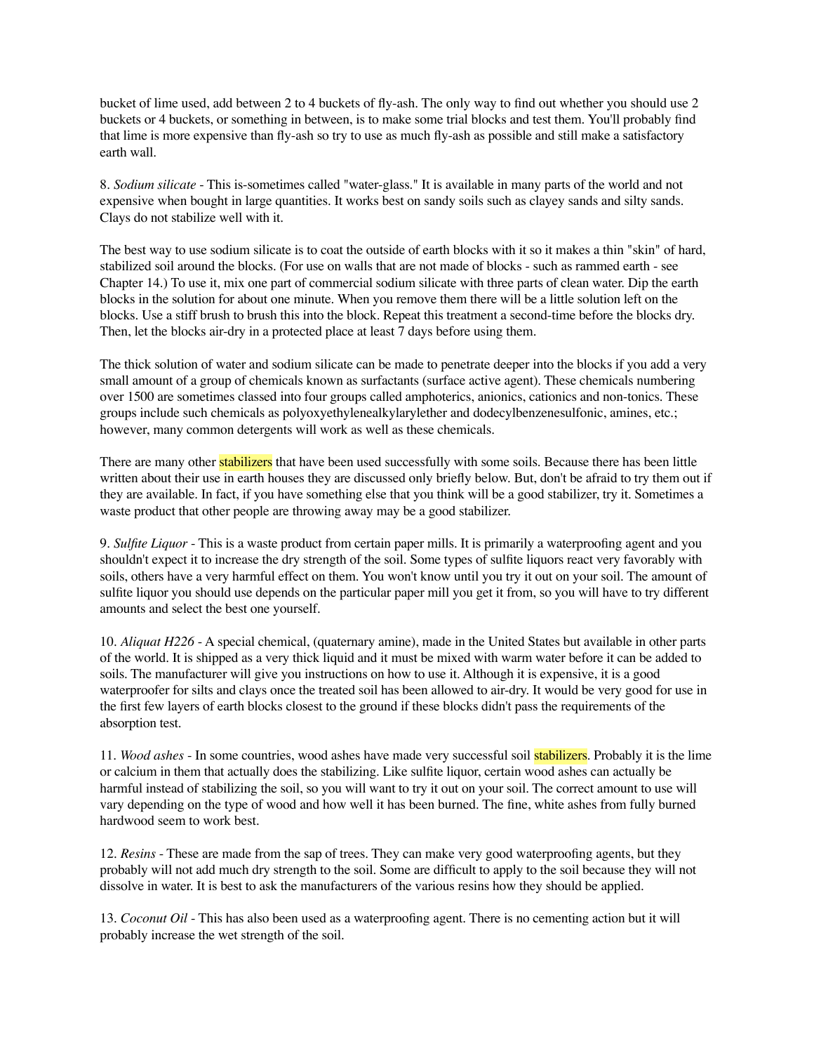bucket of lime used, add between 2 to 4 buckets of fly-ash. The only way to find out whether you should use 2 buckets or 4 buckets, or something in between, is to make some trial blocks and test them. You'll probably find that lime is more expensive than fly-ash so try to use as much fly-ash as possible and still make a satisfactory earth wall.

8. *Sodium silicate* - This is-sometimes called "water-glass." It is available in many parts of the world and not expensive when bought in large quantities. It works best on sandy soils such as clayey sands and silty sands. Clays do not stabilize well with it.

The best way to use sodium silicate is to coat the outside of earth blocks with it so it makes a thin "skin" of hard, stabilized soil around the blocks. (For use on walls that are not made of blocks - such as rammed earth - see Chapter 14.) To use it, mix one part of commercial sodium silicate with three parts of clean water. Dip the earth blocks in the solution for about one minute. When you remove them there will be a little solution left on the blocks. Use a stiff brush to brush this into the block. Repeat this treatment a second-time before the blocks dry. Then, let the blocks air-dry in a protected place at least 7 days before using them.

The thick solution of water and sodium silicate can be made to penetrate deeper into the blocks if you add a very small amount of a group of chemicals known as surfactants (surface active agent). These chemicals numbering over 1500 are sometimes classed into four groups called amphoterics, anionics, cationics and non-tonics. These groups include such chemicals as polyoxyethylenealkylarylether and dodecylbenzenesulfonic, amines, etc.; however, many common detergents will work as well as these chemicals.

There are many other stabilizers that have been used successfully with some soils. Because there has been little written about their use in earth houses they are discussed only briefly below. But, don't be afraid to try them out if they are available. In fact, if you have something else that you think will be a good stabilizer, try it. Sometimes a waste product that other people are throwing away may be a good stabilizer.

9. *Sulfite Liquor* - This is a waste product from certain paper mills. It is primarily a waterproofing agent and you shouldn't expect it to increase the dry strength of the soil. Some types of sulfite liquors react very favorably with soils, others have a very harmful effect on them. You won't know until you try it out on your soil. The amount of sulfite liquor you should use depends on the particular paper mill you get it from, so you will have to try different amounts and select the best one yourself.

10. *Aliquat H226* - A special chemical, (quaternary amine), made in the United States but available in other parts of the world. It is shipped as a very thick liquid and it must be mixed with warm water before it can be added to soils. The manufacturer will give you instructions on how to use it. Although it is expensive, it is a good waterproofer for silts and clays once the treated soil has been allowed to air-dry. It would be very good for use in the first few layers of earth blocks closest to the ground if these blocks didn't pass the requirements of the absorption test.

11. *Wood ashes* - In some countries, wood ashes have made very successful soil stabilizers. Probably it is the lime or calcium in them that actually does the stabilizing. Like sulfite liquor, certain wood ashes can actually be harmful instead of stabilizing the soil, so you will want to try it out on your soil. The correct amount to use will vary depending on the type of wood and how well it has been burned. The fine, white ashes from fully burned hardwood seem to work best.

12. *Resins* - These are made from the sap of trees. They can make very good waterproofing agents, but they probably will not add much dry strength to the soil. Some are difficult to apply to the soil because they will not dissolve in water. It is best to ask the manufacturers of the various resins how they should be applied.

13. *Coconut Oil* - This has also been used as a waterproofing agent. There is no cementing action but it will probably increase the wet strength of the soil.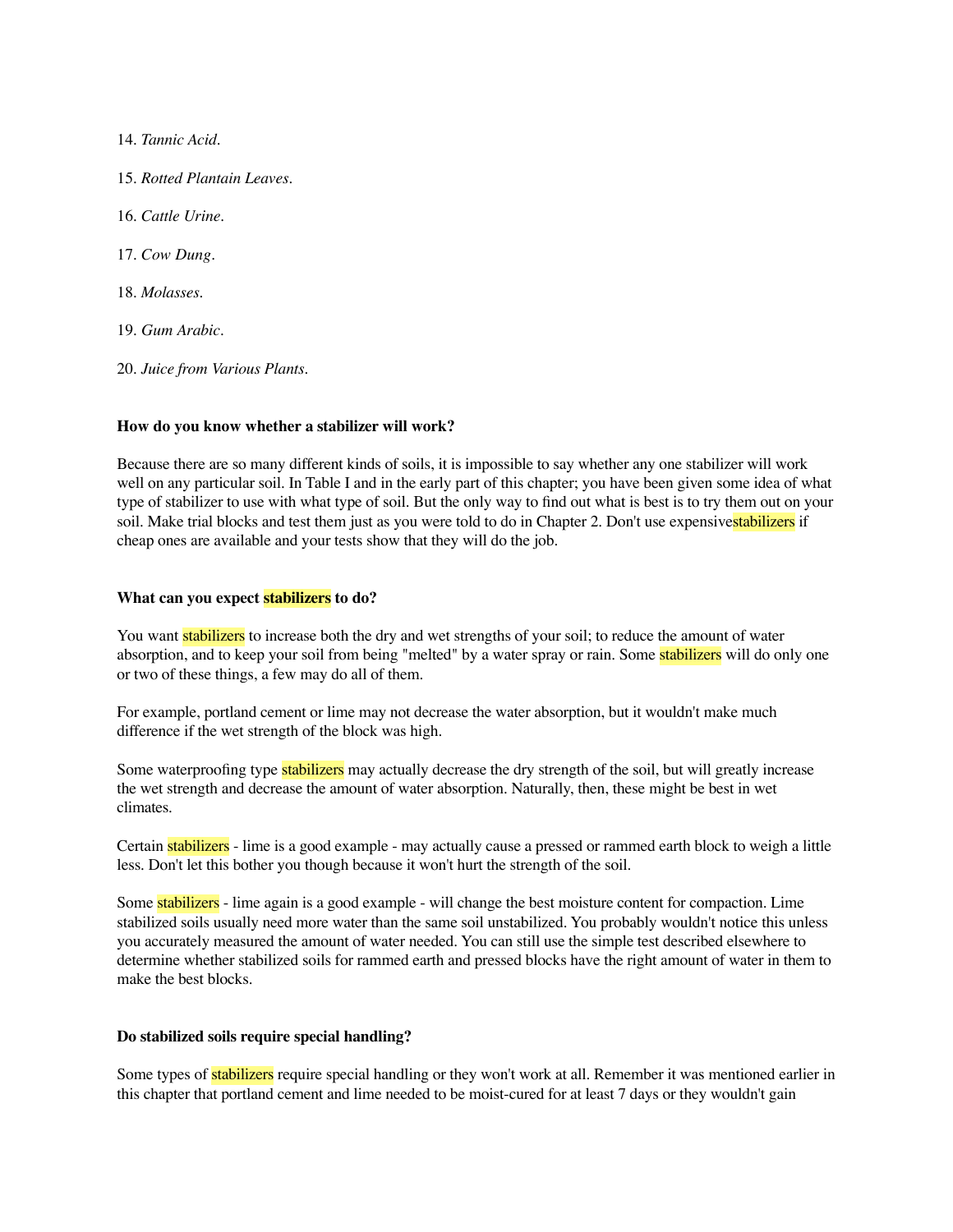14. *Tannic Acid*.

15. *Rotted Plantain Leaves*.

16. *Cattle Urine*.

17. *Cow Dung*.

18. *Molasses*.

19. *Gum Arabic*.

20. *Juice from Various Plants*.

**How do you know whether a stabilizer will work?**

Because there are so many different kinds of soils, it is impossible to say whether any one stabilizer will work well on any particular soil. In Table I and in the early part of this chapter; you have been given some idea of what type of stabilizer to use with what type of soil. But the only way to find out what is best is to try them out on your soil. Make trial blocks and test them just as you were told to do in Chapter 2. Don't use expensivestabilizers if cheap ones are available and your tests show that they will do the job.

**What can you expect stabilizers to do?**

You want stabilizers to increase both the dry and wet strengths of your soil; to reduce the amount of water absorption, and to keep your soil from being "melted" by a water spray or rain. Some stabilizers will do only one or two of these things, a few may do all of them.

For example, portland cement or lime may not decrease the water absorption, but it wouldn't make much difference if the wet strength of the block was high.

Some waterproofing type stabilizers may actually decrease the dry strength of the soil, but will greatly increase the wet strength and decrease the amount of water absorption. Naturally, then, these might be best in wet climates.

Certain stabilizers - lime is a good example - may actually cause a pressed or rammed earth block to weigh a little less. Don't let this bother you though because it won't hurt the strength of the soil.

Some stabilizers - lime again is a good example - will change the best moisture content for compaction. Lime stabilized soils usually need more water than the same soil unstabilized. You probably wouldn't notice this unless you accurately measured the amount of water needed. You can still use the simple test described elsewhere to determine whether stabilized soils for rammed earth and pressed blocks have the right amount of water in them to make the best blocks.

**Do stabilized soils require special handling?**

Some types of stabilizers require special handling or they won't work at all. Remember it was mentioned earlier in this chapter that portland cement and lime needed to be moist-cured for at least 7 days or they wouldn't gain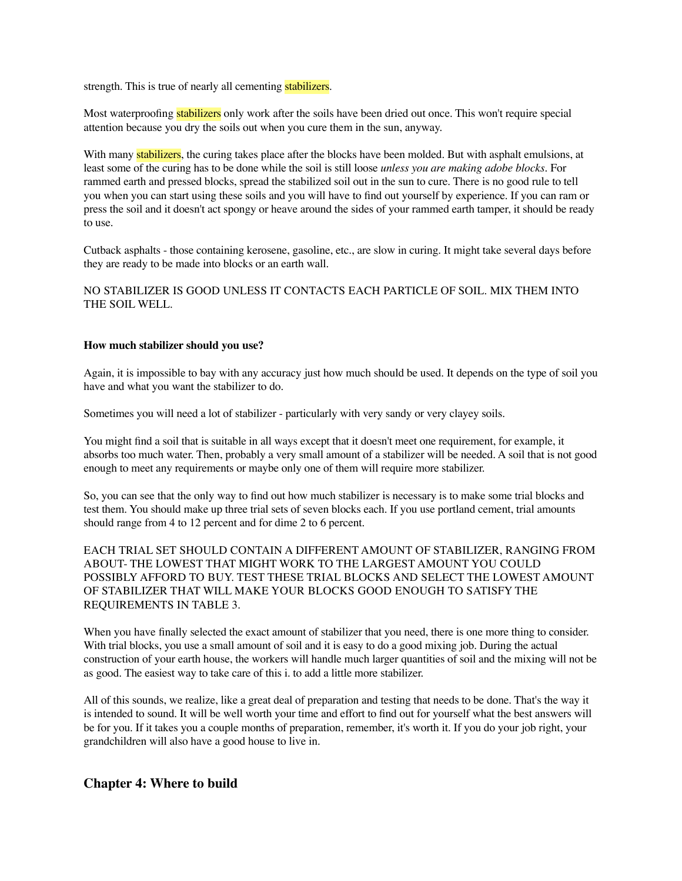strength. This is true of nearly all cementing stabilizers.

Most waterproofing stabilizers only work after the soils have been dried out once. This won't require special attention because you dry the soils out when you cure them in the sun, anyway.

With many stabilizers, the curing takes place after the blocks have been molded. But with asphalt emulsions, at least some of the curing has to be done while the soil is still loose *unless you are making adobe blocks*. For rammed earth and pressed blocks, spread the stabilized soil out in the sun to cure. There is no good rule to tell you when you can start using these soils and you will have to find out yourself by experience. If you can ram or press the soil and it doesn't act spongy or heave around the sides of your rammed earth tamper, it should be ready to use.

Cutback asphalts - those containing kerosene, gasoline, etc., are slow in curing. It might take several days before they are ready to be made into blocks or an earth wall.

NO STABILIZER IS GOOD UNLESS IT CONTACTS EACH PARTICLE OF SOIL. MIX THEM INTO THE SOIL WELL.

**How much stabilizer should you use?**

Again, it is impossible to bay with any accuracy just how much should be used. It depends on the type of soil you have and what you want the stabilizer to do.

Sometimes you will need a lot of stabilizer - particularly with very sandy or very clayey soils.

You might find a soil that is suitable in all ways except that it doesn't meet one requirement, for example, it absorbs too much water. Then, probably a very small amount of a stabilizer will be needed. A soil that is not good enough to meet any requirements or maybe only one of them will require more stabilizer.

So, you can see that the only way to find out how much stabilizer is necessary is to make some trial blocks and test them. You should make up three trial sets of seven blocks each. If you use portland cement, trial amounts should range from 4 to 12 percent and for dime 2 to 6 percent.

EACH TRIAL SET SHOULD CONTAIN A DIFFERENT AMOUNT OF STABILIZER, RANGING FROM ABOUT- THE LOWEST THAT MIGHT WORK TO THE LARGEST AMOUNT YOU COULD POSSIBLY AFFORD TO BUY. TEST THESE TRIAL BLOCKS AND SELECT THE LOWEST AMOUNT OF STABILIZER THAT WILL MAKE YOUR BLOCKS GOOD ENOUGH TO SATISFY THE REQUIREMENTS IN TABLE 3.

When you have finally selected the exact amount of stabilizer that you need, there is one more thing to consider. With trial blocks, you use a small amount of soil and it is easy to do a good mixing job. During the actual construction of your earth house, the workers will handle much larger quantities of soil and the mixing will not be as good. The easiest way to take care of this i. to add a little more stabilizer.

All of this sounds, we realize, like a great deal of preparation and testing that needs to be done. That's the way it is intended to sound. It will be well worth your time and effort to find out for yourself what the best answers will be for you. If it takes you a couple months of preparation, remember, it's worth it. If you do your job right, your grandchildren will also have a good house to live in.

## Chapter 4: Where to build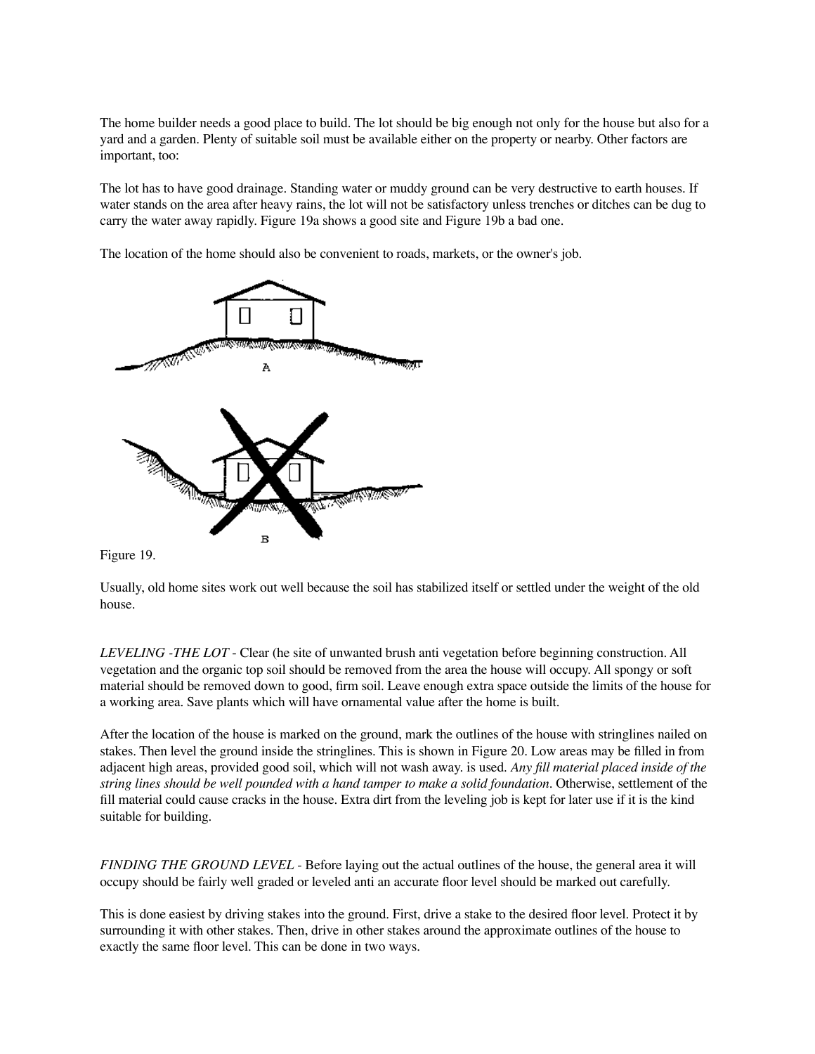The home builder needs a good place to build. The lot should be big enough not only for the house but also for a yard and a garden. Plenty of suitable soil must be available either on the property or nearby. Other factors are important, too:

The lot has to have good drainage. Standing water or muddy ground can be very destructive to earth houses. If water stands on the area after heavy rains, the lot will not be satisfactory unless trenches or ditches can be dug to carry the water away rapidly. Figure 19a shows a good site and Figure 19b a bad one.

The location of the home should also be convenient to roads, markets, or the owner's job.

Figure 19.

Usually, old home sites work out well because the soil has stabilized itself or settled under the weight of the old house.

*LEVELING -THE LOT* - Clear (he site of unwanted brush anti vegetation before beginning construction. All vegetation and the organic top soil should be removed from the area the house will occupy. All spongy or soft material should be removed down to good, firm soil. Leave enough extra space outside the limits of the house for a working area. Save plants which will have ornamental value after the home is built.

After the location of the house is marked on the ground, mark the outlines of the house with stringlines nailed on stakes. Then level the ground inside the stringlines. This is shown in Figure 20. Low areas may be filled in from adjacent high areas, provided good soil, which will not wash away. is used. *Any fill material placed inside of the string lines should be well pounded with a hand tamper to make a solid foundation*. Otherwise, settlement of the fill material could cause cracks in the house. Extra dirt from the leveling job is kept for later use if it is the kind suitable for building.

*FINDING THE GROUND LEVEL* - Before laying out the actual outlines of the house, the general area it will occupy should be fairly well graded or leveled anti an accurate floor level should be marked out carefully.

This is done easiest by driving stakes into the ground. First, drive a stake to the desired floor level. Protect it by surrounding it with other stakes. Then, drive in other stakes around the approximate outlines of the house to exactly the same floor level. This can be done in two ways.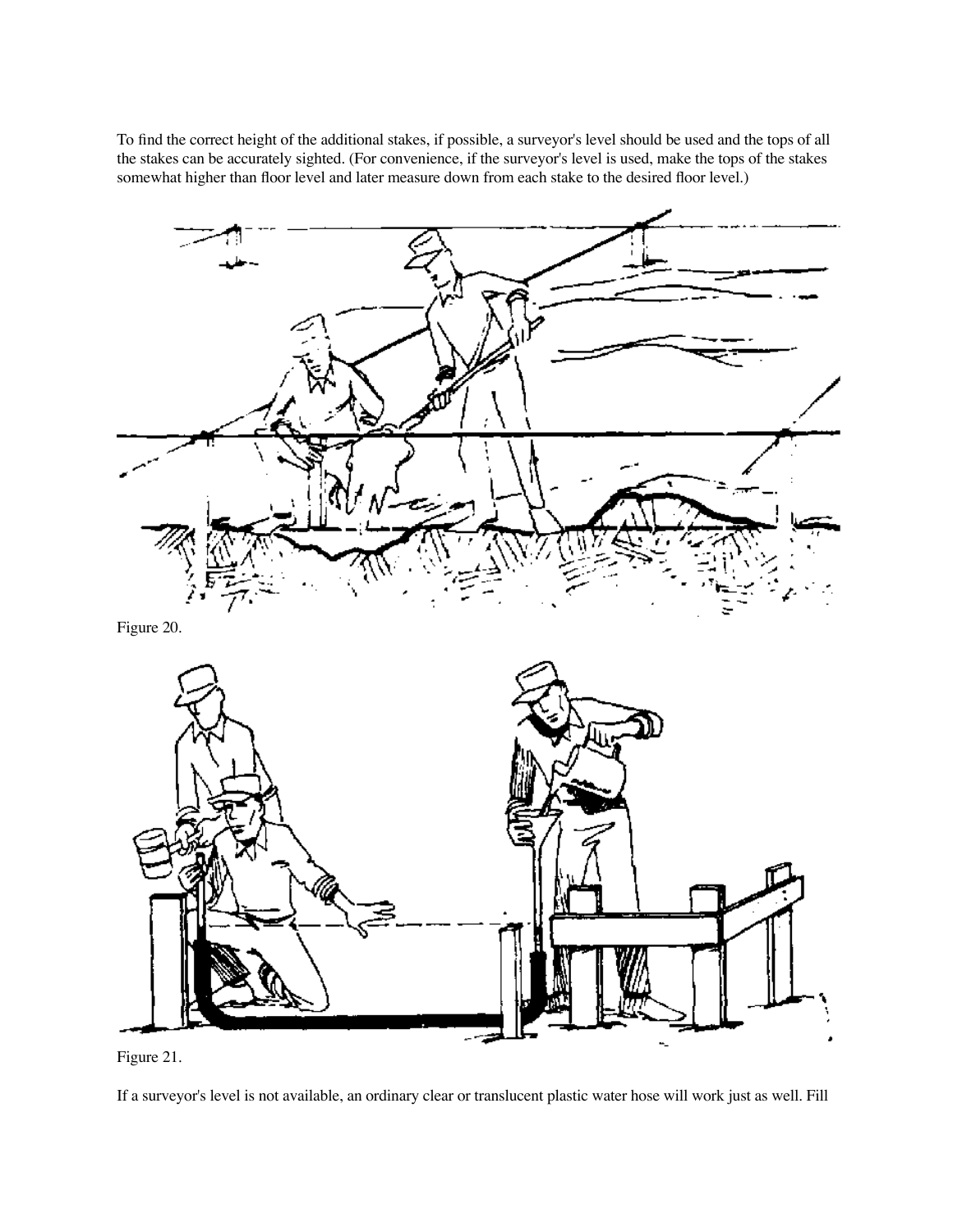To find the correct height of the additional stakes, if possible, a surveyor's level should be used and the tops of all the stakes can be accurately sighted. (For convenience, if the surveyor's level is used, make the tops of the stakes somewhat higher than floor level and later measure down from each stake to the desired floor level.)

Figure 20.

Figure 21.

If a surveyor's level is not available, an ordinary clear or translucent plastic water hose will work just as well. Fill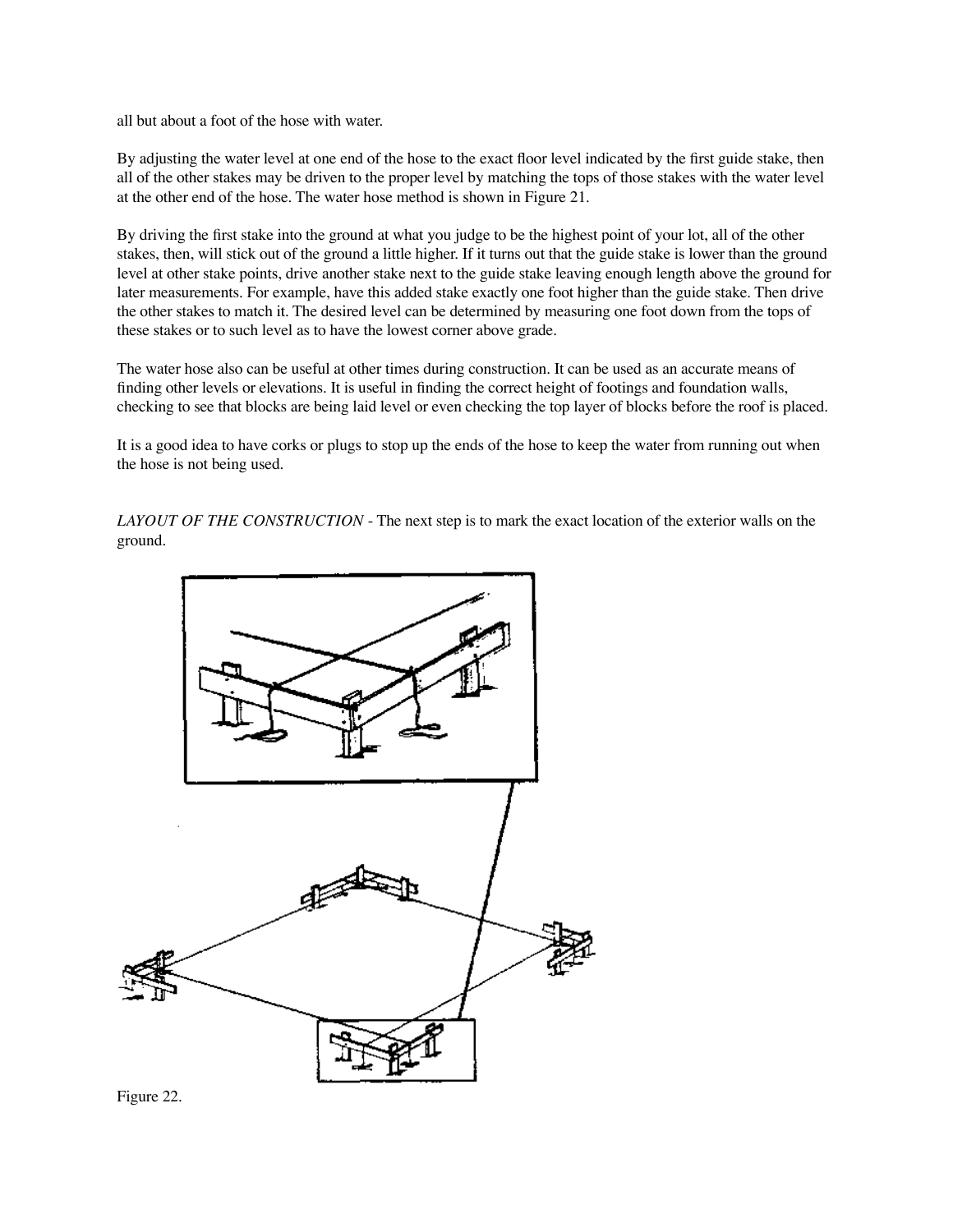all but about a foot of the hose with water.

By adjusting the water level at one end of the hose to the exact floor level indicated by the first guide stake, then all of the other stakes may be driven to the proper level by matching the tops of those stakes with the water level at the other end of the hose. The water hose method is shown in Figure 21.

By driving the first stake into the ground at what you judge to be the highest point of your lot, all of the other stakes, then, will stick out of the ground a little higher. If it turns out that the guide stake is lower than the ground level at other stake points, drive another stake next to the guide stake leaving enough length above the ground for later measurements. For example, have this added stake exactly one foot higher than the guide stake. Then drive the other stakes to match it. The desired level can be determined by measuring one foot down from the tops of these stakes or to such level as to have the lowest corner above grade.

The water hose also can be useful at other times during construction. It can be used as an accurate means of finding other levels or elevations. It is useful in finding the correct height of footings and foundation walls, checking to see that blocks are being laid level or even checking the top layer of blocks before the roof is placed.

It is a good idea to have corks or plugs to stop up the ends of the hose to keep the water from running out when the hose is not being used.

*LAYOUT OF THE CONSTRUCTION* - The next step is to mark the exact location of the exterior walls on the ground.

Figure 22.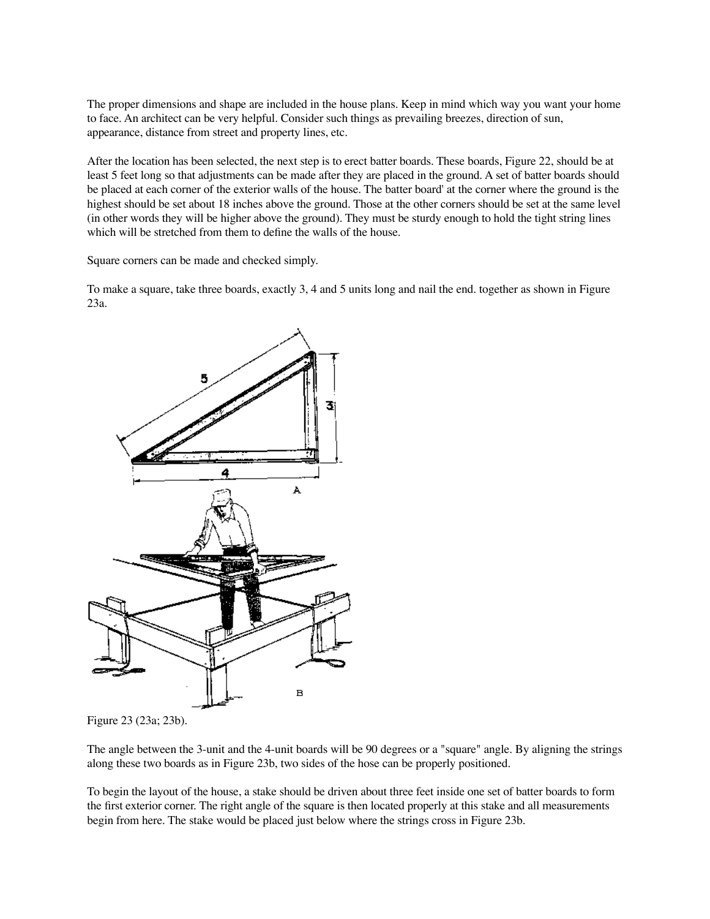The proper dimensions and shape are included in the house plans. Keep in mind which way you want your home to face. An architect can be very helpful. Consider such things as prevailing breezes, direction of sun, appearance, distance from street and property lines, etc.

After the location has been selected, the next step is to erect batter boards. These boards, Figure 22, should be at least 5 feet long so that adjustments can be made after they are placed in the ground. A set of batter boards should be placed at each corner of the exterior walls of the house. The batter board' at the corner where the ground is the highest should be set about 18 inches above the ground. Those at the other corners should be set at the same level (in other words they will be higher above the ground). They must be sturdy enough to hold the tight string lines which will be stretched from them to define the walls of the house.

Square corners can be made and checked simply.

To make a square, take three boards, exactly 3, 4 and 5 units long and nail the end. together as shown in Figure 23a.

Figure 23 (23a; 23b).

The angle between the 3-unit and the 4-unit boards will be 90 degrees or a "square" angle. By aligning the strings along these two boards as in Figure 23b, two sides of the hose can be properly positioned.

To begin the layout of the house, a stake should be driven about three feet inside one set of batter boards to form the first exterior corner. The right angle of the square is then located properly at this stake and all measurements begin from here. The stake would be placed just below where the strings cross in Figure 23b.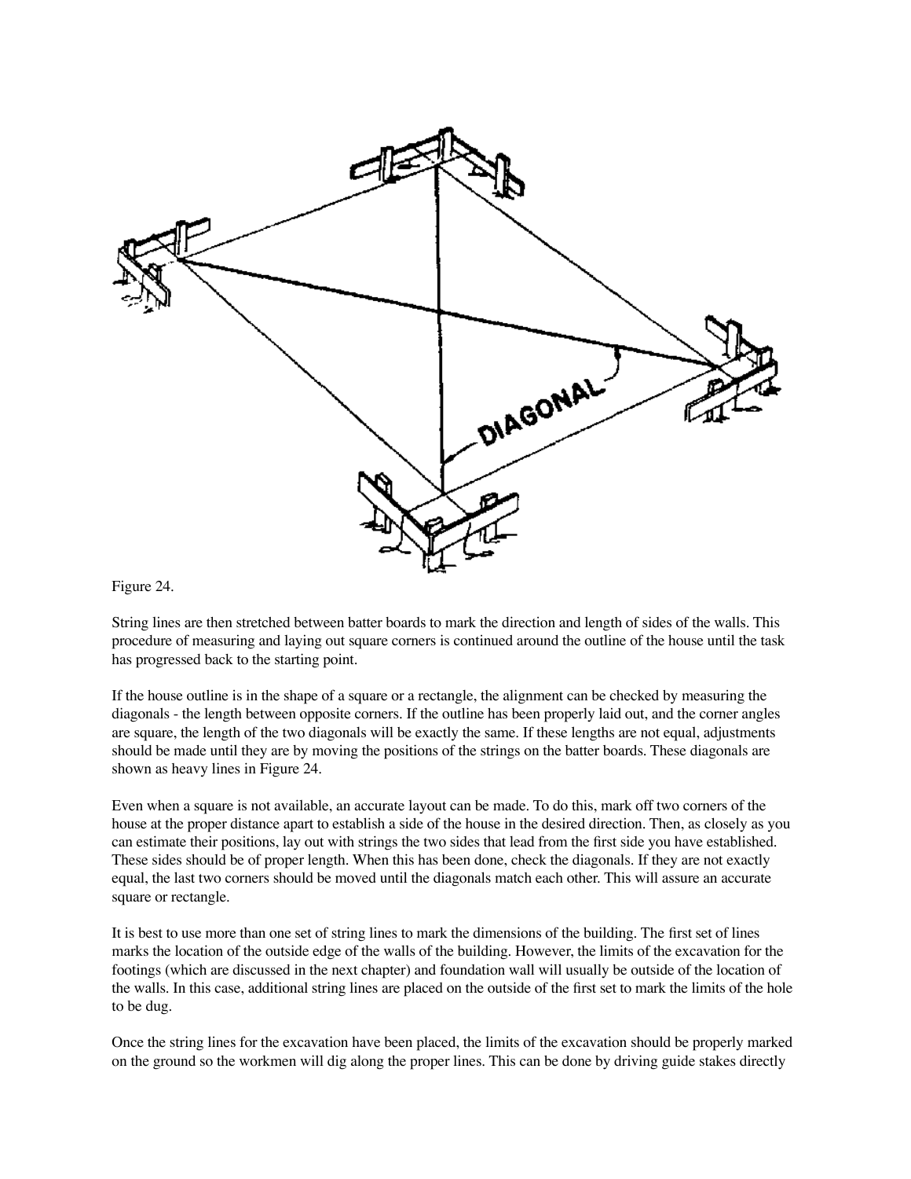Figure 24.

String lines are then stretched between batter boards to mark the direction and length of sides of the walls. This procedure of measuring and laying out square corners is continued around the outline of the house until the task has progressed back to the starting point.

If the house outline is in the shape of a square or a rectangle, the alignment can be checked by measuring the diagonals - the length between opposite corners. If the outline has been properly laid out, and the corner angles are square, the length of the two diagonals will be exactly the same. If these lengths are not equal, adjustments should be made until they are by moving the positions of the strings on the batter boards. These diagonals are shown as heavy lines in Figure 24.

Even when a square is not available, an accurate layout can be made. To do this, mark off two corners of the house at the proper distance apart to establish a side of the house in the desired direction. Then, as closely as you can estimate their positions, lay out with strings the two sides that lead from the first side you have established. These sides should be of proper length. When this has been done, check the diagonals. If they are not exactly equal, the last two corners should be moved until the diagonals match each other. This will assure an accurate square or rectangle.

It is best to use more than one set of string lines to mark the dimensions of the building. The first set of lines marks the location of the outside edge of the walls of the building. However, the limits of the excavation for the footings (which are discussed in the next chapter) and foundation wall will usually be outside of the location of the walls. In this case, additional string lines are placed on the outside of the first set to mark the limits of the hole to be dug.

Once the string lines for the excavation have been placed, the limits of the excavation should be properly marked on the ground so the workmen will dig along the proper lines. This can be done by driving guide stakes directly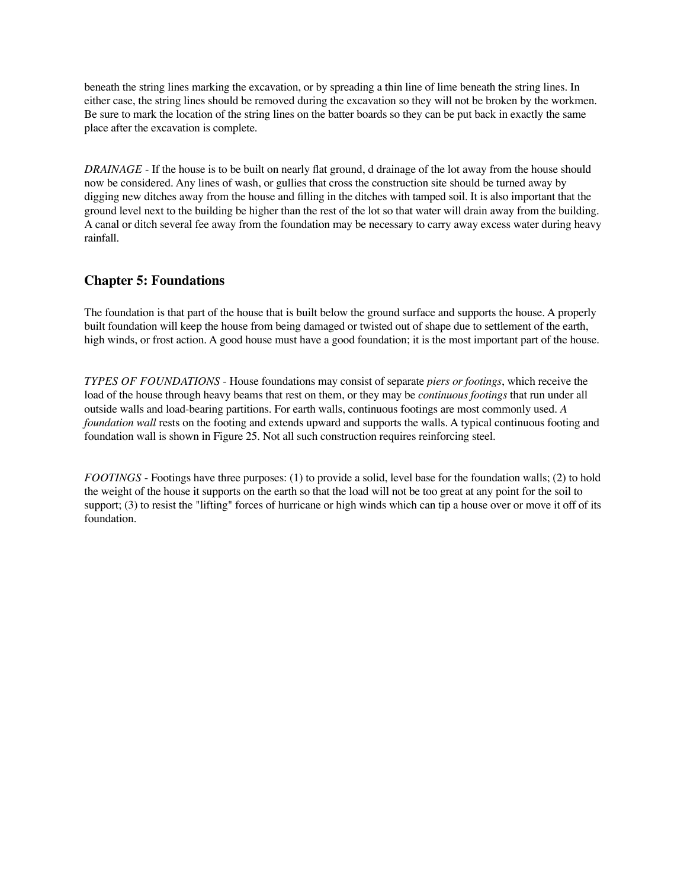beneath the string lines marking the excavation, or by spreading a thin line of lime beneath the string lines. In either case, the string lines should be removed during the excavation so they will not be broken by the workmen. Be sure to mark the location of the string lines on the batter boards so they can be put back in exactly the same place after the excavation is complete.

*DRAINAGE* - If the house is to be built on nearly flat ground, d drainage of the lot away from the house should now be considered. Any lines of wash, or gullies that cross the construction site should be turned away by digging new ditches away from the house and filling in the ditches with tamped soil. It is also important that the ground level next to the building be higher than the rest of the lot so that water will drain away from the building. A canal or ditch several fee away from the foundation may be necessary to carry away excess water during heavy rainfall.

## Chapter 5: Foundations

The foundation is that part of the house that is built below the ground surface and supports the house. A properly built foundation will keep the house from being damaged or twisted out of shape due to settlement of the earth, high winds, or frost action. A good house must have a good foundation; it is the most important part of the house.

*TYPES OF FOUNDATIONS* - House foundations may consist of separate *piers or footings*, which receive the load of the house through heavy beams that rest on them, or they may be *continuous footings* that run under all outside walls and load-bearing partitions. For earth walls, continuous footings are most commonly used. *A foundation wall* rests on the footing and extends upward and supports the walls. A typical continuous footing and foundation wall is shown in Figure 25. Not all such construction requires reinforcing steel.

*FOOTINGS* - Footings have three purposes: (1) to provide a solid, level base for the foundation walls; (2) to hold the weight of the house it supports on the earth so that the load will not be too great at any point for the soil to support; (3) to resist the "lifting" forces of hurricane or high winds which can tip a house over or move it off of its foundation.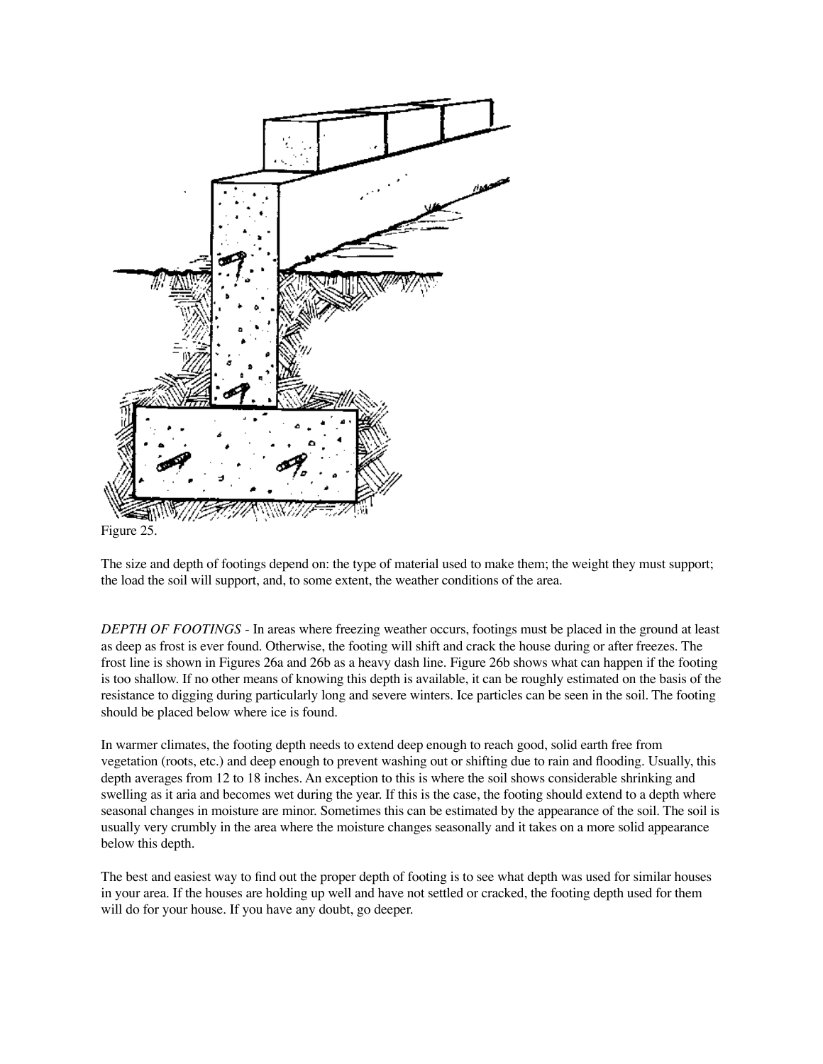Figure 25.

The size and depth of footings depend on: the type of material used to make them; the weight they must support; the load the soil will support, and, to some extent, the weather conditions of the area.

*DEPTH OF FOOTINGS* - In areas where freezing weather occurs, footings must be placed in the ground at least as deep as frost is ever found. Otherwise, the footing will shift and crack the house during or after freezes. The frost line is shown in Figures 26a and 26b as a heavy dash line. Figure 26b shows what can happen if the footing is too shallow. If no other means of knowing this depth is available, it can be roughly estimated on the basis of the resistance to digging during particularly long and severe winters. Ice particles can be seen in the soil. The footing should be placed below where ice is found.

In warmer climates, the footing depth needs to extend deep enough to reach good, solid earth free from vegetation (roots, etc.) and deep enough to prevent washing out or shifting due to rain and flooding. Usually, this depth averages from 12 to 18 inches. An exception to this is where the soil shows considerable shrinking and swelling as it aria and becomes wet during the year. If this is the case, the footing should extend to a depth where seasonal changes in moisture are minor. Sometimes this can be estimated by the appearance of the soil. The soil is usually very crumbly in the area where the moisture changes seasonally and it takes on a more solid appearance below this depth.

The best and easiest way to find out the proper depth of footing is to see what depth was used for similar houses in your area. If the houses are holding up well and have not settled or cracked, the footing depth used for them will do for your house. If you have any doubt, go deeper.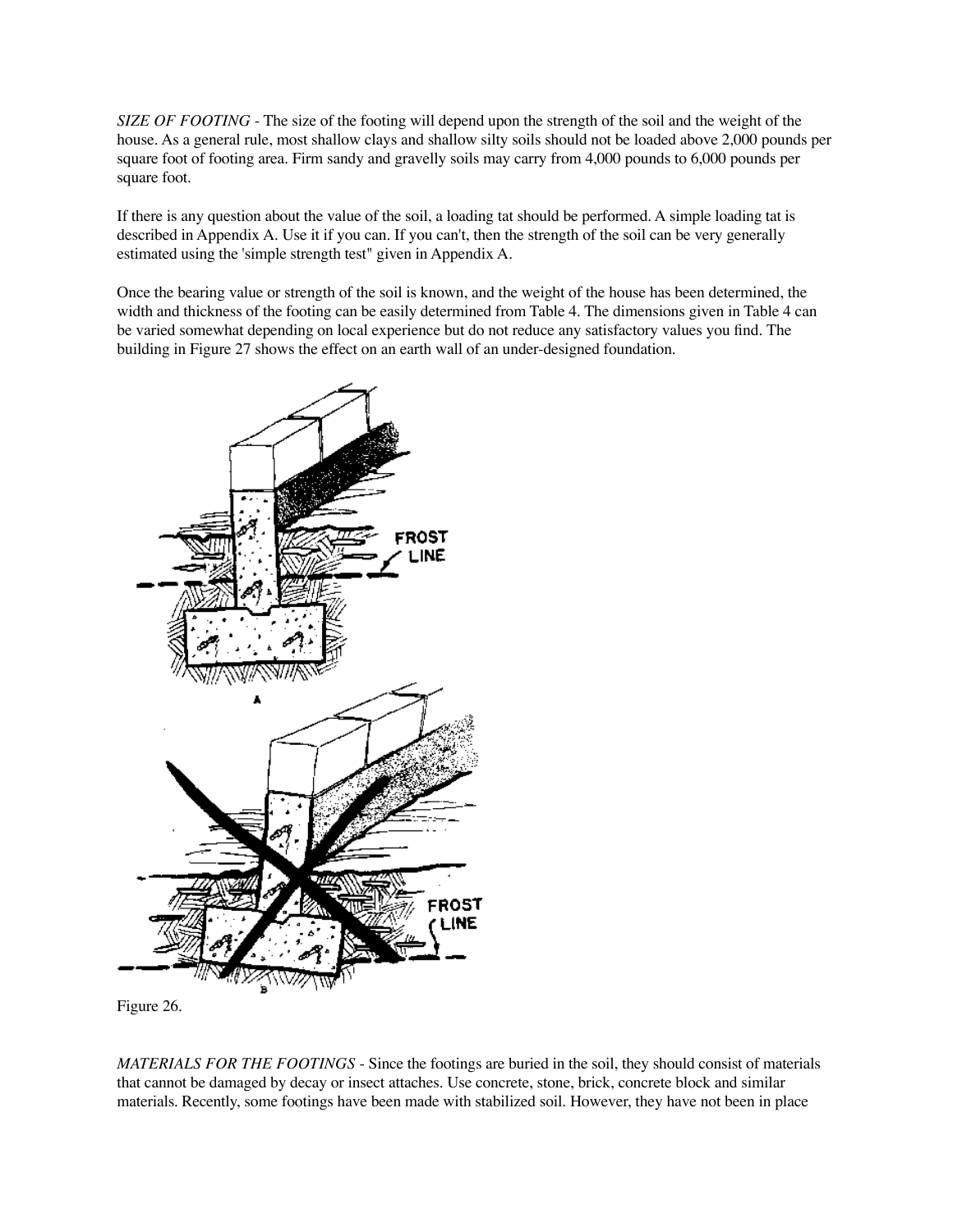*SIZE OF FOOTING* - The size of the footing will depend upon the strength of the soil and the weight of the house. As a general rule, most shallow clays and shallow silty soils should not be loaded above 2,000 pounds per square foot of footing area. Firm sandy and gravelly soils may carry from 4,000 pounds to 6,000 pounds per square foot.

If there is any question about the value of the soil, a loading tat should be performed. A simple loading tat is described in Appendix A. Use it if you can. If you can't, then the strength of the soil can be very generally estimated using the 'simple strength test" given in Appendix A.

Once the bearing value or strength of the soil is known, and the weight of the house has been determined, the width and thickness of the footing can be easily determined from Table 4. The dimensions given in Table 4 can be varied somewhat depending on local experience but do not reduce any satisfactory values you find. The building in Figure 27 shows the effect on an earth wall of an under-designed foundation.

Figure 26.

*MATERIALS FOR THE FOOTINGS* - Since the footings are buried in the soil, they should consist of materials that cannot be damaged by decay or insect attaches. Use concrete, stone, brick, concrete block and similar materials. Recently, some footings have been made with stabilized soil. However, they have not been in place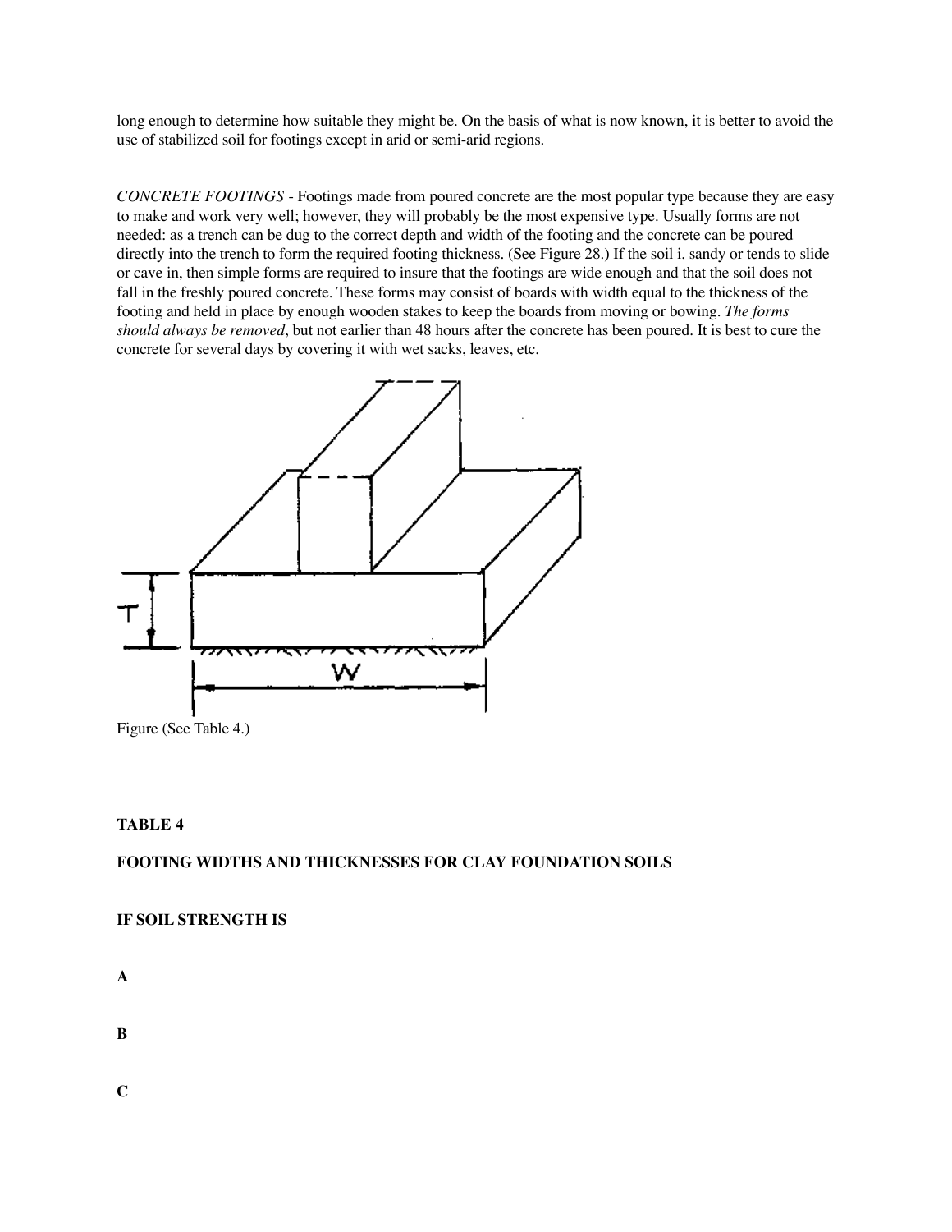long enough to determine how suitable they might be. On the basis of what is now known, it is better to avoid the use of stabilized soil for footings except in arid or semi-arid regions.

*CONCRETE FOOTINGS* - Footings made from poured concrete are the most popular type because they are easy to make and work very well; however, they will probably be the most expensive type. Usually forms are not needed: as a trench can be dug to the correct depth and width of the footing and the concrete can be poured directly into the trench to form the required footing thickness. (See Figure 28.) If the soil i. sandy or tends to slide or cave in, then simple forms are required to insure that the footings are wide enough and that the soil does not fall in the freshly poured concrete. These forms may consist of boards with width equal to the thickness of the footing and held in place by enough wooden stakes to keep the boards from moving or bowing. *The forms should always be removed*, but not earlier than 48 hours after the concrete has been poured. It is best to cure the concrete for several days by covering it with wet sacks, leaves, etc.

Figure (See Table 4.)

**TABLE 4**

**FOOTING WIDTHS AND THICKNESSES FOR CLAY FOUNDATION SOILS**

**IF SOIL STRENGTH IS**

**A**

**B**

**C**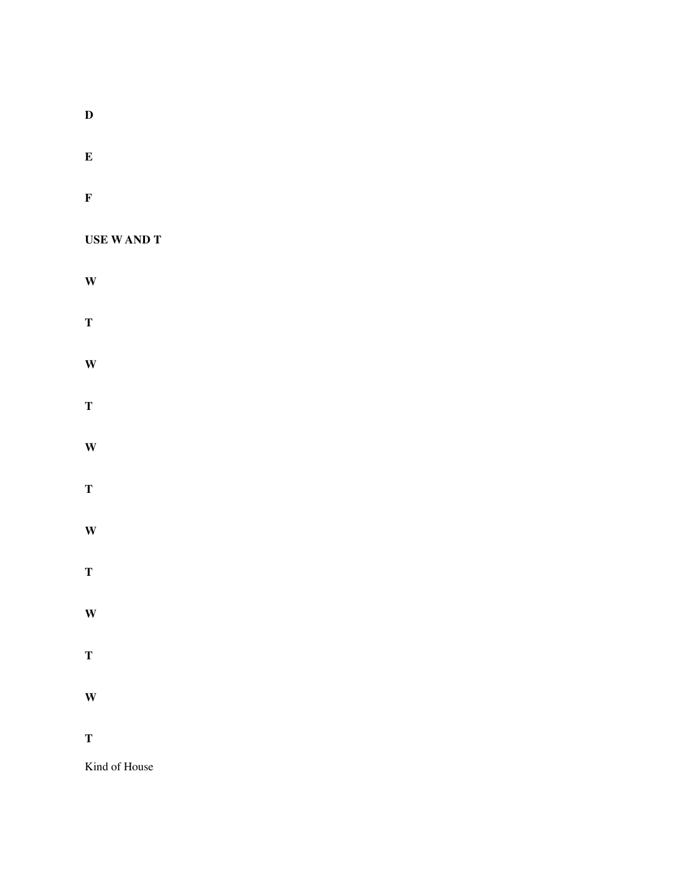**D**

**E**

**F**

**USE W AND T**

**W**

**T**

**W**

**T**

**W**

**T**

**W**

**T**

**W**

**T**

**W**

**T**

Kind of House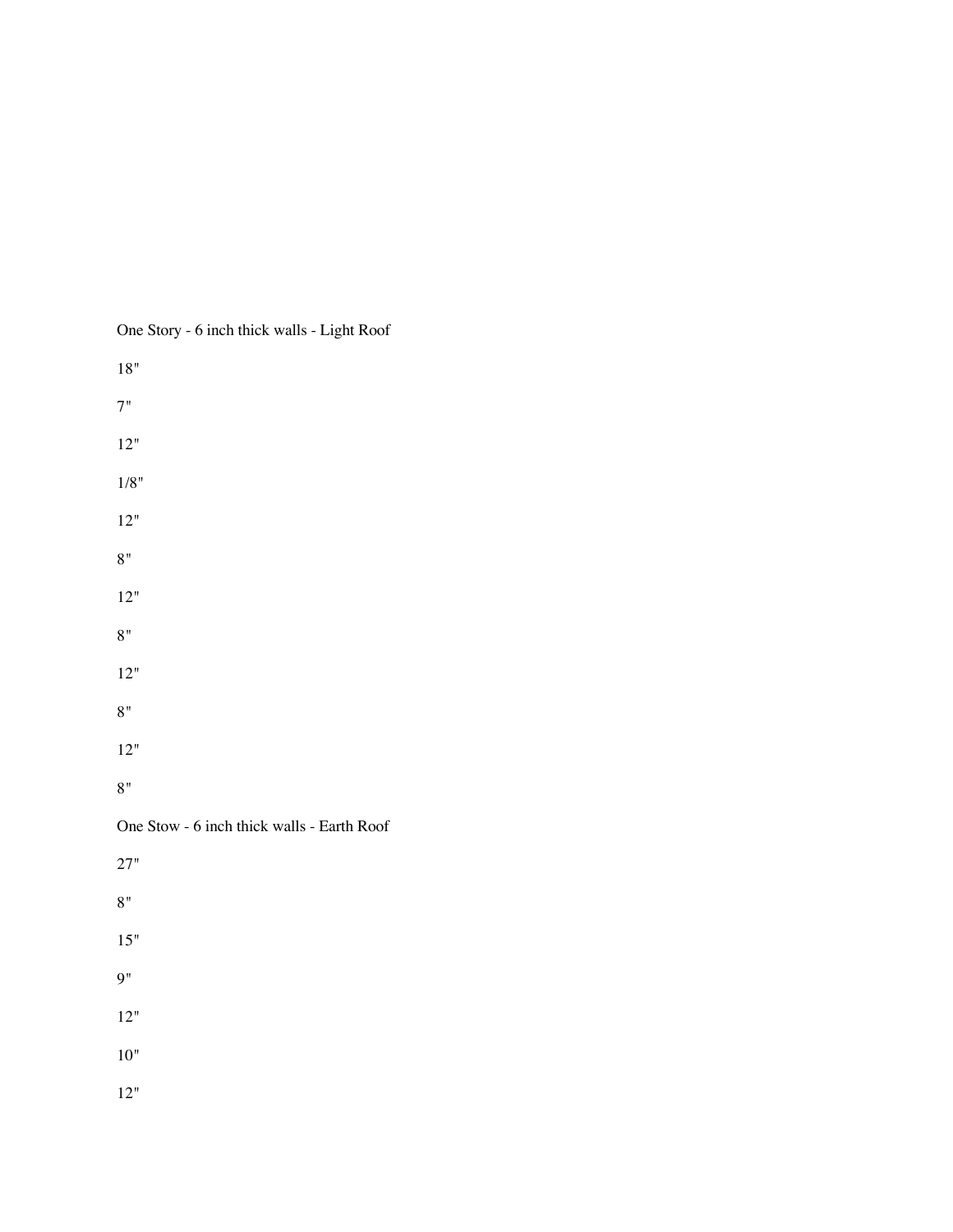One Story - 6 inch thick walls - Light Roof

18"

7"

12"

1/8"

12"

8"

12"

8"

12"

8"

12"

8"

One Stow - 6 inch thick walls - Earth Roof

27"

8"

15"

9"

12"

10"

12"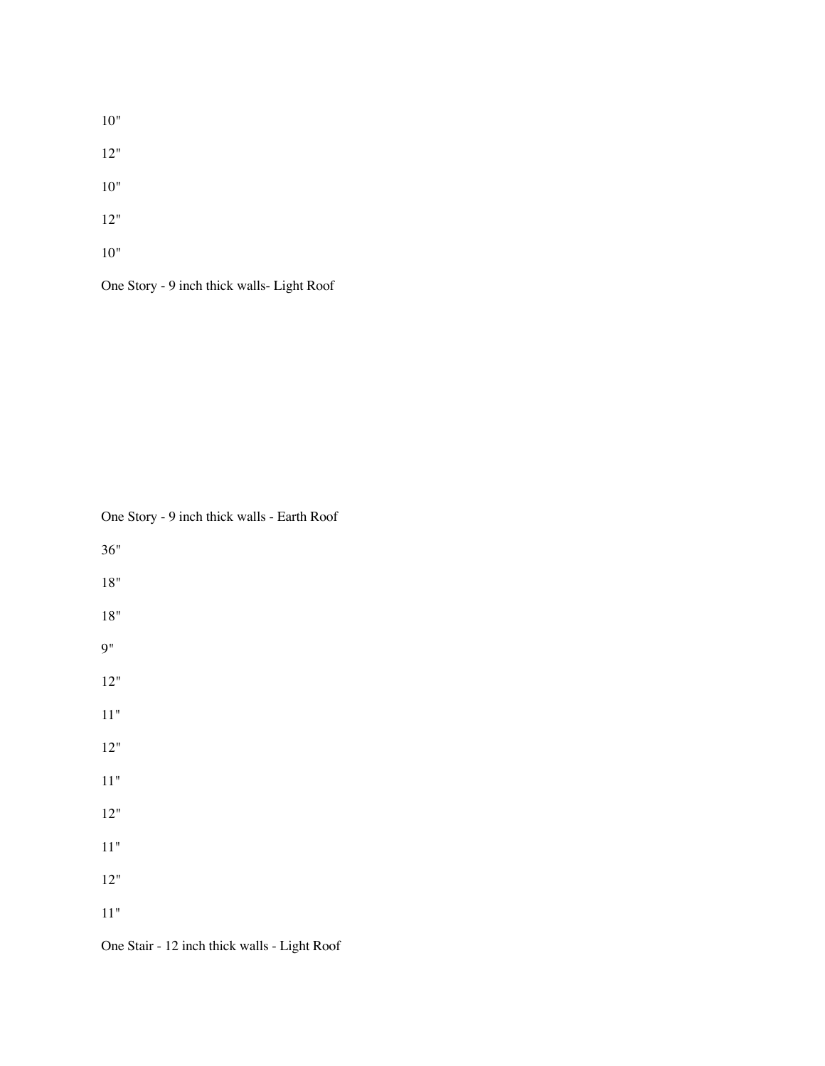10"

12"

10"

12"

10"

One Story - 9 inch thick walls- Light Roof

One Story - 9 inch thick walls - Earth Roof

36"

18"

18"

9"

12"

11"

12"

11"

12"

11"

12"

11"

One Stair - 12 inch thick walls - Light Roof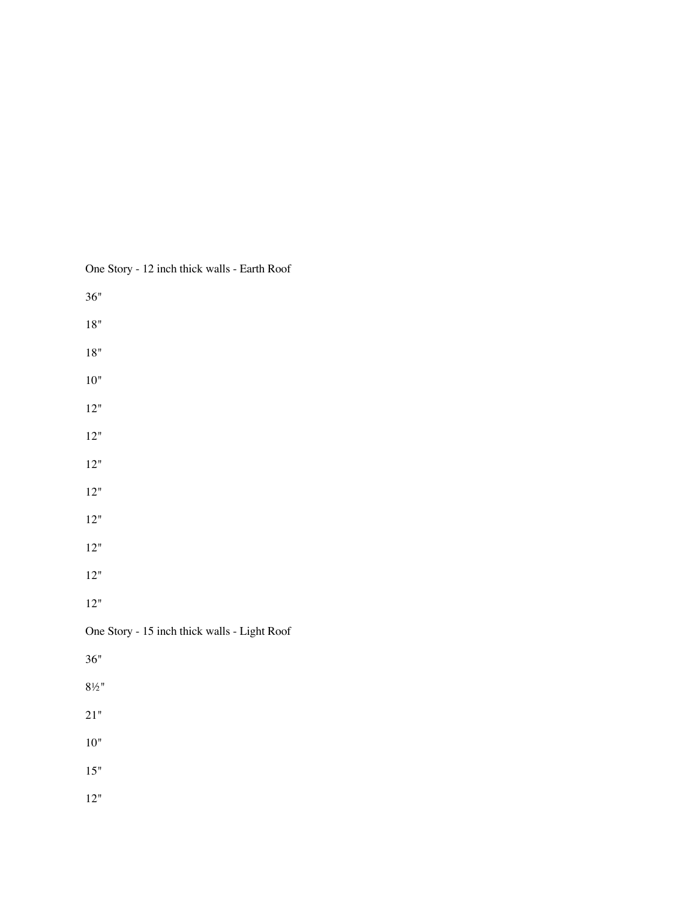One Story - 12 inch thick walls - Earth Roof

36"

18"

18"

10"

12"

12"

12"

12"

12"

12"

12"

12"

One Story - 15 inch thick walls - Light Roof

36"

8½"

21"

10"

15"

12"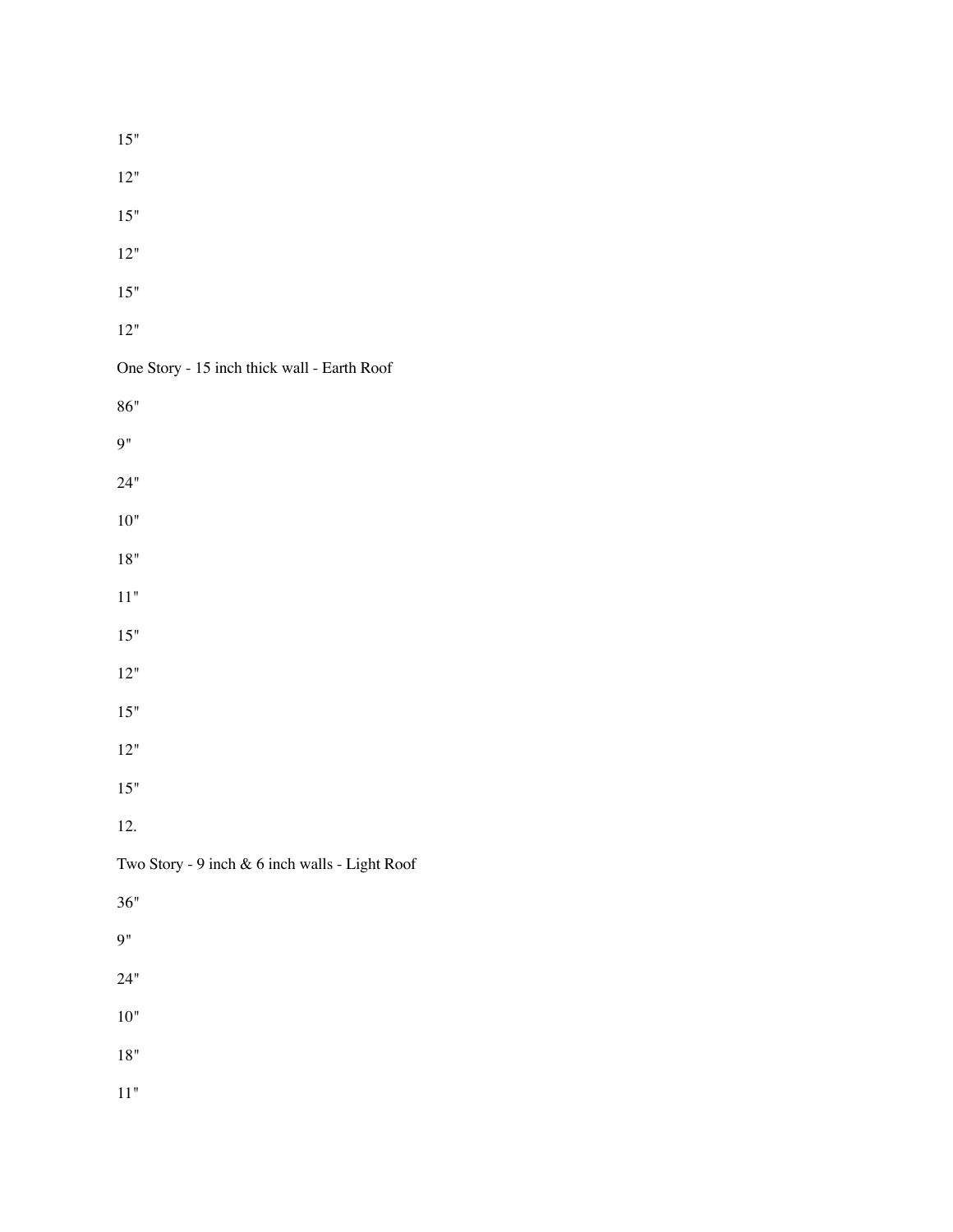15"

12"

15"

12"

15"

12"

One Story - 15 inch thick wall - Earth Roof

86"

9"

24"

10"

18"

11"

15"

12"

15"

12"

15"

12.

Two Story - 9 inch & 6 inch walls - Light Roof

36"

9"

24"

10"

18"

11"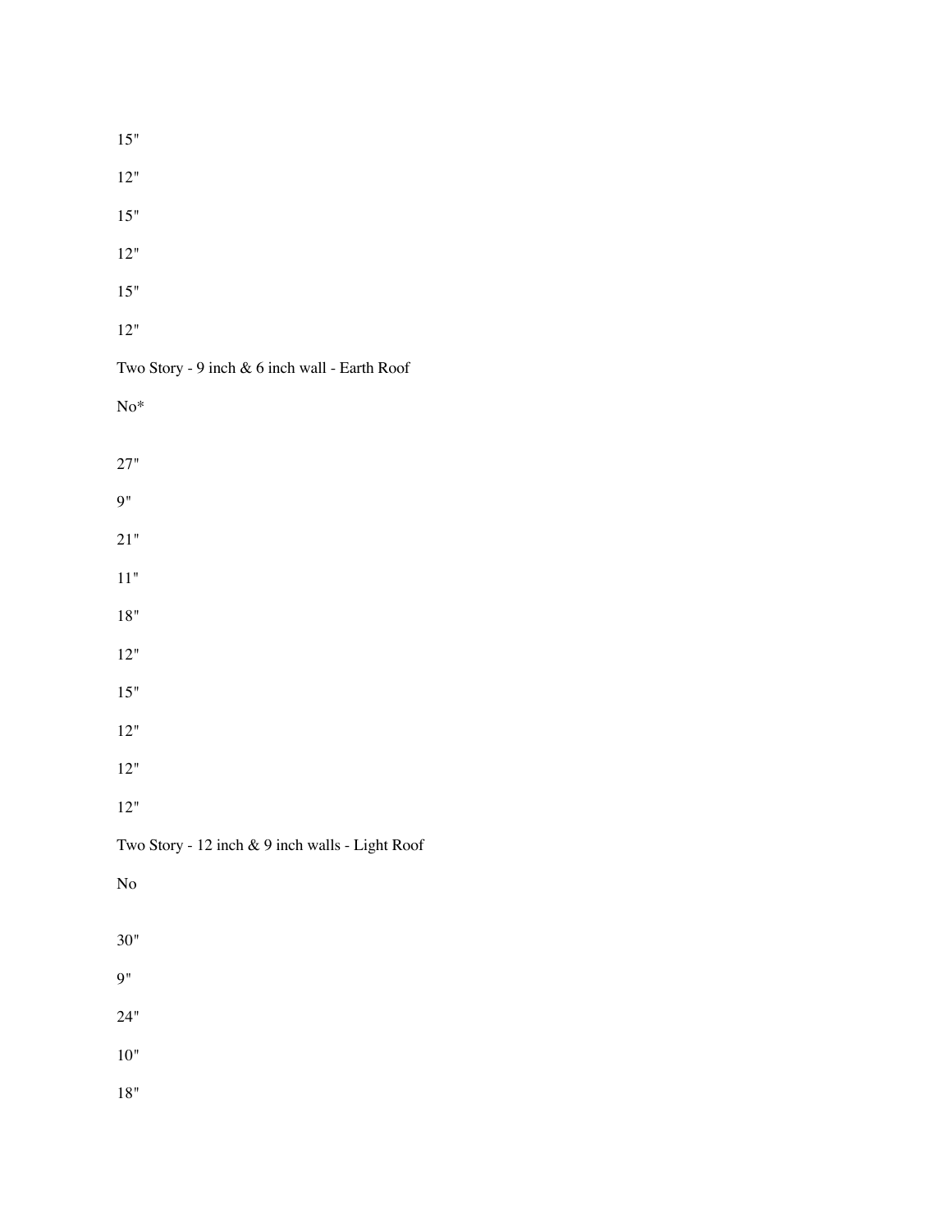15"

12"

15"

12"

15"

12"

Two Story - 9 inch & 6 inch wall - Earth Roof

No*

27"

9"

21"

11"

18"

12"

15"

12"

12"

12"

Two Story - 12 inch & 9 inch walls - Light Roof

No

30"

9"

24"

10"

18"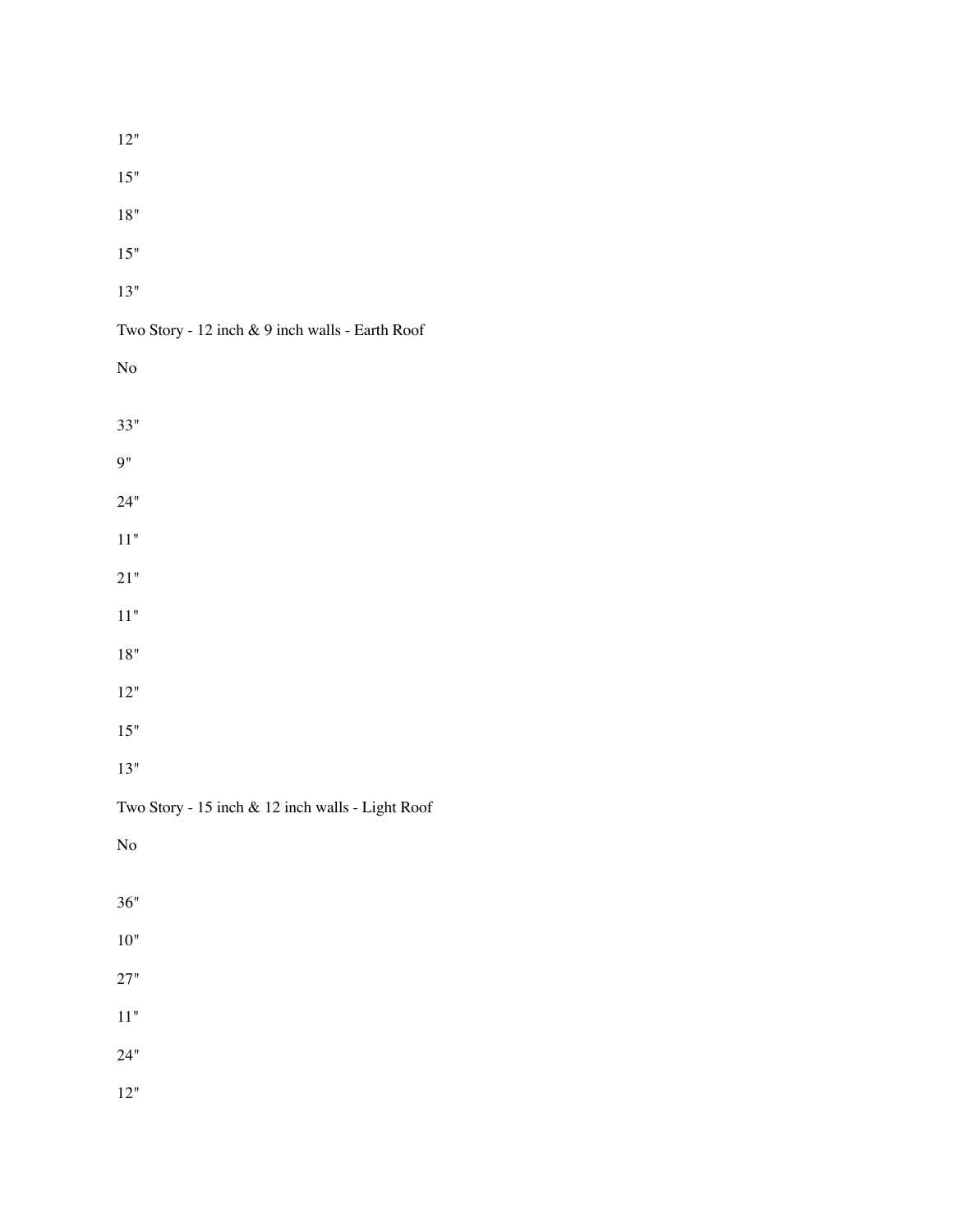12"

15"

18"

15"

13"

Two Story - 12 inch & 9 inch walls - Earth Roof

No

33"

9"

24"

11"

21"

11"

18"

12"

15"

13"

Two Story - 15 inch & 12 inch walls - Light Roof

No

36"

10"

27"

11"

24"

12"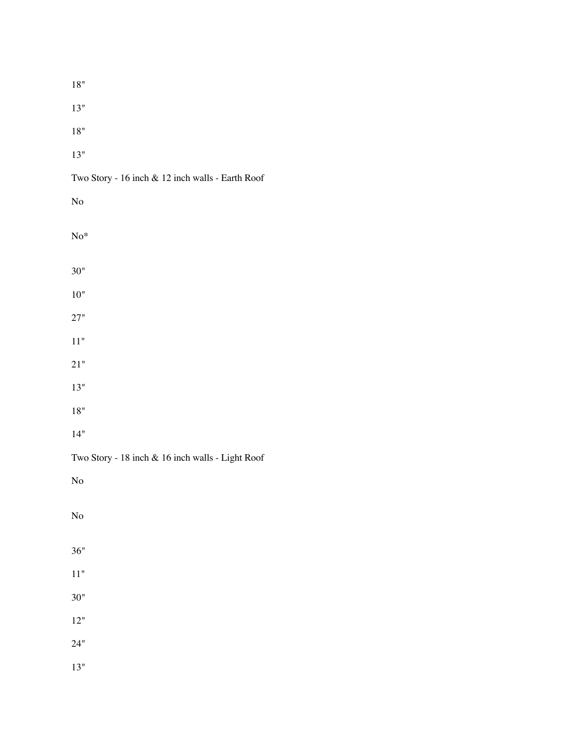18"

13"

18"

13"

Two Story - 16 inch & 12 inch walls - Earth Roof

No

No*

30"

10"

27"

11"

21"

13"

18"

14"

Two Story - 18 inch & 16 inch walls - Light Roof

No

No

36"

11"

30"

12"

24"

13"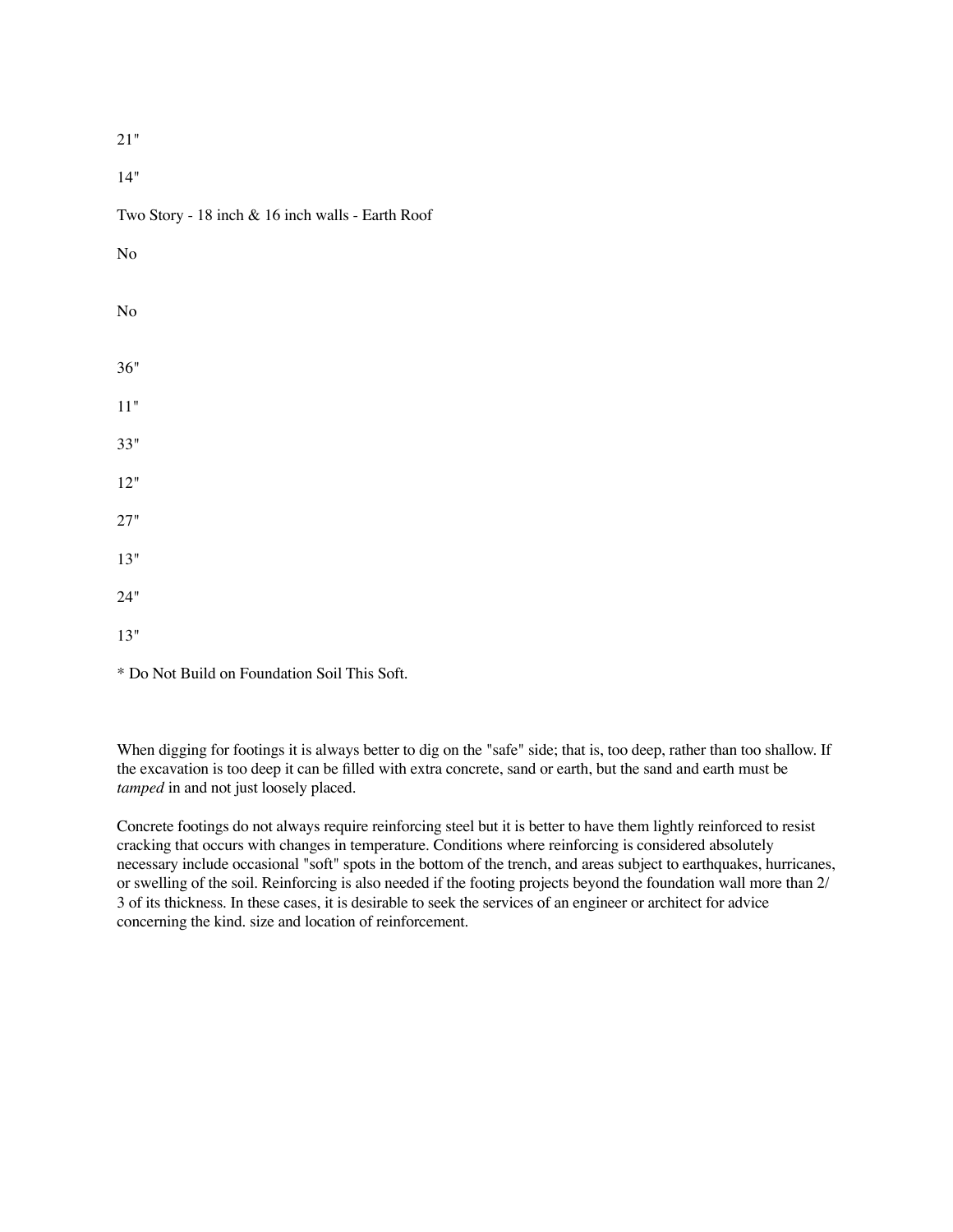21"

14"

Two Story - 18 inch & 16 inch walls - Earth Roof

No

No

36"

11"

33"

12"

27"

13"

24"

13"

* Do Not Build on Foundation Soil This Soft.

When digging for footings it is always better to dig on the "safe" side; that is, too deep, rather than too shallow. If the excavation is too deep it can be filled with extra concrete, sand or earth, but the sand and earth must be *tamped* in and not just loosely placed.

Concrete footings do not always require reinforcing steel but it is better to have them lightly reinforced to resist cracking that occurs with changes in temperature. Conditions where reinforcing is considered absolutely necessary include occasional "soft" spots in the bottom of the trench, and areas subject to earthquakes, hurricanes, or swelling of the soil. Reinforcing is also needed if the footing projects beyond the foundation wall more than 2/3 of its thickness. In these cases, it is desirable to seek the services of an engineer or architect for advice concerning the kind. size and location of reinforcement.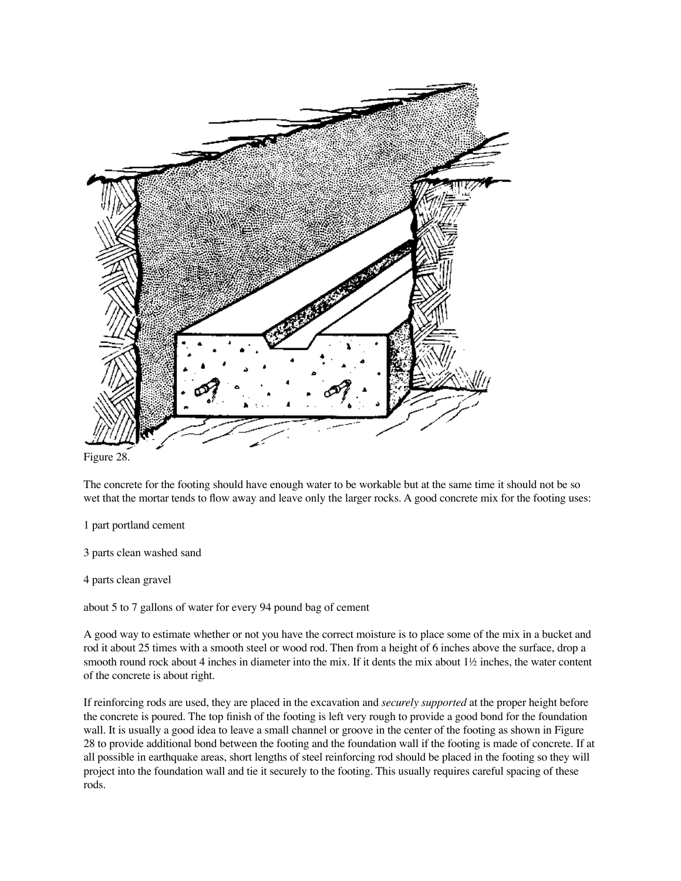Figure 28.

The concrete for the footing should have enough water to be workable but at the same time it should not be so wet that the mortar tends to flow away and leave only the larger rocks. A good concrete mix for the footing uses:

1 part portland cement

3 parts clean washed sand

4 parts clean gravel

about 5 to 7 gallons of water for every 94 pound bag of cement

A good way to estimate whether or not you have the correct moisture is to place some of the mix in a bucket and rod it about 25 times with a smooth steel or wood rod. Then from a height of 6 inches above the surface, drop a smooth round rock about 4 inches in diameter into the mix. If it dents the mix about 1½ inches, the water content of the concrete is about right.

If reinforcing rods are used, they are placed in the excavation and *securely supported* at the proper height before the concrete is poured. The top finish of the footing is left very rough to provide a good bond for the foundation wall. It is usually a good idea to leave a small channel or groove in the center of the footing as shown in Figure 28 to provide additional bond between the footing and the foundation wall if the footing is made of concrete. If at all possible in earthquake areas, short lengths of steel reinforcing rod should be placed in the footing so they will project into the foundation wall and tie it securely to the footing. This usually requires careful spacing of these rods.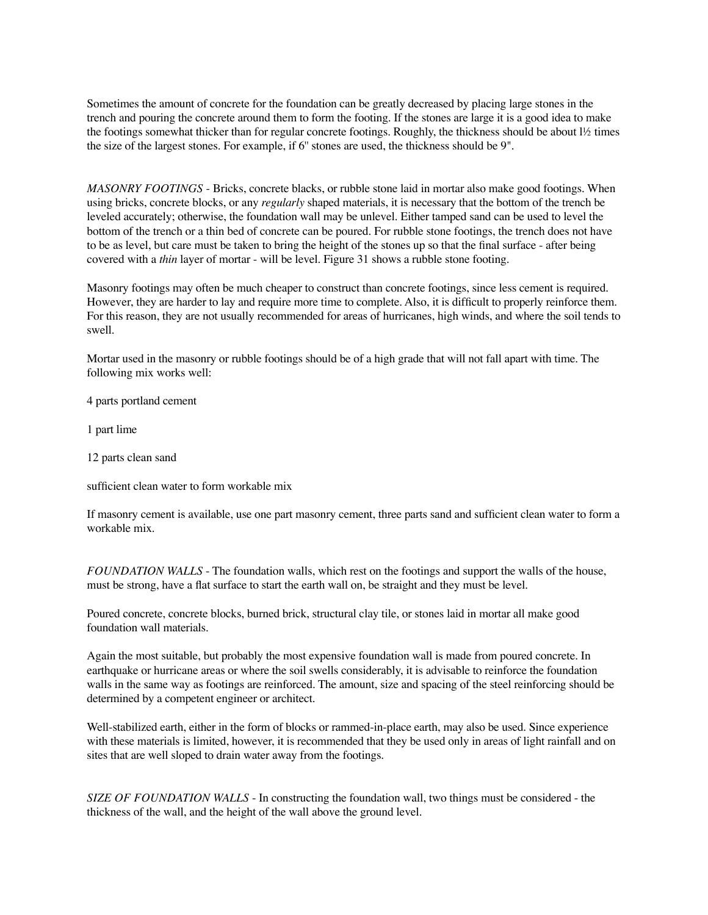Sometimes the amount of concrete for the foundation can be greatly decreased by placing large stones in the trench and pouring the concrete around them to form the footing. If the stones are large it is a good idea to make the footings somewhat thicker than for regular concrete footings. Roughly, the thickness should be about l½ times the size of the largest stones. For example, if 6" stones are used, the thickness should be 9".

*MASONRY FOOTINGS* - Bricks, concrete blacks, or rubble stone laid in mortar also make good footings. When using bricks, concrete blocks, or any *regularly* shaped materials, it is necessary that the bottom of the trench be leveled accurately; otherwise, the foundation wall may be unlevel. Either tamped sand can be used to level the bottom of the trench or a thin bed of concrete can be poured. For rubble stone footings, the trench does not have to be as level, but care must be taken to bring the height of the stones up so that the final surface - after being covered with a *thin* layer of mortar - will be level. Figure 31 shows a rubble stone footing.

Masonry footings may often be much cheaper to construct than concrete footings, since less cement is required. However, they are harder to lay and require more time to complete. Also, it is difficult to properly reinforce them. For this reason, they are not usually recommended for areas of hurricanes, high winds, and where the soil tends to swell.

Mortar used in the masonry or rubble footings should be of a high grade that will not fall apart with time. The following mix works well:

4 parts portland cement

1 part lime

12 parts clean sand

sufficient clean water to form workable mix

If masonry cement is available, use one part masonry cement, three parts sand and sufficient clean water to form a workable mix.

*FOUNDATION WALLS* - The foundation walls, which rest on the footings and support the walls of the house, must be strong, have a flat surface to start the earth wall on, be straight and they must be level.

Poured concrete, concrete blocks, burned brick, structural clay tile, or stones laid in mortar all make good foundation wall materials.

Again the most suitable, but probably the most expensive foundation wall is made from poured concrete. In earthquake or hurricane areas or where the soil swells considerably, it is advisable to reinforce the foundation walls in the same way as footings are reinforced. The amount, size and spacing of the steel reinforcing should be determined by a competent engineer or architect.

Well-stabilized earth, either in the form of blocks or rammed-in-place earth, may also be used. Since experience with these materials is limited, however, it is recommended that they be used only in areas of light rainfall and on sites that are well sloped to drain water away from the footings.

*SIZE OF FOUNDATION WALLS* - In constructing the foundation wall, two things must be considered - the thickness of the wall, and the height of the wall above the ground level.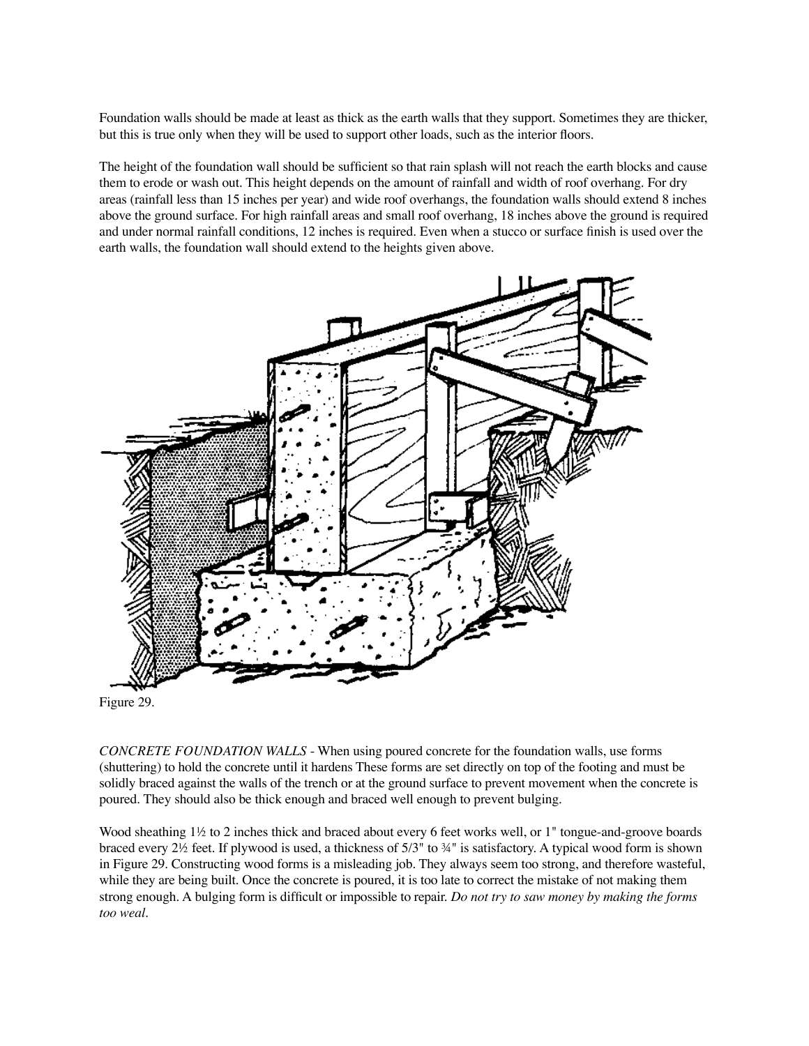Foundation walls should be made at least as thick as the earth walls that they support. Sometimes they are thicker, but this is true only when they will be used to support other loads, such as the interior floors.

The height of the foundation wall should be sufficient so that rain splash will not reach the earth blocks and cause them to erode or wash out. This height depends on the amount of rainfall and width of roof overhang. For dry areas (rainfall less than 15 inches per year) and wide roof overhangs, the foundation walls should extend 8 inches above the ground surface. For high rainfall areas and small roof overhang, 18 inches above the ground is required and under normal rainfall conditions, 12 inches is required. Even when a stucco or surface finish is used over the earth walls, the foundation wall should extend to the heights given above.

Figure 29.

*CONCRETE FOUNDATION WALLS* - When using poured concrete for the foundation walls, use forms (shuttering) to hold the concrete until it hardens These forms are set directly on top of the footing and must be solidly braced against the walls of the trench or at the ground surface to prevent movement when the concrete is poured. They should also be thick enough and braced well enough to prevent bulging.

Wood sheathing 1½ to 2 inches thick and braced about every 6 feet works well, or 1" tongue-and-groove boards braced every 2½ feet. If plywood is used, a thickness of 5/3" to ¾" is satisfactory. A typical wood form is shown in Figure 29. Constructing wood forms is a misleading job. They always seem too strong, and therefore wasteful, while they are being built. Once the concrete is poured, it is too late to correct the mistake of not making them strong enough. A bulging form is difficult or impossible to repair. *Do not try to saw money by making the forms too weal.*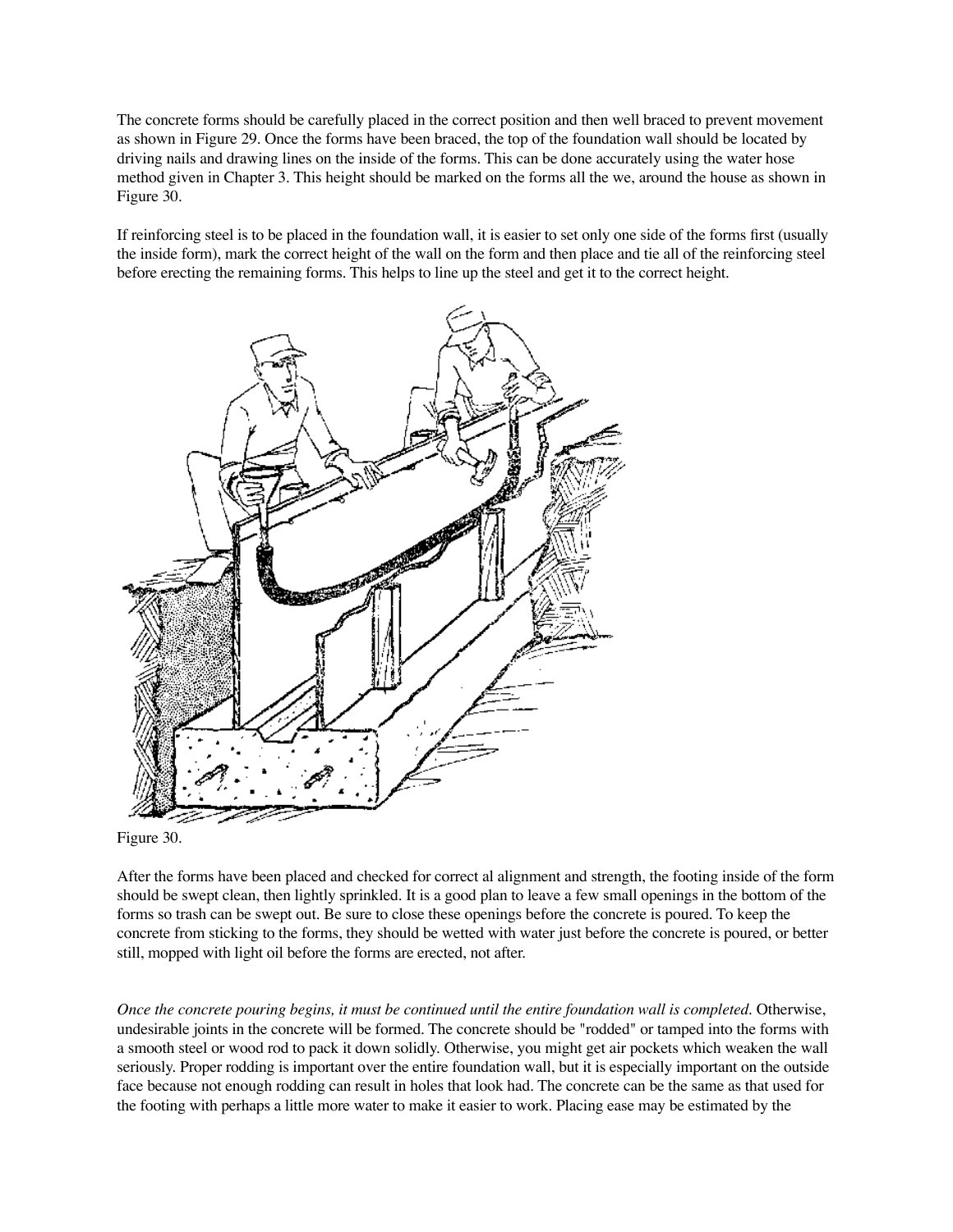The concrete forms should be carefully placed in the correct position and then well braced to prevent movement as shown in Figure 29. Once the forms have been braced, the top of the foundation wall should be located by driving nails and drawing lines on the inside of the forms. This can be done accurately using the water hose method given in Chapter 3. This height should be marked on the forms all the we, around the house as shown in Figure 30.

If reinforcing steel is to be placed in the foundation wall, it is easier to set only one side of the forms first (usually the inside form), mark the correct height of the wall on the form and then place and tie all of the reinforcing steel before erecting the remaining forms. This helps to line up the steel and get it to the correct height.

Figure 30.

After the forms have been placed and checked for correct al alignment and strength, the footing inside of the form should be swept clean, then lightly sprinkled. It is a good plan to leave a few small openings in the bottom of the forms so trash can be swept out. Be sure to close these openings before the concrete is poured. To keep the concrete from sticking to the forms, they should be wetted with water just before the concrete is poured, or better still, mopped with light oil before the forms are erected, not after.

*Once the concrete pouring begins, it must be continued until the entire foundation wall is completed.* Otherwise, undesirable joints in the concrete will be formed. The concrete should be "rodded" or tamped into the forms with a smooth steel or wood rod to pack it down solidly. Otherwise, you might get air pockets which weaken the wall seriously. Proper rodding is important over the entire foundation wall, but it is especially important on the outside face because not enough rodding can result in holes that look had. The concrete can be the same as that used for the footing with perhaps a little more water to make it easier to work. Placing ease may be estimated by the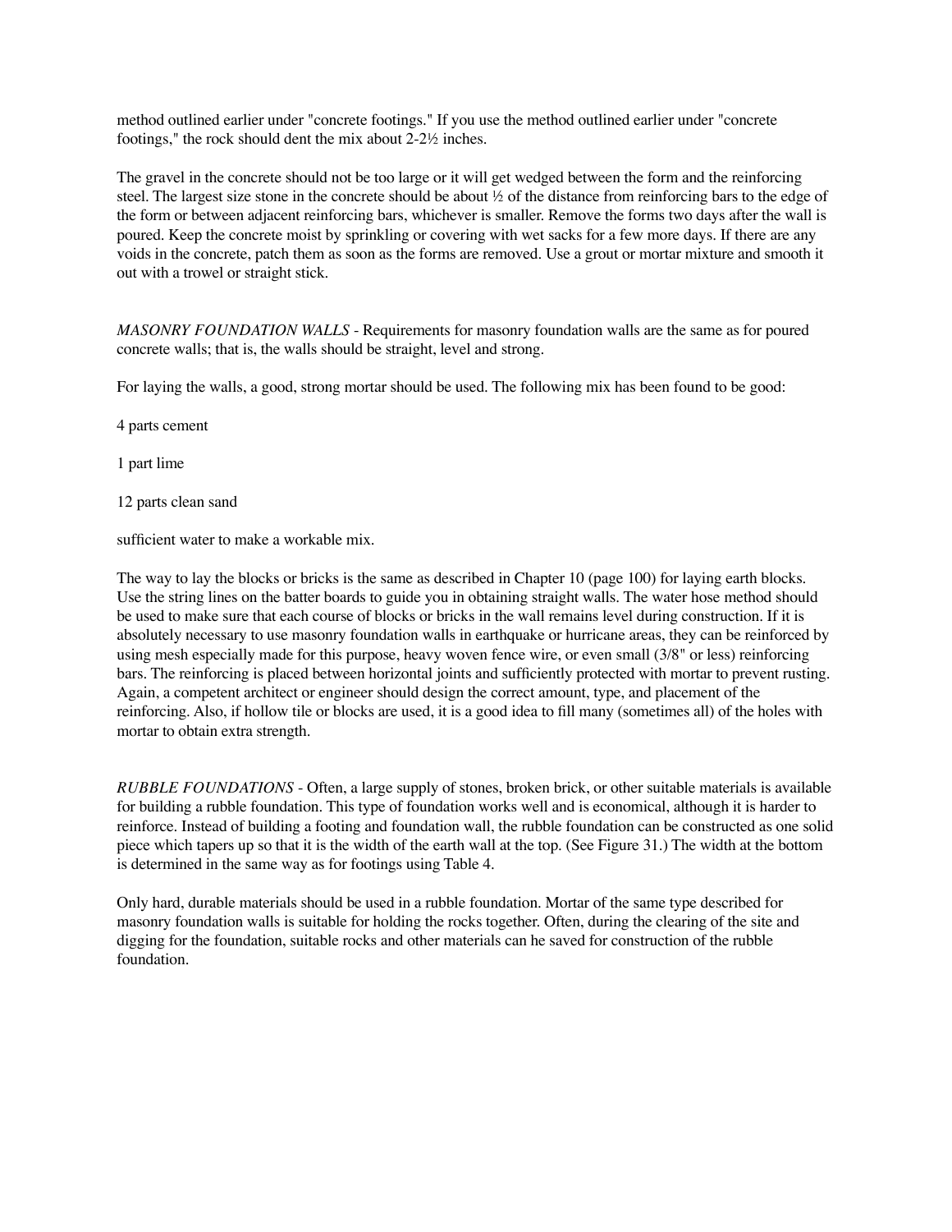method outlined earlier under "concrete footings." If you use the method outlined earlier under "concrete footings," the rock should dent the mix about 2-2½ inches.

The gravel in the concrete should not be too large or it will get wedged between the form and the reinforcing steel. The largest size stone in the concrete should be about ½ of the distance from reinforcing bars to the edge of the form or between adjacent reinforcing bars, whichever is smaller. Remove the forms two days after the wall is poured. Keep the concrete moist by sprinkling or covering with wet sacks for a few more days. If there are any voids in the concrete, patch them as soon as the forms are removed. Use a grout or mortar mixture and smooth it out with a trowel or straight stick.

*MASONRY FOUNDATION WALLS* - Requirements for masonry foundation walls are the same as for poured concrete walls; that is, the walls should be straight, level and strong.

For laying the walls, a good, strong mortar should be used. The following mix has been found to be good:

4 parts cement

1 part lime

12 parts clean sand

sufficient water to make a workable mix.

The way to lay the blocks or bricks is the same as described in Chapter 10 (page 100) for laying earth blocks. Use the string lines on the batter boards to guide you in obtaining straight walls. The water hose method should be used to make sure that each course of blocks or bricks in the wall remains level during construction. If it is absolutely necessary to use masonry foundation walls in earthquake or hurricane areas, they can be reinforced by using mesh especially made for this purpose, heavy woven fence wire, or even small (3/8" or less) reinforcing bars. The reinforcing is placed between horizontal joints and sufficiently protected with mortar to prevent rusting. Again, a competent architect or engineer should design the correct amount, type, and placement of the reinforcing. Also, if hollow tile or blocks are used, it is a good idea to fill many (sometimes all) of the holes with mortar to obtain extra strength.

*RUBBLE FOUNDATIONS* - Often, a large supply of stones, broken brick, or other suitable materials is available for building a rubble foundation. This type of foundation works well and is economical, although it is harder to reinforce. Instead of building a footing and foundation wall, the rubble foundation can be constructed as one solid piece which tapers up so that it is the width of the earth wall at the top. (See Figure 31.) The width at the bottom is determined in the same way as for footings using Table 4.

Only hard, durable materials should be used in a rubble foundation. Mortar of the same type described for masonry foundation walls is suitable for holding the rocks together. Often, during the clearing of the site and digging for the foundation, suitable rocks and other materials can he saved for construction of the rubble foundation.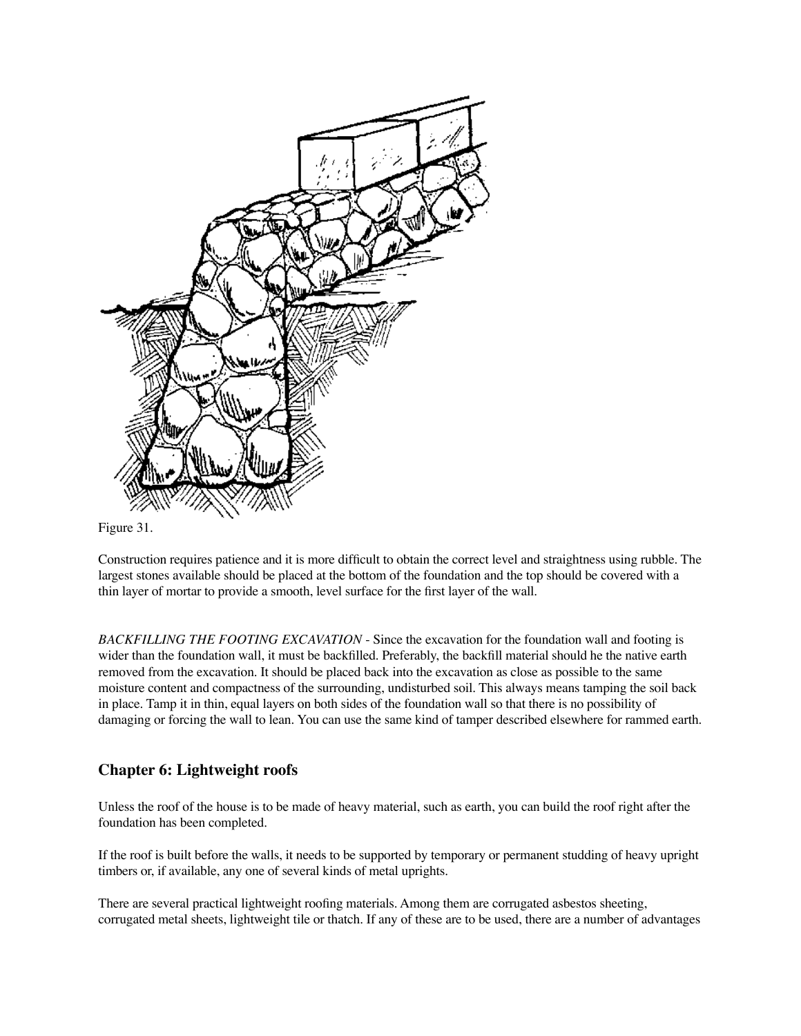Figure 31.

Construction requires patience and it is more difficult to obtain the correct level and straightness using rubble. The largest stones available should be placed at the bottom of the foundation and the top should be covered with a thin layer of mortar to provide a smooth, level surface for the first layer of the wall.

*BACKFILLING THE FOOTING EXCAVATION* - Since the excavation for the foundation wall and footing is wider than the foundation wall, it must be backfilled. Preferably, the backfill material should he the native earth removed from the excavation. It should be placed back into the excavation as close as possible to the same moisture content and compactness of the surrounding, undisturbed soil. This always means tamping the soil back in place. Tamp it in thin, equal layers on both sides of the foundation wall so that there is no possibility of damaging or forcing the wall to lean. You can use the same kind of tamper described elsewhere for rammed earth.

## Chapter 6: Lightweight roofs

Unless the roof of the house is to be made of heavy material, such as earth, you can build the roof right after the foundation has been completed.

If the roof is built before the walls, it needs to be supported by temporary or permanent studding of heavy upright timbers or, if available, any one of several kinds of metal uprights.

There are several practical lightweight roofing materials. Among them are corrugated asbestos sheeting, corrugated metal sheets, lightweight tile or thatch. If any of these are to be used, there are a number of advantages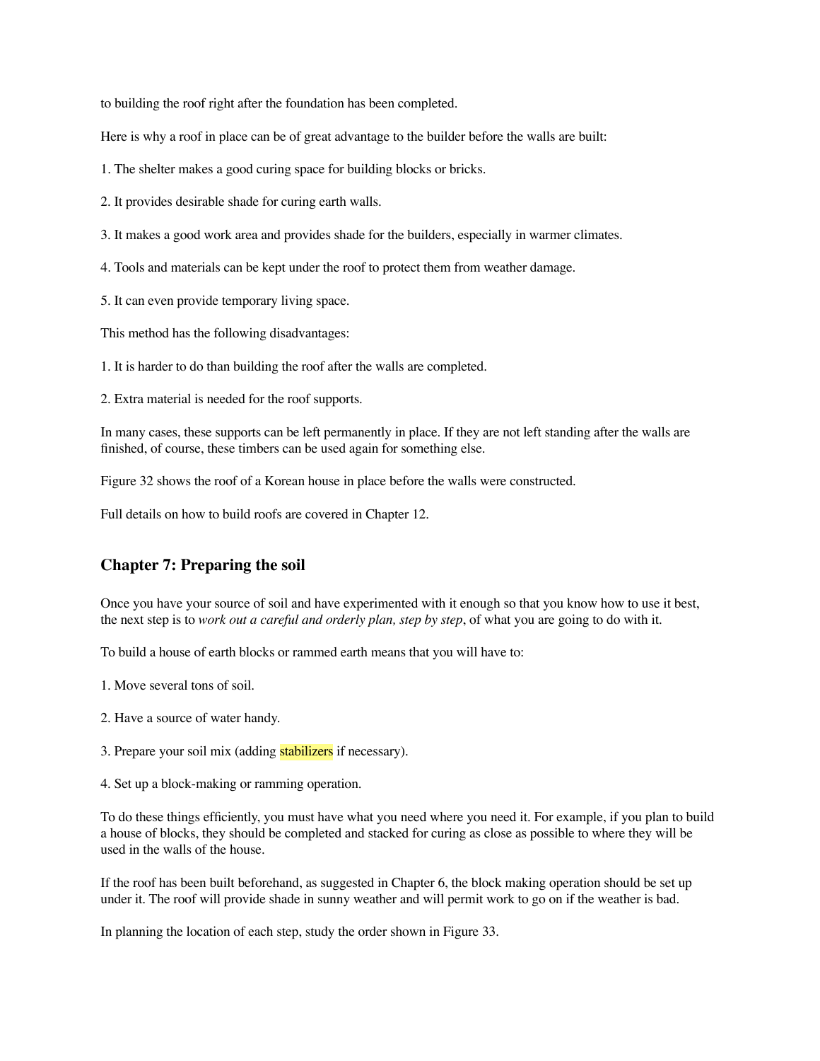to building the roof right after the foundation has been completed.

Here is why a roof in place can be of great advantage to the builder before the walls are built:

1. The shelter makes a good curing space for building blocks or bricks.

2. It provides desirable shade for curing earth walls.

3. It makes a good work area and provides shade for the builders, especially in warmer climates.

4. Tools and materials can be kept under the roof to protect them from weather damage.

5. It can even provide temporary living space.

This method has the following disadvantages:

1. It is harder to do than building the roof after the walls are completed.

2. Extra material is needed for the roof supports.

In many cases, these supports can be left permanently in place. If they are not left standing after the walls are finished, of course, these timbers can be used again for something else.

Figure 32 shows the roof of a Korean house in place before the walls were constructed.

Full details on how to build roofs are covered in Chapter 12.

## Chapter 7: Preparing the soil

Once you have your source of soil and have experimented with it enough so that you know how to use it best, the next step is to *work out a careful and orderly plan, step by step*, of what you are going to do with it.

To build a house of earth blocks or rammed earth means that you will have to:

1. Move several tons of soil.

2. Have a source of water handy.

3. Prepare your soil mix (adding stabilizers if necessary).

4. Set up a block-making or ramming operation.

To do these things efficiently, you must have what you need where you need it. For example, if you plan to build a house of blocks, they should be completed and stacked for curing as close as possible to where they will be used in the walls of the house.

If the roof has been built beforehand, as suggested in Chapter 6, the block making operation should be set up under it. The roof will provide shade in sunny weather and will permit work to go on if the weather is bad.

In planning the location of each step, study the order shown in Figure 33.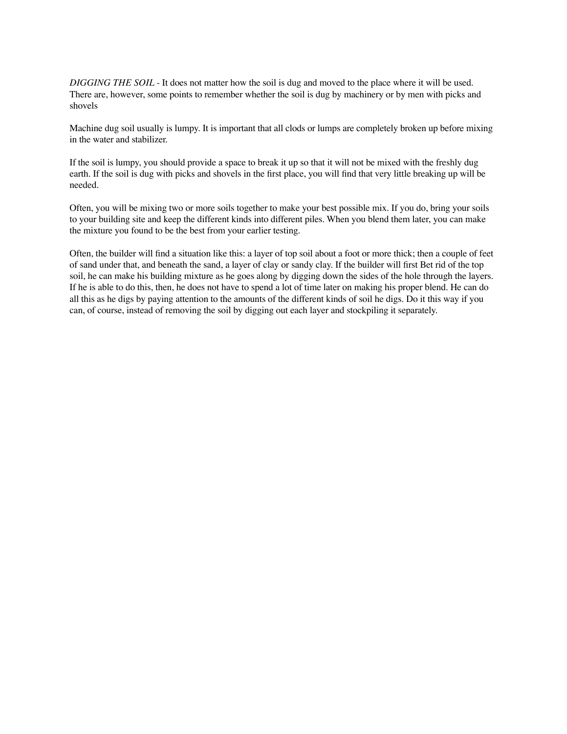*DIGGING THE SOIL* - It does not matter how the soil is dug and moved to the place where it will be used. There are, however, some points to remember whether the soil is dug by machinery or by men with picks and shovels

Machine dug soil usually is lumpy. It is important that all clods or lumps are completely broken up before mixing in the water and stabilizer.

If the soil is lumpy, you should provide a space to break it up so that it will not be mixed with the freshly dug earth. If the soil is dug with picks and shovels in the first place, you will find that very little breaking up will be needed.

Often, you will be mixing two or more soils together to make your best possible mix. If you do, bring your soils to your building site and keep the different kinds into different piles. When you blend them later, you can make the mixture you found to be the best from your earlier testing.

Often, the builder will find a situation like this: a layer of top soil about a foot or more thick; then a couple of feet of sand under that, and beneath the sand, a layer of clay or sandy clay. If the builder will first Bet rid of the top soil, he can make his building mixture as he goes along by digging down the sides of the hole through the layers. If he is able to do this, then, he does not have to spend a lot of time later on making his proper blend. He can do all this as he digs by paying attention to the amounts of the different kinds of soil he digs. Do it this way if you can, of course, instead of removing the soil by digging out each layer and stockpiling it separately.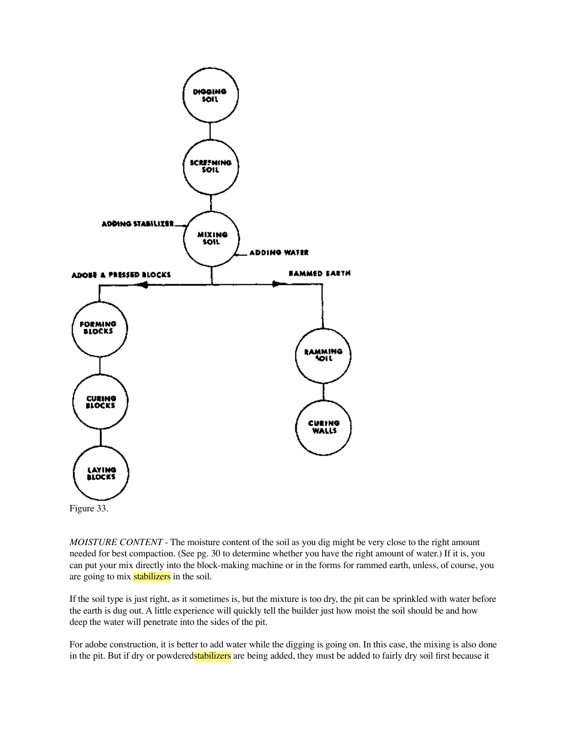Figure 33.

*MOISTURE CONTENT* - The moisture content of the soil as you dig might be very close to the right amount needed for best compaction. (See pg. 30 to determine whether you have the right amount of water.) If it is, you can put your mix directly into the block-making machine or in the forms for rammed earth, unless, of course, you are going to mix stabilizers in the soil.

If the soil type is just right, as it sometimes is, but the mixture is too dry, the pit can be sprinkled with water before the earth is dug out. A little experience will quickly tell the builder just how moist the soil should be and how deep the water will penetrate into the sides of the pit.

For adobe construction, it is better to add water while the digging is going on. In this case, the mixing is also done in the pit. But if dry or powderedstabilizers are being added, they must be added to fairly dry soil first because it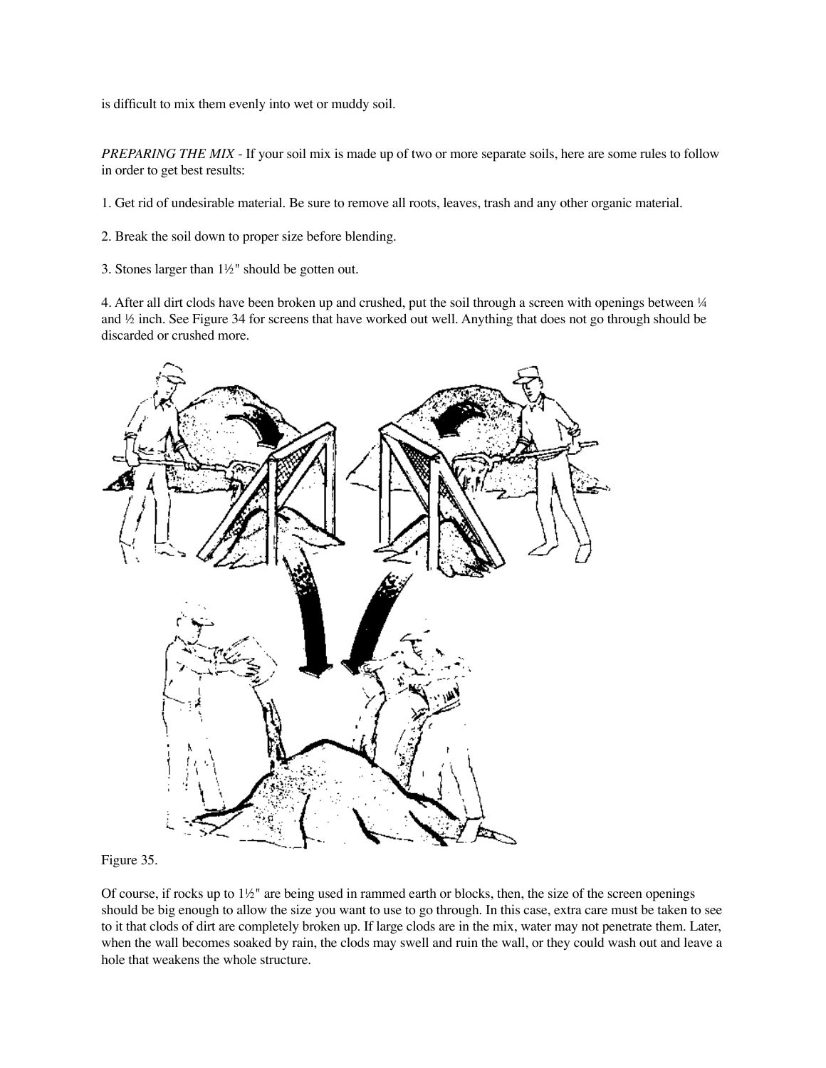is difficult to mix them evenly into wet or muddy soil.

*PREPARING THE MIX* - If your soil mix is made up of two or more separate soils, here are some rules to follow in order to get best results:

1. Get rid of undesirable material. Be sure to remove all roots, leaves, trash and any other organic material.

2. Break the soil down to proper size before blending.

3. Stones larger than 1½" should be gotten out.

4. After all dirt clods have been broken up and crushed, put the soil through a screen with openings between ¼ and ½ inch. See Figure 34 for screens that have worked out well. Anything that does not go through should be discarded or crushed more.

Figure 35.

Of course, if rocks up to 1½" are being used in rammed earth or blocks, then, the size of the screen openings should be big enough to allow the size you want to use to go through. In this case, extra care must be taken to see to it that clods of dirt are completely broken up. If large clods are in the mix, water may not penetrate them. Later, when the wall becomes soaked by rain, the clods may swell and ruin the wall, or they could wash out and leave a hole that weakens the whole structure.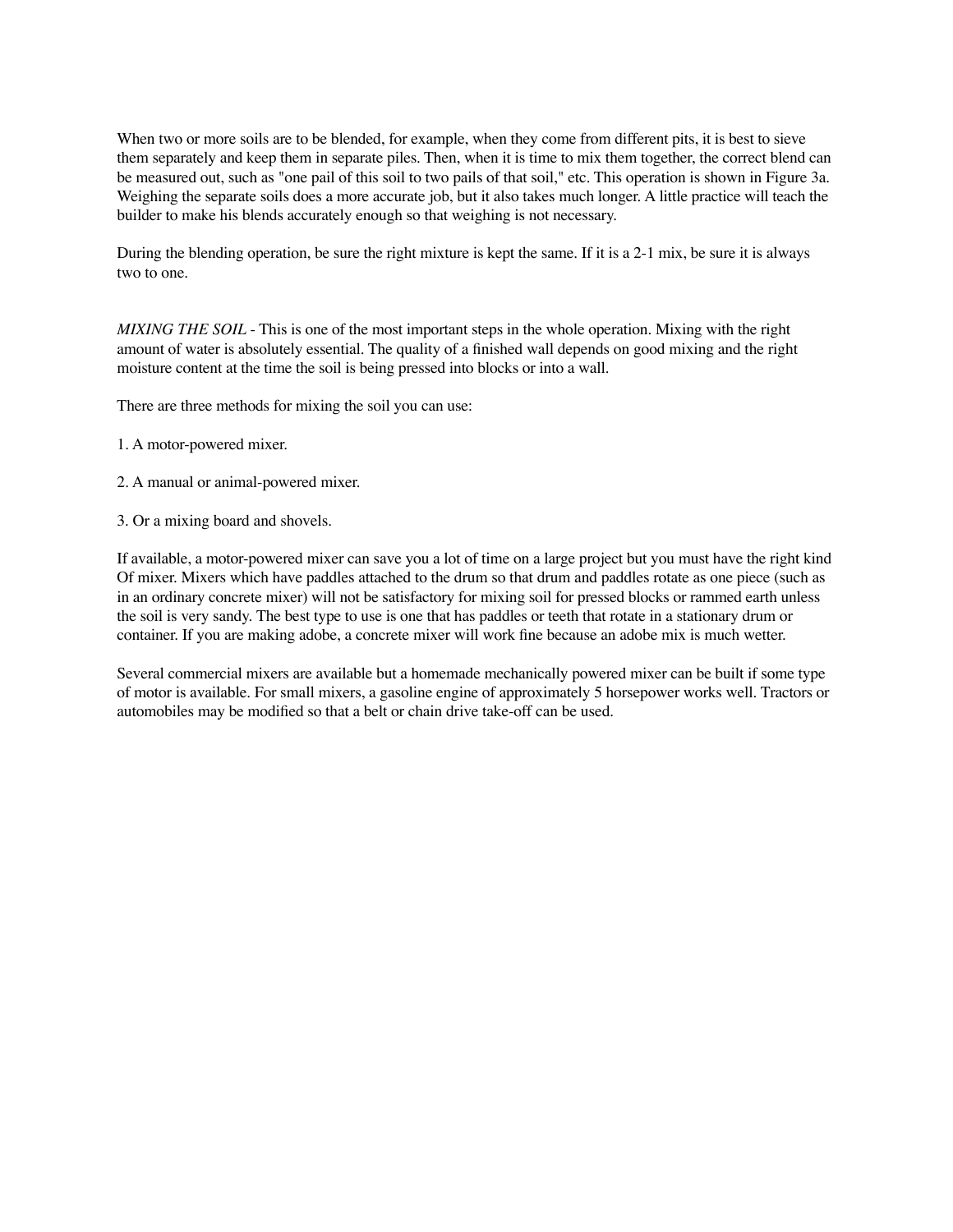When two or more soils are to be blended, for example, when they come from different pits, it is best to sieve them separately and keep them in separate piles. Then, when it is time to mix them together, the correct blend can be measured out, such as "one pail of this soil to two pails of that soil," etc. This operation is shown in Figure 3a. Weighing the separate soils does a more accurate job, but it also takes much longer. A little practice will teach the builder to make his blends accurately enough so that weighing is not necessary.

During the blending operation, be sure the right mixture is kept the same. If it is a 2-1 mix, be sure it is always two to one.

*MIXING THE SOIL* - This is one of the most important steps in the whole operation. Mixing with the right amount of water is absolutely essential. The quality of a finished wall depends on good mixing and the right moisture content at the time the soil is being pressed into blocks or into a wall.

There are three methods for mixing the soil you can use:

1. A motor-powered mixer.

2. A manual or animal-powered mixer.

3. Or a mixing board and shovels.

If available, a motor-powered mixer can save you a lot of time on a large project but you must have the right kind Of mixer. Mixers which have paddles attached to the drum so that drum and paddles rotate as one piece (such as in an ordinary concrete mixer) will not be satisfactory for mixing soil for pressed blocks or rammed earth unless the soil is very sandy. The best type to use is one that has paddles or teeth that rotate in a stationary drum or container. If you are making adobe, a concrete mixer will work fine because an adobe mix is much wetter.

Several commercial mixers are available but a homemade mechanically powered mixer can be built if some type of motor is available. For small mixers, a gasoline engine of approximately 5 horsepower works well. Tractors or automobiles may be modified so that a belt or chain drive take-off can be used.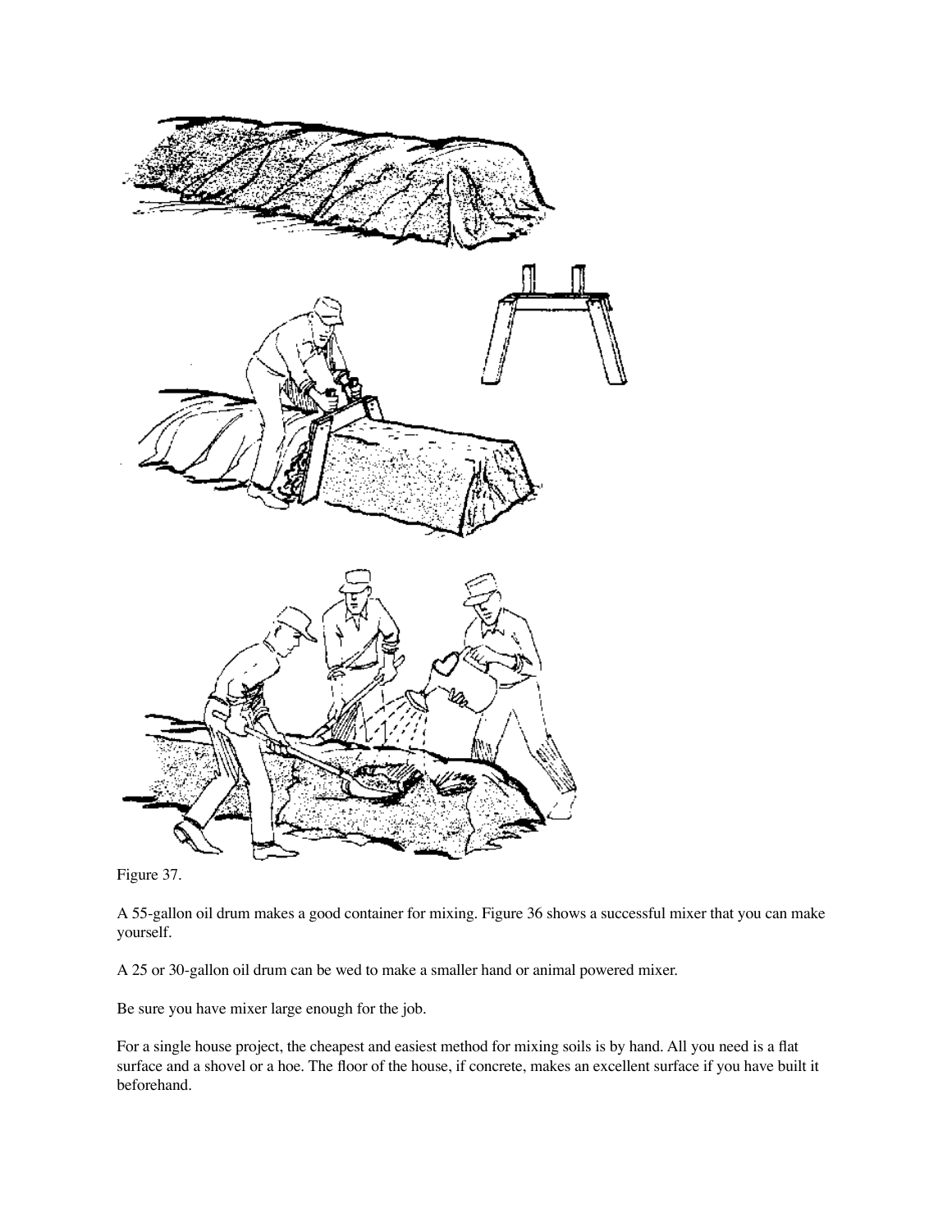Figure 37.

A 55-gallon oil drum makes a good container for mixing. Figure 36 shows a successful mixer that you can make yourself.

A 25 or 30-gallon oil drum can be wed to make a smaller hand or animal powered mixer.

Be sure you have mixer large enough for the job.

For a single house project, the cheapest and easiest method for mixing soils is by hand. All you need is a flat surface and a shovel or a hoe. The floor of the house, if concrete, makes an excellent surface if you have built it beforehand.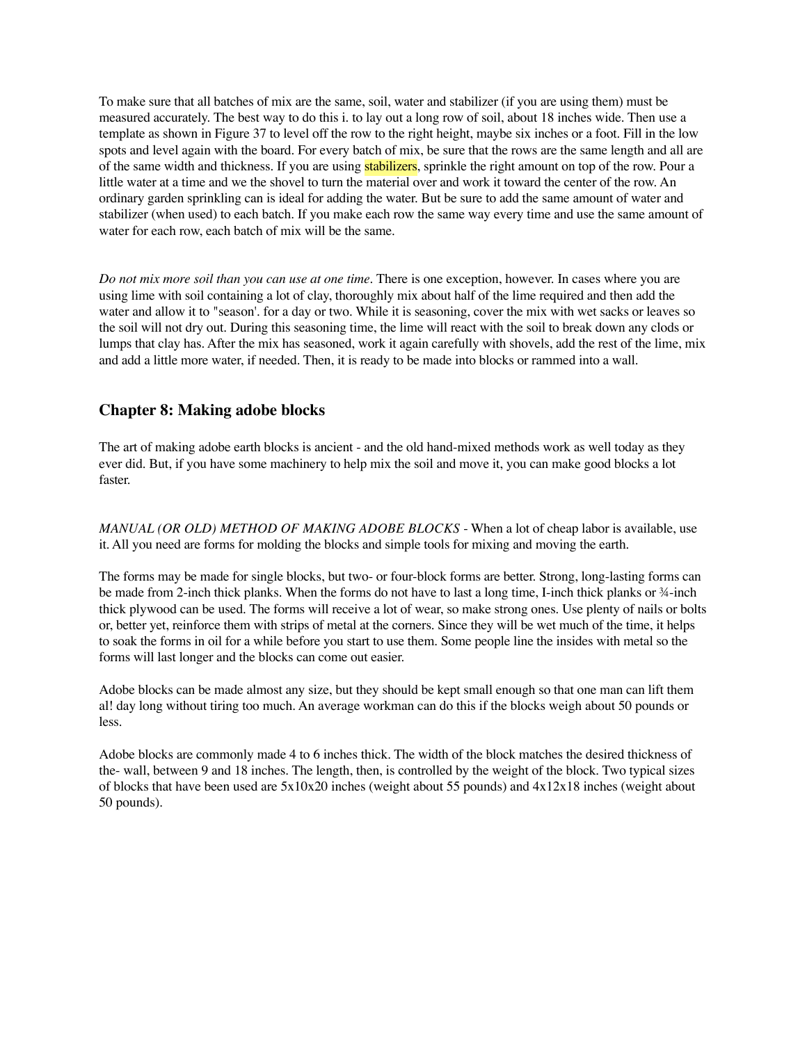To make sure that all batches of mix are the same, soil, water and stabilizer (if you are using them) must be measured accurately. The best way to do this i. to lay out a long row of soil, about 18 inches wide. Then use a template as shown in Figure 37 to level off the row to the right height, maybe six inches or a foot. Fill in the low spots and level again with the board. For every batch of mix, be sure that the rows are the same length and all are of the same width and thickness. If you are using stabilizers, sprinkle the right amount on top of the row. Pour a little water at a time and we the shovel to turn the material over and work it toward the center of the row. An ordinary garden sprinkling can is ideal for adding the water. But be sure to add the same amount of water and stabilizer (when used) to each batch. If you make each row the same way every time and use the same amount of water for each row, each batch of mix will be the same.

*Do not mix more soil than you can use at one time*. There is one exception, however. In cases where you are using lime with soil containing a lot of clay, thoroughly mix about half of the lime required and then add the water and allow it to "season'. for a day or two. While it is seasoning, cover the mix with wet sacks or leaves so the soil will not dry out. During this seasoning time, the lime will react with the soil to break down any clods or lumps that clay has. After the mix has seasoned, work it again carefully with shovels, add the rest of the lime, mix and add a little more water, if needed. Then, it is ready to be made into blocks or rammed into a wall.

## Chapter 8: Making adobe blocks

The art of making adobe earth blocks is ancient - and the old hand-mixed methods work as well today as they ever did. But, if you have some machinery to help mix the soil and move it, you can make good blocks a lot faster.

*MANUAL (OR OLD) METHOD OF MAKING ADOBE BLOCKS* - When a lot of cheap labor is available, use it. All you need are forms for molding the blocks and simple tools for mixing and moving the earth.

The forms may be made for single blocks, but two- or four-block forms are better. Strong, long-lasting forms can be made from 2-inch thick planks. When the forms do not have to last a long time, I-inch thick planks or ¾-inch thick plywood can be used. The forms will receive a lot of wear, so make strong ones. Use plenty of nails or bolts or, better yet, reinforce them with strips of metal at the corners. Since they will be wet much of the time, it helps to soak the forms in oil for a while before you start to use them. Some people line the insides with metal so the forms will last longer and the blocks can come out easier.

Adobe blocks can be made almost any size, but they should be kept small enough so that one man can lift them al! day long without tiring too much. An average workman can do this if the blocks weigh about 50 pounds or less.

Adobe blocks are commonly made 4 to 6 inches thick. The width of the block matches the desired thickness of the- wall, between 9 and 18 inches. The length, then, is controlled by the weight of the block. Two typical sizes of blocks that have been used are 5x10x20 inches (weight about 55 pounds) and 4x12x18 inches (weight about 50 pounds).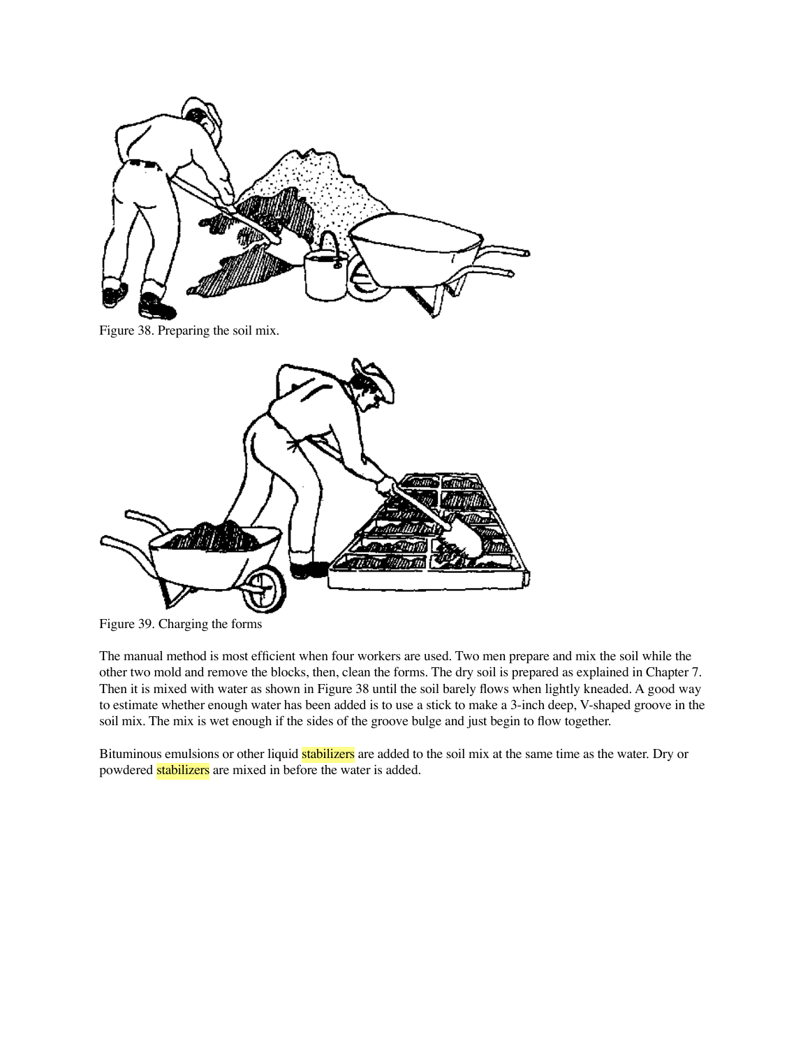Figure 38. Preparing the soil mix.

Figure 39. Charging the forms

The manual method is most efficient when four workers are used. Two men prepare and mix the soil while the other two mold and remove the blocks, then, clean the forms. The dry soil is prepared as explained in Chapter 7. Then it is mixed with water as shown in Figure 38 until the soil barely flows when lightly kneaded. A good way to estimate whether enough water has been added is to use a stick to make a 3-inch deep, V-shaped groove in the soil mix. The mix is wet enough if the sides of the groove bulge and just begin to flow together.

Bituminous emulsions or other liquid stabilizers are added to the soil mix at the same time as the water. Dry or powdered stabilizers are mixed in before the water is added.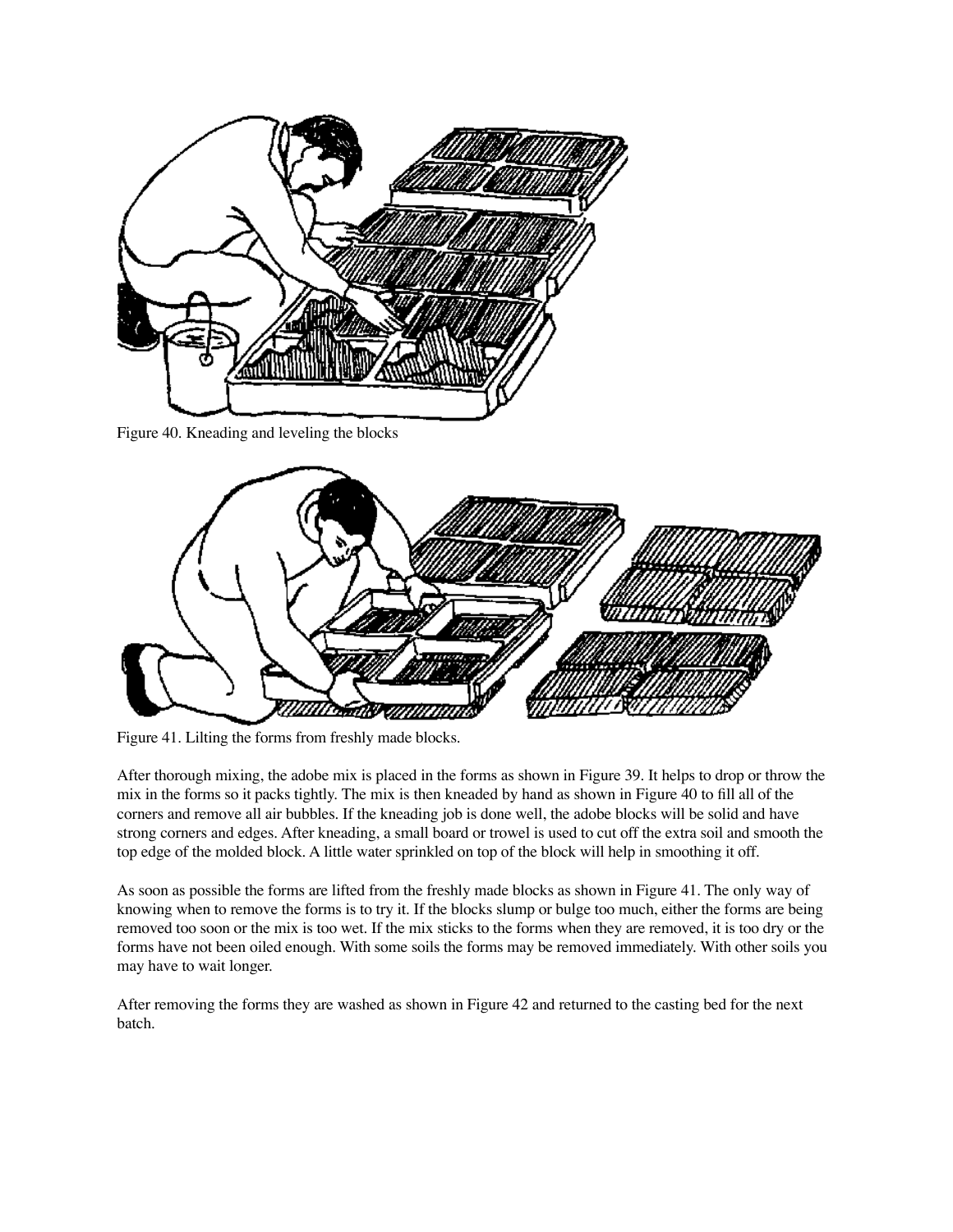Figure 40. Kneading and leveling the blocks

Figure 41. Lilting the forms from freshly made blocks.

After thorough mixing, the adobe mix is placed in the forms as shown in Figure 39. It helps to drop or throw the mix in the forms so it packs tightly. The mix is then kneaded by hand as shown in Figure 40 to fill all of the corners and remove all air bubbles. If the kneading job is done well, the adobe blocks will be solid and have strong corners and edges. After kneading, a small board or trowel is used to cut off the extra soil and smooth the top edge of the molded block. A little water sprinkled on top of the block will help in smoothing it off.

As soon as possible the forms are lifted from the freshly made blocks as shown in Figure 41. The only way of knowing when to remove the forms is to try it. If the blocks slump or bulge too much, either the forms are being removed too soon or the mix is too wet. If the mix sticks to the forms when they are removed, it is too dry or the forms have not been oiled enough. With some soils the forms may be removed immediately. With other soils you may have to wait longer.

After removing the forms they are washed as shown in Figure 42 and returned to the casting bed for the next batch.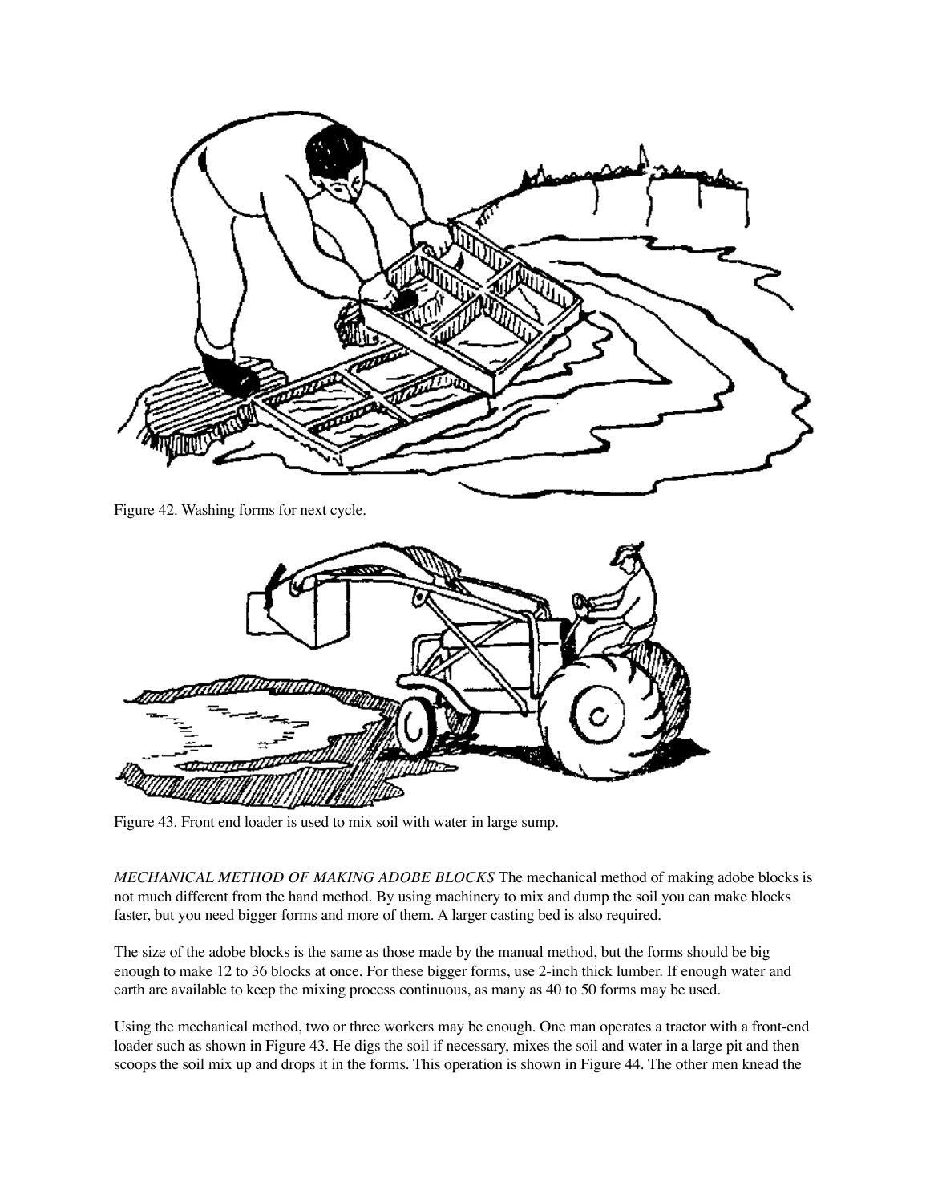Figure 42. Washing forms for next cycle.

Figure 43. Front end loader is used to mix soil with water in large sump.

*MECHANICAL METHOD OF MAKING ADOBE BLOCKS* The mechanical method of making adobe blocks is not much different from the hand method. By using machinery to mix and dump the soil you can make blocks faster, but you need bigger forms and more of them. A larger casting bed is also required.

The size of the adobe blocks is the same as those made by the manual method, but the forms should be big enough to make 12 to 36 blocks at once. For these bigger forms, use 2-inch thick lumber. If enough water and earth are available to keep the mixing process continuous, as many as 40 to 50 forms may be used.

Using the mechanical method, two or three workers may be enough. One man operates a tractor with a front-end loader such as shown in Figure 43. He digs the soil if necessary, mixes the soil and water in a large pit and then scoops the soil mix up and drops it in the forms. This operation is shown in Figure 44. The other men knead the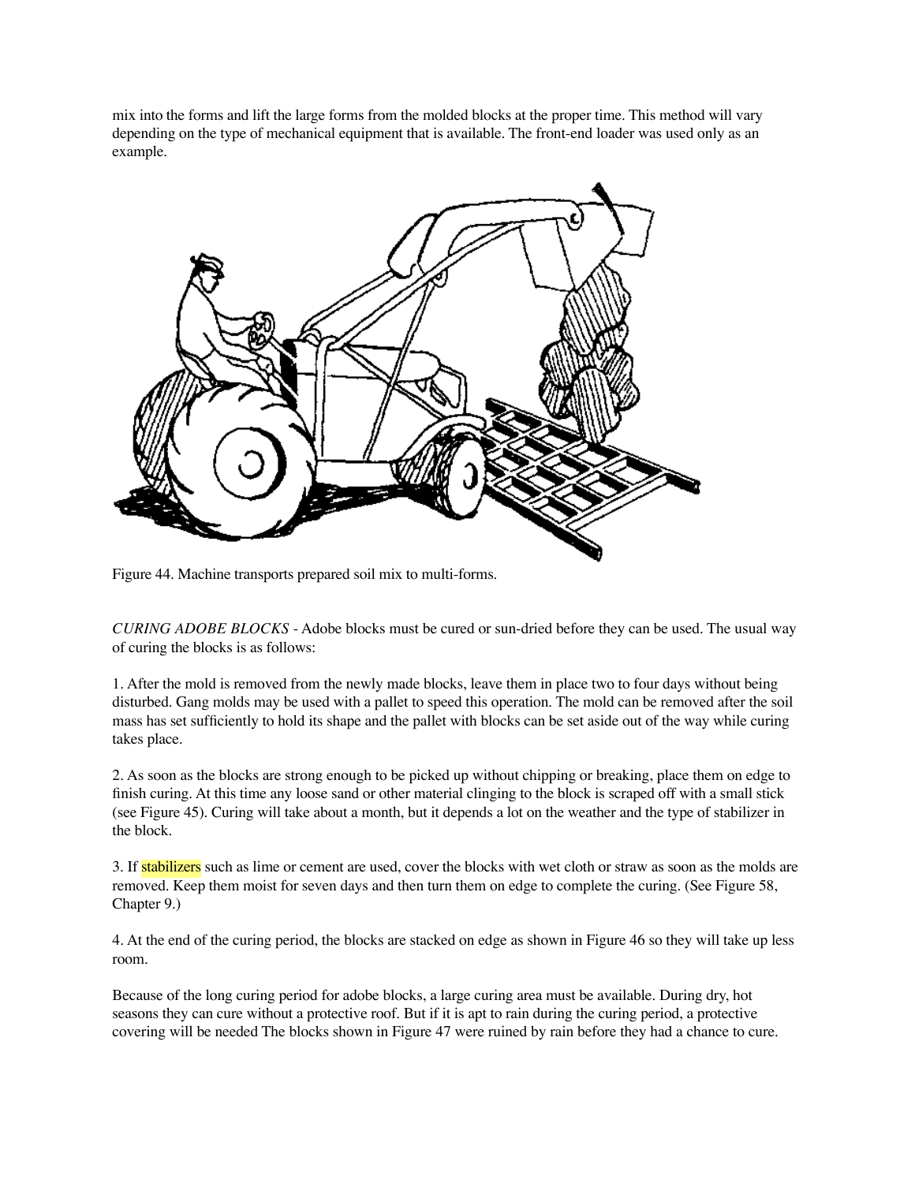mix into the forms and lift the large forms from the molded blocks at the proper time. This method will vary depending on the type of mechanical equipment that is available. The front-end loader was used only as an example.

Figure 44. Machine transports prepared soil mix to multi-forms.

*CURING ADOBE BLOCKS* - Adobe blocks must be cured or sun-dried before they can be used. The usual way of curing the blocks is as follows:

1. After the mold is removed from the newly made blocks, leave them in place two to four days without being disturbed. Gang molds may be used with a pallet to speed this operation. The mold can be removed after the soil mass has set sufficiently to hold its shape and the pallet with blocks can be set aside out of the way while curing takes place.

2. As soon as the blocks are strong enough to be picked up without chipping or breaking, place them on edge to finish curing. At this time any loose sand or other material clinging to the block is scraped off with a small stick (see Figure 45). Curing will take about a month, but it depends a lot on the weather and the type of stabilizer in the block.

3. If stabilizers such as lime or cement are used, cover the blocks with wet cloth or straw as soon as the molds are removed. Keep them moist for seven days and then turn them on edge to complete the curing. (See Figure 58, Chapter 9.)

4. At the end of the curing period, the blocks are stacked on edge as shown in Figure 46 so they will take up less room.

Because of the long curing period for adobe blocks, a large curing area must be available. During dry, hot seasons they can cure without a protective roof. But if it is apt to rain during the curing period, a protective covering will be needed The blocks shown in Figure 47 were ruined by rain before they had a chance to cure.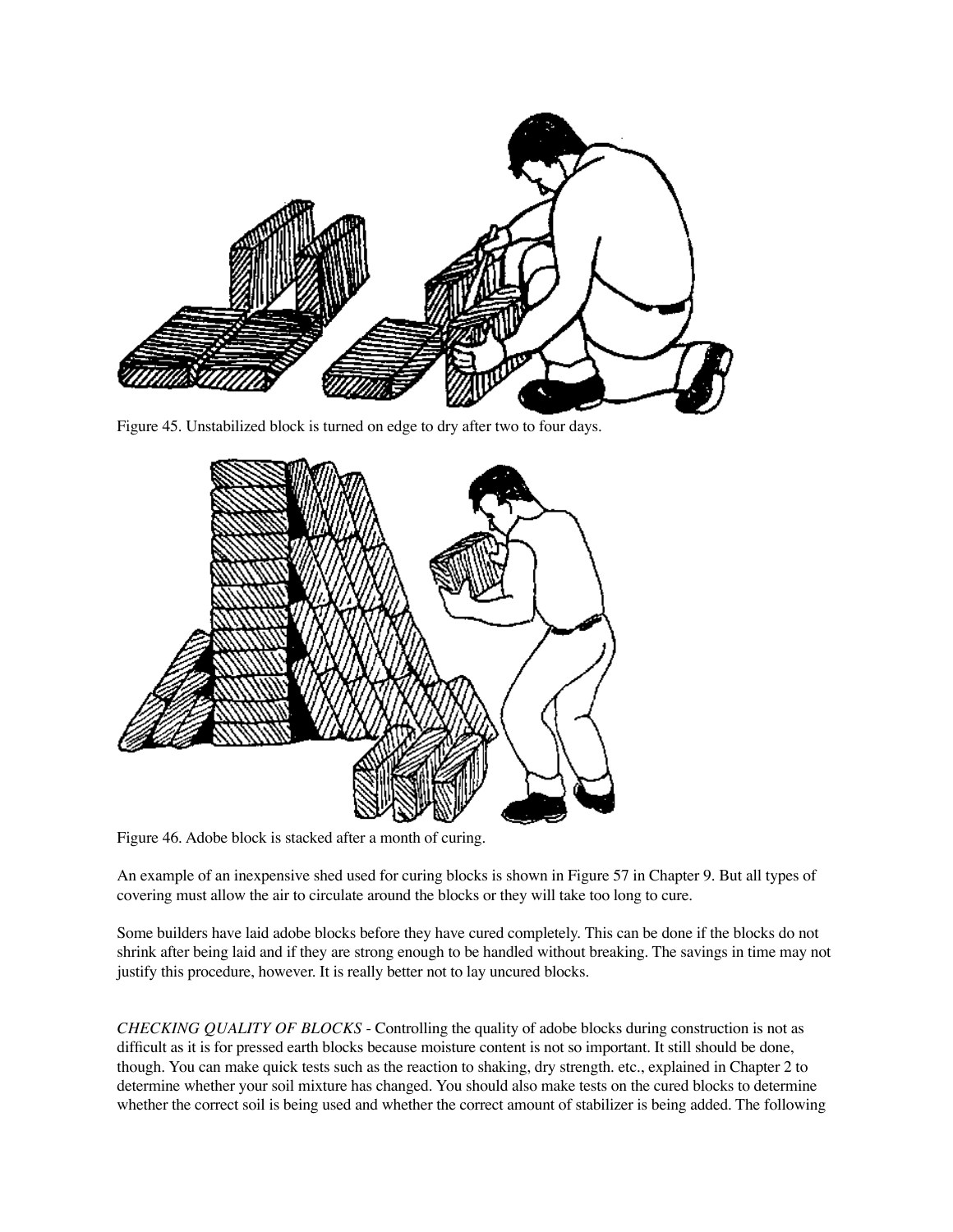Figure 45. Unstabilized block is turned on edge to dry after two to four days.

Figure 46. Adobe block is stacked after a month of curing.

An example of an inexpensive shed used for curing blocks is shown in Figure 57 in Chapter 9. But all types of covering must allow the air to circulate around the blocks or they will take too long to cure.

Some builders have laid adobe blocks before they have cured completely. This can be done if the blocks do not shrink after being laid and if they are strong enough to be handled without breaking. The savings in time may not justify this procedure, however. It is really better not to lay uncured blocks.

*CHECKING QUALITY OF BLOCKS* - Controlling the quality of adobe blocks during construction is not as difficult as it is for pressed earth blocks because moisture content is not so important. It still should be done, though. You can make quick tests such as the reaction to shaking, dry strength. etc., explained in Chapter 2 to determine whether your soil mixture has changed. You should also make tests on the cured blocks to determine whether the correct soil is being used and whether the correct amount of stabilizer is being added. The following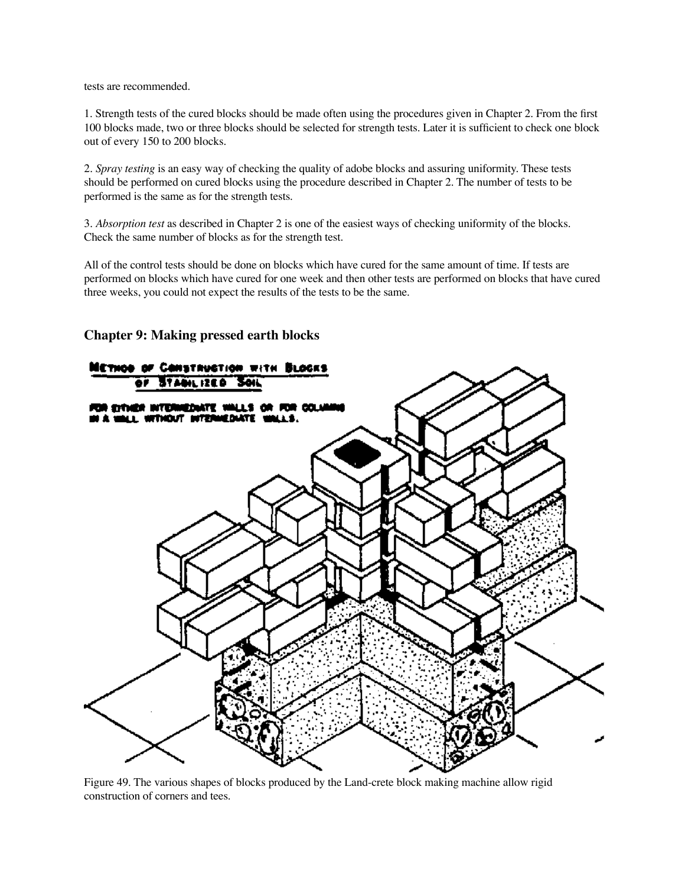tests are recommended.

1. Strength tests of the cured blocks should be made often using the procedures given in Chapter 2. From the first 100 blocks made, two or three blocks should be selected for strength tests. Later it is sufficient to check one block out of every 150 to 200 blocks.

2. *Spray testing* is an easy way of checking the quality of adobe blocks and assuring uniformity. These tests should be performed on cured blocks using the procedure described in Chapter 2. The number of tests to be performed is the same as for the strength tests.

3. *Absorption test* as described in Chapter 2 is one of the easiest ways of checking uniformity of the blocks. Check the same number of blocks as for the strength test.

All of the control tests should be done on blocks which have cured for the same amount of time. If tests are performed on blocks which have cured for one week and then other tests are performed on blocks that have cured three weeks, you could not expect the results of the tests to be the same.

## Chapter 9: Making pressed earth blocks

Figure 49. The various shapes of blocks produced by the Land-crete block making machine allow rigid construction of corners and tees.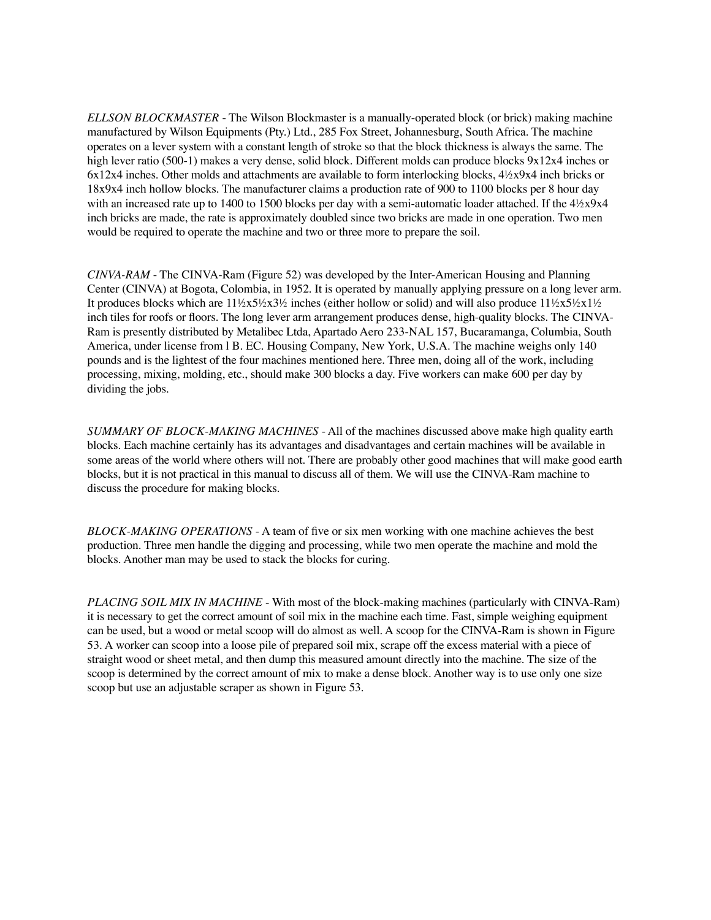*ELLSON BLOCKMASTER* - The Wilson Blockmaster is a manually-operated block (or brick) making machine manufactured by Wilson Equipments (Pty.) Ltd., 285 Fox Street, Johannesburg, South Africa. The machine operates on a lever system with a constant length of stroke so that the block thickness is always the same. The high lever ratio (500-1) makes a very dense, solid block. Different molds can produce blocks 9x12x4 inches or 6x12x4 inches. Other molds and attachments are available to form interlocking blocks, 4½x9x4 inch bricks or 18x9x4 inch hollow blocks. The manufacturer claims a production rate of 900 to 1100 blocks per 8 hour day with an increased rate up to 1400 to 1500 blocks per day with a semi-automatic loader attached. If the 4½x9x4 inch bricks are made, the rate is approximately doubled since two bricks are made in one operation. Two men would be required to operate the machine and two or three more to prepare the soil.

*CINVA-RAM* - The CINVA-Ram (Figure 52) was developed by the Inter-American Housing and Planning Center (CINVA) at Bogota, Colombia, in 1952. It is operated by manually applying pressure on a long lever arm. It produces blocks which are 11½x5½x3½ inches (either hollow or solid) and will also produce 11½x5½x1½ inch tiles for roofs or floors. The long lever arm arrangement produces dense, high-quality blocks. The CINVA-Ram is presently distributed by Metalibec Ltda, Apartado Aero 233-NAL 157, Bucaramanga, Columbia, South America, under license from l B. EC. Housing Company, New York, U.S.A. The machine weighs only 140 pounds and is the lightest of the four machines mentioned here. Three men, doing all of the work, including processing, mixing, molding, etc., should make 300 blocks a day. Five workers can make 600 per day by dividing the jobs.

*SUMMARY OF BLOCK-MAKING MACHINES* - All of the machines discussed above make high quality earth blocks. Each machine certainly has its advantages and disadvantages and certain machines will be available in some areas of the world where others will not. There are probably other good machines that will make good earth blocks, but it is not practical in this manual to discuss all of them. We will use the CINVA-Ram machine to discuss the procedure for making blocks.

*BLOCK-MAKING OPERATIONS* - A team of five or six men working with one machine achieves the best production. Three men handle the digging and processing, while two men operate the machine and mold the blocks. Another man may be used to stack the blocks for curing.

*PLACING SOIL MIX IN MACHINE* - With most of the block-making machines (particularly with CINVA-Ram) it is necessary to get the correct amount of soil mix in the machine each time. Fast, simple weighing equipment can be used, but a wood or metal scoop will do almost as well. A scoop for the CINVA-Ram is shown in Figure 53. A worker can scoop into a loose pile of prepared soil mix, scrape off the excess material with a piece of straight wood or sheet metal, and then dump this measured amount directly into the machine. The size of the scoop is determined by the correct amount of mix to make a dense block. Another way is to use only one size scoop but use an adjustable scraper as shown in Figure 53.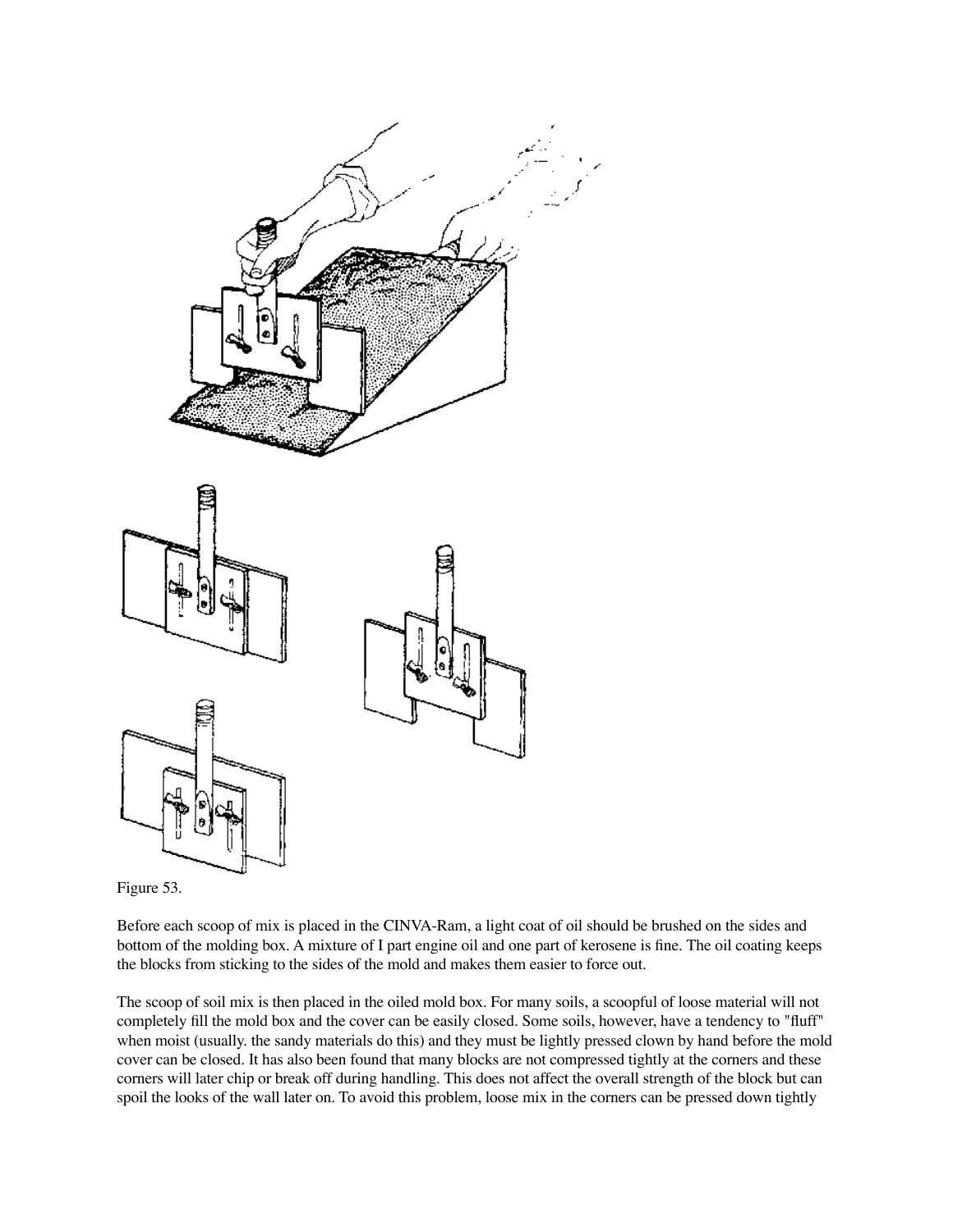Figure 53.

Before each scoop of mix is placed in the CINVA-Ram, a light coat of oil should be brushed on the sides and bottom of the molding box. A mixture of I part engine oil and one part of kerosene is fine. The oil coating keeps the blocks from sticking to the sides of the mold and makes them easier to force out.

The scoop of soil mix is then placed in the oiled mold box. For many soils, a scoopful of loose material will not completely fill the mold box and the cover can be easily closed. Some soils, however, have a tendency to "fluff" when moist (usually. the sandy materials do this) and they must be lightly pressed clown by hand before the mold cover can be closed. It has also been found that many blocks are not compressed tightly at the corners and these corners will later chip or break off during handling. This does not affect the overall strength of the block but can spoil the looks of the wall later on. To avoid this problem, loose mix in the corners can be pressed down tightly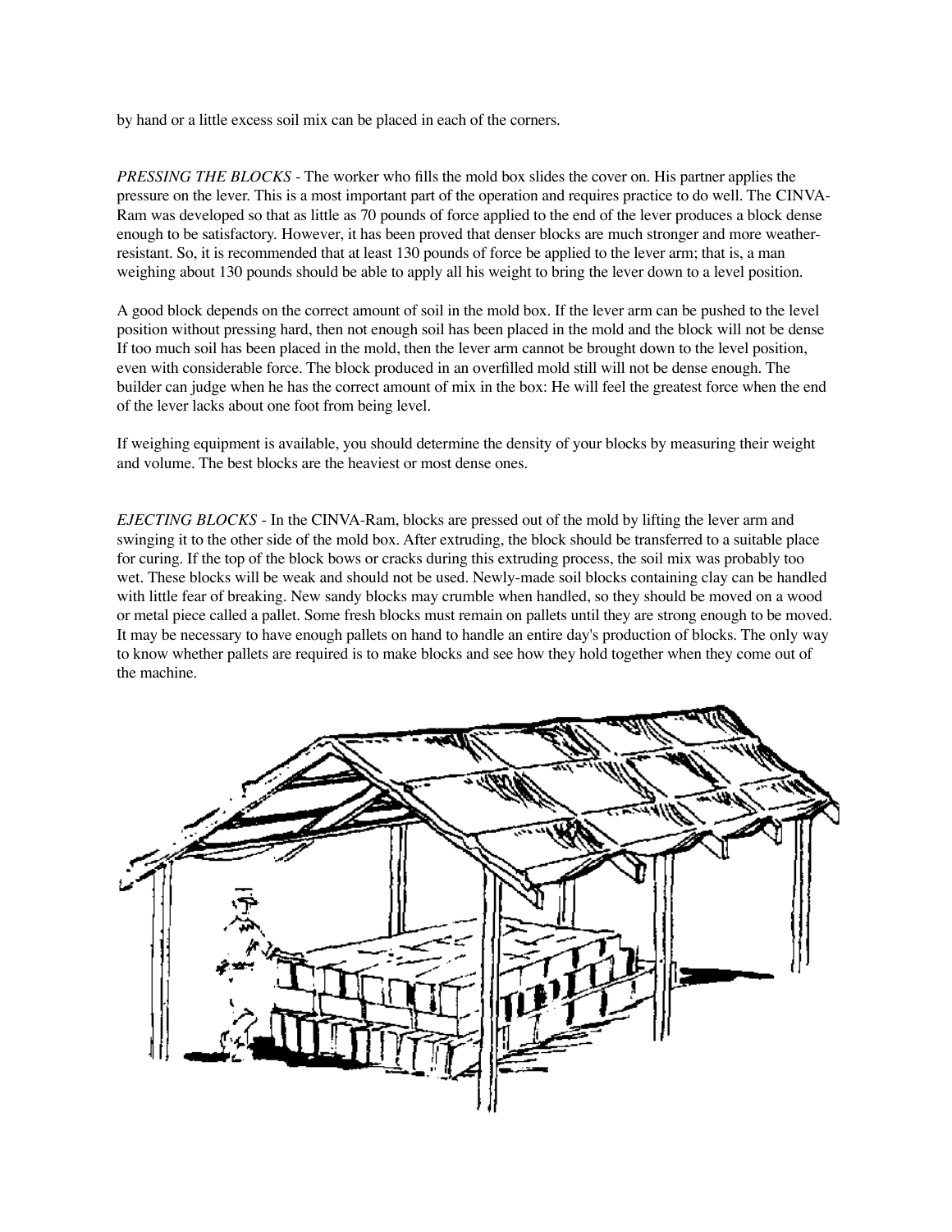by hand or a little excess soil mix can be placed in each of the corners.

*PRESSING THE BLOCKS* - The worker who fills the mold box slides the cover on. His partner applies the pressure on the lever. This is a most important part of the operation and requires practice to do well. The CINVA-Ram was developed so that as little as 70 pounds of force applied to the end of the lever produces a block dense enough to be satisfactory. However, it has been proved that denser blocks are much stronger and more weather-resistant. So, it is recommended that at least 130 pounds of force be applied to the lever arm; that is, a man weighing about 130 pounds should be able to apply all his weight to bring the lever down to a level position.

A good block depends on the correct amount of soil in the mold box. If the lever arm can be pushed to the level position without pressing hard, then not enough soil has been placed in the mold and the block will not be dense If too much soil has been placed in the mold, then the lever arm cannot be brought down to the level position, even with considerable force. The block produced in an overfilled mold still will not be dense enough. The builder can judge when he has the correct amount of mix in the box: He will feel the greatest force when the end of the lever lacks about one foot from being level.

If weighing equipment is available, you should determine the density of your blocks by measuring their weight and volume. The best blocks are the heaviest or most dense ones.

*EJECTING BLOCKS* - In the CINVA-Ram, blocks are pressed out of the mold by lifting the lever arm and swinging it to the other side of the mold box. After extruding, the block should be transferred to a suitable place for curing. If the top of the block bows or cracks during this extruding process, the soil mix was probably too wet. These blocks will be weak and should not be used. Newly-made soil blocks containing clay can be handled with little fear of breaking. New sandy blocks may crumble when handled, so they should be moved on a wood or metal piece called a pallet. Some fresh blocks must remain on pallets until they are strong enough to be moved. It may be necessary to have enough pallets on hand to handle an entire day's production of blocks. The only way to know whether pallets are required is to make blocks and see how they hold together when they come out of the machine.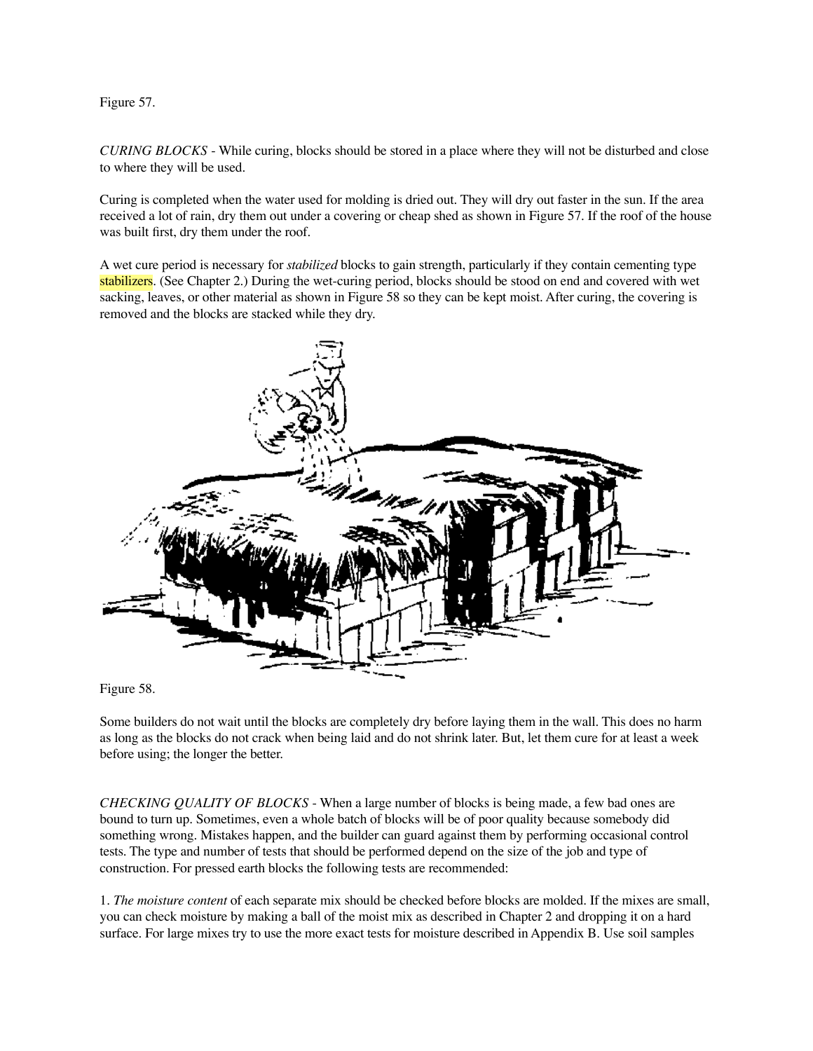Figure 57.

*CURING BLOCKS* - While curing, blocks should be stored in a place where they will not be disturbed and close to where they will be used.

Curing is completed when the water used for molding is dried out. They will dry out faster in the sun. If the area received a lot of rain, dry them out under a covering or cheap shed as shown in Figure 57. If the roof of the house was built first, dry them under the roof.

A wet cure period is necessary for *stabilized* blocks to gain strength, particularly if they contain cementing type stabilizers. (See Chapter 2.) During the wet-curing period, blocks should be stood on end and covered with wet sacking, leaves, or other material as shown in Figure 58 so they can be kept moist. After curing, the covering is removed and the blocks are stacked while they dry.

Figure 58.

Some builders do not wait until the blocks are completely dry before laying them in the wall. This does no harm as long as the blocks do not crack when being laid and do not shrink later. But, let them cure for at least a week before using; the longer the better.

*CHECKING QUALITY OF BLOCKS* - When a large number of blocks is being made, a few bad ones are bound to turn up. Sometimes, even a whole batch of blocks will be of poor quality because somebody did something wrong. Mistakes happen, and the builder can guard against them by performing occasional control tests. The type and number of tests that should be performed depend on the size of the job and type of construction. For pressed earth blocks the following tests are recommended:

1. *The moisture content* of each separate mix should be checked before blocks are molded. If the mixes are small, you can check moisture by making a ball of the moist mix as described in Chapter 2 and dropping it on a hard surface. For large mixes try to use the more exact tests for moisture described in Appendix B. Use soil samples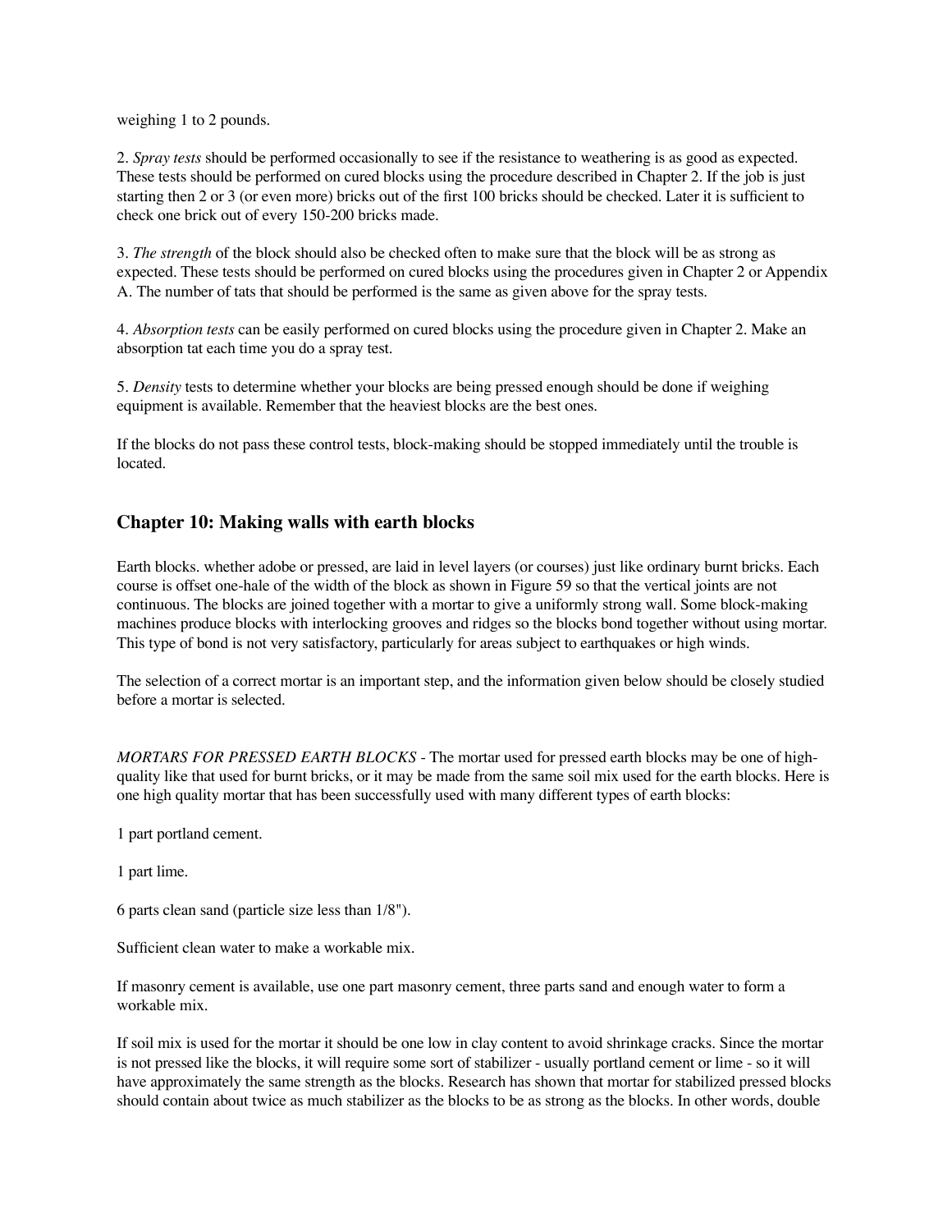weighing 1 to 2 pounds.

2. *Spray tests* should be performed occasionally to see if the resistance to weathering is as good as expected. These tests should be performed on cured blocks using the procedure described in Chapter 2. If the job is just starting then 2 or 3 (or even more) bricks out of the first 100 bricks should be checked. Later it is sufficient to check one brick out of every 150-200 bricks made.

3. *The strength* of the block should also be checked often to make sure that the block will be as strong as expected. These tests should be performed on cured blocks using the procedures given in Chapter 2 or Appendix A. The number of tats that should be performed is the same as given above for the spray tests.

4. *Absorption tests* can be easily performed on cured blocks using the procedure given in Chapter 2. Make an absorption tat each time you do a spray test.

5. *Density* tests to determine whether your blocks are being pressed enough should be done if weighing equipment is available. Remember that the heaviest blocks are the best ones.

If the blocks do not pass these control tests, block-making should be stopped immediately until the trouble is located.

## Chapter 10: Making walls with earth blocks

Earth blocks. whether adobe or pressed, are laid in level layers (or courses) just like ordinary burnt bricks. Each course is offset one-hale of the width of the block as shown in Figure 59 so that the vertical joints are not continuous. The blocks are joined together with a mortar to give a uniformly strong wall. Some block-making machines produce blocks with interlocking grooves and ridges so the blocks bond together without using mortar. This type of bond is not very satisfactory, particularly for areas subject to earthquakes or high winds.

The selection of a correct mortar is an important step, and the information given below should be closely studied before a mortar is selected.

*MORTARS FOR PRESSED EARTH BLOCKS* - The mortar used for pressed earth blocks may be one of high-quality like that used for burnt bricks, or it may be made from the same soil mix used for the earth blocks. Here is one high quality mortar that has been successfully used with many different types of earth blocks:

1 part portland cement.

1 part lime.

6 parts clean sand (particle size less than 1/8").

Sufficient clean water to make a workable mix.

If masonry cement is available, use one part masonry cement, three parts sand and enough water to form a workable mix.

If soil mix is used for the mortar it should be one low in clay content to avoid shrinkage cracks. Since the mortar is not pressed like the blocks, it will require some sort of stabilizer - usually portland cement or lime - so it will have approximately the same strength as the blocks. Research has shown that mortar for stabilized pressed blocks should contain about twice as much stabilizer as the blocks to be as strong as the blocks. In other words, double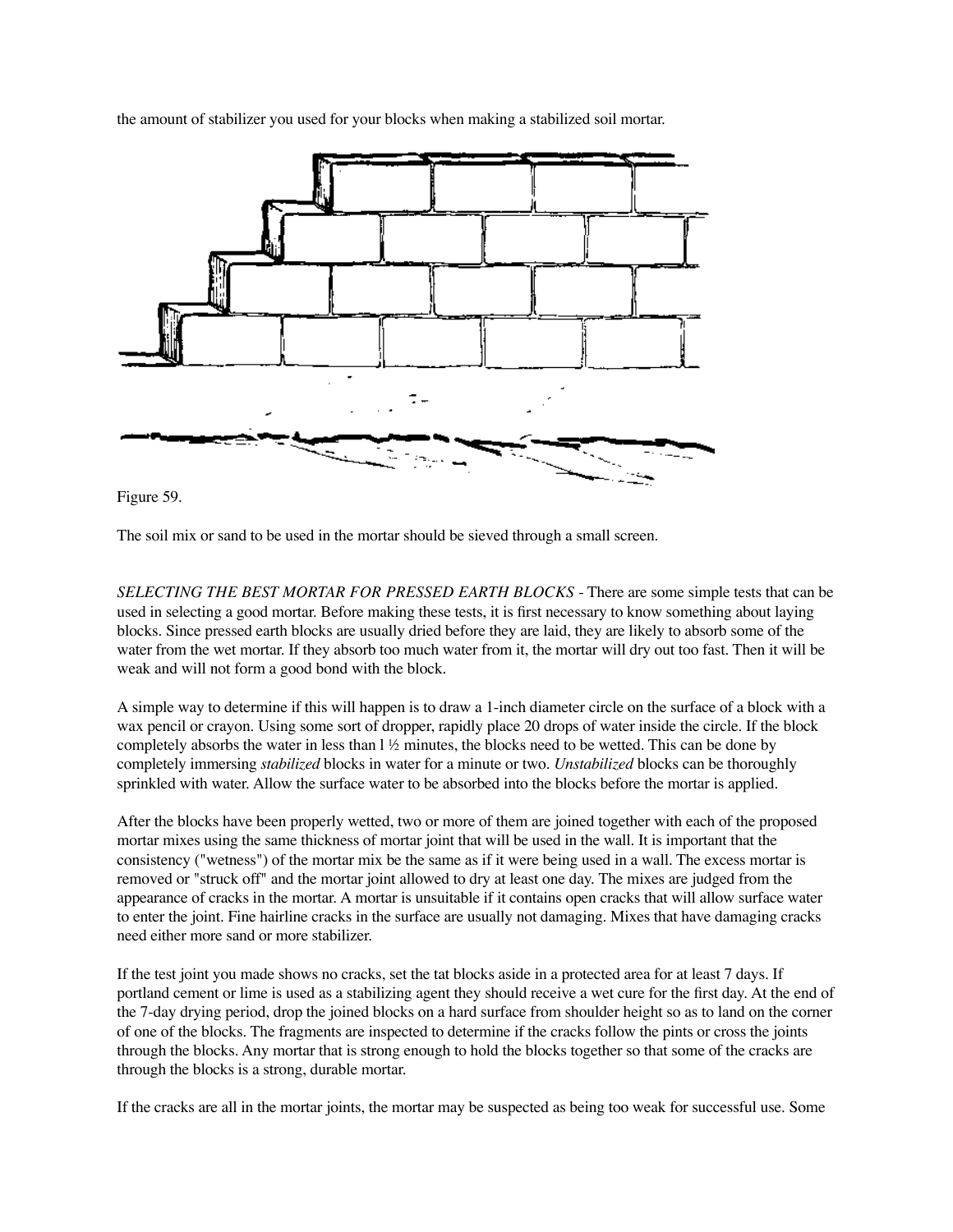the amount of stabilizer you used for your blocks when making a stabilized soil mortar.

Figure 59.

The soil mix or sand to be used in the mortar should be sieved through a small screen.

*SELECTING THE BEST MORTAR FOR PRESSED EARTH BLOCKS* - There are some simple tests that can be used in selecting a good mortar. Before making these tests, it is first necessary to know something about laying blocks. Since pressed earth blocks are usually dried before they are laid, they are likely to absorb some of the water from the wet mortar. If they absorb too much water from it, the mortar will dry out too fast. Then it will be weak and will not form a good bond with the block.

A simple way to determine if this will happen is to draw a 1-inch diameter circle on the surface of a block with a wax pencil or crayon. Using some sort of dropper, rapidly place 20 drops of water inside the circle. If the block completely absorbs the water in less than l ½ minutes, the blocks need to be wetted. This can be done by completely immersing *stabilized* blocks in water for a minute or two. *Unstabilized* blocks can be thoroughly sprinkled with water. Allow the surface water to be absorbed into the blocks before the mortar is applied.

After the blocks have been properly wetted, two or more of them are joined together with each of the proposed mortar mixes using the same thickness of mortar joint that will be used in the wall. It is important that the consistency ("wetness") of the mortar mix be the same as if it were being used in a wall. The excess mortar is removed or "struck off" and the mortar joint allowed to dry at least one day. The mixes are judged from the appearance of cracks in the mortar. A mortar is unsuitable if it contains open cracks that will allow surface water to enter the joint. Fine hairline cracks in the surface are usually not damaging. Mixes that have damaging cracks need either more sand or more stabilizer.

If the test joint you made shows no cracks, set the tat blocks aside in a protected area for at least 7 days. If portland cement or lime is used as a stabilizing agent they should receive a wet cure for the first day. At the end of the 7-day drying period, drop the joined blocks on a hard surface from shoulder height so as to land on the corner of one of the blocks. The fragments are inspected to determine if the cracks follow the pints or cross the joints through the blocks. Any mortar that is strong enough to hold the blocks together so that some of the cracks are through the blocks is a strong, durable mortar.

If the cracks are all in the mortar joints, the mortar may be suspected as being too weak for successful use. Some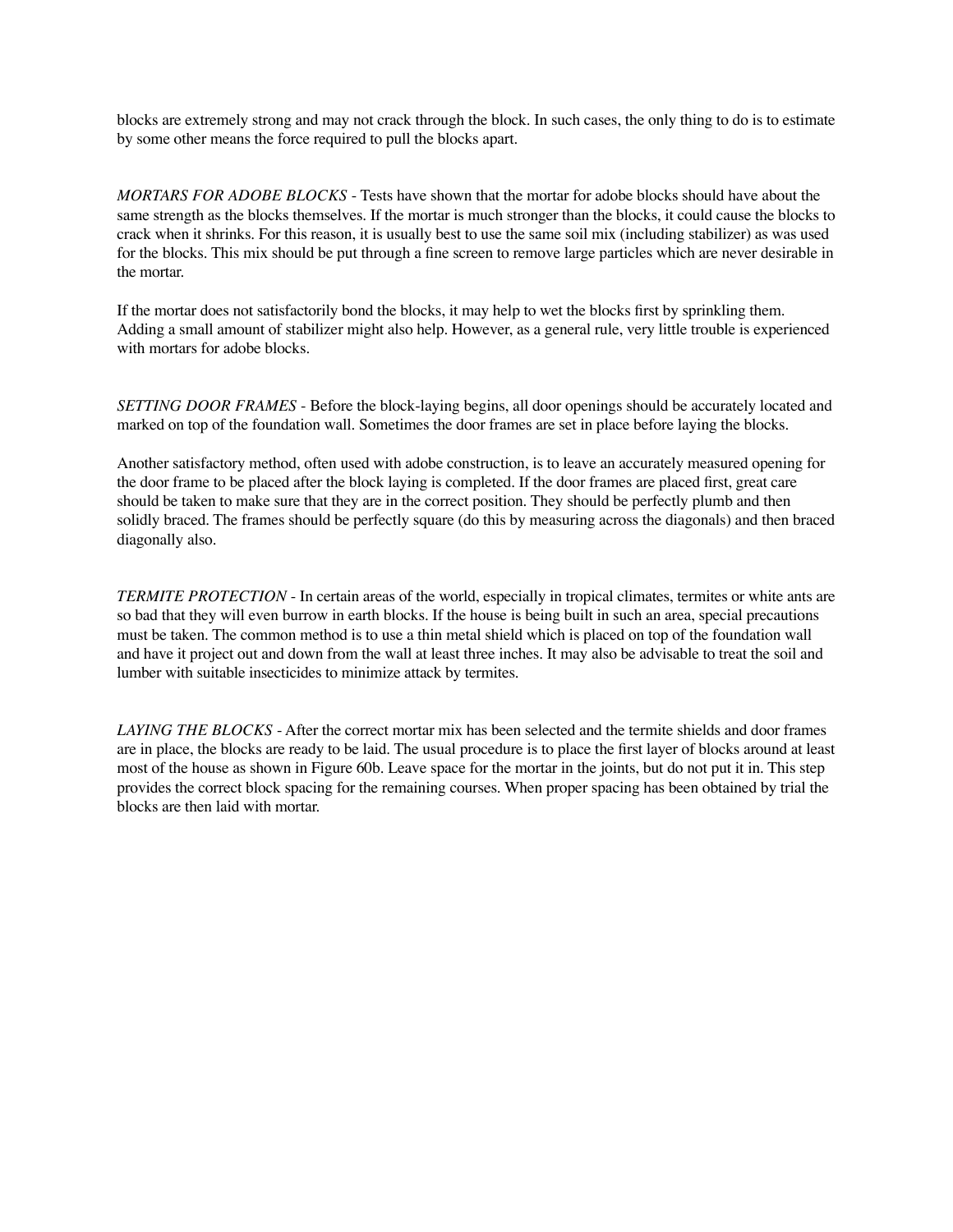blocks are extremely strong and may not crack through the block. In such cases, the only thing to do is to estimate by some other means the force required to pull the blocks apart.

*MORTARS FOR ADOBE BLOCKS* - Tests have shown that the mortar for adobe blocks should have about the same strength as the blocks themselves. If the mortar is much stronger than the blocks, it could cause the blocks to crack when it shrinks. For this reason, it is usually best to use the same soil mix (including stabilizer) as was used for the blocks. This mix should be put through a fine screen to remove large particles which are never desirable in the mortar.

If the mortar does not satisfactorily bond the blocks, it may help to wet the blocks first by sprinkling them. Adding a small amount of stabilizer might also help. However, as a general rule, very little trouble is experienced with mortars for adobe blocks.

*SETTING DOOR FRAMES* - Before the block-laying begins, all door openings should be accurately located and marked on top of the foundation wall. Sometimes the door frames are set in place before laying the blocks.

Another satisfactory method, often used with adobe construction, is to leave an accurately measured opening for the door frame to be placed after the block laying is completed. If the door frames are placed first, great care should be taken to make sure that they are in the correct position. They should be perfectly plumb and then solidly braced. The frames should be perfectly square (do this by measuring across the diagonals) and then braced diagonally also.

*TERMITE PROTECTION* - In certain areas of the world, especially in tropical climates, termites or white ants are so bad that they will even burrow in earth blocks. If the house is being built in such an area, special precautions must be taken. The common method is to use a thin metal shield which is placed on top of the foundation wall and have it project out and down from the wall at least three inches. It may also be advisable to treat the soil and lumber with suitable insecticides to minimize attack by termites.

*LAYING THE BLOCKS* - After the correct mortar mix has been selected and the termite shields and door frames are in place, the blocks are ready to be laid. The usual procedure is to place the first layer of blocks around at least most of the house as shown in Figure 60b. Leave space for the mortar in the joints, but do not put it in. This step provides the correct block spacing for the remaining courses. When proper spacing has been obtained by trial the blocks are then laid with mortar.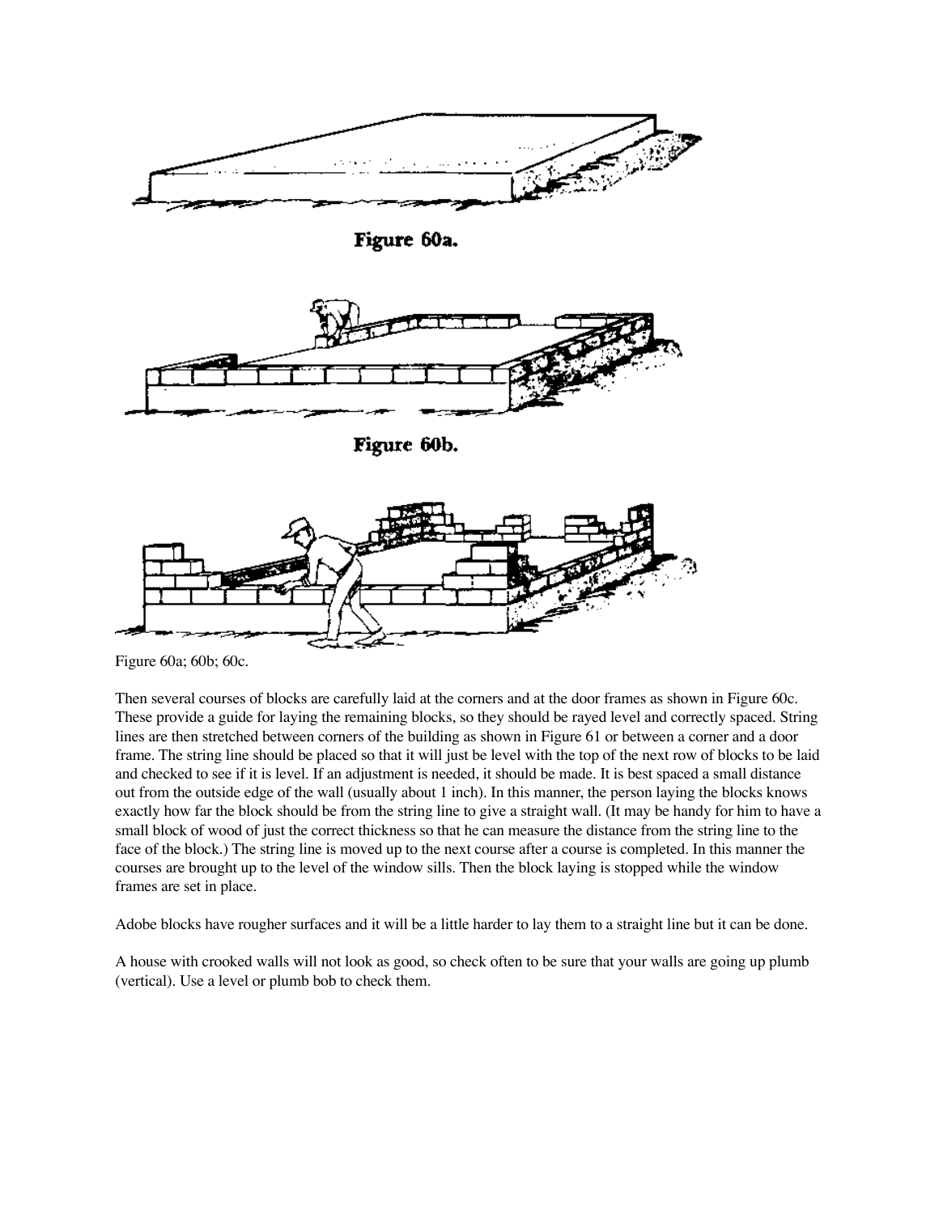Figure 60a.

Figure 60b.

Figure 60a; 60b; 60c.

Then several courses of blocks are carefully laid at the corners and at the door frames as shown in Figure 60c. These provide a guide for laying the remaining blocks, so they should be rayed level and correctly spaced. String lines are then stretched between corners of the building as shown in Figure 61 or between a corner and a door frame. The string line should be placed so that it will just be level with the top of the next row of blocks to be laid and checked to see if it is level. If an adjustment is needed, it should be made. It is best spaced a small distance out from the outside edge of the wall (usually about 1 inch). In this manner, the person laying the blocks knows exactly how far the block should be from the string line to give a straight wall. (It may be handy for him to have a small block of wood of just the correct thickness so that he can measure the distance from the string line to the face of the block.) The string line is moved up to the next course after a course is completed. In this manner the courses are brought up to the level of the window sills. Then the block laying is stopped while the window frames are set in place.

Adobe blocks have rougher surfaces and it will be a little harder to lay them to a straight line but it can be done.

A house with crooked walls will not look as good, so check often to be sure that your walls are going up plumb (vertical). Use a level or plumb bob to check them.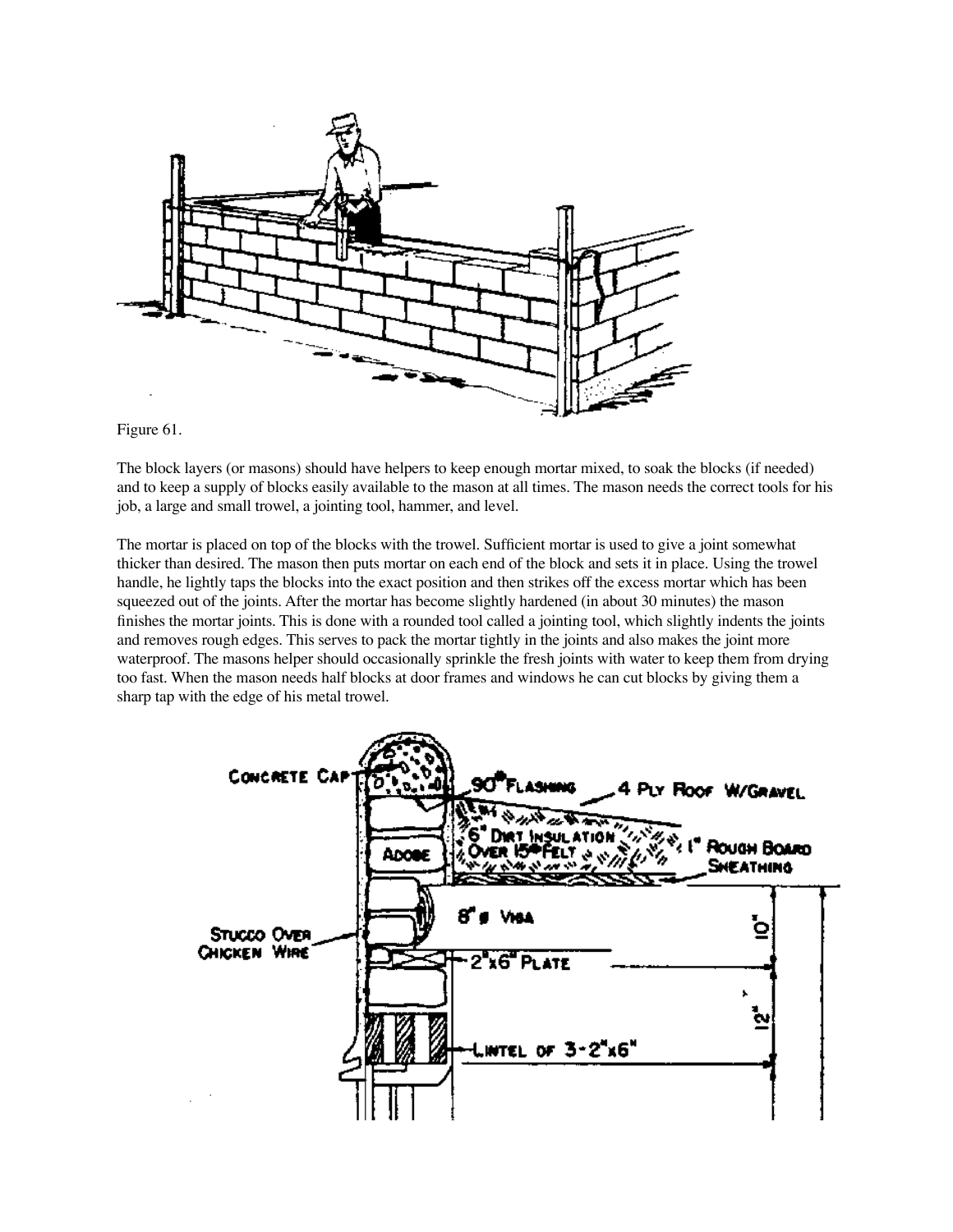Figure 61.

The block layers (or masons) should have helpers to keep enough mortar mixed, to soak the blocks (if needed) and to keep a supply of blocks easily available to the mason at all times. The mason needs the correct tools for his job, a large and small trowel, a jointing tool, hammer, and level.

The mortar is placed on top of the blocks with the trowel. Sufficient mortar is used to give a joint somewhat thicker than desired. The mason then puts mortar on each end of the block and sets it in place. Using the trowel handle, he lightly taps the blocks into the exact position and then strikes off the excess mortar which has been squeezed out of the joints. After the mortar has become slightly hardened (in about 30 minutes) the mason finishes the mortar joints. This is done with a rounded tool called a jointing tool, which slightly indents the joints and removes rough edges. This serves to pack the mortar tightly in the joints and also makes the joint more waterproof. The masons helper should occasionally sprinkle the fresh joints with water to keep them from drying too fast. When the mason needs half blocks at door frames and windows he can cut blocks by giving them a sharp tap with the edge of his metal trowel.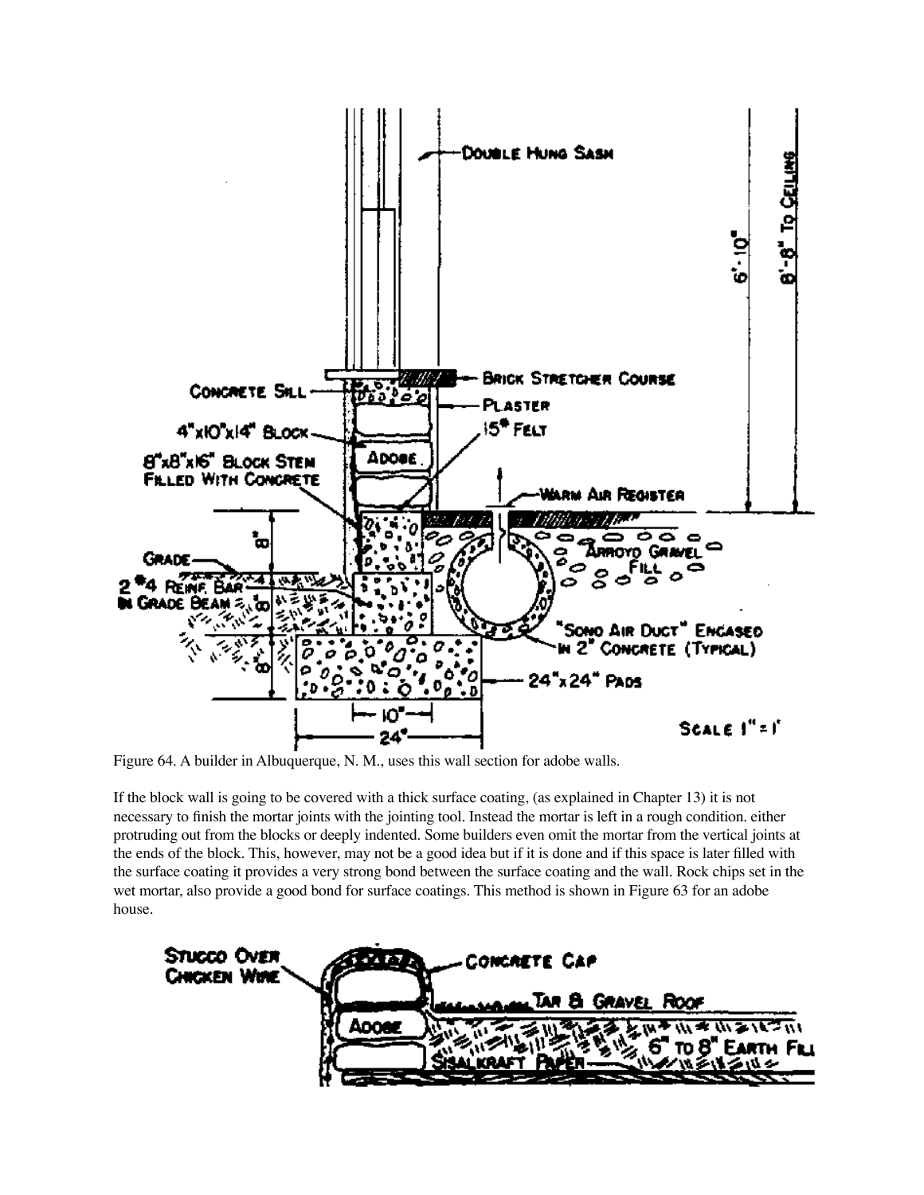Figure 64. A builder in Albuquerque, N. M., uses this wall section for adobe walls.

If the block wall is going to be covered with a thick surface coating, (as explained in Chapter 13) it is not necessary to finish the mortar joints with the jointing tool. Instead the mortar is left in a rough condition. either protruding out from the blocks or deeply indented. Some builders even omit the mortar from the vertical joints at the ends of the block. This, however, may not be a good idea but if it is done and if this space is later filled with the surface coating it provides a very strong bond between the surface coating and the wall. Rock chips set in the wet mortar, also provide a good bond for surface coatings. This method is shown in Figure 63 for an adobe house.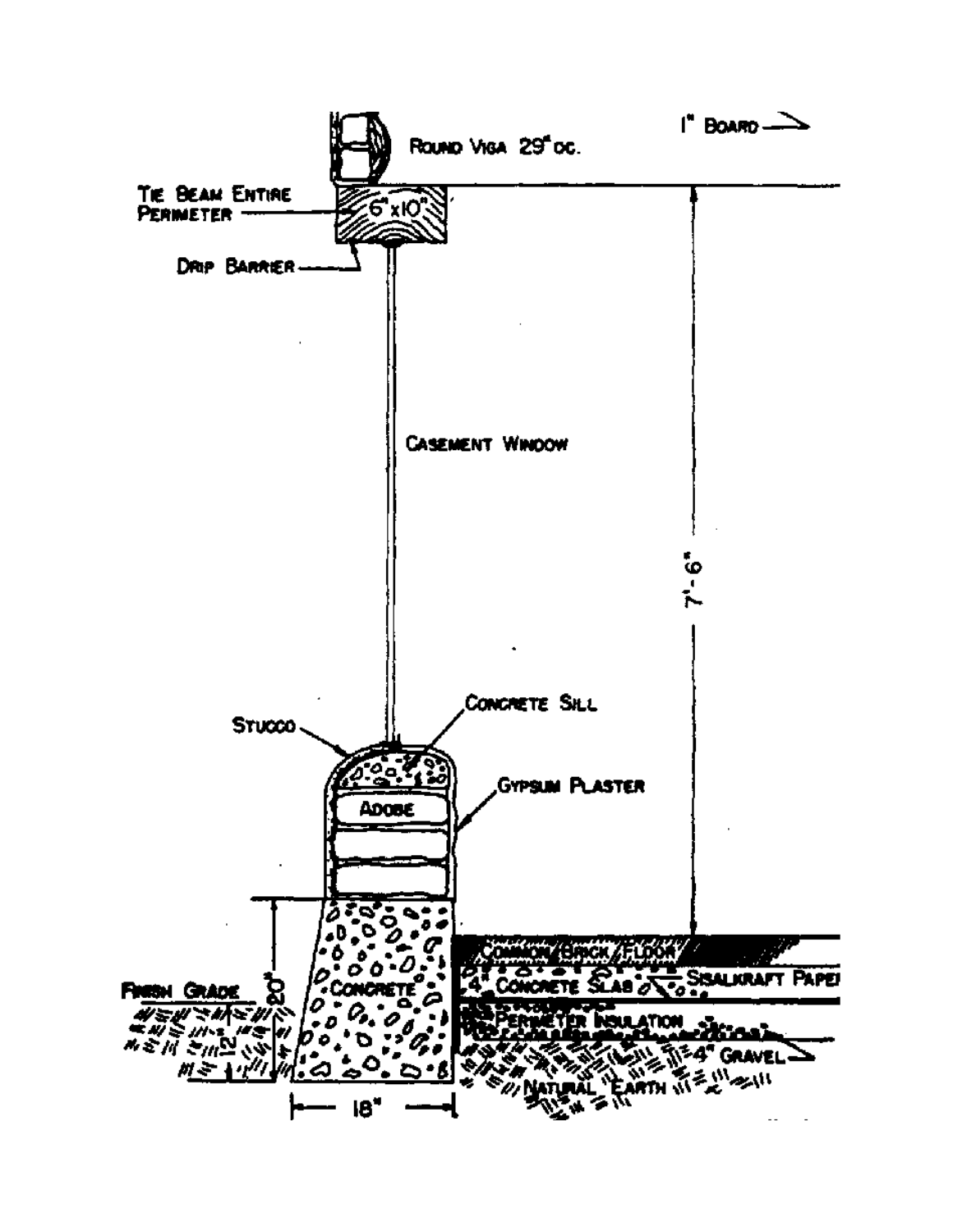1" Board

Round Viga 29" oc.

Tie Beam Entire Perimeter

6"x10"

Drip Barrier

Casement Window

7'-6"

Concrete Sill

Stucco

Adobe

Gypsum Plaster

Common Brick Floor

4" Concrete Slab

Sisalkraft Paper

Perimeter Insulation

4" Gravel

Natural Earth

Finish Grade

Concrete

20"

12"

18"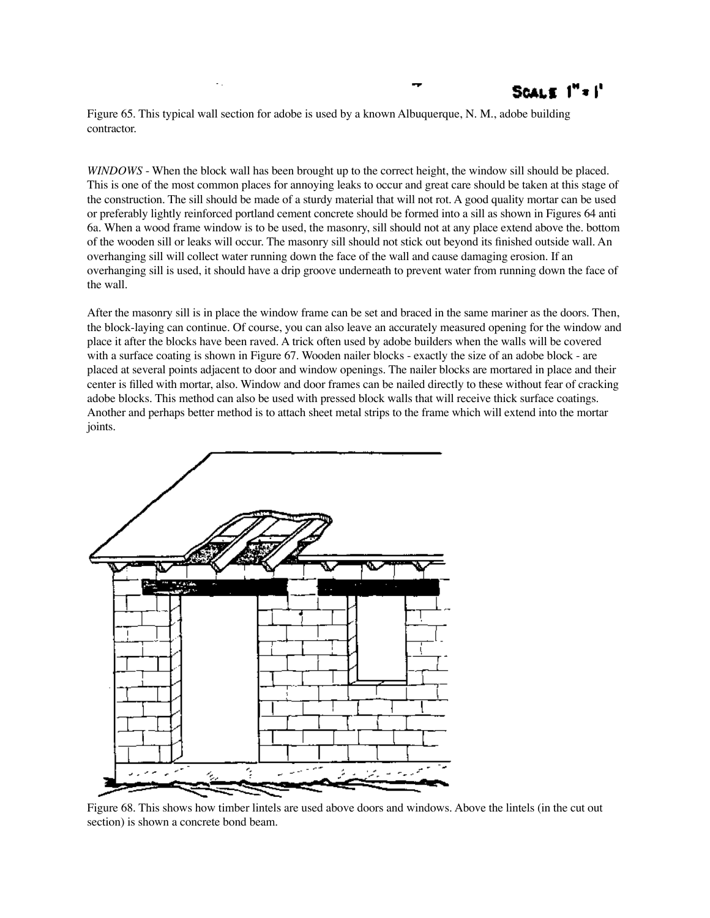SCALE 1" = 1'

Figure 65. This typical wall section for adobe is used by a known Albuquerque, N. M., adobe building contractor.

*WINDOWS* - When the block wall has been brought up to the correct height, the window sill should be placed. This is one of the most common places for annoying leaks to occur and great care should be taken at this stage of the construction. The sill should be made of a sturdy material that will not rot. A good quality mortar can be used or preferably lightly reinforced portland cement concrete should be formed into a sill as shown in Figures 64 anti 6a. When a wood frame window is to be used, the masonry, sill should not at any place extend above the. bottom of the wooden sill or leaks will occur. The masonry sill should not stick out beyond its finished outside wall. An overhanging sill will collect water running down the face of the wall and cause damaging erosion. If an overhanging sill is used, it should have a drip groove underneath to prevent water from running down the face of the wall.

After the masonry sill is in place the window frame can be set and braced in the same mariner as the doors. Then, the block-laying can continue. Of course, you can also leave an accurately measured opening for the window and place it after the blocks have been raved. A trick often used by adobe builders when the walls will be covered with a surface coating is shown in Figure 67. Wooden nailer blocks - exactly the size of an adobe block - are placed at several points adjacent to door and window openings. The nailer blocks are mortared in place and their center is filled with mortar, also. Window and door frames can be nailed directly to these without fear of cracking adobe blocks. This method can also be used with pressed block walls that will receive thick surface coatings. Another and perhaps better method is to attach sheet metal strips to the frame which will extend into the mortar joints.

Figure 68. This shows how timber lintels are used above doors and windows. Above the lintels (in the cut out section) is shown a concrete bond beam.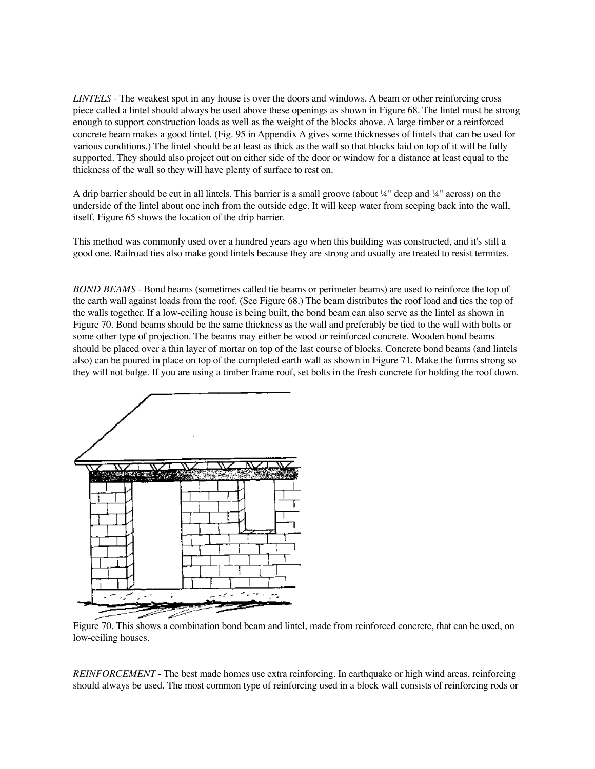*LINTELS* - The weakest spot in any house is over the doors and windows. A beam or other reinforcing cross piece called a lintel should always be used above these openings as shown in Figure 68. The lintel must be strong enough to support construction loads as well as the weight of the blocks above. A large timber or a reinforced concrete beam makes a good lintel. (Fig. 95 in Appendix A gives some thicknesses of lintels that can be used for various conditions.) The lintel should be at least as thick as the wall so that blocks laid on top of it will be fully supported. They should also project out on either side of the door or window for a distance at least equal to the thickness of the wall so they will have plenty of surface to rest on.

A drip barrier should be cut in all lintels. This barrier is a small groove (about ¼" deep and ¼" across) on the underside of the lintel about one inch from the outside edge. It will keep water from seeping back into the wall, itself. Figure 65 shows the location of the drip barrier.

This method was commonly used over a hundred years ago when this building was constructed, and it's still a good one. Railroad ties also make good lintels because they are strong and usually are treated to resist termites.

*BOND BEAMS* - Bond beams (sometimes called tie beams or perimeter beams) are used to reinforce the top of the earth wall against loads from the roof. (See Figure 68.) The beam distributes the roof load and ties the top of the walls together. If a low-ceiling house is being built, the bond beam can also serve as the lintel as shown in Figure 70. Bond beams should be the same thickness as the wall and preferably be tied to the wall with bolts or some other type of projection. The beams may either be wood or reinforced concrete. Wooden bond beams should be placed over a thin layer of mortar on top of the last course of blocks. Concrete bond beams (and lintels also) can be poured in place on top of the completed earth wall as shown in Figure 71. Make the forms strong so they will not bulge. If you are using a timber frame roof, set bolts in the fresh concrete for holding the roof down.

Figure 70. This shows a combination bond beam and lintel, made from reinforced concrete, that can be used, on low-ceiling houses.

*REINFORCEMENT* - The best made homes use extra reinforcing. In earthquake or high wind areas, reinforcing should always be used. The most common type of reinforcing used in a block wall consists of reinforcing rods or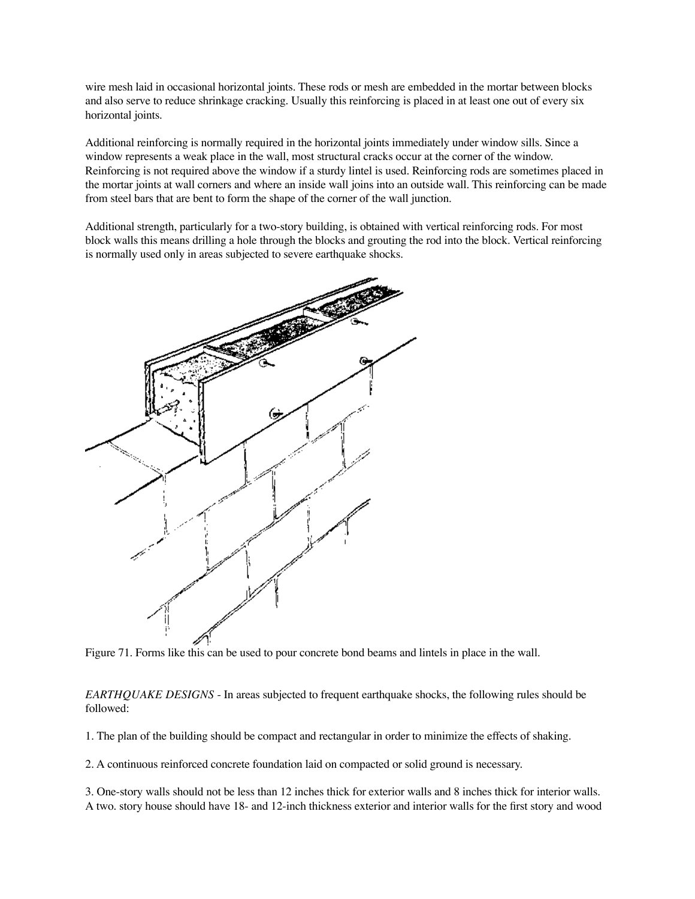wire mesh laid in occasional horizontal joints. These rods or mesh are embedded in the mortar between blocks and also serve to reduce shrinkage cracking. Usually this reinforcing is placed in at least one out of every six horizontal joints.

Additional reinforcing is normally required in the horizontal joints immediately under window sills. Since a window represents a weak place in the wall, most structural cracks occur at the corner of the window. Reinforcing is not required above the window if a sturdy lintel is used. Reinforcing rods are sometimes placed in the mortar joints at wall corners and where an inside wall joins into an outside wall. This reinforcing can be made from steel bars that are bent to form the shape of the corner of the wall junction.

Additional strength, particularly for a two-story building, is obtained with vertical reinforcing rods. For most block walls this means drilling a hole through the blocks and grouting the rod into the block. Vertical reinforcing is normally used only in areas subjected to severe earthquake shocks.

Figure 71. Forms like this can be used to pour concrete bond beams and lintels in place in the wall.

*EARTHQUAKE DESIGNS* - In areas subjected to frequent earthquake shocks, the following rules should be followed:

1. The plan of the building should be compact and rectangular in order to minimize the effects of shaking.

2. A continuous reinforced concrete foundation laid on compacted or solid ground is necessary.

3. One-story walls should not be less than 12 inches thick for exterior walls and 8 inches thick for interior walls. A two. story house should have 18- and 12-inch thickness exterior and interior walls for the first story and wood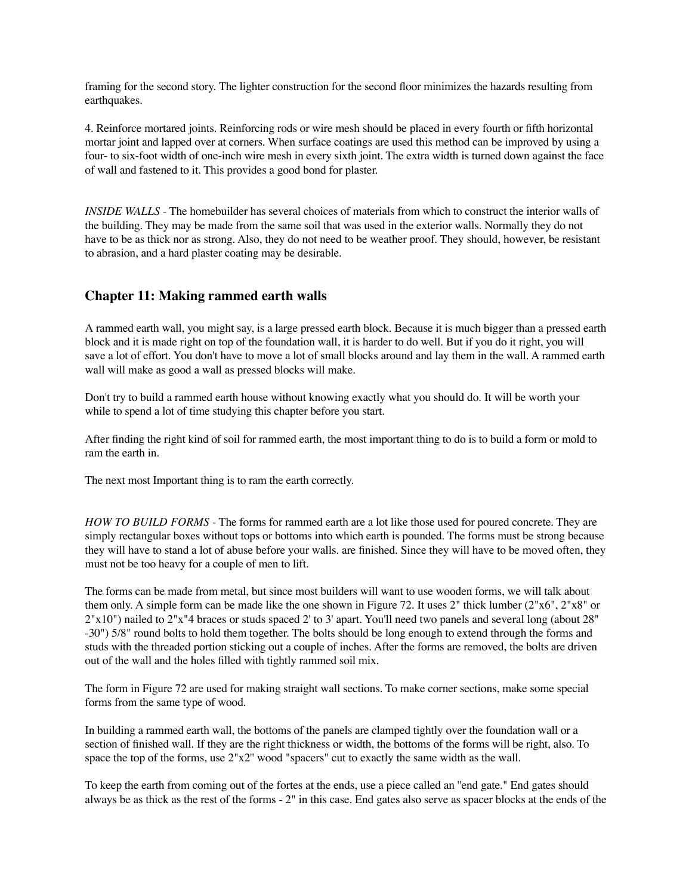framing for the second story. The lighter construction for the second floor minimizes the hazards resulting from earthquakes.

4. Reinforce mortared joints. Reinforcing rods or wire mesh should be placed in every fourth or fifth horizontal mortar joint and lapped over at corners. When surface coatings are used this method can be improved by using a four- to six-foot width of one-inch wire mesh in every sixth joint. The extra width is turned down against the face of wall and fastened to it. This provides a good bond for plaster.

*INSIDE WALLS* - The homebuilder has several choices of materials from which to construct the interior walls of the building. They may be made from the same soil that was used in the exterior walls. Normally they do not have to be as thick nor as strong. Also, they do not need to be weather proof. They should, however, be resistant to abrasion, and a hard plaster coating may be desirable.

## Chapter 11: Making rammed earth walls

A rammed earth wall, you might say, is a large pressed earth block. Because it is much bigger than a pressed earth block and it is made right on top of the foundation wall, it is harder to do well. But if you do it right, you will save a lot of effort. You don't have to move a lot of small blocks around and lay them in the wall. A rammed earth wall will make as good a wall as pressed blocks will make.

Don't try to build a rammed earth house without knowing exactly what you should do. It will be worth your while to spend a lot of time studying this chapter before you start.

After finding the right kind of soil for rammed earth, the most important thing to do is to build a form or mold to ram the earth in.

The next most Important thing is to ram the earth correctly.

*HOW TO BUILD FORMS* - The forms for rammed earth are a lot like those used for poured concrete. They are simply rectangular boxes without tops or bottoms into which earth is pounded. The forms must be strong because they will have to stand a lot of abuse before your walls. are finished. Since they will have to be moved often, they must not be too heavy for a couple of men to lift.

The forms can be made from metal, but since most builders will want to use wooden forms, we will talk about them only. A simple form can be made like the one shown in Figure 72. It uses 2" thick lumber (2"x6", 2"x8" or 2"x10") nailed to 2"x"4 braces or studs spaced 2' to 3' apart. You'll need two panels and several long (about 28" -30") 5/8" round bolts to hold them together. The bolts should be long enough to extend through the forms and studs with the threaded portion sticking out a couple of inches. After the forms are removed, the bolts are driven out of the wall and the holes filled with tightly rammed soil mix.

The form in Figure 72 are used for making straight wall sections. To make corner sections, make some special forms from the same type of wood.

In building a rammed earth wall, the bottoms of the panels are clamped tightly over the foundation wall or a section of finished wall. If they are the right thickness or width, the bottoms of the forms will be right, also. To space the top of the forms, use 2"x2" wood "spacers" cut to exactly the same width as the wall.

To keep the earth from coming out of the fortes at the ends, use a piece called an "end gate." End gates should always be as thick as the rest of the forms - 2" in this case. End gates also serve as spacer blocks at the ends of the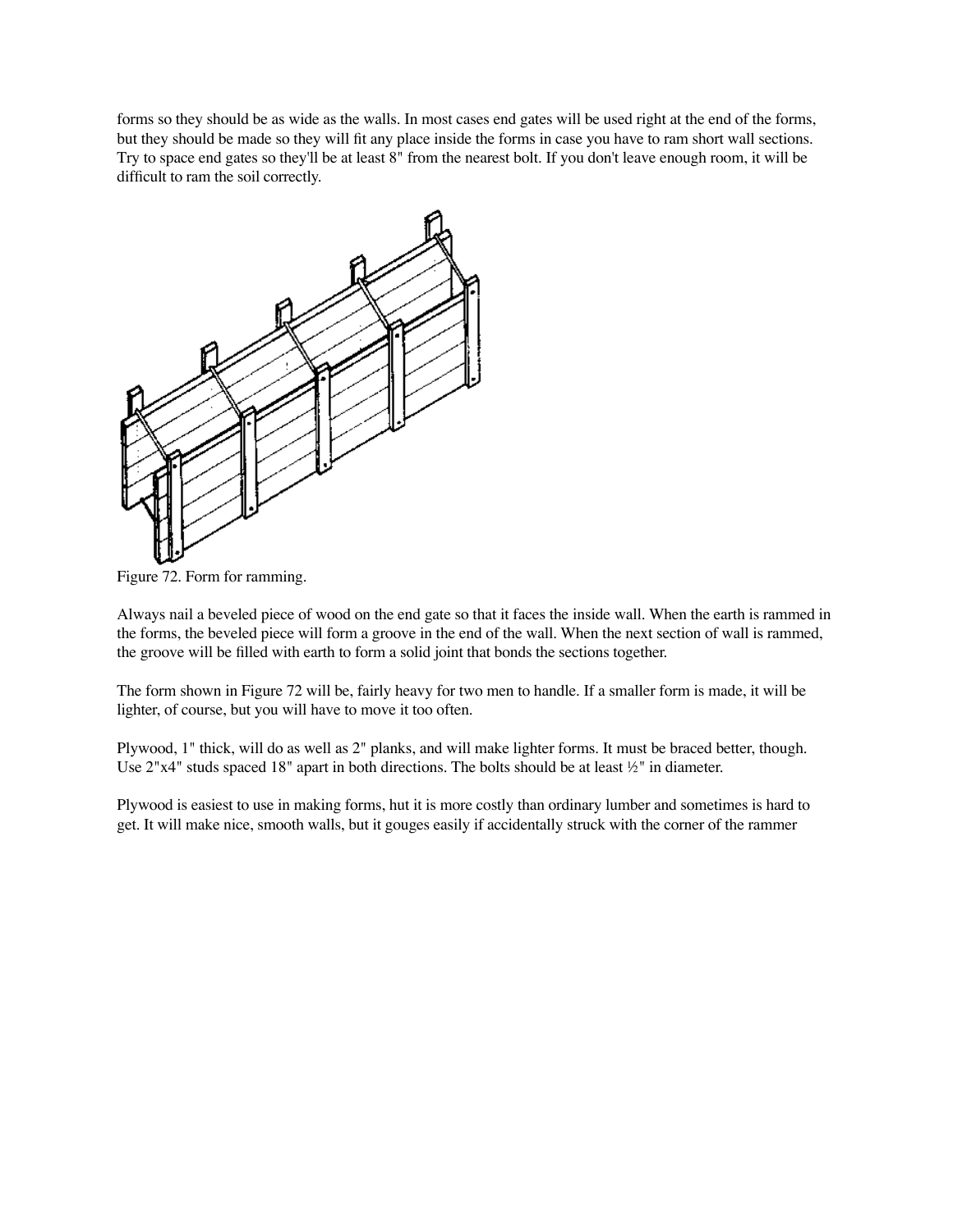forms so they should be as wide as the walls. In most cases end gates will be used right at the end of the forms, but they should be made so they will fit any place inside the forms in case you have to ram short wall sections. Try to space end gates so they'll be at least 8" from the nearest bolt. If you don't leave enough room, it will be difficult to ram the soil correctly.

Figure 72. Form for ramming.

Always nail a beveled piece of wood on the end gate so that it faces the inside wall. When the earth is rammed in the forms, the beveled piece will form a groove in the end of the wall. When the next section of wall is rammed, the groove will be filled with earth to form a solid joint that bonds the sections together.

The form shown in Figure 72 will be, fairly heavy for two men to handle. If a smaller form is made, it will be lighter, of course, but you will have to move it too often.

Plywood, 1" thick, will do as well as 2" planks, and will make lighter forms. It must be braced better, though. Use 2"x4" studs spaced 18" apart in both directions. The bolts should be at least ½" in diameter.

Plywood is easiest to use in making forms, hut it is more costly than ordinary lumber and sometimes is hard to get. It will make nice, smooth walls, but it gouges easily if accidentally struck with the corner of the rammer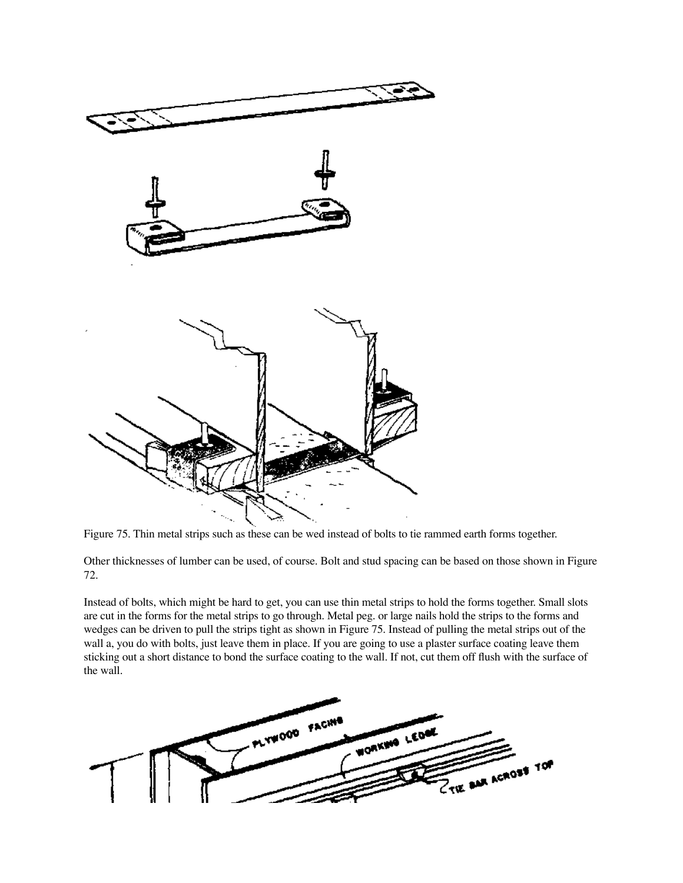Figure 75. Thin metal strips such as these can be wed instead of bolts to tie rammed earth forms together.

Other thicknesses of lumber can be used, of course. Bolt and stud spacing can be based on those shown in Figure 72.

Instead of bolts, which might be hard to get, you can use thin metal strips to hold the forms together. Small slots are cut in the forms for the metal strips to go through. Metal peg. or large nails hold the strips to the forms and wedges can be driven to pull the strips tight as shown in Figure 75. Instead of pulling the metal strips out of the wall a, you do with bolts, just leave them in place. If you are going to use a plaster surface coating leave them sticking out a short distance to bond the surface coating to the wall. If not, cut them off flush with the surface of the wall.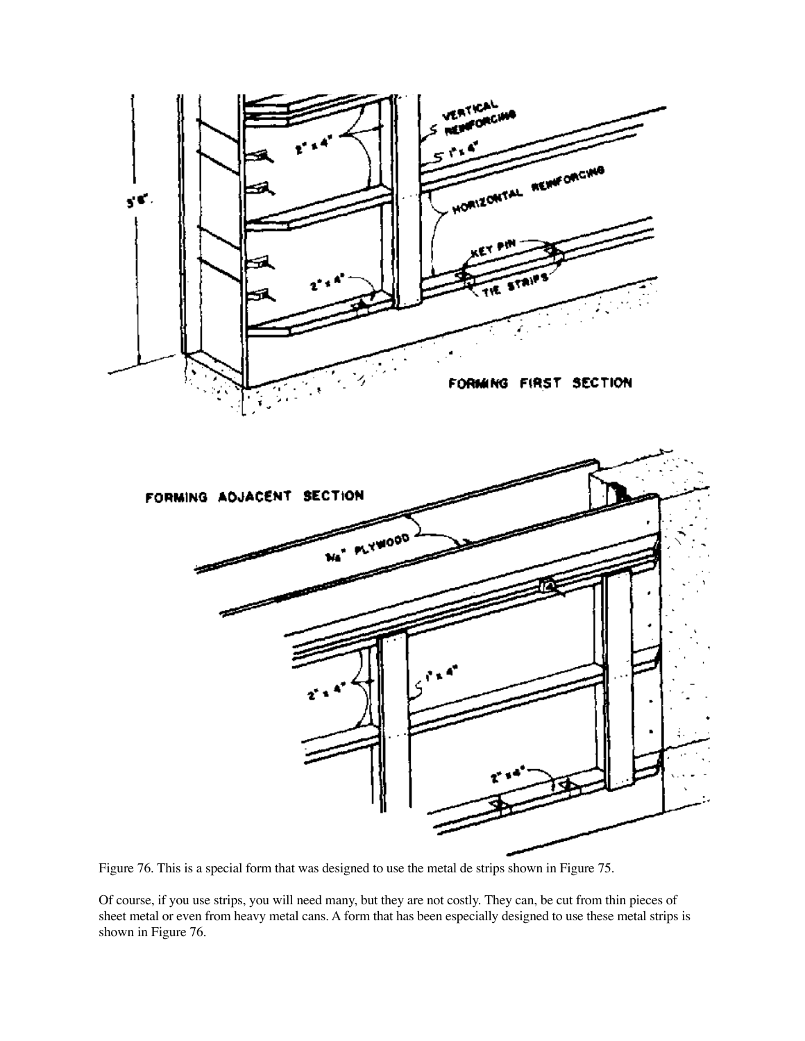Figure 76. This is a special form that was designed to use the metal de strips shown in Figure 75.

Of course, if you use strips, you will need many, but they are not costly. They can, be cut from thin pieces of sheet metal or even from heavy metal cans. A form that has been especially designed to use these metal strips is shown in Figure 76.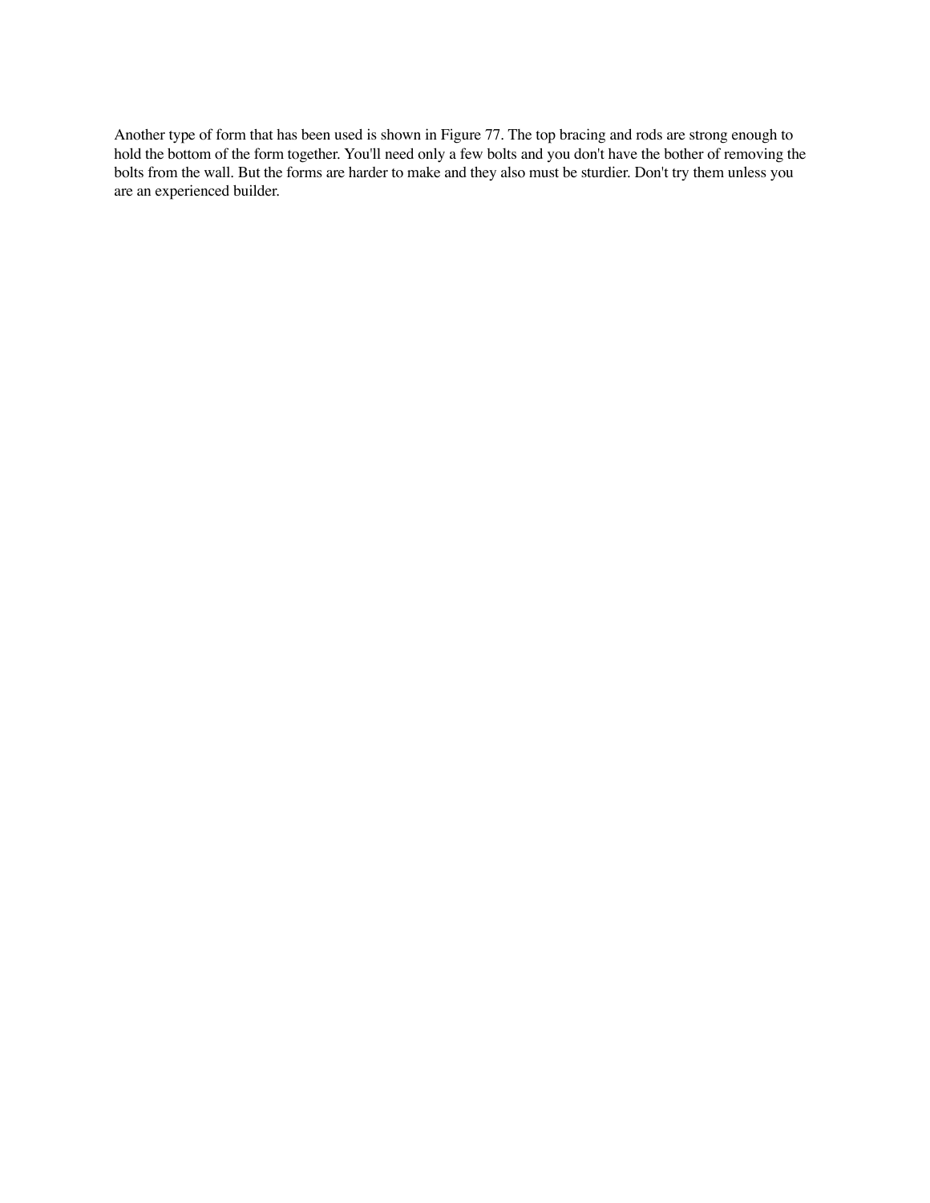Another type of form that has been used is shown in Figure 77. The top bracing and rods are strong enough to hold the bottom of the form together. You'll need only a few bolts and you don't have the bother of removing the bolts from the wall. But the forms are harder to make and they also must be sturdier. Don't try them unless you are an experienced builder.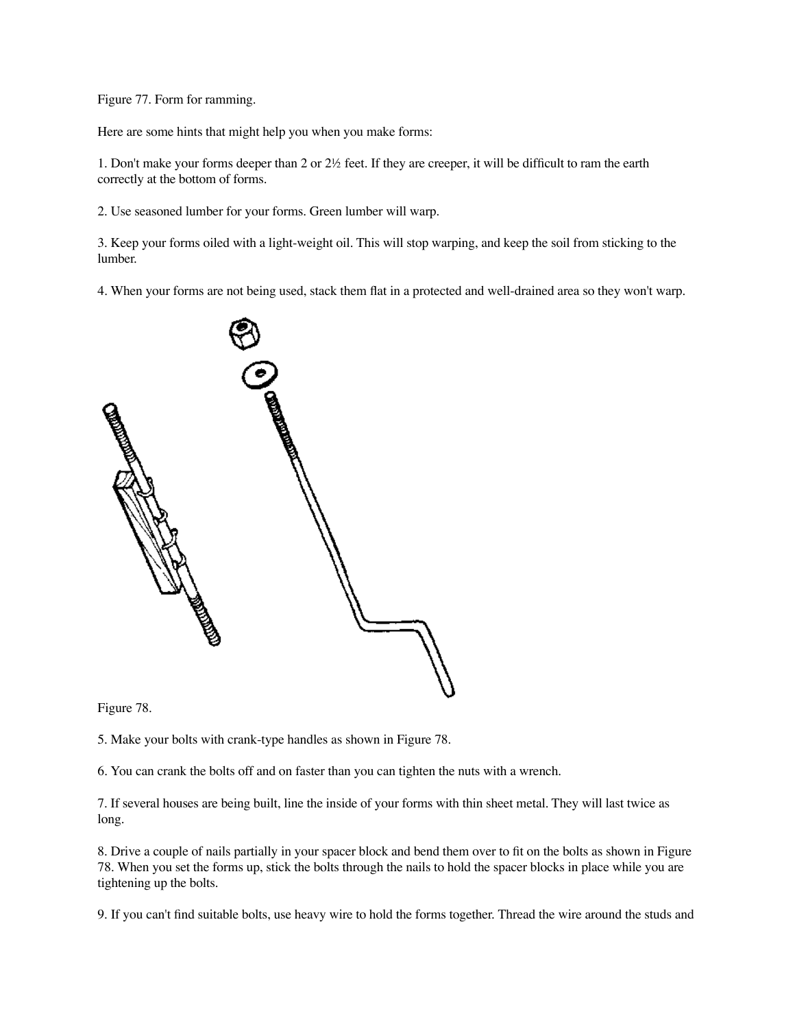Figure 77. Form for ramming.

Here are some hints that might help you when you make forms:

1. Don't make your forms deeper than 2 or 2½ feet. If they are creeper, it will be difficult to ram the earth correctly at the bottom of forms.

2. Use seasoned lumber for your forms. Green lumber will warp.

3. Keep your forms oiled with a light-weight oil. This will stop warping, and keep the soil from sticking to the lumber.

4. When your forms are not being used, stack them flat in a protected and well-drained area so they won't warp.

Figure 78.

5. Make your bolts with crank-type handles as shown in Figure 78.

6. You can crank the bolts off and on faster than you can tighten the nuts with a wrench.

7. If several houses are being built, line the inside of your forms with thin sheet metal. They will last twice as long.

8. Drive a couple of nails partially in your spacer block and bend them over to fit on the bolts as shown in Figure 78. When you set the forms up, stick the bolts through the nails to hold the spacer blocks in place while you are tightening up the bolts.

9. If you can't find suitable bolts, use heavy wire to hold the forms together. Thread the wire around the studs and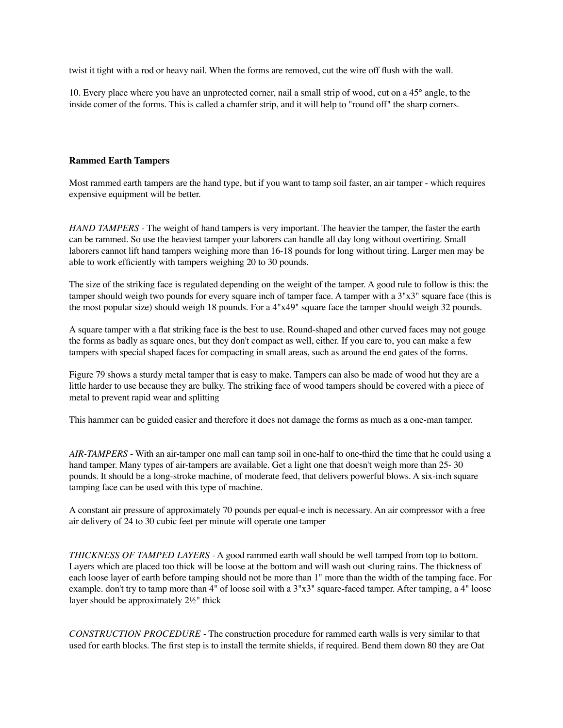twist it tight with a rod or heavy nail. When the forms are removed, cut the wire off flush with the wall.

10. Every place where you have an unprotected corner, nail a small strip of wood, cut on a 45° angle, to the inside comer of the forms. This is called a chamfer strip, and it will help to "round off" the sharp corners.

**Rammed Earth Tampers**

Most rammed earth tampers are the hand type, but if you want to tamp soil faster, an air tamper - which requires expensive equipment will be better.

*HAND TAMPERS* - The weight of hand tampers is very important. The heavier the tamper, the faster the earth can be rammed. So use the heaviest tamper your laborers can handle all day long without overtiring. Small laborers cannot lift hand tampers weighing more than 16-18 pounds for long without tiring. Larger men may be able to work efficiently with tampers weighing 20 to 30 pounds.

The size of the striking face is regulated depending on the weight of the tamper. A good rule to follow is this: the tamper should weigh two pounds for every square inch of tamper face. A tamper with a 3"x3" square face (this is the most popular size) should weigh 18 pounds. For a 4"x49" square face the tamper should weigh 32 pounds.

A square tamper with a flat striking face is the best to use. Round-shaped and other curved faces may not gouge the forms as badly as square ones, but they don't compact as well, either. If you care to, you can make a few tampers with special shaped faces for compacting in small areas, such as around the end gates of the forms.

Figure 79 shows a sturdy metal tamper that is easy to make. Tampers can also be made of wood hut they are a little harder to use because they are bulky. The striking face of wood tampers should be covered with a piece of metal to prevent rapid wear and splitting

This hammer can be guided easier and therefore it does not damage the forms as much as a one-man tamper.

*AIR-TAMPERS* - With an air-tamper one mall can tamp soil in one-half to one-third the time that he could using a hand tamper. Many types of air-tampers are available. Get a light one that doesn't weigh more than 25- 30 pounds. It should be a long-stroke machine, of moderate feed, that delivers powerful blows. A six-inch square tamping face can be used with this type of machine.

A constant air pressure of approximately 70 pounds per equal-e inch is necessary. An air compressor with a free air delivery of 24 to 30 cubic feet per minute will operate one tamper

*THICKNESS OF TAMPED LAYERS* - A good rammed earth wall should be well tamped from top to bottom. Layers which are placed too thick will be loose at the bottom and will wash out <luring rains. The thickness of each loose layer of earth before tamping should not be more than 1" more than the width of the tamping face. For example. don't try to tamp more than 4" of loose soil with a 3"x3" square-faced tamper. After tamping, a 4" loose layer should be approximately 2½" thick

*CONSTRUCTION PROCEDURE* - The construction procedure for rammed earth walls is very similar to that used for earth blocks. The first step is to install the termite shields, if required. Bend them down 80 they are Oat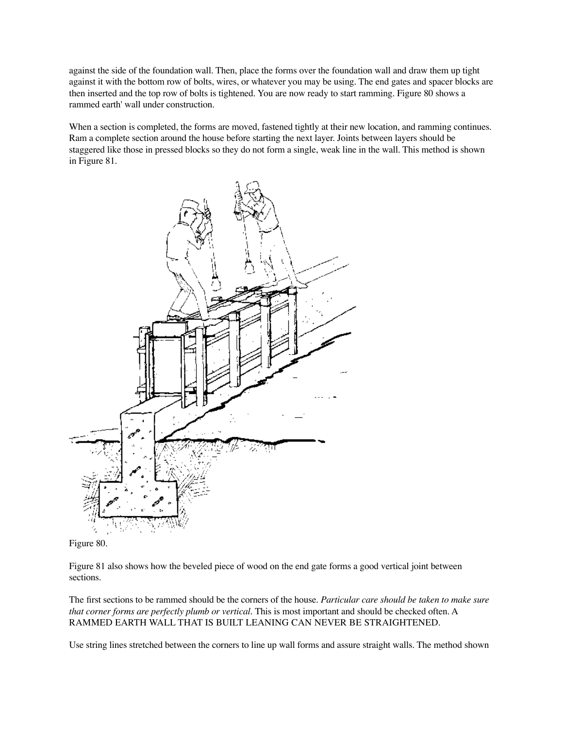against the side of the foundation wall. Then, place the forms over the foundation wall and draw them up tight against it with the bottom row of bolts, wires, or whatever you may be using. The end gates and spacer blocks are then inserted and the top row of bolts is tightened. You are now ready to start ramming. Figure 80 shows a rammed earth' wall under construction.

When a section is completed, the forms are moved, fastened tightly at their new location, and ramming continues. Ram a complete section around the house before starting the next layer. Joints between layers should be staggered like those in pressed blocks so they do not form a single, weak line in the wall. This method is shown in Figure 81.

Figure 80.

Figure 81 also shows how the beveled piece of wood on the end gate forms a good vertical joint between sections.

The first sections to be rammed should be the corners of the house. *Particular care should be taken to make sure that corner forms are perfectly plumb or vertical.* This is most important and should be checked often. A RAMMED EARTH WALL THAT IS BUILT LEANING CAN NEVER BE STRAIGHTENED.

Use string lines stretched between the corners to line up wall forms and assure straight walls. The method shown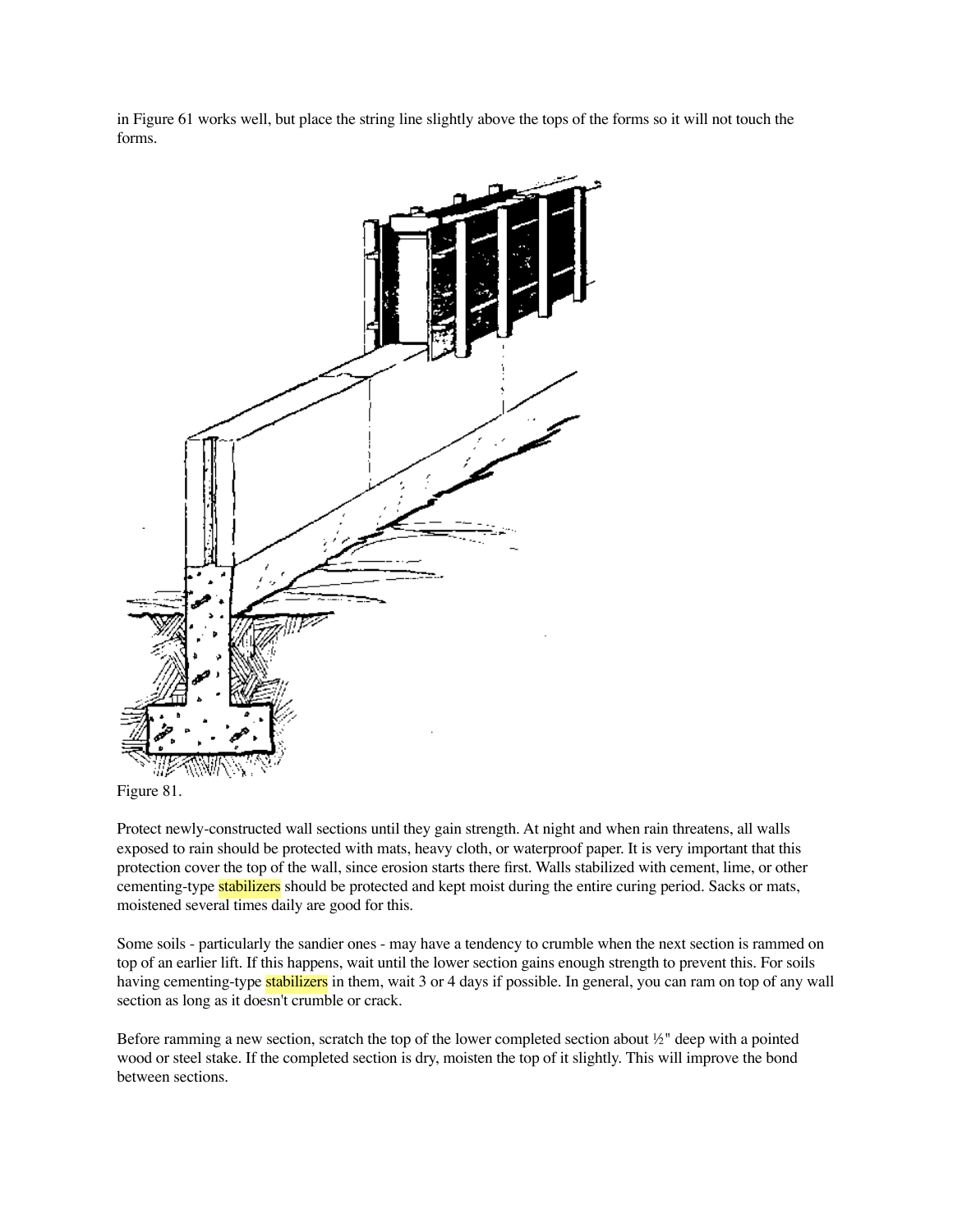in Figure 61 works well, but place the string line slightly above the tops of the forms so it will not touch the forms.

Figure 81.

Protect newly-constructed wall sections until they gain strength. At night and when rain threatens, all walls exposed to rain should be protected with mats, heavy cloth, or waterproof paper. It is very important that this protection cover the top of the wall, since erosion starts there first. Walls stabilized with cement, lime, or other cementing-type stabilizers should be protected and kept moist during the entire curing period. Sacks or mats, moistened several times daily are good for this.

Some soils - particularly the sandier ones - may have a tendency to crumble when the next section is rammed on top of an earlier lift. If this happens, wait until the lower section gains enough strength to prevent this. For soils having cementing-type stabilizers in them, wait 3 or 4 days if possible. In general, you can ram on top of any wall section as long as it doesn't crumble or crack.

Before ramming a new section, scratch the top of the lower completed section about ½" deep with a pointed wood or steel stake. If the completed section is dry, moisten the top of it slightly. This will improve the bond between sections.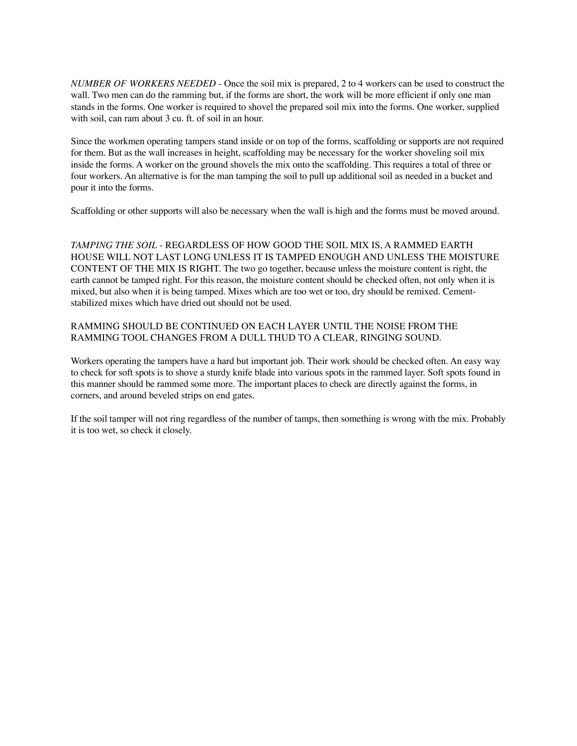*NUMBER OF WORKERS NEEDED* - Once the soil mix is prepared, 2 to 4 workers can be used to construct the wall. Two men can do the ramming but, if the forms are short, the work will be more efficient if only one man stands in the forms. One worker is required to shovel the prepared soil mix into the forms. One worker, supplied with soil, can ram about 3 cu. ft. of soil in an hour.

Since the workmen operating tampers stand inside or on top of the forms, scaffolding or supports are not required for them. But as the wall increases in height, scaffolding may be necessary for the worker shoveling soil mix inside the forms. A worker on the ground shovels the mix onto the scaffolding. This requires a total of three or four workers. An alternative is for the man tamping the soil to pull up additional soil as needed in a bucket and pour it into the forms.

Scaffolding or other supports will also be necessary when the wall is high and the forms must be moved around.

*TAMPING THE SOIL* - REGARDLESS OF HOW GOOD THE SOIL MIX IS, A RAMMED EARTH HOUSE WILL NOT LAST LONG UNLESS IT IS TAMPED ENOUGH AND UNLESS THE MOISTURE CONTENT OF THE MIX IS RIGHT. The two go together, because unless the moisture content is right, the earth cannot be tamped right. For this reason, the moisture content should be checked often, not only when it is mixed, but also when it is being tamped. Mixes which are too wet or too, dry should be remixed. Cement-stabilized mixes which have dried out should not be used.

RAMMING SHOULD BE CONTINUED ON EACH LAYER UNTIL THE NOISE FROM THE RAMMING TOOL CHANGES FROM A DULL THUD TO A CLEAR, RINGING SOUND.

Workers operating the tampers have a hard but important job. Their work should be checked often. An easy way to check for soft spots is to shove a sturdy knife blade into various spots in the rammed layer. Soft spots found in this manner should be rammed some more. The important places to check are directly against the forms, in corners, and around beveled strips on end gates.

If the soil tamper will not ring regardless of the number of tamps, then something is wrong with the mix. Probably it is too wet, so check it closely.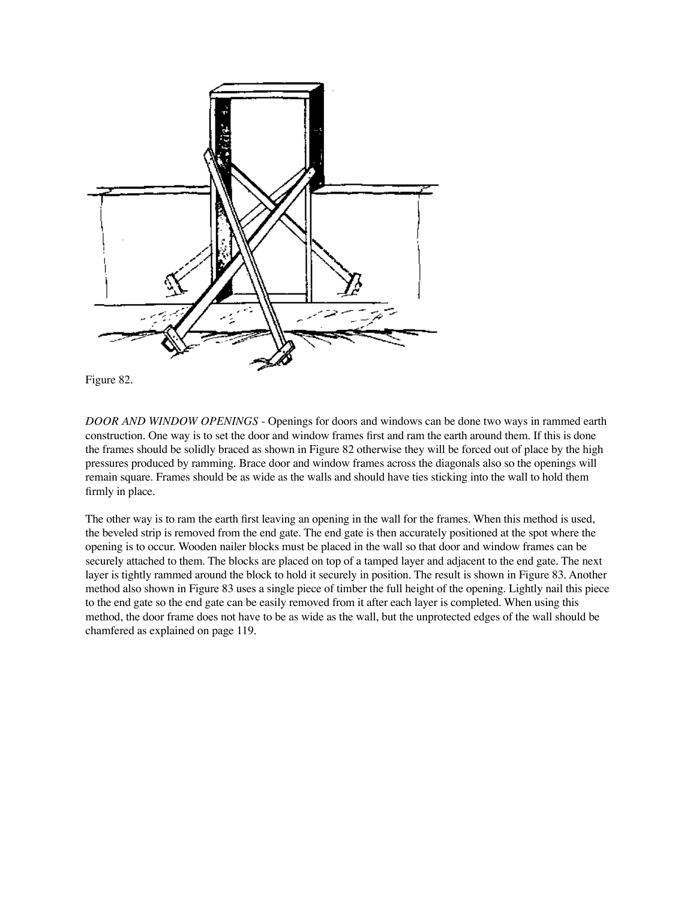Figure 82.

*DOOR AND WINDOW OPENINGS* - Openings for doors and windows can be done two ways in rammed earth construction. One way is to set the door and window frames first and ram the earth around them. If this is done the frames should be solidly braced as shown in Figure 82 otherwise they will be forced out of place by the high pressures produced by ramming. Brace door and window frames across the diagonals also so the openings will remain square. Frames should be as wide as the walls and should have ties sticking into the wall to hold them firmly in place.

The other way is to ram the earth first leaving an opening in the wall for the frames. When this method is used, the beveled strip is removed from the end gate. The end gate is then accurately positioned at the spot where the opening is to occur. Wooden nailer blocks must be placed in the wall so that door and window frames can be securely attached to them. The blocks are placed on top of a tamped layer and adjacent to the end gate. The next layer is tightly rammed around the block to hold it securely in position. The result is shown in Figure 83. Another method also shown in Figure 83 uses a single piece of timber the full height of the opening. Lightly nail this piece to the end gate so the end gate can be easily removed from it after each layer is completed. When using this method, the door frame does not have to be as wide as the wall, but the unprotected edges of the wall should be chamfered as explained on page 119.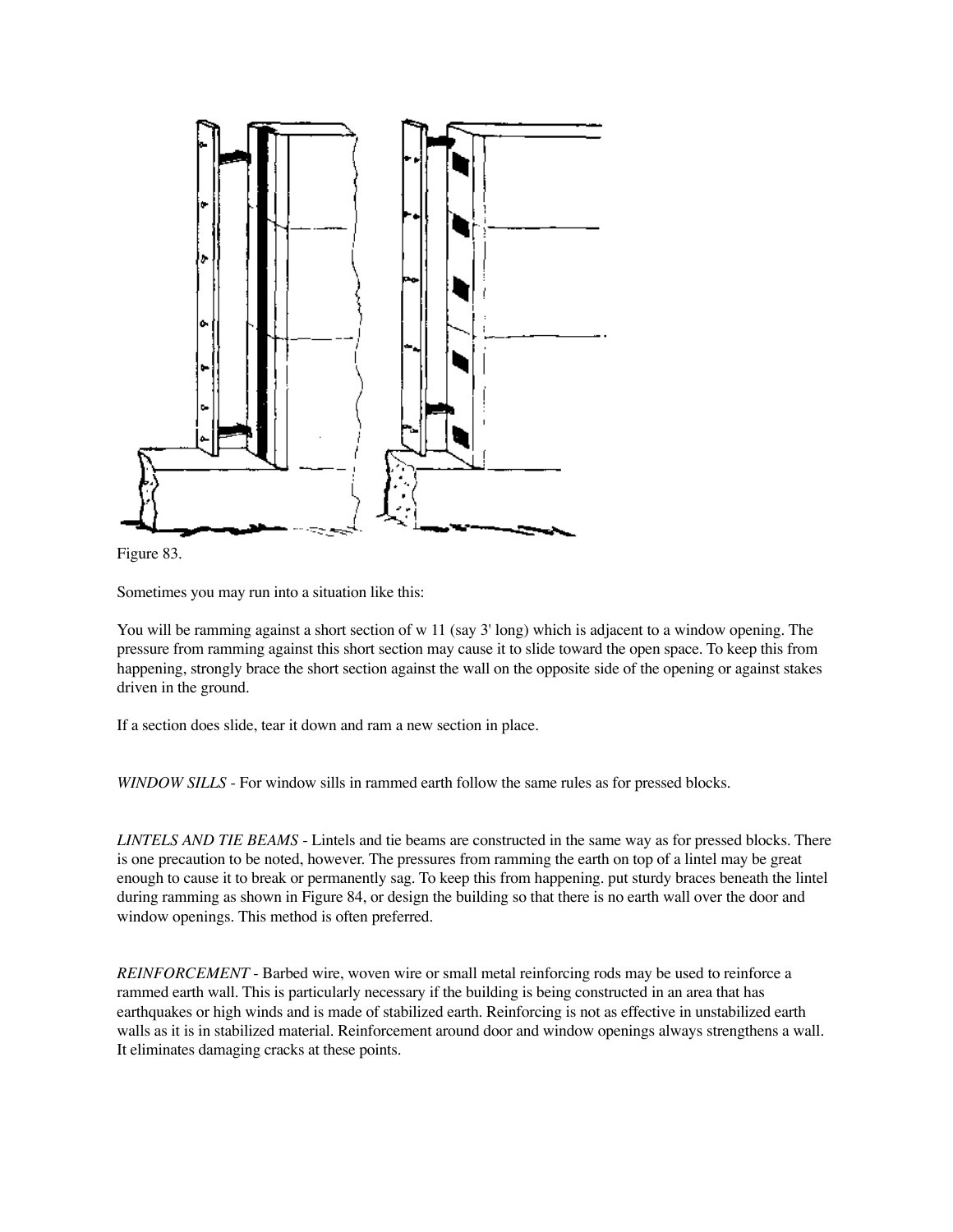Figure 83.

Sometimes you may run into a situation like this:

You will be ramming against a short section of w 11 (say 3' long) which is adjacent to a window opening. The pressure from ramming against this short section may cause it to slide toward the open space. To keep this from happening, strongly brace the short section against the wall on the opposite side of the opening or against stakes driven in the ground.

If a section does slide, tear it down and ram a new section in place.

*WINDOW SILLS* - For window sills in rammed earth follow the same rules as for pressed blocks.

*LINTELS AND TIE BEAMS* - Lintels and tie beams are constructed in the same way as for pressed blocks. There is one precaution to be noted, however. The pressures from ramming the earth on top of a lintel may be great enough to cause it to break or permanently sag. To keep this from happening. put sturdy braces beneath the lintel during ramming as shown in Figure 84, or design the building so that there is no earth wall over the door and window openings. This method is often preferred.

*REINFORCEMENT* - Barbed wire, woven wire or small metal reinforcing rods may be used to reinforce a rammed earth wall. This is particularly necessary if the building is being constructed in an area that has earthquakes or high winds and is made of stabilized earth. Reinforcing is not as effective in unstabilized earth walls as it is in stabilized material. Reinforcement around door and window openings always strengthens a wall. It eliminates damaging cracks at these points.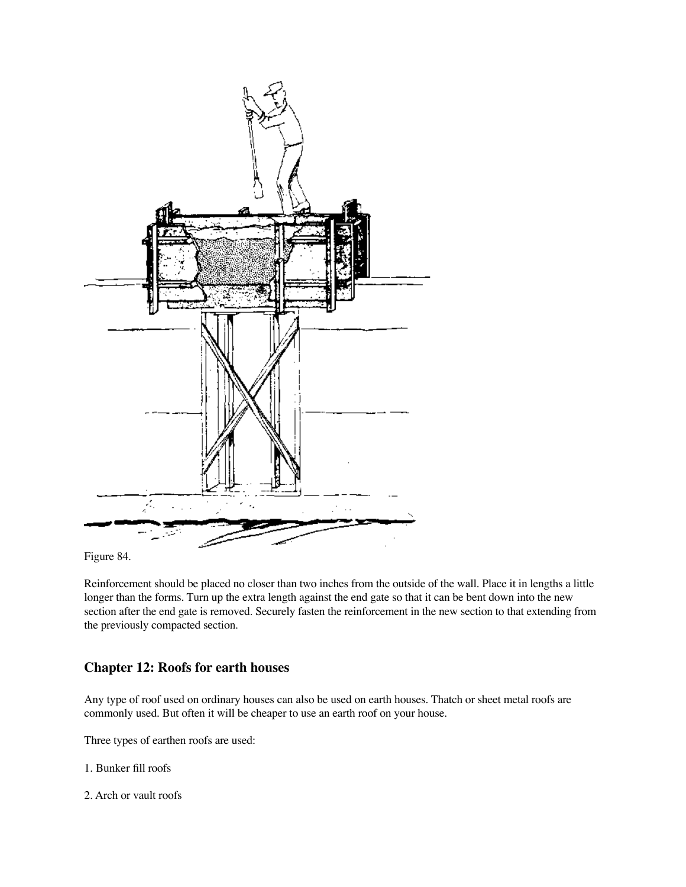Figure 84.

Reinforcement should be placed no closer than two inches from the outside of the wall. Place it in lengths a little longer than the forms. Turn up the extra length against the end gate so that it can be bent down into the new section after the end gate is removed. Securely fasten the reinforcement in the new section to that extending from the previously compacted section.

## Chapter 12: Roofs for earth houses

Any type of roof used on ordinary houses can also be used on earth houses. Thatch or sheet metal roofs are commonly used. But often it will be cheaper to use an earth roof on your house.

Three types of earthen roofs are used:

1. Bunker fill roofs

2. Arch or vault roofs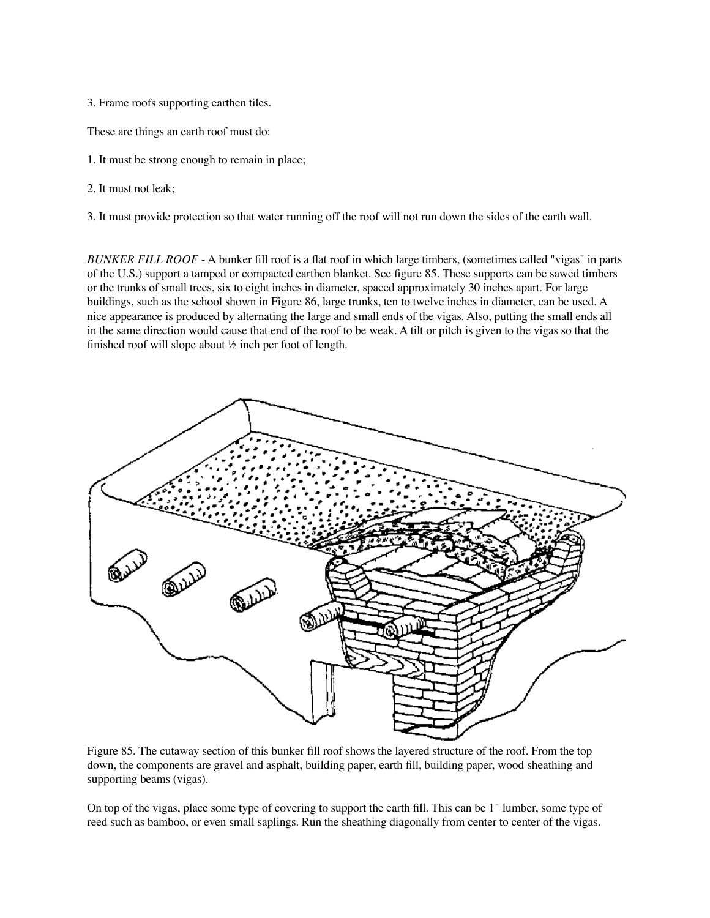3. Frame roofs supporting earthen tiles.

These are things an earth roof must do:

1. It must be strong enough to remain in place;

2. It must not leak;

3. It must provide protection so that water running off the roof will not run down the sides of the earth wall.

*BUNKER FILL ROOF* - A bunker fill roof is a flat roof in which large timbers, (sometimes called "vigas" in parts of the U.S.) support a tamped or compacted earthen blanket. See figure 85. These supports can be sawed timbers or the trunks of small trees, six to eight inches in diameter, spaced approximately 30 inches apart. For large buildings, such as the school shown in Figure 86, large trunks, ten to twelve inches in diameter, can be used. A nice appearance is produced by alternating the large and small ends of the vigas. Also, putting the small ends all in the same direction would cause that end of the roof to be weak. A tilt or pitch is given to the vigas so that the finished roof will slope about ½ inch per foot of length.

Figure 85. The cutaway section of this bunker fill roof shows the layered structure of the roof. From the top down, the components are gravel and asphalt, building paper, earth fill, building paper, wood sheathing and supporting beams (vigas).

On top of the vigas, place some type of covering to support the earth fill. This can be 1" lumber, some type of reed such as bamboo, or even small saplings. Run the sheathing diagonally from center to center of the vigas.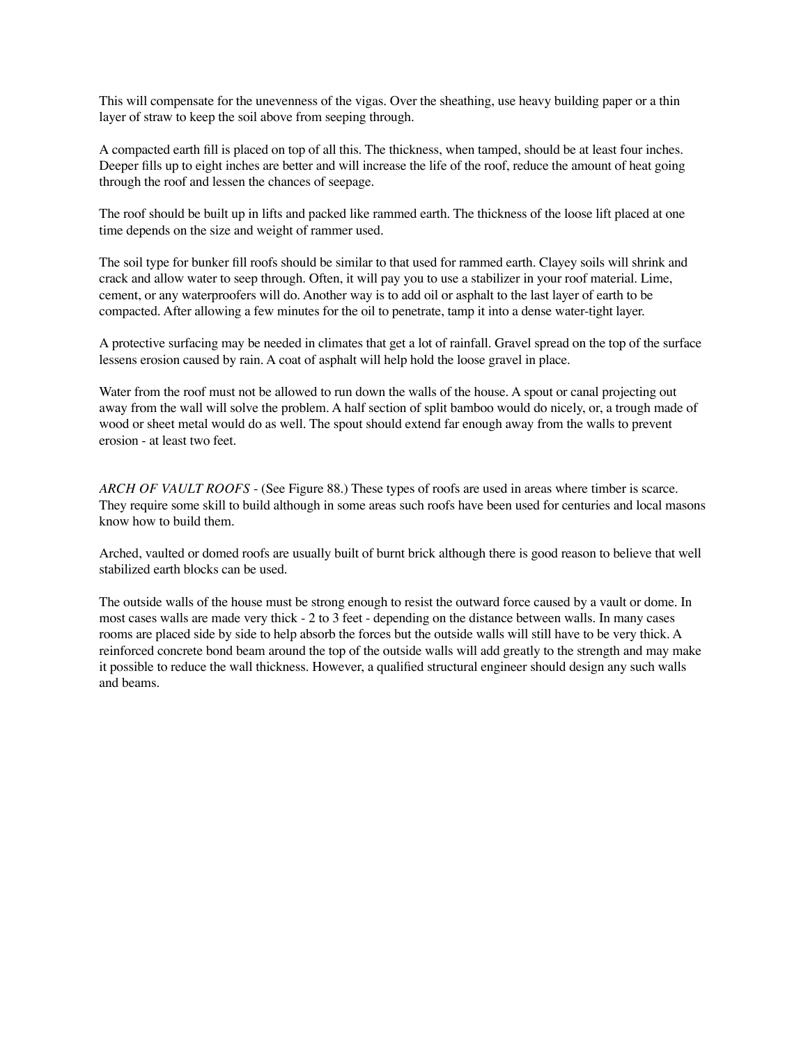This will compensate for the unevenness of the vigas. Over the sheathing, use heavy building paper or a thin layer of straw to keep the soil above from seeping through.

A compacted earth fill is placed on top of all this. The thickness, when tamped, should be at least four inches. Deeper fills up to eight inches are better and will increase the life of the roof, reduce the amount of heat going through the roof and lessen the chances of seepage.

The roof should be built up in lifts and packed like rammed earth. The thickness of the loose lift placed at one time depends on the size and weight of rammer used.

The soil type for bunker fill roofs should be similar to that used for rammed earth. Clayey soils will shrink and crack and allow water to seep through. Often, it will pay you to use a stabilizer in your roof material. Lime, cement, or any waterproofers will do. Another way is to add oil or asphalt to the last layer of earth to be compacted. After allowing a few minutes for the oil to penetrate, tamp it into a dense water-tight layer.

A protective surfacing may be needed in climates that get a lot of rainfall. Gravel spread on the top of the surface lessens erosion caused by rain. A coat of asphalt will help hold the loose gravel in place.

Water from the roof must not be allowed to run down the walls of the house. A spout or canal projecting out away from the wall will solve the problem. A half section of split bamboo would do nicely, or, a trough made of wood or sheet metal would do as well. The spout should extend far enough away from the walls to prevent erosion - at least two feet.

*ARCH OF VAULT ROOFS* - (See Figure 88.) These types of roofs are used in areas where timber is scarce. They require some skill to build although in some areas such roofs have been used for centuries and local masons know how to build them.

Arched, vaulted or domed roofs are usually built of burnt brick although there is good reason to believe that well stabilized earth blocks can be used.

The outside walls of the house must be strong enough to resist the outward force caused by a vault or dome. In most cases walls are made very thick - 2 to 3 feet - depending on the distance between walls. In many cases rooms are placed side by side to help absorb the forces but the outside walls will still have to be very thick. A reinforced concrete bond beam around the top of the outside walls will add greatly to the strength and may make it possible to reduce the wall thickness. However, a qualified structural engineer should design any such walls and beams.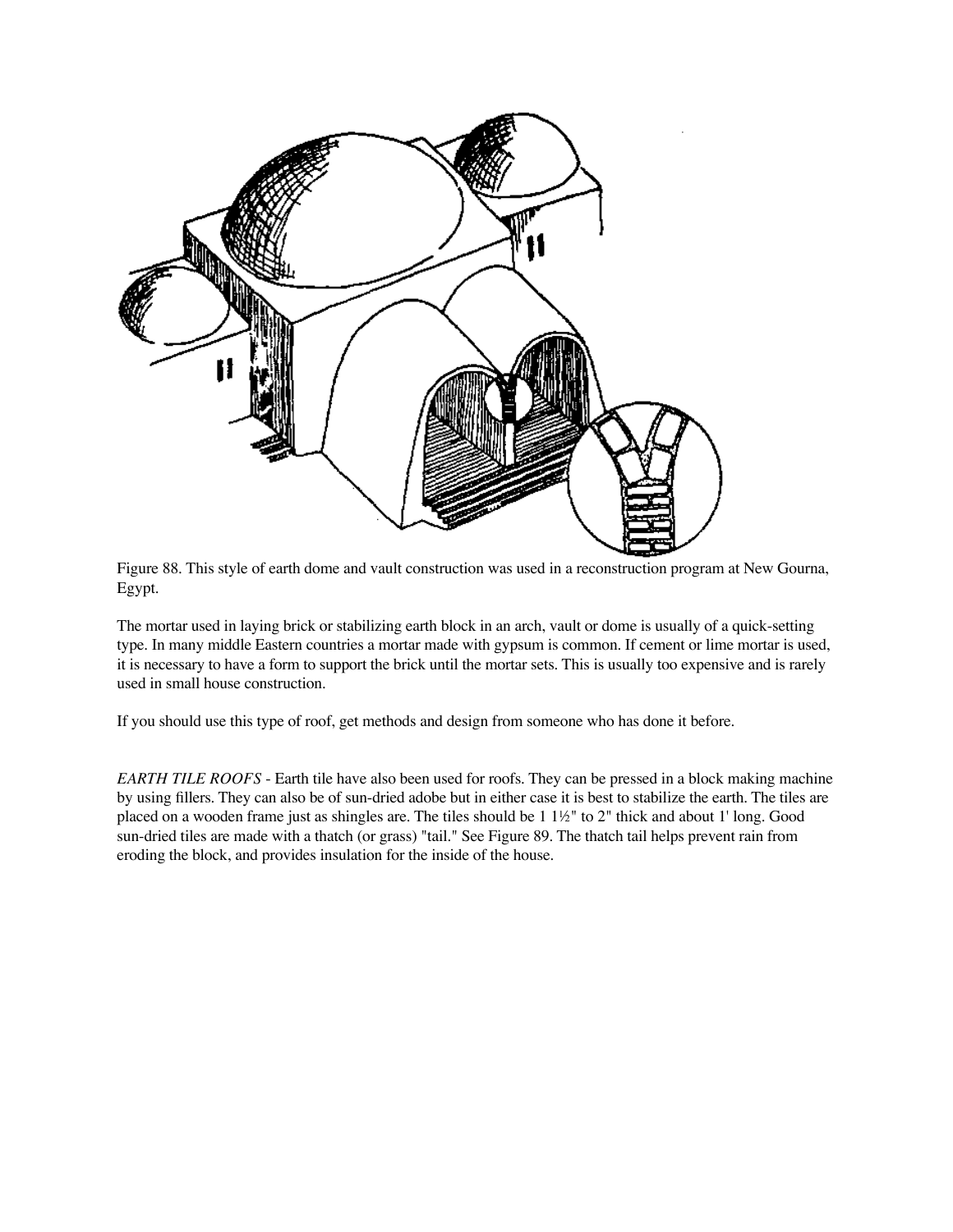Figure 88. This style of earth dome and vault construction was used in a reconstruction program at New Gourna, Egypt.

The mortar used in laying brick or stabilizing earth block in an arch, vault or dome is usually of a quick-setting type. In many middle Eastern countries a mortar made with gypsum is common. If cement or lime mortar is used, it is necessary to have a form to support the brick until the mortar sets. This is usually too expensive and is rarely used in small house construction.

If you should use this type of roof, get methods and design from someone who has done it before.

*EARTH TILE ROOFS* - Earth tile have also been used for roofs. They can be pressed in a block making machine by using fillers. They can also be of sun-dried adobe but in either case it is best to stabilize the earth. The tiles are placed on a wooden frame just as shingles are. The tiles should be 1 1½" to 2" thick and about 1' long. Good sun-dried tiles are made with a thatch (or grass) "tail." See Figure 89. The thatch tail helps prevent rain from eroding the block, and provides insulation for the inside of the house.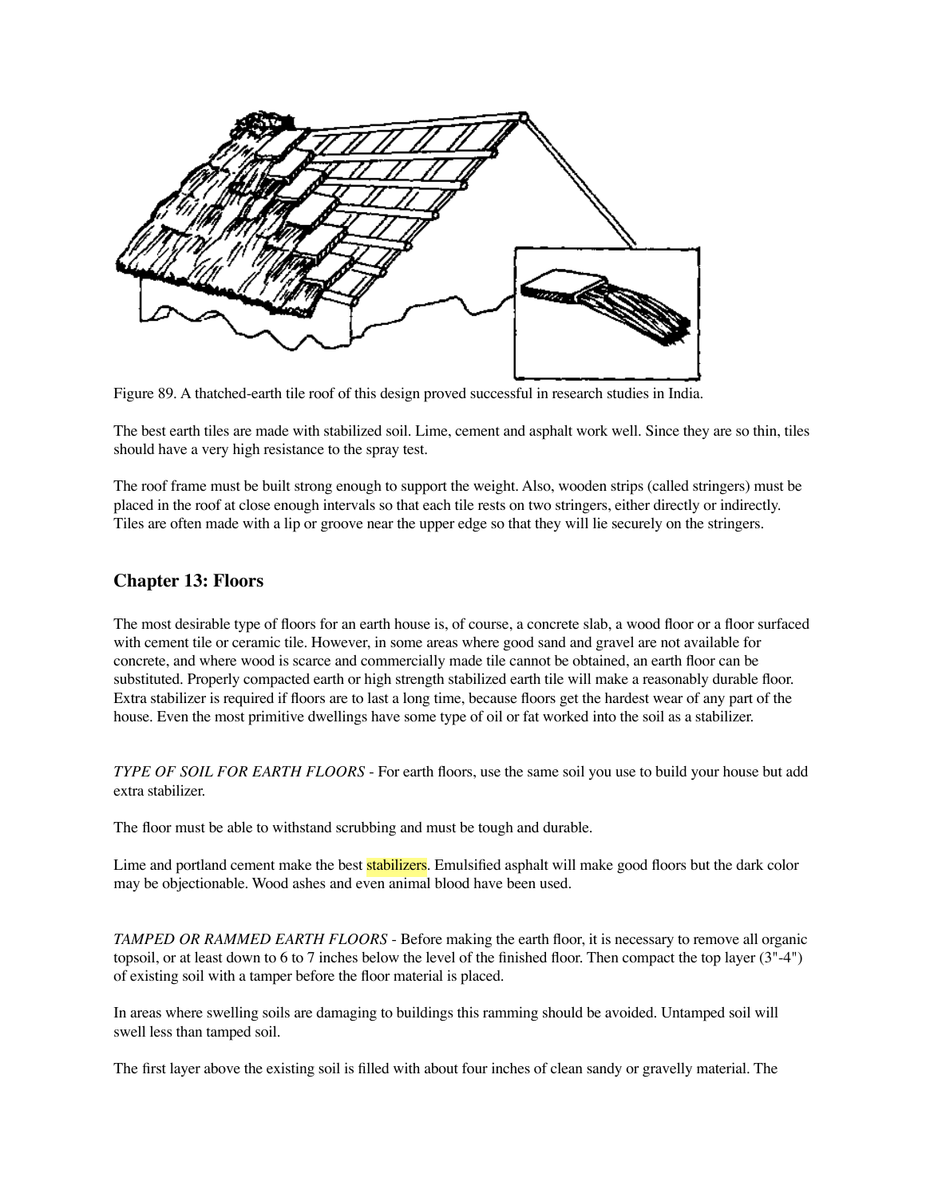Figure 89. A thatched-earth tile roof of this design proved successful in research studies in India.

The best earth tiles are made with stabilized soil. Lime, cement and asphalt work well. Since they are so thin, tiles should have a very high resistance to the spray test.

The roof frame must be built strong enough to support the weight. Also, wooden strips (called stringers) must be placed in the roof at close enough intervals so that each tile rests on two stringers, either directly or indirectly. Tiles are often made with a lip or groove near the upper edge so that they will lie securely on the stringers.

## Chapter 13: Floors

The most desirable type of floors for an earth house is, of course, a concrete slab, a wood floor or a floor surfaced with cement tile or ceramic tile. However, in some areas where good sand and gravel are not available for concrete, and where wood is scarce and commercially made tile cannot be obtained, an earth floor can be substituted. Properly compacted earth or high strength stabilized earth tile will make a reasonably durable floor. Extra stabilizer is required if floors are to last a long time, because floors get the hardest wear of any part of the house. Even the most primitive dwellings have some type of oil or fat worked into the soil as a stabilizer.

*TYPE OF SOIL FOR EARTH FLOORS* - For earth floors, use the same soil you use to build your house but add extra stabilizer.

The floor must be able to withstand scrubbing and must be tough and durable.

Lime and portland cement make the best stabilizers. Emulsified asphalt will make good floors but the dark color may be objectionable. Wood ashes and even animal blood have been used.

*TAMPED OR RAMMED EARTH FLOORS* - Before making the earth floor, it is necessary to remove all organic topsoil, or at least down to 6 to 7 inches below the level of the finished floor. Then compact the top layer (3"-4") of existing soil with a tamper before the floor material is placed.

In areas where swelling soils are damaging to buildings this ramming should be avoided. Untamped soil will swell less than tamped soil.

The first layer above the existing soil is filled with about four inches of clean sandy or gravelly material. The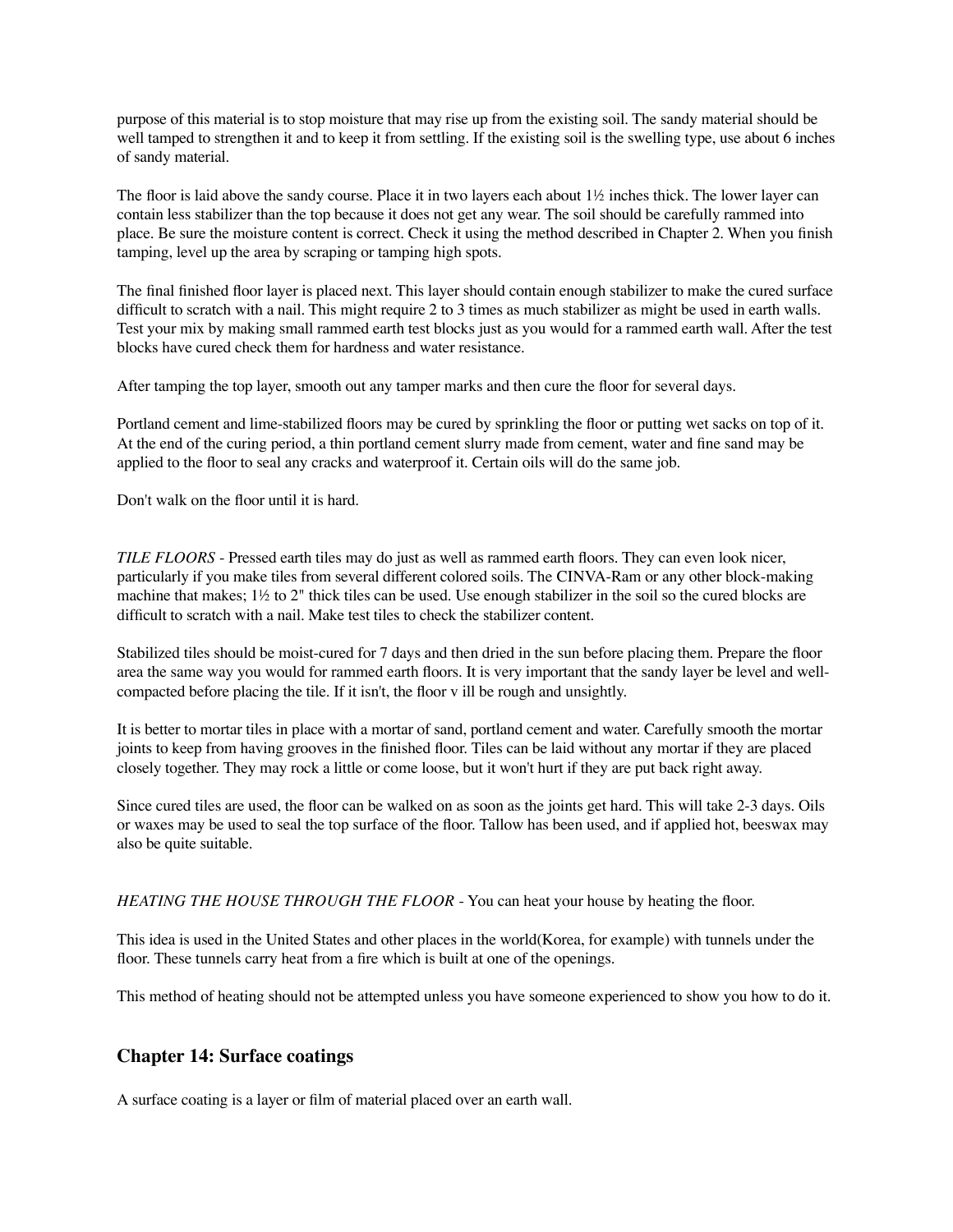purpose of this material is to stop moisture that may rise up from the existing soil. The sandy material should be well tamped to strengthen it and to keep it from settling. If the existing soil is the swelling type, use about 6 inches of sandy material.

The floor is laid above the sandy course. Place it in two layers each about 1½ inches thick. The lower layer can contain less stabilizer than the top because it does not get any wear. The soil should be carefully rammed into place. Be sure the moisture content is correct. Check it using the method described in Chapter 2. When you finish tamping, level up the area by scraping or tamping high spots.

The final finished floor layer is placed next. This layer should contain enough stabilizer to make the cured surface difficult to scratch with a nail. This might require 2 to 3 times as much stabilizer as might be used in earth walls. Test your mix by making small rammed earth test blocks just as you would for a rammed earth wall. After the test blocks have cured check them for hardness and water resistance.

After tamping the top layer, smooth out any tamper marks and then cure the floor for several days.

Portland cement and lime-stabilized floors may be cured by sprinkling the floor or putting wet sacks on top of it. At the end of the curing period, a thin portland cement slurry made from cement, water and fine sand may be applied to the floor to seal any cracks and waterproof it. Certain oils will do the same job.

Don't walk on the floor until it is hard.

*TILE FLOORS* - Pressed earth tiles may do just as well as rammed earth floors. They can even look nicer, particularly if you make tiles from several different colored soils. The CINVA-Ram or any other block-making machine that makes; 1½ to 2" thick tiles can be used. Use enough stabilizer in the soil so the cured blocks are difficult to scratch with a nail. Make test tiles to check the stabilizer content.

Stabilized tiles should be moist-cured for 7 days and then dried in the sun before placing them. Prepare the floor area the same way you would for rammed earth floors. It is very important that the sandy layer be level and well-compacted before placing the tile. If it isn't, the floor v ill be rough and unsightly.

It is better to mortar tiles in place with a mortar of sand, portland cement and water. Carefully smooth the mortar joints to keep from having grooves in the finished floor. Tiles can be laid without any mortar if they are placed closely together. They may rock a little or come loose, but it won't hurt if they are put back right away.

Since cured tiles are used, the floor can be walked on as soon as the joints get hard. This will take 2-3 days. Oils or waxes may be used to seal the top surface of the floor. Tallow has been used, and if applied hot, beeswax may also be quite suitable.

*HEATING THE HOUSE THROUGH THE FLOOR* - You can heat your house by heating the floor.

This idea is used in the United States and other places in the world(Korea, for example) with tunnels under the floor. These tunnels carry heat from a fire which is built at one of the openings.

This method of heating should not be attempted unless you have someone experienced to show you how to do it.

## Chapter 14: Surface coatings

A surface coating is a layer or film of material placed over an earth wall.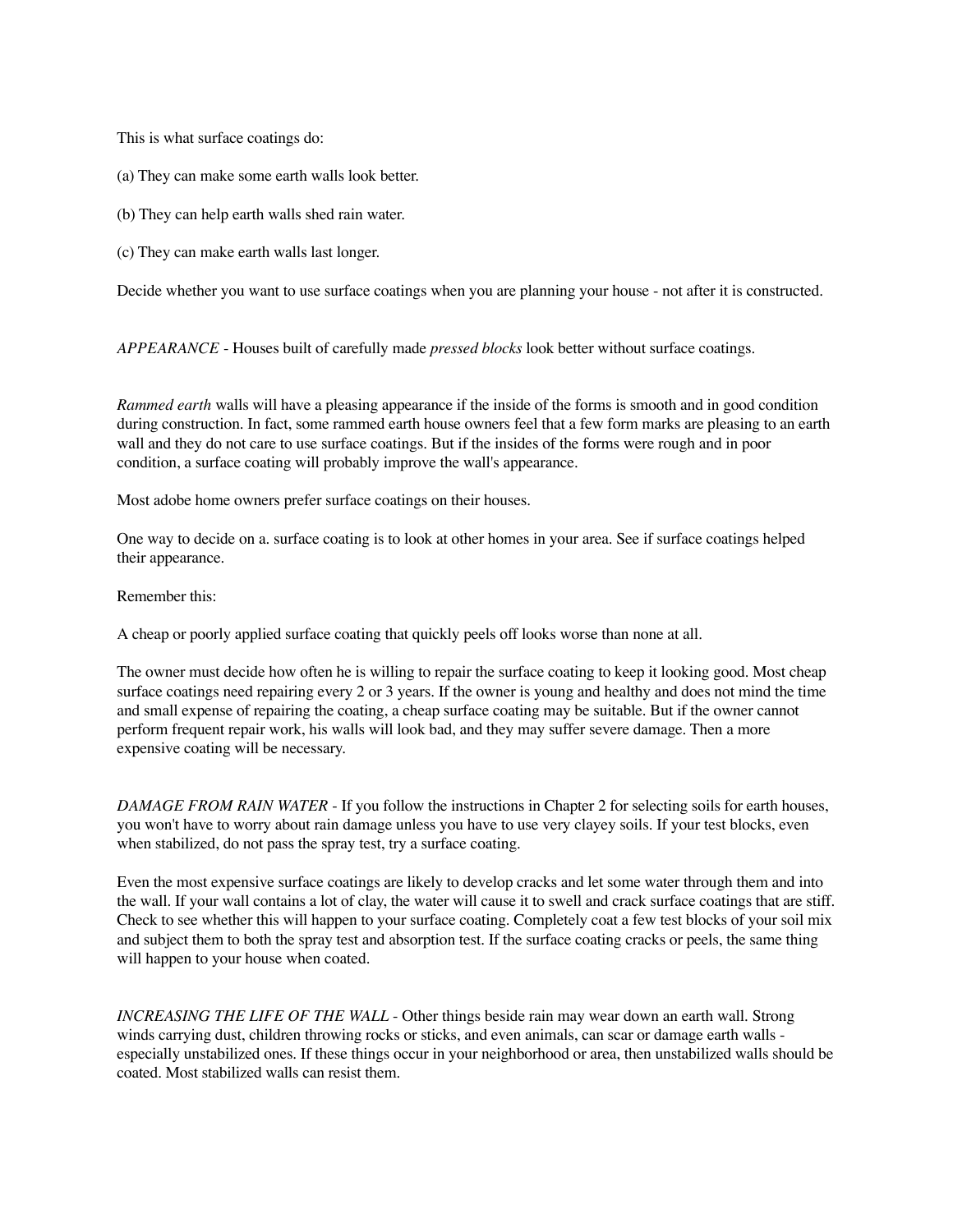This is what surface coatings do:

(a) They can make some earth walls look better.

(b) They can help earth walls shed rain water.

(c) They can make earth walls last longer.

Decide whether you want to use surface coatings when you are planning your house - not after it is constructed.

*APPEARANCE* - Houses built of carefully made *pressed blocks* look better without surface coatings.

*Rammed earth* walls will have a pleasing appearance if the inside of the forms is smooth and in good condition during construction. In fact, some rammed earth house owners feel that a few form marks are pleasing to an earth wall and they do not care to use surface coatings. But if the insides of the forms were rough and in poor condition, a surface coating will probably improve the wall's appearance.

Most adobe home owners prefer surface coatings on their houses.

One way to decide on a. surface coating is to look at other homes in your area. See if surface coatings helped their appearance.

Remember this:

A cheap or poorly applied surface coating that quickly peels off looks worse than none at all.

The owner must decide how often he is willing to repair the surface coating to keep it looking good. Most cheap surface coatings need repairing every 2 or 3 years. If the owner is young and healthy and does not mind the time and small expense of repairing the coating, a cheap surface coating may be suitable. But if the owner cannot perform frequent repair work, his walls will look bad, and they may suffer severe damage. Then a more expensive coating will be necessary.

*DAMAGE FROM RAIN WATER* - If you follow the instructions in Chapter 2 for selecting soils for earth houses, you won't have to worry about rain damage unless you have to use very clayey soils. If your test blocks, even when stabilized, do not pass the spray test, try a surface coating.

Even the most expensive surface coatings are likely to develop cracks and let some water through them and into the wall. If your wall contains a lot of clay, the water will cause it to swell and crack surface coatings that are stiff. Check to see whether this will happen to your surface coating. Completely coat a few test blocks of your soil mix and subject them to both the spray test and absorption test. If the surface coating cracks or peels, the same thing will happen to your house when coated.

*INCREASING THE LIFE OF THE WALL* - Other things beside rain may wear down an earth wall. Strong winds carrying dust, children throwing rocks or sticks, and even animals, can scar or damage earth walls - especially unstabilized ones. If these things occur in your neighborhood or area, then unstabilized walls should be coated. Most stabilized walls can resist them.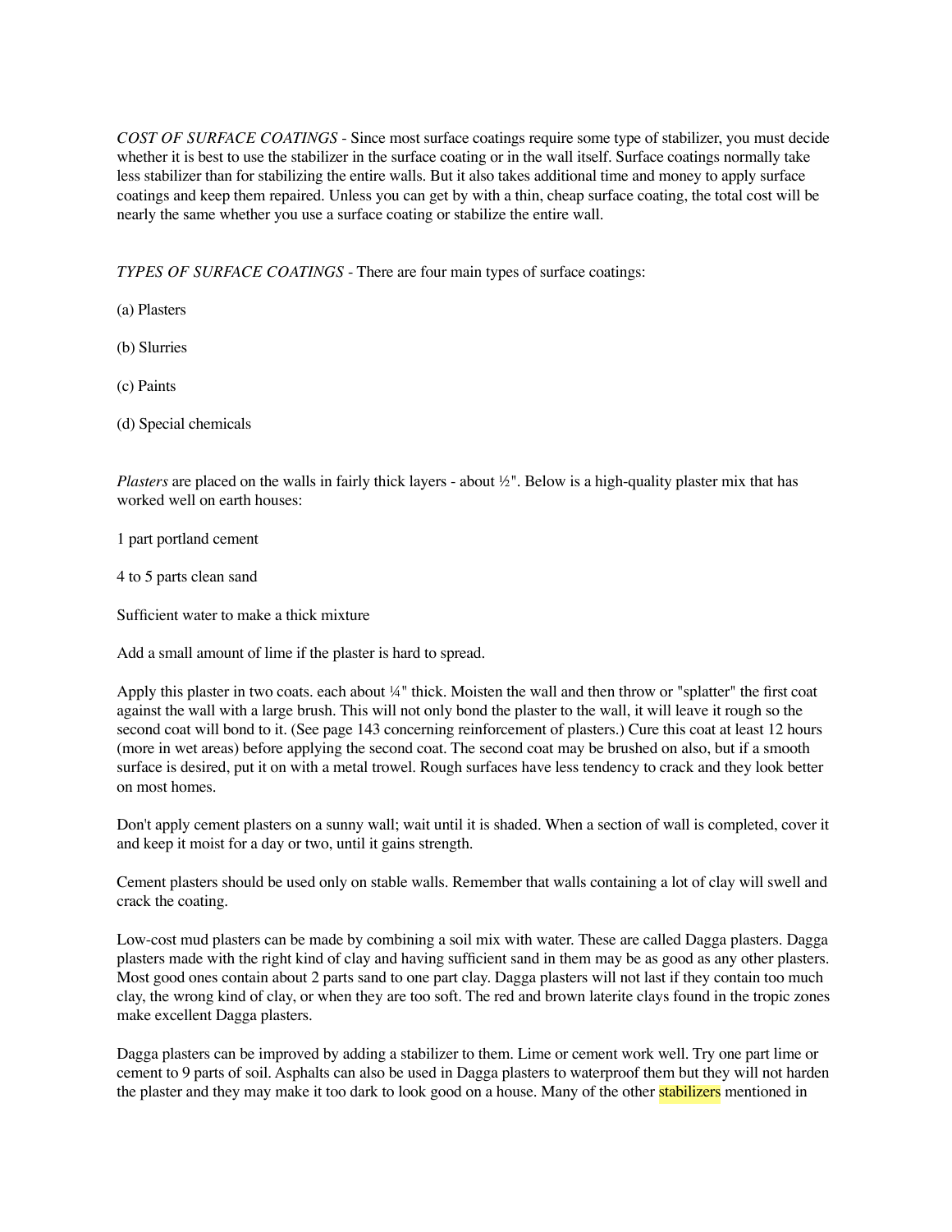*COST OF SURFACE COATINGS* - Since most surface coatings require some type of stabilizer, you must decide whether it is best to use the stabilizer in the surface coating or in the wall itself. Surface coatings normally take less stabilizer than for stabilizing the entire walls. But it also takes additional time and money to apply surface coatings and keep them repaired. Unless you can get by with a thin, cheap surface coating, the total cost will be nearly the same whether you use a surface coating or stabilize the entire wall.

*TYPES OF SURFACE COATINGS* - There are four main types of surface coatings:

(a) Plasters

(b) Slurries

(c) Paints

(d) Special chemicals

*Plasters* are placed on the walls in fairly thick layers - about ½". Below is a high-quality plaster mix that has worked well on earth houses:

1 part portland cement

4 to 5 parts clean sand

Sufficient water to make a thick mixture

Add a small amount of lime if the plaster is hard to spread.

Apply this plaster in two coats. each about ¼" thick. Moisten the wall and then throw or "splatter" the first coat against the wall with a large brush. This will not only bond the plaster to the wall, it will leave it rough so the second coat will bond to it. (See page 143 concerning reinforcement of plasters.) Cure this coat at least 12 hours (more in wet areas) before applying the second coat. The second coat may be brushed on also, but if a smooth surface is desired, put it on with a metal trowel. Rough surfaces have less tendency to crack and they look better on most homes.

Don't apply cement plasters on a sunny wall; wait until it is shaded. When a section of wall is completed, cover it and keep it moist for a day or two, until it gains strength.

Cement plasters should be used only on stable walls. Remember that walls containing a lot of clay will swell and crack the coating.

Low-cost mud plasters can be made by combining a soil mix with water. These are called Dagga plasters. Dagga plasters made with the right kind of clay and having sufficient sand in them may be as good as any other plasters. Most good ones contain about 2 parts sand to one part clay. Dagga plasters will not last if they contain too much clay, the wrong kind of clay, or when they are too soft. The red and brown laterite clays found in the tropic zones make excellent Dagga plasters.

Dagga plasters can be improved by adding a stabilizer to them. Lime or cement work well. Try one part lime or cement to 9 parts of soil. Asphalts can also be used in Dagga plasters to waterproof them but they will not harden the plaster and they may make it too dark to look good on a house. Many of the other stabilizers mentioned in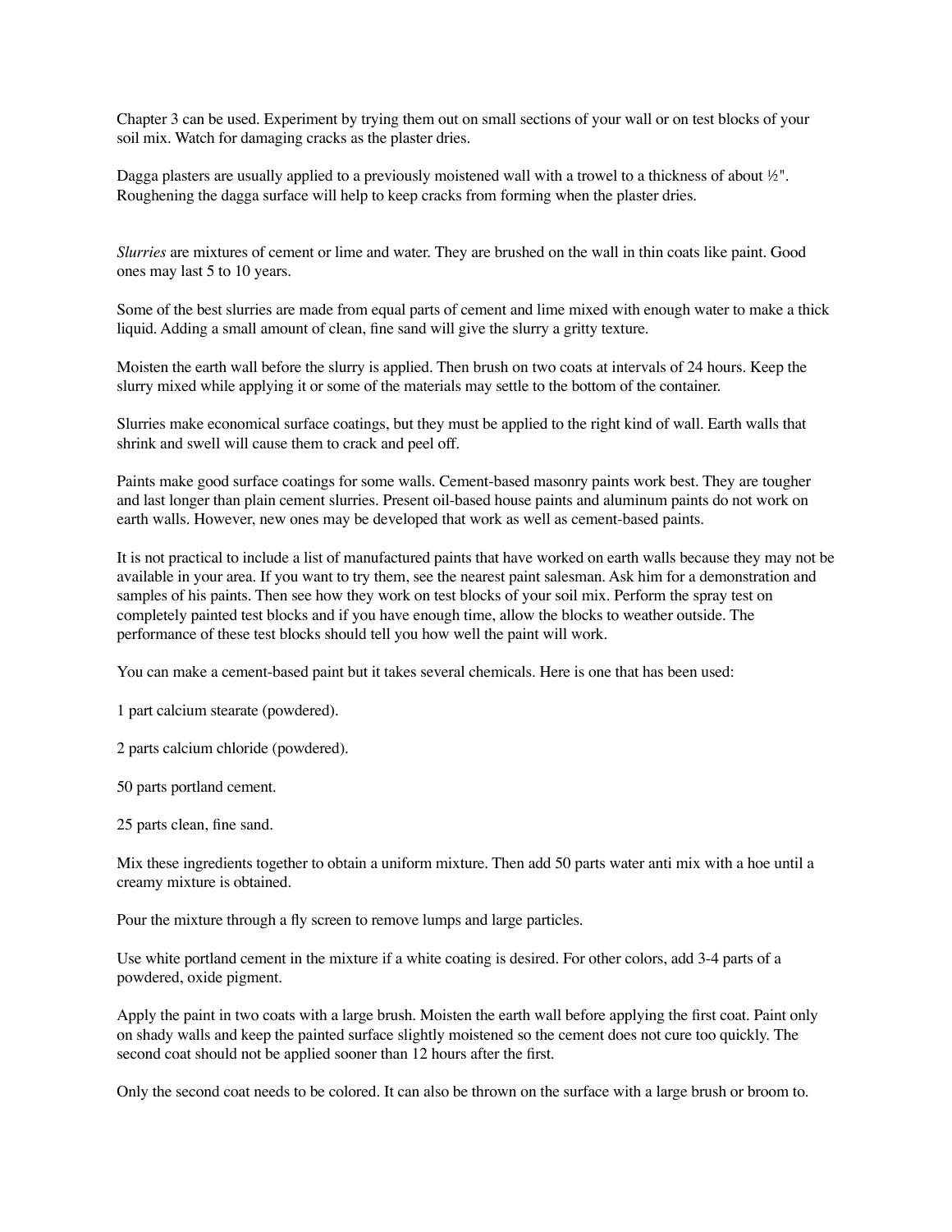Chapter 3 can be used. Experiment by trying them out on small sections of your wall or on test blocks of your soil mix. Watch for damaging cracks as the plaster dries.

Dagga plasters are usually applied to a previously moistened wall with a trowel to a thickness of about ½". Roughening the dagga surface will help to keep cracks from forming when the plaster dries.

*Slurries* are mixtures of cement or lime and water. They are brushed on the wall in thin coats like paint. Good ones may last 5 to 10 years.

Some of the best slurries are made from equal parts of cement and lime mixed with enough water to make a thick liquid. Adding a small amount of clean, fine sand will give the slurry a gritty texture.

Moisten the earth wall before the slurry is applied. Then brush on two coats at intervals of 24 hours. Keep the slurry mixed while applying it or some of the materials may settle to the bottom of the container.

Slurries make economical surface coatings, but they must be applied to the right kind of wall. Earth walls that shrink and swell will cause them to crack and peel off.

Paints make good surface coatings for some walls. Cement-based masonry paints work best. They are tougher and last longer than plain cement slurries. Present oil-based house paints and aluminum paints do not work on earth walls. However, new ones may be developed that work as well as cement-based paints.

It is not practical to include a list of manufactured paints that have worked on earth walls because they may not be available in your area. If you want to try them, see the nearest paint salesman. Ask him for a demonstration and samples of his paints. Then see how they work on test blocks of your soil mix. Perform the spray test on completely painted test blocks and if you have enough time, allow the blocks to weather outside. The performance of these test blocks should tell you how well the paint will work.

You can make a cement-based paint but it takes several chemicals. Here is one that has been used:

1 part calcium stearate (powdered).

2 parts calcium chloride (powdered).

50 parts portland cement.

25 parts clean, fine sand.

Mix these ingredients together to obtain a uniform mixture. Then add 50 parts water anti mix with a hoe until a creamy mixture is obtained.

Pour the mixture through a fly screen to remove lumps and large particles.

Use white portland cement in the mixture if a white coating is desired. For other colors, add 3-4 parts of a powdered, oxide pigment.

Apply the paint in two coats with a large brush. Moisten the earth wall before applying the first coat. Paint only on shady walls and keep the painted surface slightly moistened so the cement does not cure too quickly. The second coat should not be applied sooner than 12 hours after the first.

Only the second coat needs to be colored. It can also be thrown on the surface with a large brush or broom to.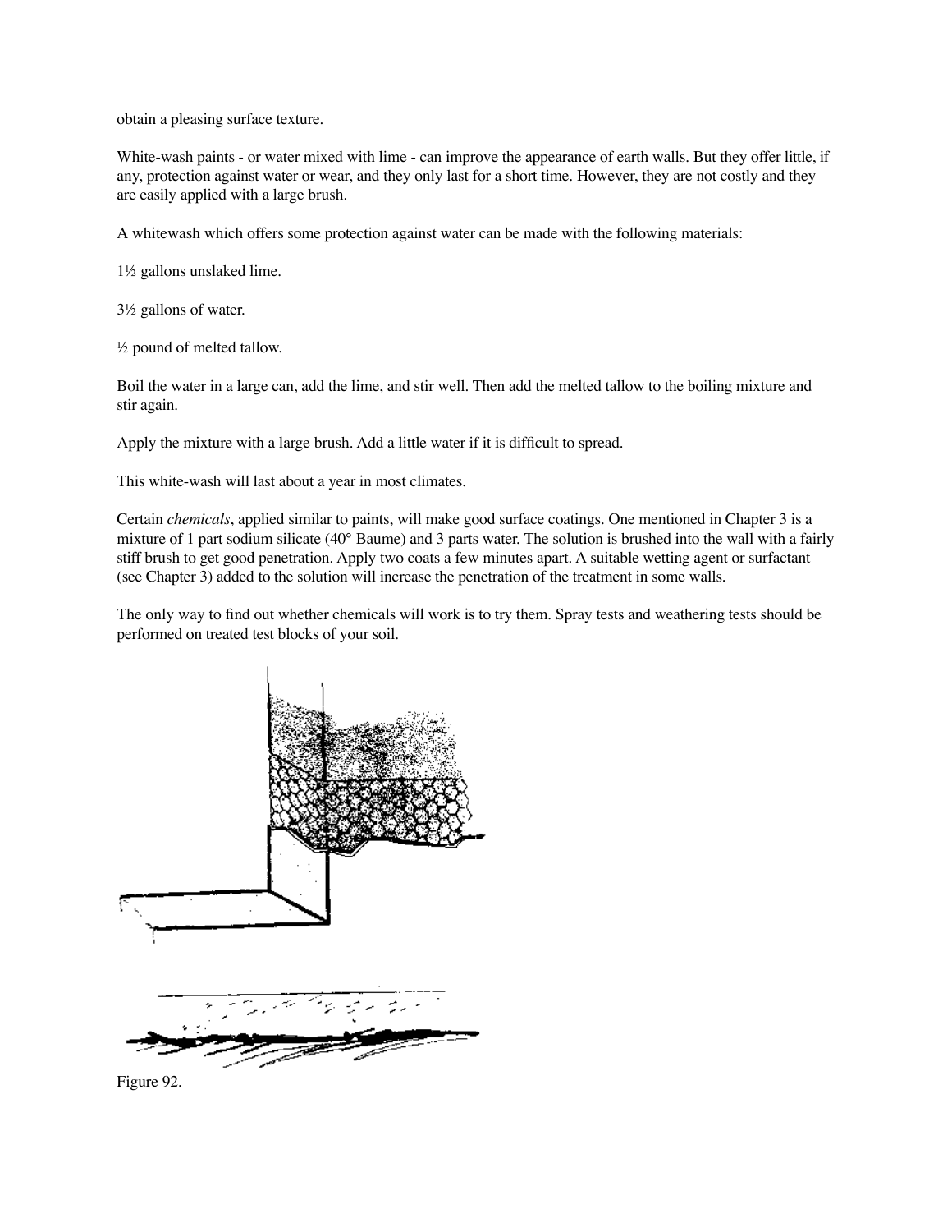obtain a pleasing surface texture.

White-wash paints - or water mixed with lime - can improve the appearance of earth walls. But they offer little, if any, protection against water or wear, and they only last for a short time. However, they are not costly and they are easily applied with a large brush.

A whitewash which offers some protection against water can be made with the following materials:

1½ gallons unslaked lime.

3½ gallons of water.

½ pound of melted tallow.

Boil the water in a large can, add the lime, and stir well. Then add the melted tallow to the boiling mixture and stir again.

Apply the mixture with a large brush. Add a little water if it is difficult to spread.

This white-wash will last about a year in most climates.

Certain *chemicals*, applied similar to paints, will make good surface coatings. One mentioned in Chapter 3 is a mixture of 1 part sodium silicate (40° Baume) and 3 parts water. The solution is brushed into the wall with a fairly stiff brush to get good penetration. Apply two coats a few minutes apart. A suitable wetting agent or surfactant (see Chapter 3) added to the solution will increase the penetration of the treatment in some walls.

The only way to find out whether chemicals will work is to try them. Spray tests and weathering tests should be performed on treated test blocks of your soil.

Figure 92.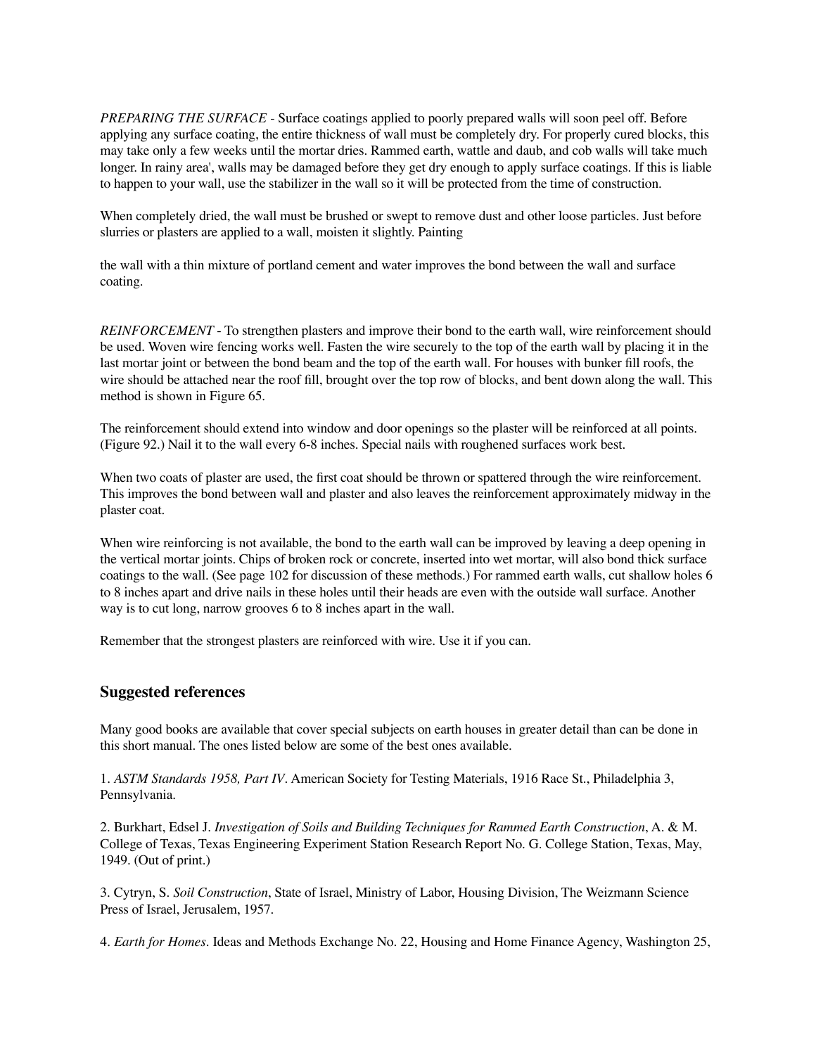*PREPARING THE SURFACE* - Surface coatings applied to poorly prepared walls will soon peel off. Before applying any surface coating, the entire thickness of wall must be completely dry. For properly cured blocks, this may take only a few weeks until the mortar dries. Rammed earth, wattle and daub, and cob walls will take much longer. In rainy area', walls may be damaged before they get dry enough to apply surface coatings. If this is liable to happen to your wall, use the stabilizer in the wall so it will be protected from the time of construction.

When completely dried, the wall must be brushed or swept to remove dust and other loose particles. Just before slurries or plasters are applied to a wall, moisten it slightly. Painting

the wall with a thin mixture of portland cement and water improves the bond between the wall and surface coating.

*REINFORCEMENT* - To strengthen plasters and improve their bond to the earth wall, wire reinforcement should be used. Woven wire fencing works well. Fasten the wire securely to the top of the earth wall by placing it in the last mortar joint or between the bond beam and the top of the earth wall. For houses with bunker fill roofs, the wire should be attached near the roof fill, brought over the top row of blocks, and bent down along the wall. This method is shown in Figure 65.

The reinforcement should extend into window and door openings so the plaster will be reinforced at all points. (Figure 92.) Nail it to the wall every 6-8 inches. Special nails with roughened surfaces work best.

When two coats of plaster are used, the first coat should be thrown or spattered through the wire reinforcement. This improves the bond between wall and plaster and also leaves the reinforcement approximately midway in the plaster coat.

When wire reinforcing is not available, the bond to the earth wall can be improved by leaving a deep opening in the vertical mortar joints. Chips of broken rock or concrete, inserted into wet mortar, will also bond thick surface coatings to the wall. (See page 102 for discussion of these methods.) For rammed earth walls, cut shallow holes 6 to 8 inches apart and drive nails in these holes until their heads are even with the outside wall surface. Another way is to cut long, narrow grooves 6 to 8 inches apart in the wall.

Remember that the strongest plasters are reinforced with wire. Use it if you can.

## Suggested references

Many good books are available that cover special subjects on earth houses in greater detail than can be done in this short manual. The ones listed below are some of the best ones available.

1. *ASTM Standards 1958, Part IV*. American Society for Testing Materials, 1916 Race St., Philadelphia 3, Pennsylvania.

2. Burkhart, Edsel J. *Investigation of Soils and Building Techniques for Rammed Earth Construction*, A. & M. College of Texas, Texas Engineering Experiment Station Research Report No. G. College Station, Texas, May, 1949. (Out of print.)

3. Cytryn, S. *Soil Construction*, State of Israel, Ministry of Labor, Housing Division, The Weizmann Science Press of Israel, Jerusalem, 1957.

4. *Earth for Homes*. Ideas and Methods Exchange No. 22, Housing and Home Finance Agency, Washington 25,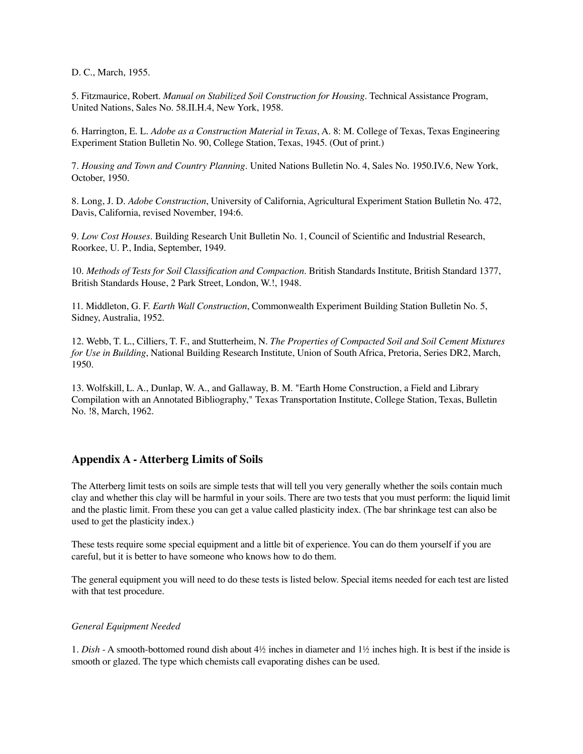D. C., March, 1955.

5. Fitzmaurice, Robert. *Manual on Stabilized Soil Construction for Housing*. Technical Assistance Program, United Nations, Sales No. 58.II.H.4, New York, 1958.

6. Harrington, E. L. *Adobe as a Construction Material in Texas*, A. 8: M. College of Texas, Texas Engineering Experiment Station Bulletin No. 90, College Station, Texas, 1945. (Out of print.)

7. *Housing and Town and Country Planning*. United Nations Bulletin No. 4, Sales No. 1950.IV.6, New York, October, 1950.

8. Long, J. D. *Adobe Construction*, University of California, Agricultural Experiment Station Bulletin No. 472, Davis, California, revised November, 194:6.

9. *Low Cost Houses*. Building Research Unit Bulletin No. 1, Council of Scientific and Industrial Research, Roorkee, U. P., India, September, 1949.

10. *Methods of Tests for Soil Classification and Compaction*. British Standards Institute, British Standard 1377, British Standards House, 2 Park Street, London, W.!, 1948.

11. Middleton, G. F. *Earth Wall Construction*, Commonwealth Experiment Building Station Bulletin No. 5, Sidney, Australia, 1952.

12. Webb, T. L., Cilliers, T. F., and Stutterheim, N. *The Properties of Compacted Soil and Soil Cement Mixtures for Use in Building*, National Building Research Institute, Union of South Africa, Pretoria, Series DR2, March, 1950.

13. Wolfskill, L. A., Dunlap, W. A., and Gallaway, B. M. "Earth Home Construction, a Field and Library Compilation with an Annotated Bibliography," Texas Transportation Institute, College Station, Texas, Bulletin No. !8, March, 1962.

## Appendix A - Atterberg Limits of Soils

The Atterberg limit tests on soils are simple tests that will tell you very generally whether the soils contain much clay and whether this clay will be harmful in your soils. There are two tests that you must perform: the liquid limit and the plastic limit. From these you can get a value called plasticity index. (The bar shrinkage test can also be used to get the plasticity index.)

These tests require some special equipment and a little bit of experience. You can do them yourself if you are careful, but it is better to have someone who knows how to do them.

The general equipment you will need to do these tests is listed below. Special items needed for each test are listed with that test procedure.

*General Equipment Needed*

1. *Dish* - A smooth-bottomed round dish about 4½ inches in diameter and 1½ inches high. It is best if the inside is smooth or glazed. The type which chemists call evaporating dishes can be used.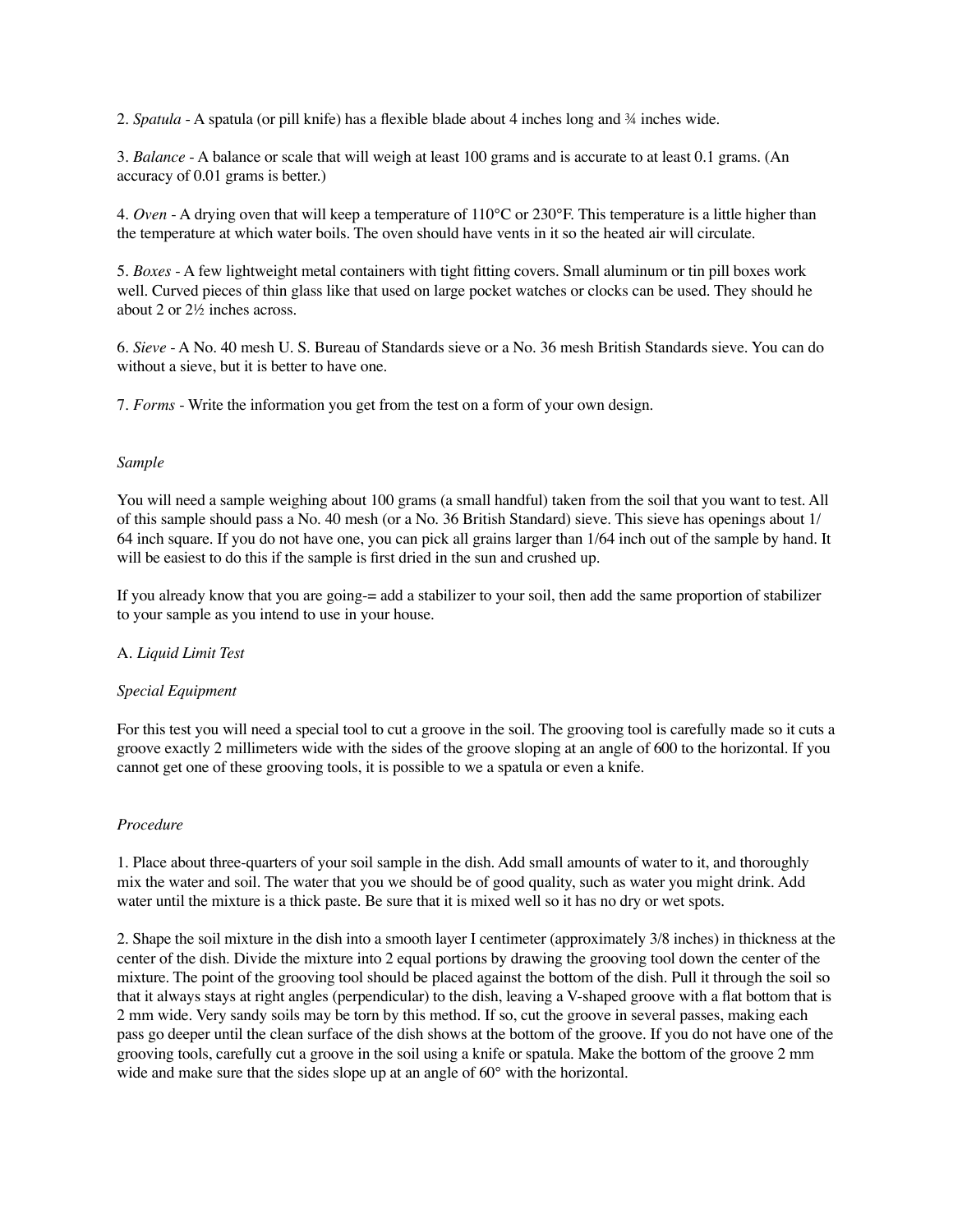2. *Spatula* - A spatula (or pill knife) has a flexible blade about 4 inches long and ¾ inches wide.

3. *Balance* - A balance or scale that will weigh at least 100 grams and is accurate to at least 0.1 grams. (An accuracy of 0.01 grams is better.)

4. *Oven* - A drying oven that will keep a temperature of 110°C or 230°F. This temperature is a little higher than the temperature at which water boils. The oven should have vents in it so the heated air will circulate.

5. *Boxes* - A few lightweight metal containers with tight fitting covers. Small aluminum or tin pill boxes work well. Curved pieces of thin glass like that used on large pocket watches or clocks can be used. They should he about 2 or 2½ inches across.

6. *Sieve* - A No. 40 mesh U. S. Bureau of Standards sieve or a No. 36 mesh British Standards sieve. You can do without a sieve, but it is better to have one.

7. *Forms* - Write the information you get from the test on a form of your own design.

*Sample*

You will need a sample weighing about 100 grams (a small handful) taken from the soil that you want to test. All of this sample should pass a No. 40 mesh (or a No. 36 British Standard) sieve. This sieve has openings about 1/64 inch square. If you do not have one, you can pick all grains larger than 1/64 inch out of the sample by hand. It will be easiest to do this if the sample is first dried in the sun and crushed up.

If you already know that you are going-= add a stabilizer to your soil, then add the same proportion of stabilizer to your sample as you intend to use in your house.

A. *Liquid Limit Test*

*Special Equipment*

For this test you will need a special tool to cut a groove in the soil. The grooving tool is carefully made so it cuts a groove exactly 2 millimeters wide with the sides of the groove sloping at an angle of 600 to the horizontal. If you cannot get one of these grooving tools, it is possible to we a spatula or even a knife.

*Procedure*

1. Place about three-quarters of your soil sample in the dish. Add small amounts of water to it, and thoroughly mix the water and soil. The water that you we should be of good quality, such as water you might drink. Add water until the mixture is a thick paste. Be sure that it is mixed well so it has no dry or wet spots.

2. Shape the soil mixture in the dish into a smooth layer I centimeter (approximately 3/8 inches) in thickness at the center of the dish. Divide the mixture into 2 equal portions by drawing the grooving tool down the center of the mixture. The point of the grooving tool should be placed against the bottom of the dish. Pull it through the soil so that it always stays at right angles (perpendicular) to the dish, leaving a V-shaped groove with a flat bottom that is 2 mm wide. Very sandy soils may be torn by this method. If so, cut the groove in several passes, making each pass go deeper until the clean surface of the dish shows at the bottom of the groove. If you do not have one of the grooving tools, carefully cut a groove in the soil using a knife or spatula. Make the bottom of the groove 2 mm wide and make sure that the sides slope up at an angle of 60° with the horizontal.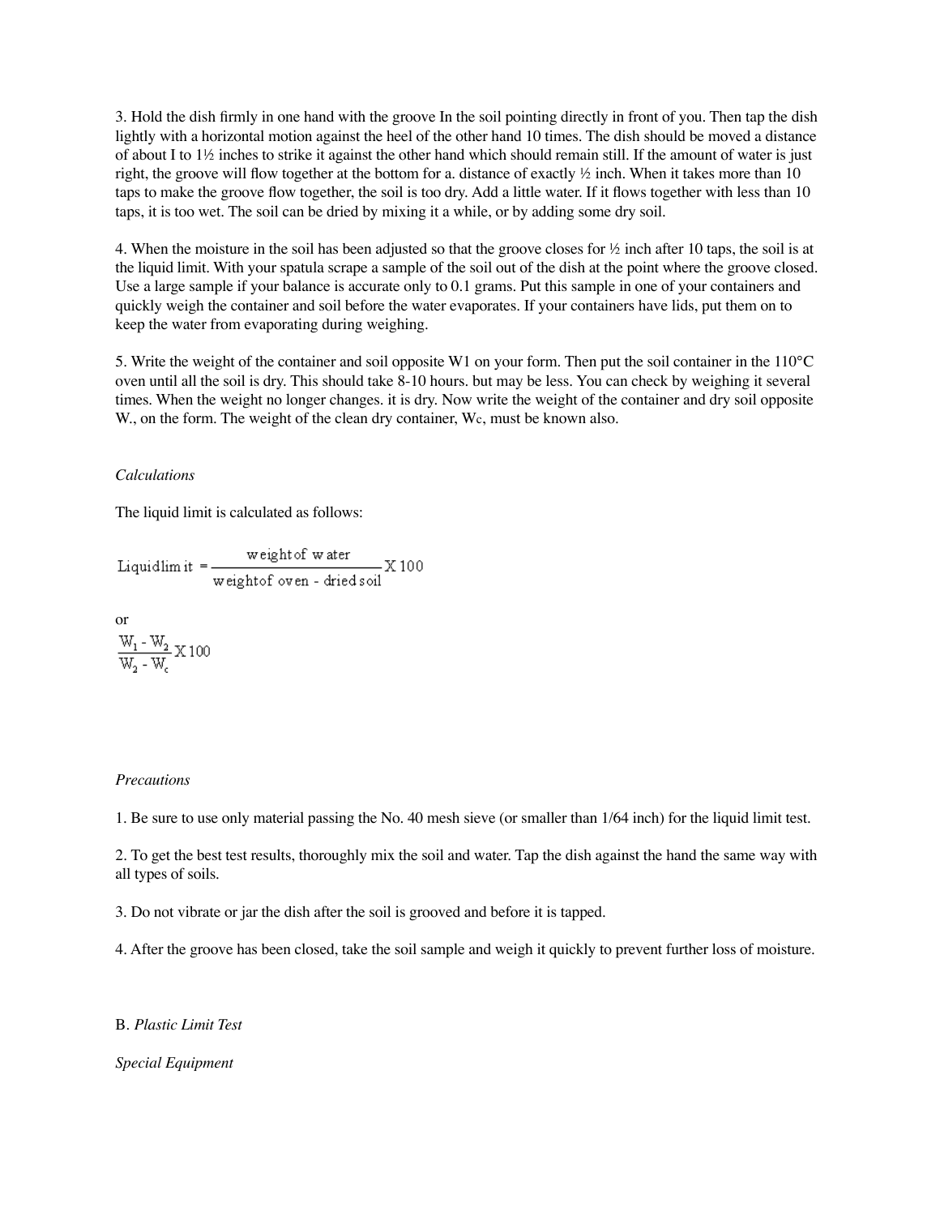3. Hold the dish firmly in one hand with the groove In the soil pointing directly in front of you. Then tap the dish lightly with a horizontal motion against the heel of the other hand 10 times. The dish should be moved a distance of about I to 1½ inches to strike it against the other hand which should remain still. If the amount of water is just right, the groove will flow together at the bottom for a. distance of exactly ½ inch. When it takes more than 10 taps to make the groove flow together, the soil is too dry. Add a little water. If it flows together with less than 10 taps, it is too wet. The soil can be dried by mixing it a while, or by adding some dry soil.

4. When the moisture in the soil has been adjusted so that the groove closes for ½ inch after 10 taps, the soil is at the liquid limit. With your spatula scrape a sample of the soil out of the dish at the point where the groove closed. Use a large sample if your balance is accurate only to 0.1 grams. Put this sample in one of your containers and quickly weigh the container and soil before the water evaporates. If your containers have lids, put them on to keep the water from evaporating during weighing.

5. Write the weight of the container and soil opposite W1 on your form. Then put the soil container in the 110°C oven until all the soil is dry. This should take 8-10 hours. but may be less. You can check by weighing it several times. When the weight no longer changes. it is dry. Now write the weight of the container and dry soil opposite W., on the form. The weight of the clean dry container, $W_c$, must be known also.

*Calculations*

The liquid limit is calculated as follows:

$$\text{Liquid limit} = \frac{\text{weight of water}}{\text{weight of oven - dried soil}} \text{X } 100$$

or

$$\frac{W_1 - W_2}{W_2 - W_c} \text{X } 100$$

*Precautions*

1. Be sure to use only material passing the No. 40 mesh sieve (or smaller than 1/64 inch) for the liquid limit test.

2. To get the best test results, thoroughly mix the soil and water. Tap the dish against the hand the same way with all types of soils.

3. Do not vibrate or jar the dish after the soil is grooved and before it is tapped.

4. After the groove has been closed, take the soil sample and weigh it quickly to prevent further loss of moisture.

B. *Plastic Limit Test*

*Special Equipment*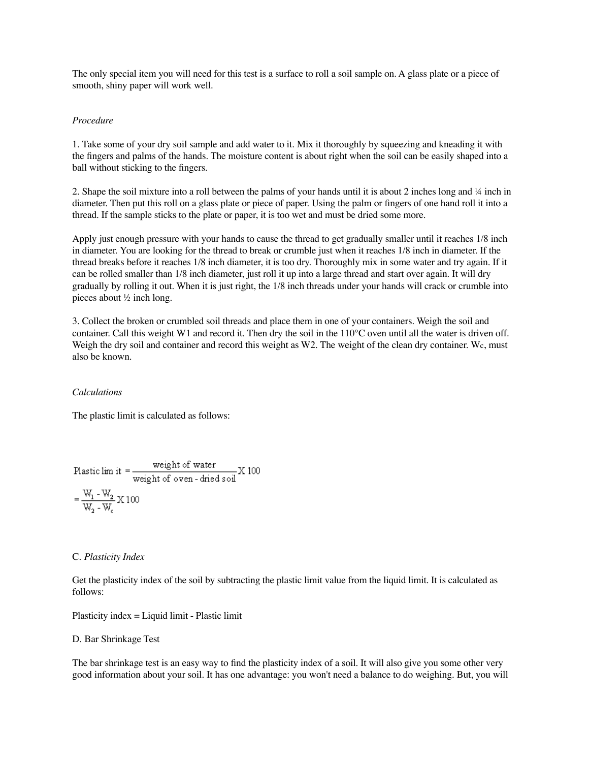The only special item you will need for this test is a surface to roll a soil sample on. A glass plate or a piece of smooth, shiny paper will work well.

*Procedure*

1. Take some of your dry soil sample and add water to it. Mix it thoroughly by squeezing and kneading it with the fingers and palms of the hands. The moisture content is about right when the soil can be easily shaped into a ball without sticking to the fingers.

2. Shape the soil mixture into a roll between the palms of your hands until it is about 2 inches long and ¼ inch in diameter. Then put this roll on a glass plate or piece of paper. Using the palm or fingers of one hand roll it into a thread. If the sample sticks to the plate or paper, it is too wet and must be dried some more.

Apply just enough pressure with your hands to cause the thread to get gradually smaller until it reaches 1/8 inch in diameter. You are looking for the thread to break or crumble just when it reaches 1/8 inch in diameter. If the thread breaks before it reaches 1/8 inch diameter, it is too dry. Thoroughly mix in some water and try again. If it can be rolled smaller than 1/8 inch diameter, just roll it up into a large thread and start over again. It will dry gradually by rolling it out. When it is just right, the 1/8 inch threads under your hands will crack or crumble into pieces about ½ inch long.

3. Collect the broken or crumbled soil threads and place them in one of your containers. Weigh the soil and container. Call this weight W1 and record it. Then dry the soil in the 110°C oven until all the water is driven off. Weigh the dry soil and container and record this weight as W2. The weight of the clean dry container. $W_c$, must also be known.

*Calculations*

The plastic limit is calculated as follows:

$$\text{Plastic limit} = \frac{\text{weight of water}}{\text{weight of oven-dried soil}} \times 100$$

$$= \frac{W_1 - W_2}{W_2 - W_c} \times 100$$

C. *Plasticity Index*

Get the plasticity index of the soil by subtracting the plastic limit value from the liquid limit. It is calculated as follows:

Plasticity index = Liquid limit - Plastic limit

D. Bar Shrinkage Test

The bar shrinkage test is an easy way to find the plasticity index of a soil. It will also give you some other very good information about your soil. It has one advantage: you won't need a balance to do weighing. But, you will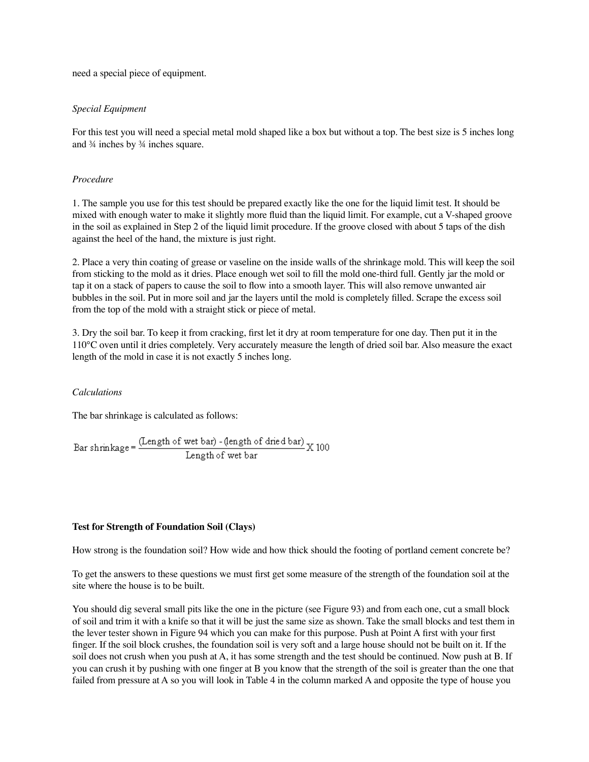need a special piece of equipment.

*Special Equipment*

For this test you will need a special metal mold shaped like a box but without a top. The best size is 5 inches long and ¾ inches by ¾ inches square.

*Procedure*

1. The sample you use for this test should be prepared exactly like the one for the liquid limit test. It should be mixed with enough water to make it slightly more fluid than the liquid limit. For example, cut a V-shaped groove in the soil as explained in Step 2 of the liquid limit procedure. If the groove closed with about 5 taps of the dish against the heel of the hand, the mixture is just right.

2. Place a very thin coating of grease or vaseline on the inside walls of the shrinkage mold. This will keep the soil from sticking to the mold as it dries. Place enough wet soil to fill the mold one-third full. Gently jar the mold or tap it on a stack of papers to cause the soil to flow into a smooth layer. This will also remove unwanted air bubbles in the soil. Put in more soil and jar the layers until the mold is completely filled. Scrape the excess soil from the top of the mold with a straight stick or piece of metal.

3. Dry the soil bar. To keep it from cracking, first let it dry at room temperature for one day. Then put it in the 110°C oven until it dries completely. Very accurately measure the length of dried soil bar. Also measure the exact length of the mold in case it is not exactly 5 inches long.

*Calculations*

The bar shrinkage is calculated as follows:

$$\text{Bar shrinkage} = \frac{(\text{Length of wet bar}) - (\text{length of dried bar})}{\text{Length of wet bar}} \times 100$$

**Test for Strength of Foundation Soil (Clays)**

How strong is the foundation soil? How wide and how thick should the footing of portland cement concrete be?

To get the answers to these questions we must first get some measure of the strength of the foundation soil at the site where the house is to be built.

You should dig several small pits like the one in the picture (see Figure 93) and from each one, cut a small block of soil and trim it with a knife so that it will be just the same size as shown. Take the small blocks and test them in the lever tester shown in Figure 94 which you can make for this purpose. Push at Point A first with your first finger. If the soil block crushes, the foundation soil is very soft and a large house should not be built on it. If the soil does not crush when you push at A, it has some strength and the test should be continued. Now push at B. If you can crush it by pushing with one finger at B you know that the strength of the soil is greater than the one that failed from pressure at A so you will look in Table 4 in the column marked A and opposite the type of house you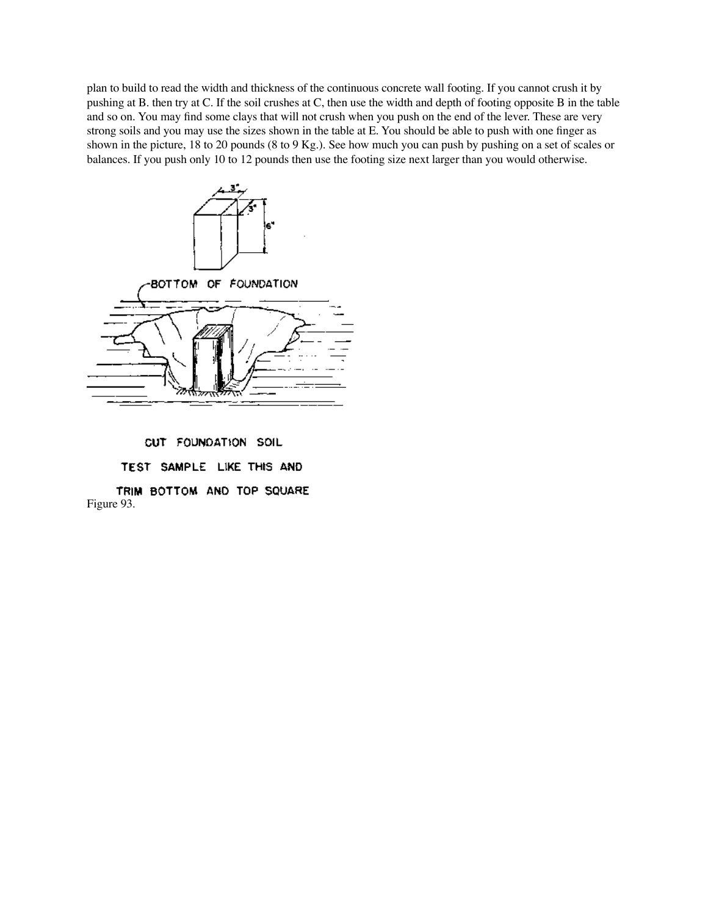plan to build to read the width and thickness of the continuous concrete wall footing. If you cannot crush it by pushing at B. then try at C. If the soil crushes at C, then use the width and depth of footing opposite B in the table and so on. You may find some clays that will not crush when you push on the end of the lever. These are very strong soils and you may use the sizes shown in the table at E. You should be able to push with one finger as shown in the picture, 18 to 20 pounds (8 to 9 Kg.). See how much you can push by pushing on a set of scales or balances. If you push only 10 to 12 pounds then use the footing size next larger than you would otherwise.

BOTTOM OF FOUNDATION

CUT FOUNDATION SOIL TEST SAMPLE LIKE THIS AND TRIM BOTTOM AND TOP SQUARE

Figure 93.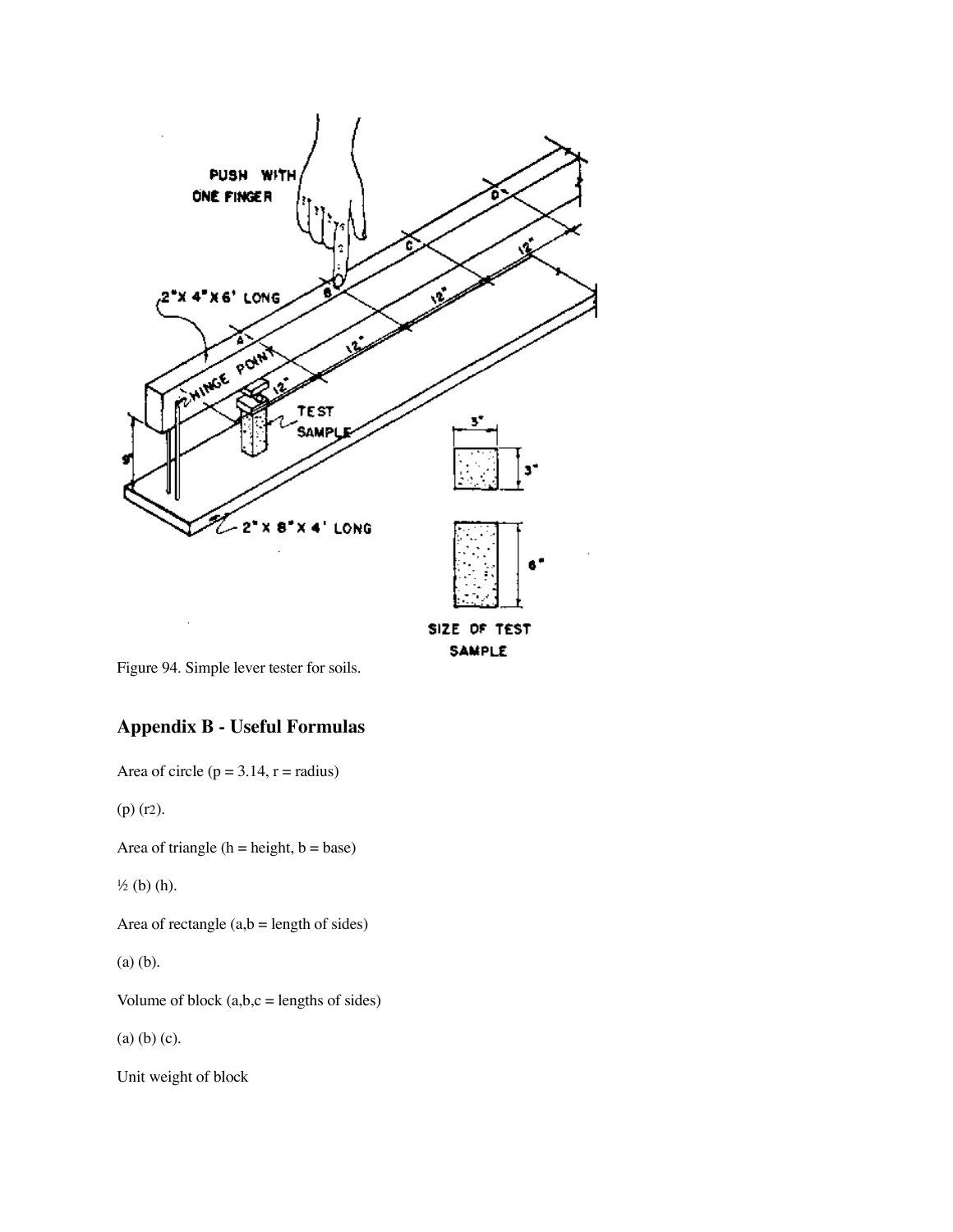Figure 94. Simple lever tester for soils.

## Appendix B - Useful Formulas

Area of circle (p = 3.14, r = radius)

(p) ($r^2$).

Area of triangle (h = height, b = base)

½ (b) (h).

Area of rectangle (a,b = length of sides)

(a) (b).

Volume of block (a,b,c = lengths of sides)

(a) (b) (c).

Unit weight of block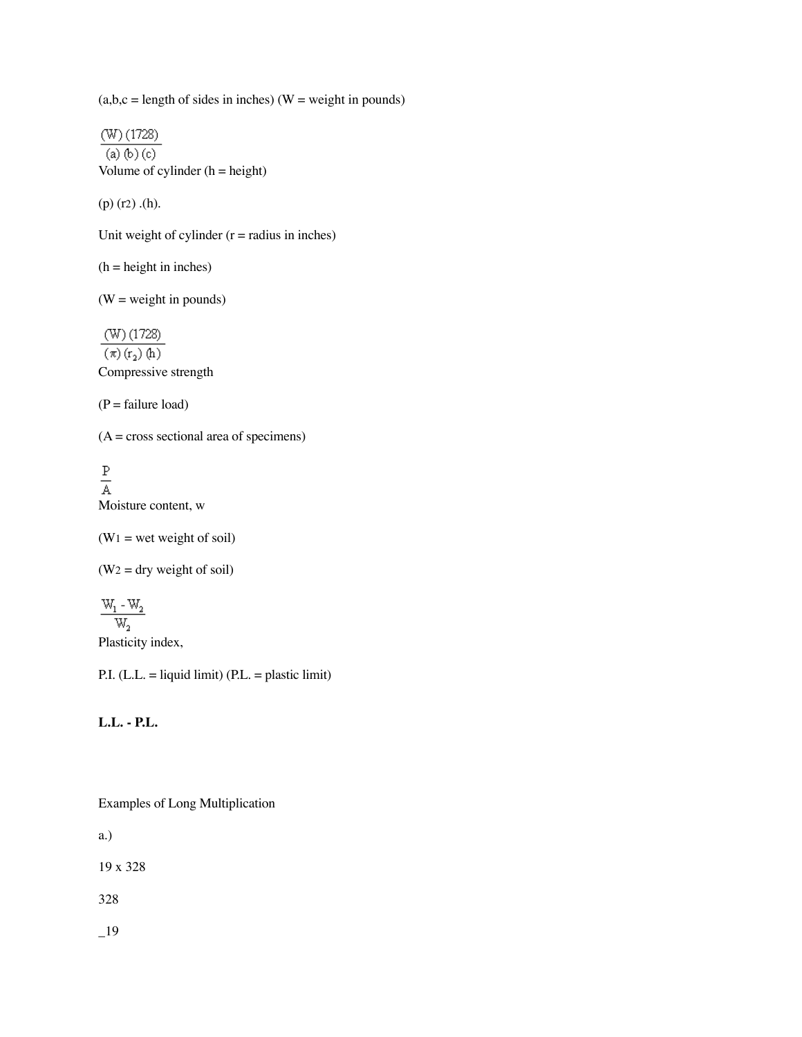(a,b,c = length of sides in inches) (W = weight in pounds)

$$\frac{(W)(1728)}{(a)(b)(c)}$$

Volume of cylinder (h = height)

(p) ($r^2$) .(h).

Unit weight of cylinder (r = radius in inches)

(h = height in inches)

(W = weight in pounds)

$$\frac{(W)(1728)}{(\pi)(r_2)(h)}$$

Compressive strength

(P = failure load)

(A = cross sectional area of specimens)

$$\frac{P}{A}$$

Moisture content, w

($W_1$ = wet weight of soil)

($W_2$ = dry weight of soil)

$$\frac{W_1 - W_2}{W_2}$$

Plasticity index,

P.I. (L.L. = liquid limit) (P.L. = plastic limit)

**L.L. - P.L.**

Examples of Long Multiplication

a.)

19 x 328

328

_19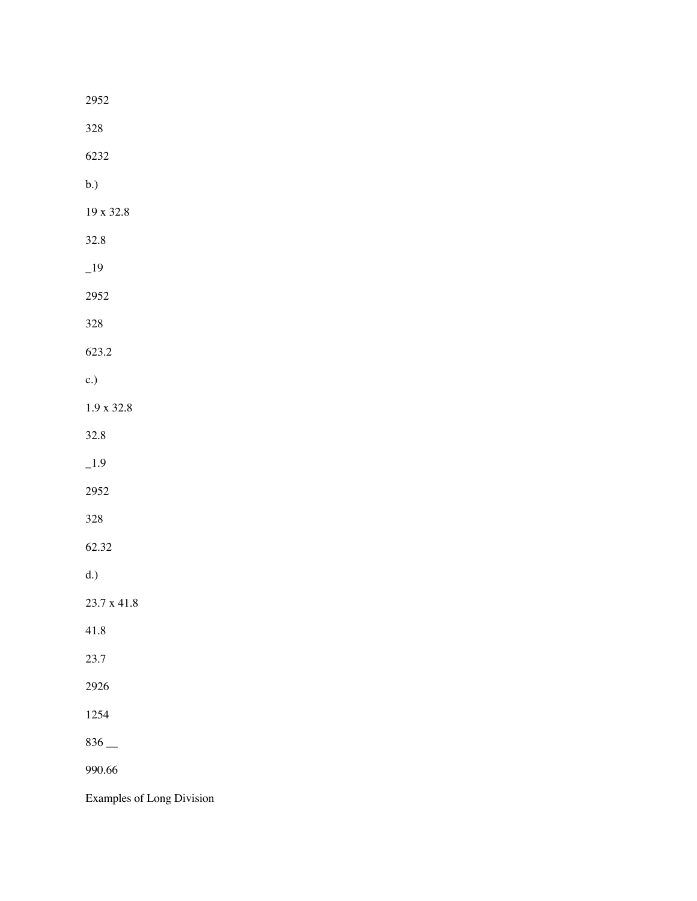2952

328

6232

b.)

19 x 32.8

32.8

_19

2952

328

623.2

c.)

1.9 x 32.8

32.8

_1.9

2952

328

62.32

d.)

23.7 x 41.8

41.8

23.7

2926

1254

836 __

990.66

Examples of Long Division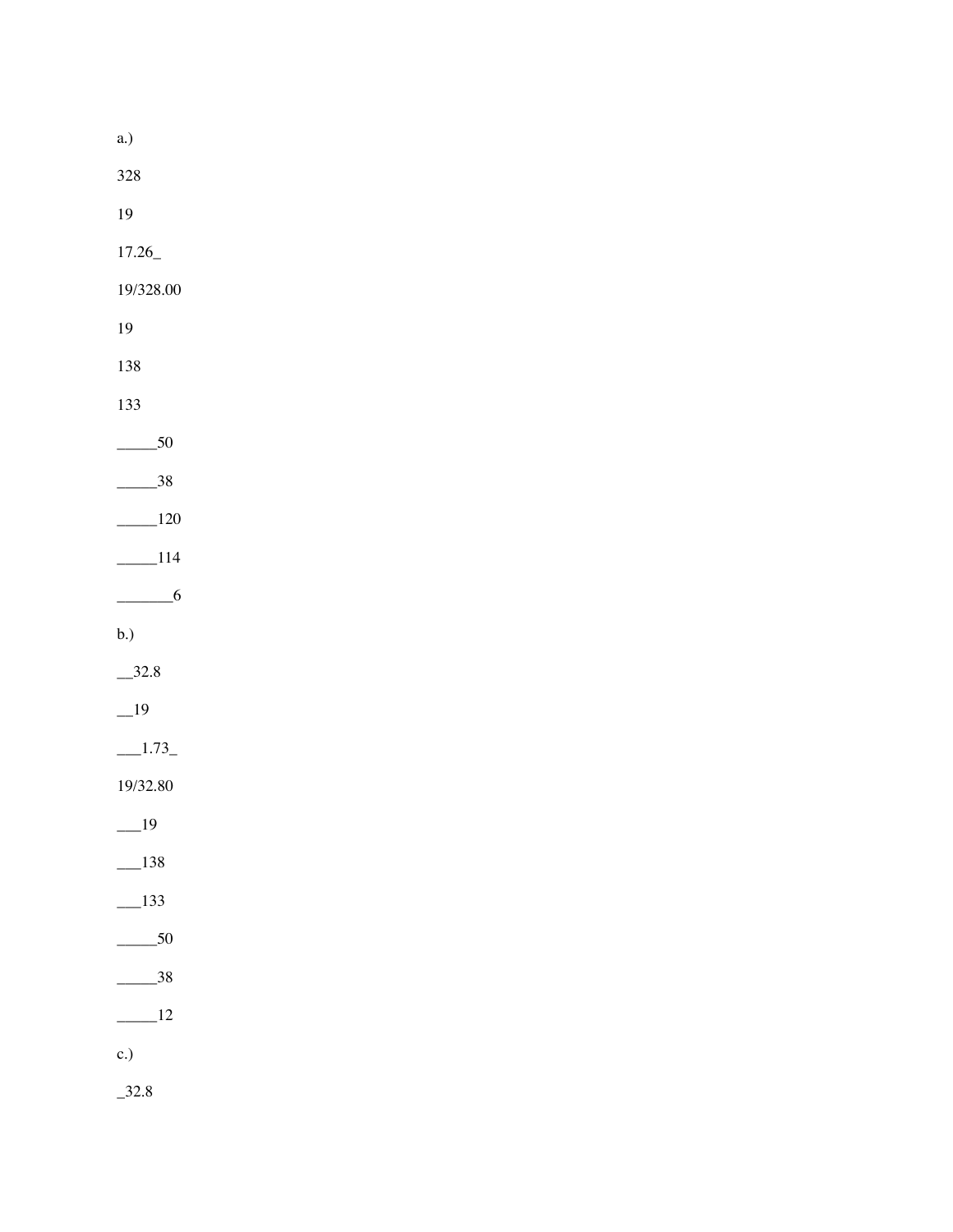a.)

328

19

17.26_

19/328.00

19

138

133

_____50

_____38

_____120

_____114

_______6

b.)

__32.8

__19

___1.73_

19/32.80

___19

___138

___133

_____50

_____38

_____12

c.)

_32.8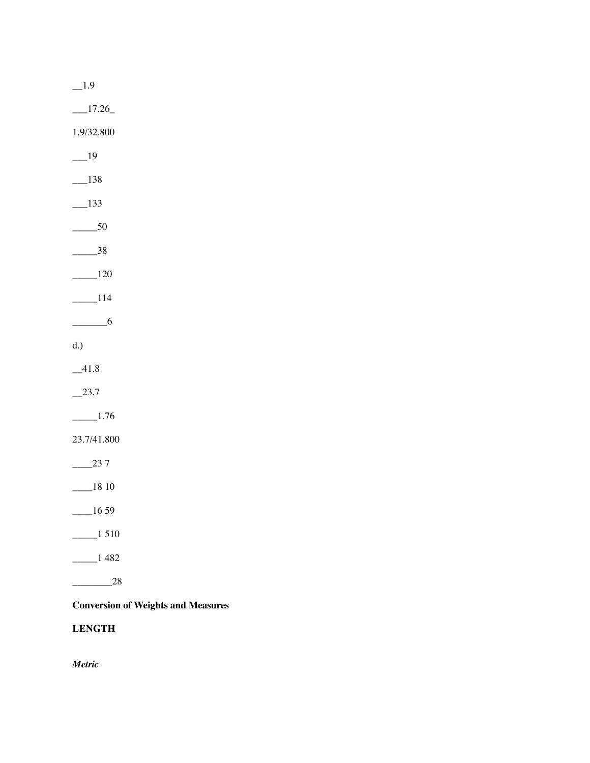__1.9

___17.26_

1.9/32.800

___19

___138

___133

_____50

_____38

_____120

_____114

_______6

d.)

__41.8

__23.7

_____1.76

23.7/41.800

____23 7

____18 10

____16 59

_____1 510

_____1 482

________28

**Conversion of Weights and Measures**

**LENGTH**

***Metric***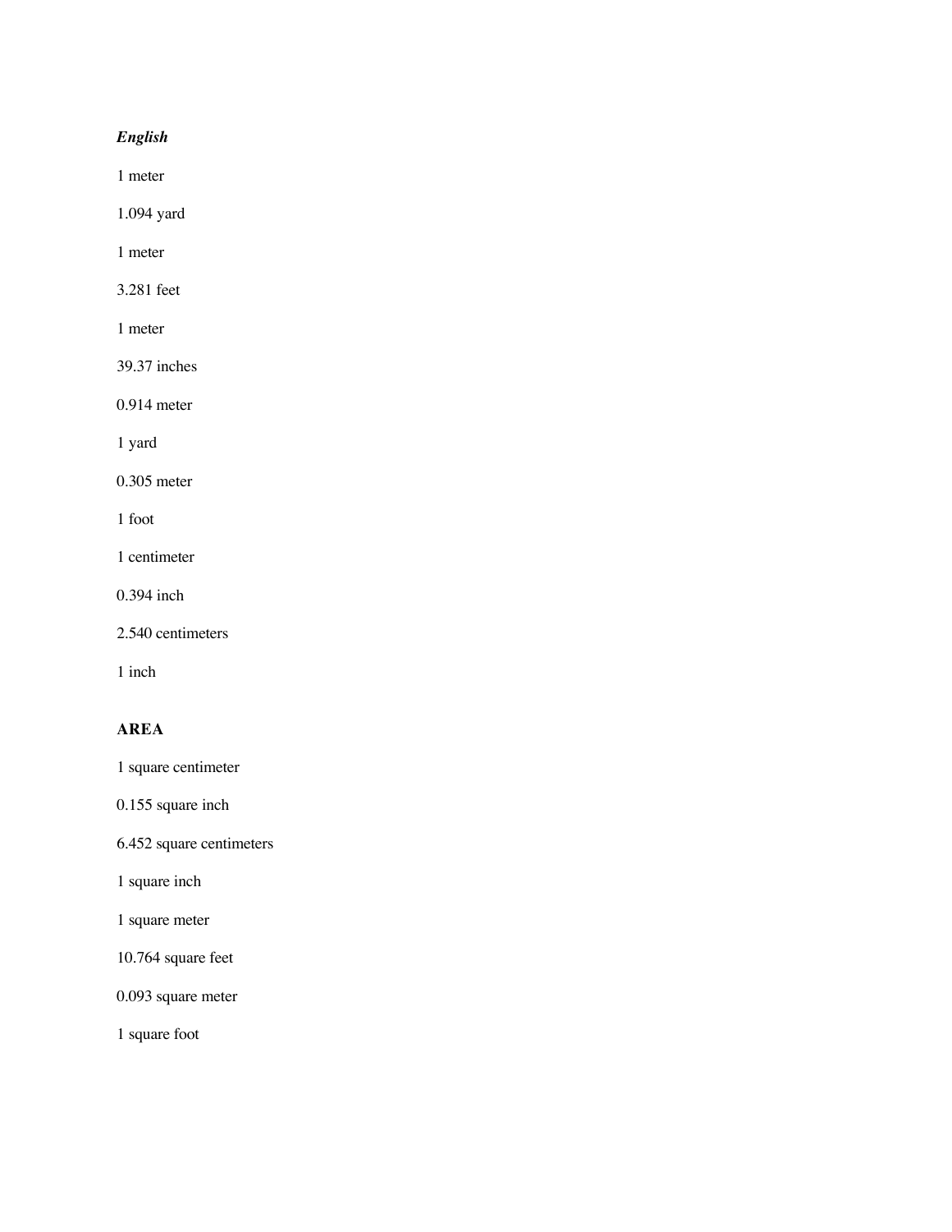***English***

1 meter

1.094 yard

1 meter

3.281 feet

1 meter

39.37 inches

0.914 meter

1 yard

0.305 meter

1 foot

1 centimeter

0.394 inch

2.540 centimeters

1 inch

**AREA**

1 square centimeter

0.155 square inch

6.452 square centimeters

1 square inch

1 square meter

10.764 square feet

0.093 square meter

1 square foot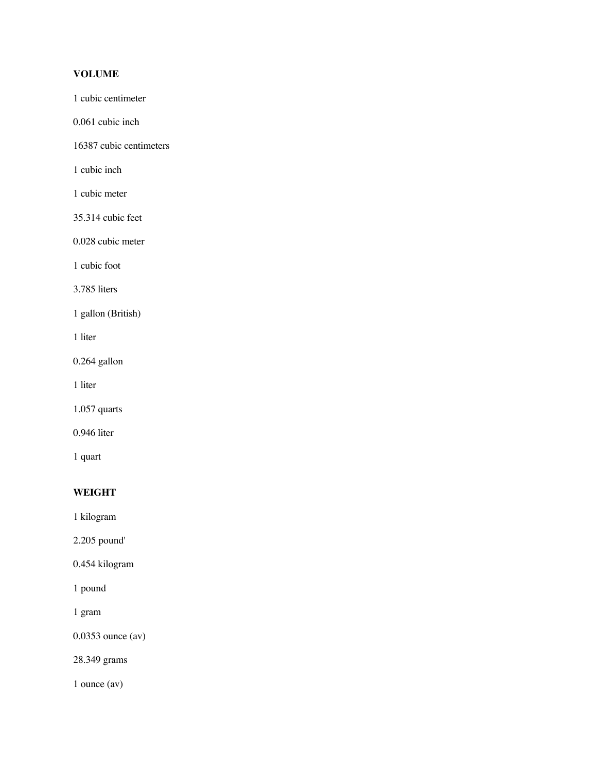**VOLUME**

1 cubic centimeter

0.061 cubic inch

16387 cubic centimeters

1 cubic inch

1 cubic meter

35.314 cubic feet

0.028 cubic meter

1 cubic foot

3.785 liters

1 gallon (British)

1 liter

0.264 gallon

1 liter

1.057 quarts

0.946 liter

1 quart

**WEIGHT**

1 kilogram

2.205 pound'

0.454 kilogram

1 pound

1 gram

0.0353 ounce (av)

28.349 grams

1 ounce (av)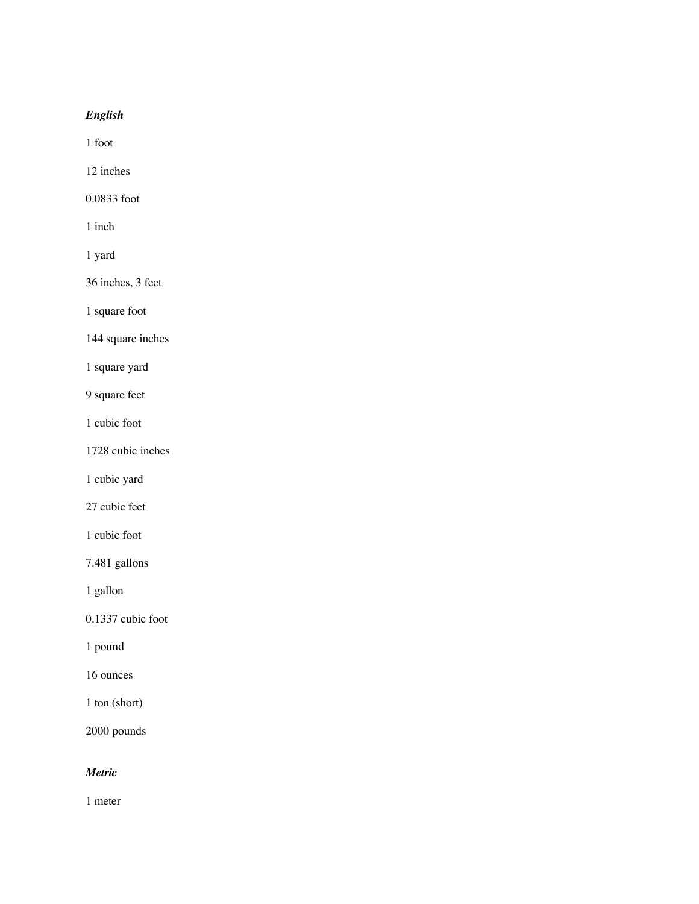***English***

1 foot

12 inches

0.0833 foot

1 inch

1 yard

36 inches, 3 feet

1 square foot

144 square inches

1 square yard

9 square feet

1 cubic foot

1728 cubic inches

1 cubic yard

27 cubic feet

1 cubic foot

7.481 gallons

1 gallon

0.1337 cubic foot

1 pound

16 ounces

1 ton (short)

2000 pounds

***Metric***

1 meter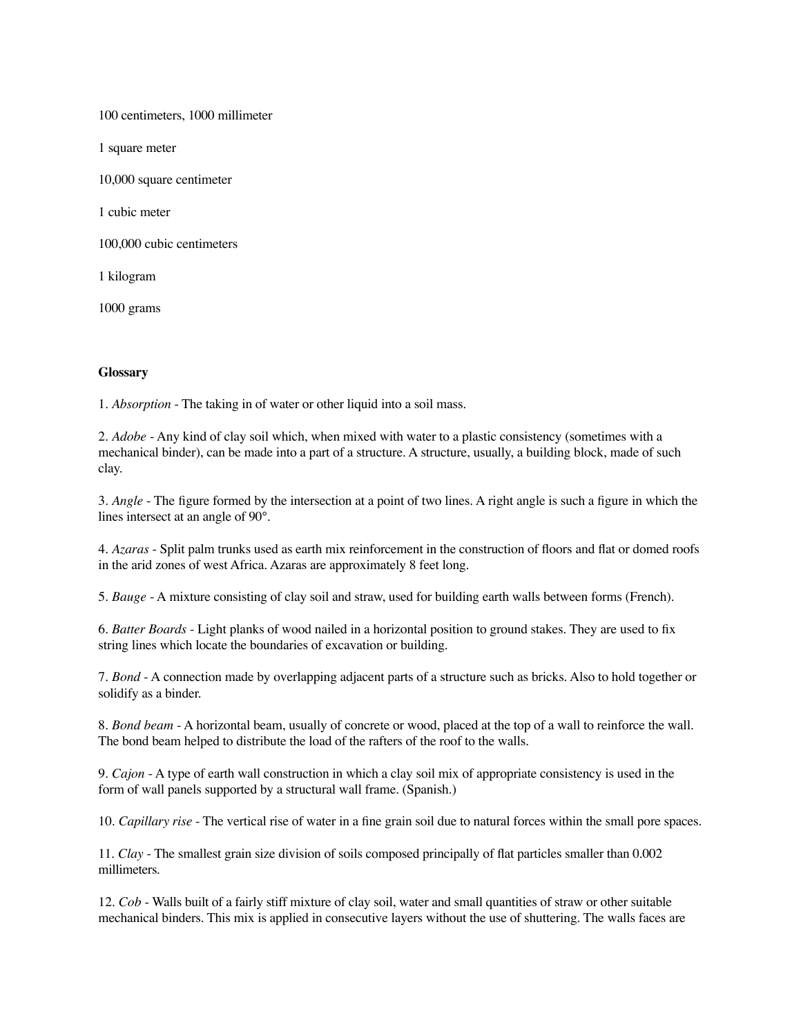100 centimeters, 1000 millimeter

1 square meter

10,000 square centimeter

1 cubic meter

100,000 cubic centimeters

1 kilogram

1000 grams

**Glossary**

1. *Absorption* - The taking in of water or other liquid into a soil mass.

2. *Adobe* - Any kind of clay soil which, when mixed with water to a plastic consistency (sometimes with a mechanical binder), can be made into a part of a structure. A structure, usually, a building block, made of such clay.

3. *Angle* - The figure formed by the intersection at a point of two lines. A right angle is such a figure in which the lines intersect at an angle of 90°.

4. *Azaras* - Split palm trunks used as earth mix reinforcement in the construction of floors and flat or domed roofs in the arid zones of west Africa. Azaras are approximately 8 feet long.

5. *Bauge* - A mixture consisting of clay soil and straw, used for building earth walls between forms (French).

6. *Batter Boards* - Light planks of wood nailed in a horizontal position to ground stakes. They are used to fix string lines which locate the boundaries of excavation or building.

7. *Bond* - A connection made by overlapping adjacent parts of a structure such as bricks. Also to hold together or solidify as a binder.

8. *Bond beam* - A horizontal beam, usually of concrete or wood, placed at the top of a wall to reinforce the wall. The bond beam helped to distribute the load of the rafters of the roof to the walls.

9. *Cajon* - A type of earth wall construction in which a clay soil mix of appropriate consistency is used in the form of wall panels supported by a structural wall frame. (Spanish.)

10. *Capillary rise* - The vertical rise of water in a fine grain soil due to natural forces within the small pore spaces.

11. *Clay* - The smallest grain size division of soils composed principally of flat particles smaller than 0.002 millimeters.

12. *Cob* - Walls built of a fairly stiff mixture of clay soil, water and small quantities of straw or other suitable mechanical binders. This mix is applied in consecutive layers without the use of shuttering. The walls faces are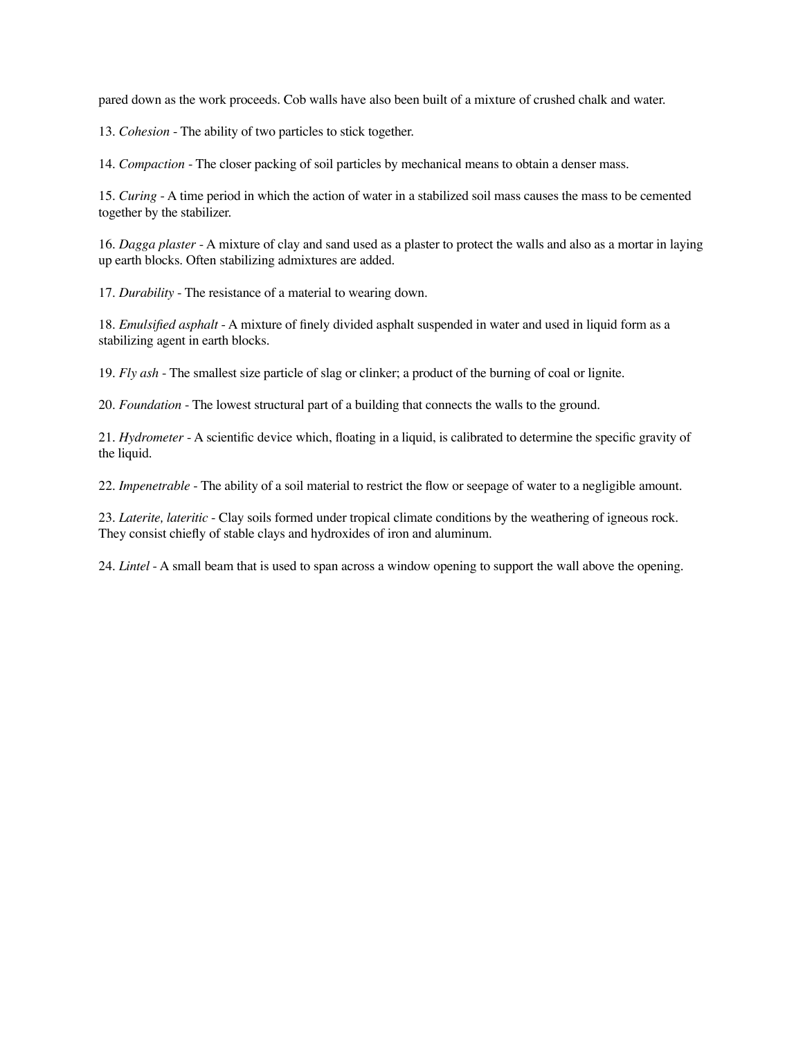pared down as the work proceeds. Cob walls have also been built of a mixture of crushed chalk and water.

13. *Cohesion* - The ability of two particles to stick together.

14. *Compaction* - The closer packing of soil particles by mechanical means to obtain a denser mass.

15. *Curing* - A time period in which the action of water in a stabilized soil mass causes the mass to be cemented together by the stabilizer.

16. *Dagga plaster* - A mixture of clay and sand used as a plaster to protect the walls and also as a mortar in laying up earth blocks. Often stabilizing admixtures are added.

17. *Durability* - The resistance of a material to wearing down.

18. *Emulsified asphalt* - A mixture of finely divided asphalt suspended in water and used in liquid form as a stabilizing agent in earth blocks.

19. *Fly ash* - The smallest size particle of slag or clinker; a product of the burning of coal or lignite.

20. *Foundation* - The lowest structural part of a building that connects the walls to the ground.

21. *Hydrometer* - A scientific device which, floating in a liquid, is calibrated to determine the specific gravity of the liquid.

22. *Impenetrable* - The ability of a soil material to restrict the flow or seepage of water to a negligible amount.

23. *Laterite, lateritic* - Clay soils formed under tropical climate conditions by the weathering of igneous rock. They consist chiefly of stable clays and hydroxides of iron and aluminum.

24. *Lintel* - A small beam that is used to span across a window opening to support the wall above the opening.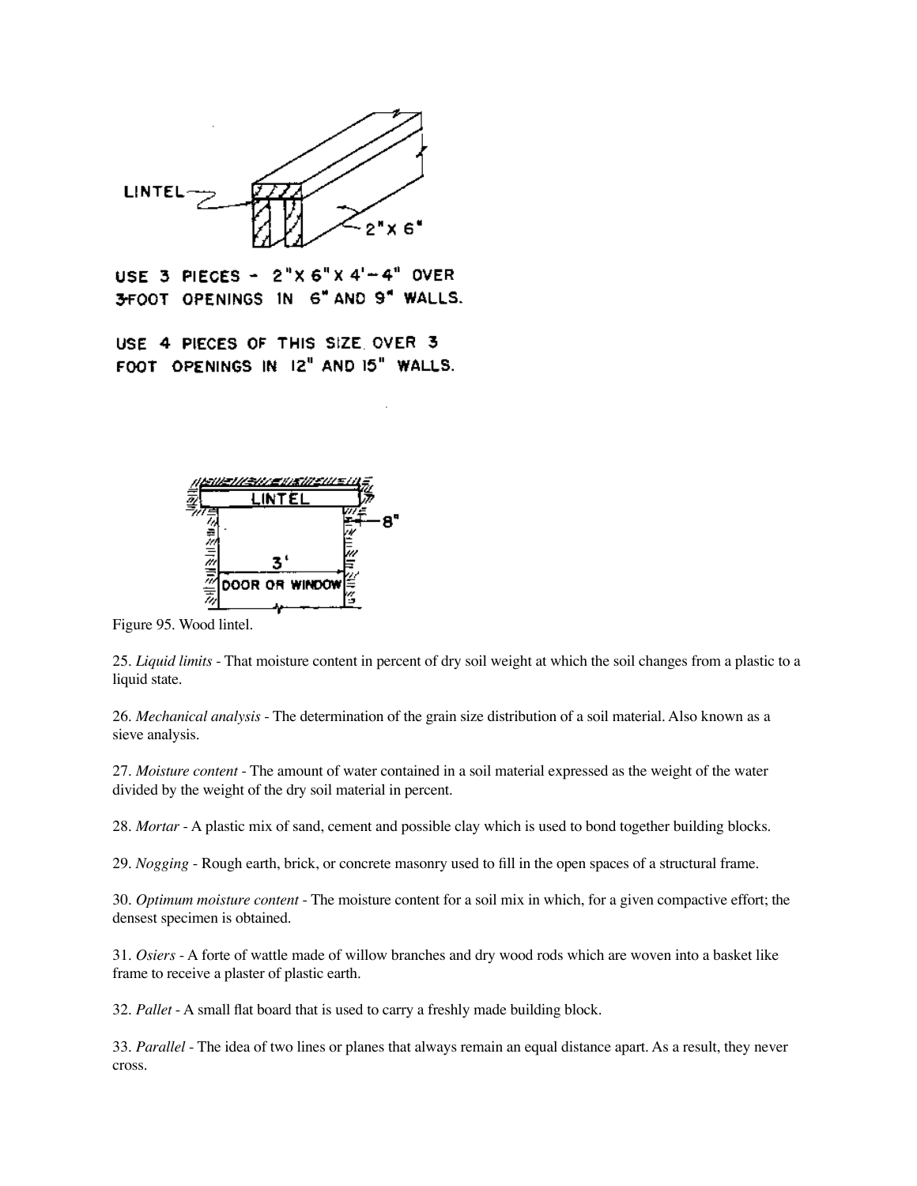LINTEL

2"X 6"

USE 3 PIECES - 2"X 6"X 4'-4" OVER 3-FOOT OPENINGS IN 6" AND 9" WALLS.

USE 4 PIECES OF THIS SIZE OVER 3 FOOT OPENINGS IN 12" AND 15" WALLS.

LINTEL

8"

3'

DOOR OR WINDOW

Figure 95. Wood lintel.

25. *Liquid limits* - That moisture content in percent of dry soil weight at which the soil changes from a plastic to a liquid state.

26. *Mechanical analysis* - The determination of the grain size distribution of a soil material. Also known as a sieve analysis.

27. *Moisture content* - The amount of water contained in a soil material expressed as the weight of the water divided by the weight of the dry soil material in percent.

28. *Mortar* - A plastic mix of sand, cement and possible clay which is used to bond together building blocks.

29. *Nogging* - Rough earth, brick, or concrete masonry used to fill in the open spaces of a structural frame.

30. *Optimum moisture content* - The moisture content for a soil mix in which, for a given compactive effort; the densest specimen is obtained.

31. *Osiers* - A forte of wattle made of willow branches and dry wood rods which are woven into a basket like frame to receive a plaster of plastic earth.

32. *Pallet* - A small flat board that is used to carry a freshly made building block.

33. *Parallel* - The idea of two lines or planes that always remain an equal distance apart. As a result, they never cross.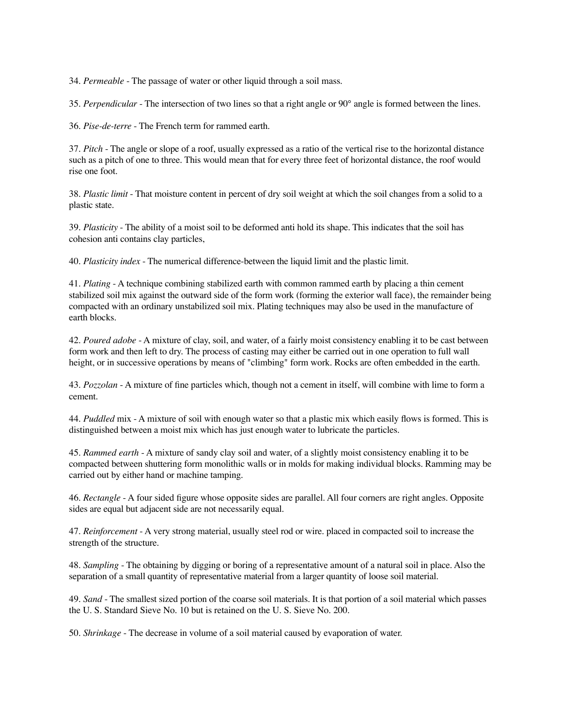34. *Permeable* - The passage of water or other liquid through a soil mass.

35. *Perpendicular* - The intersection of two lines so that a right angle or 90° angle is formed between the lines.

36. *Pise-de-terre* - The French term for rammed earth.

37. *Pitch* - The angle or slope of a roof, usually expressed as a ratio of the vertical rise to the horizontal distance such as a pitch of one to three. This would mean that for every three feet of horizontal distance, the roof would rise one foot.

38. *Plastic limit* - That moisture content in percent of dry soil weight at which the soil changes from a solid to a plastic state.

39. *Plasticity* - The ability of a moist soil to be deformed anti hold its shape. This indicates that the soil has cohesion anti contains clay particles,

40. *Plasticity index* - The numerical difference-between the liquid limit and the plastic limit.

41. *Plating* - A technique combining stabilized earth with common rammed earth by placing a thin cement stabilized soil mix against the outward side of the form work (forming the exterior wall face), the remainder being compacted with an ordinary unstabilized soil mix. Plating techniques may also be used in the manufacture of earth blocks.

42. *Poured adobe* - A mixture of clay, soil, and water, of a fairly moist consistency enabling it to be cast between form work and then left to dry. The process of casting may either be carried out in one operation to full wall height, or in successive operations by means of "climbing" form work. Rocks are often embedded in the earth.

43. *Pozzolan* - A mixture of fine particles which, though not a cement in itself, will combine with lime to form a cement.

44. *Puddled* mix - A mixture of soil with enough water so that a plastic mix which easily flows is formed. This is distinguished between a moist mix which has just enough water to lubricate the particles.

45. *Rammed earth* - A mixture of sandy clay soil and water, of a slightly moist consistency enabling it to be compacted between shuttering form monolithic walls or in molds for making individual blocks. Ramming may be carried out by either hand or machine tamping.

46. *Rectangle* - A four sided figure whose opposite sides are parallel. All four corners are right angles. Opposite sides are equal but adjacent side are not necessarily equal.

47. *Reinforcement* - A very strong material, usually steel rod or wire. placed in compacted soil to increase the strength of the structure.

48. *Sampling* - The obtaining by digging or boring of a representative amount of a natural soil in place. Also the separation of a small quantity of representative material from a larger quantity of loose soil material.

49. *Sand* - The smallest sized portion of the coarse soil materials. It is that portion of a soil material which passes the U. S. Standard Sieve No. 10 but is retained on the U. S. Sieve No. 200.

50. *Shrinkage* - The decrease in volume of a soil material caused by evaporation of water.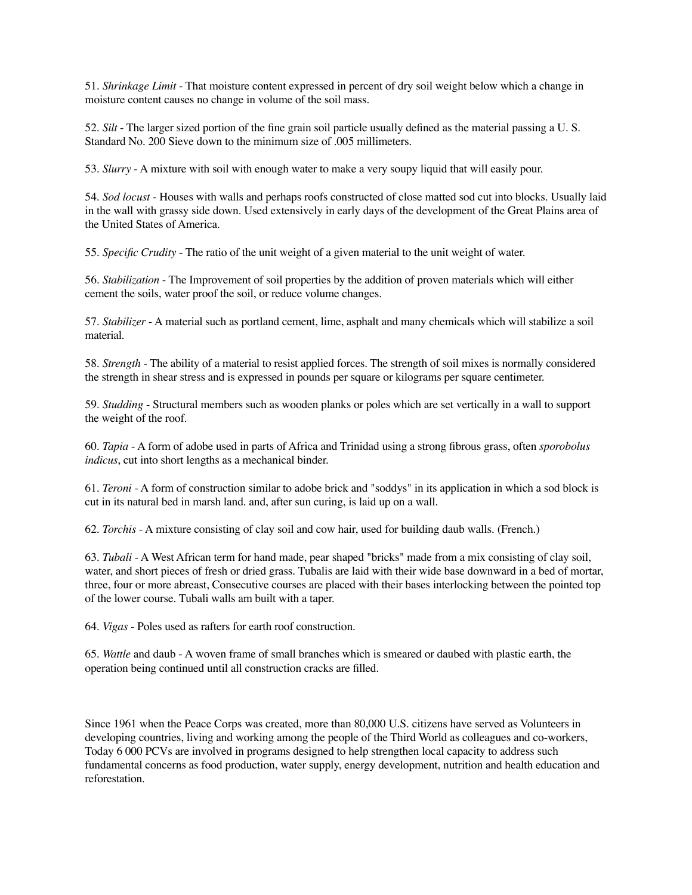51. *Shrinkage Limit* - That moisture content expressed in percent of dry soil weight below which a change in moisture content causes no change in volume of the soil mass.

52. *Silt* - The larger sized portion of the fine grain soil particle usually defined as the material passing a U. S. Standard No. 200 Sieve down to the minimum size of .005 millimeters.

53. *Slurry* - A mixture with soil with enough water to make a very soupy liquid that will easily pour.

54. *Sod locust* - Houses with walls and perhaps roofs constructed of close matted sod cut into blocks. Usually laid in the wall with grassy side down. Used extensively in early days of the development of the Great Plains area of the United States of America.

55. *Specific Crudity* - The ratio of the unit weight of a given material to the unit weight of water.

56. *Stabilization* - The Improvement of soil properties by the addition of proven materials which will either cement the soils, water proof the soil, or reduce volume changes.

57. *Stabilizer* - A material such as portland cement, lime, asphalt and many chemicals which will stabilize a soil material.

58. *Strength* - The ability of a material to resist applied forces. The strength of soil mixes is normally considered the strength in shear stress and is expressed in pounds per square or kilograms per square centimeter.

59. *Studding* - Structural members such as wooden planks or poles which are set vertically in a wall to support the weight of the roof.

60. *Tapia* - A form of adobe used in parts of Africa and Trinidad using a strong fibrous grass, often *sporobolus indicus*, cut into short lengths as a mechanical binder.

61. *Teroni* - A form of construction similar to adobe brick and "soddys" in its application in which a sod block is cut in its natural bed in marsh land. and, after sun curing, is laid up on a wall.

62. *Torchis* - A mixture consisting of clay soil and cow hair, used for building daub walls. (French.)

63. *Tubali* - A West African term for hand made, pear shaped "bricks" made from a mix consisting of clay soil, water, and short pieces of fresh or dried grass. Tubalis are laid with their wide base downward in a bed of mortar, three, four or more abreast, Consecutive courses are placed with their bases interlocking between the pointed top of the lower course. Tubali walls am built with a taper.

64. *Vigas* - Poles used as rafters for earth roof construction.

65. *Wattle* and daub - A woven frame of small branches which is smeared or daubed with plastic earth, the operation being continued until all construction cracks are filled.

Since 1961 when the Peace Corps was created, more than 80,000 U.S. citizens have served as Volunteers in developing countries, living and working among the people of the Third World as colleagues and co-workers, Today 6 000 PCVs are involved in programs designed to help strengthen local capacity to address such fundamental concerns as food production, water supply, energy development, nutrition and health education and reforestation.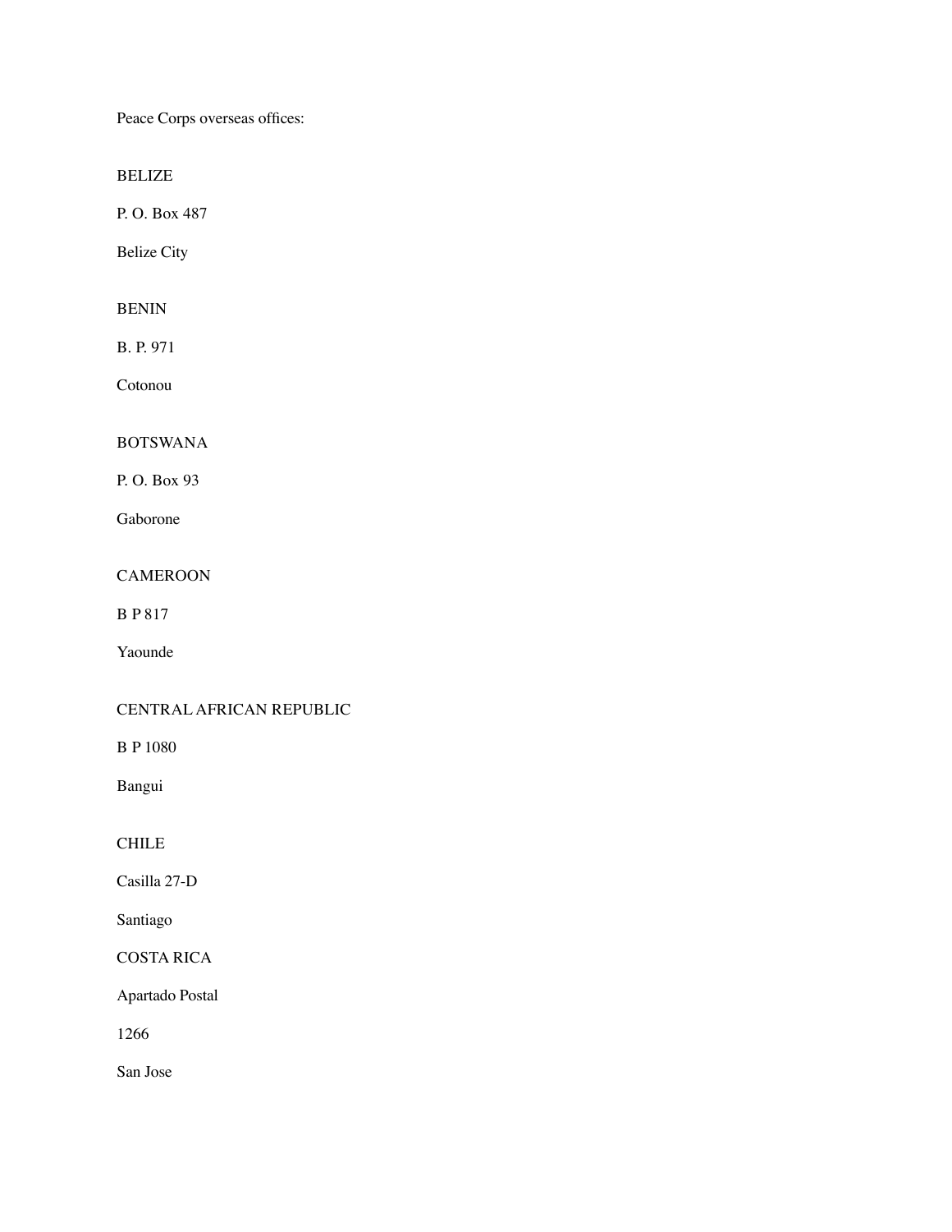Peace Corps overseas offices:

BELIZE

P. O. Box 487

Belize City

BENIN

B. P. 971

Cotonou

BOTSWANA

P. O. Box 93

Gaborone

CAMEROON

B P 817

Yaounde

CENTRAL AFRICAN REPUBLIC

B P 1080

Bangui

CHILE

Casilla 27-D

Santiago

COSTA RICA

Apartado Postal

1266

San Jose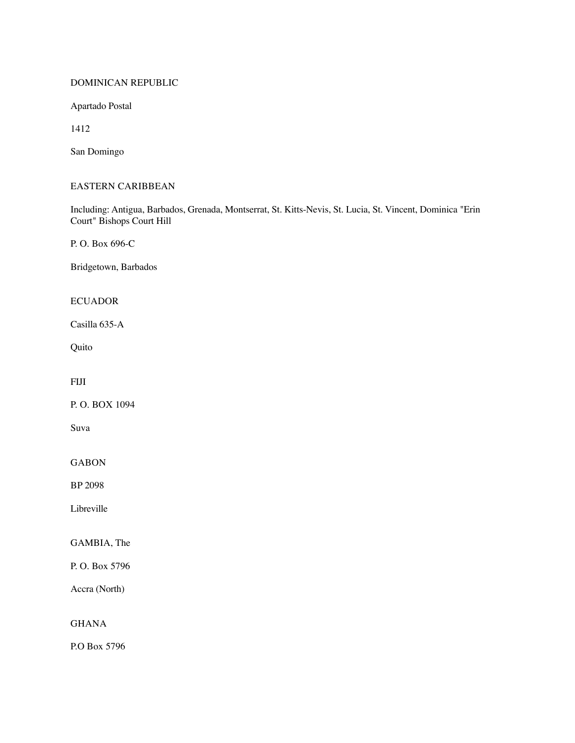DOMINICAN REPUBLIC

Apartado Postal

1412

San Domingo

EASTERN CARIBBEAN

Including: Antigua, Barbados, Grenada, Montserrat, St. Kitts-Nevis, St. Lucia, St. Vincent, Dominica "Erin Court" Bishops Court Hill

P. O. Box 696-C

Bridgetown, Barbados

ECUADOR

Casilla 635-A

Quito

FIJI

P. O. BOX 1094

Suva

GABON

BP 2098

Libreville

GAMBIA, The

P. O. Box 5796

Accra (North)

GHANA

P.O Box 5796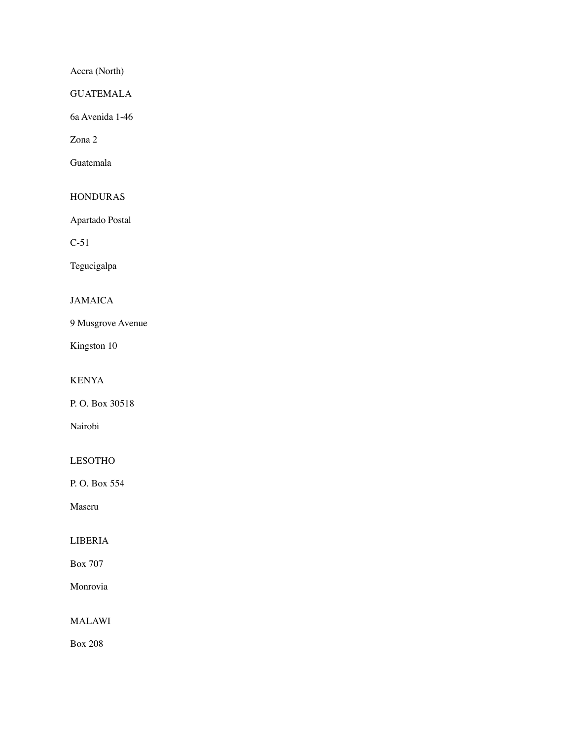Accra (North)

GUATEMALA

6a Avenida 1-46

Zona 2

Guatemala

HONDURAS

Apartado Postal

C-51

Tegucigalpa

JAMAICA

9 Musgrove Avenue

Kingston 10

KENYA

P. O. Box 30518

Nairobi

LESOTHO

P. O. Box 554

Maseru

LIBERIA

Box 707

Monrovia

MALAWI

Box 208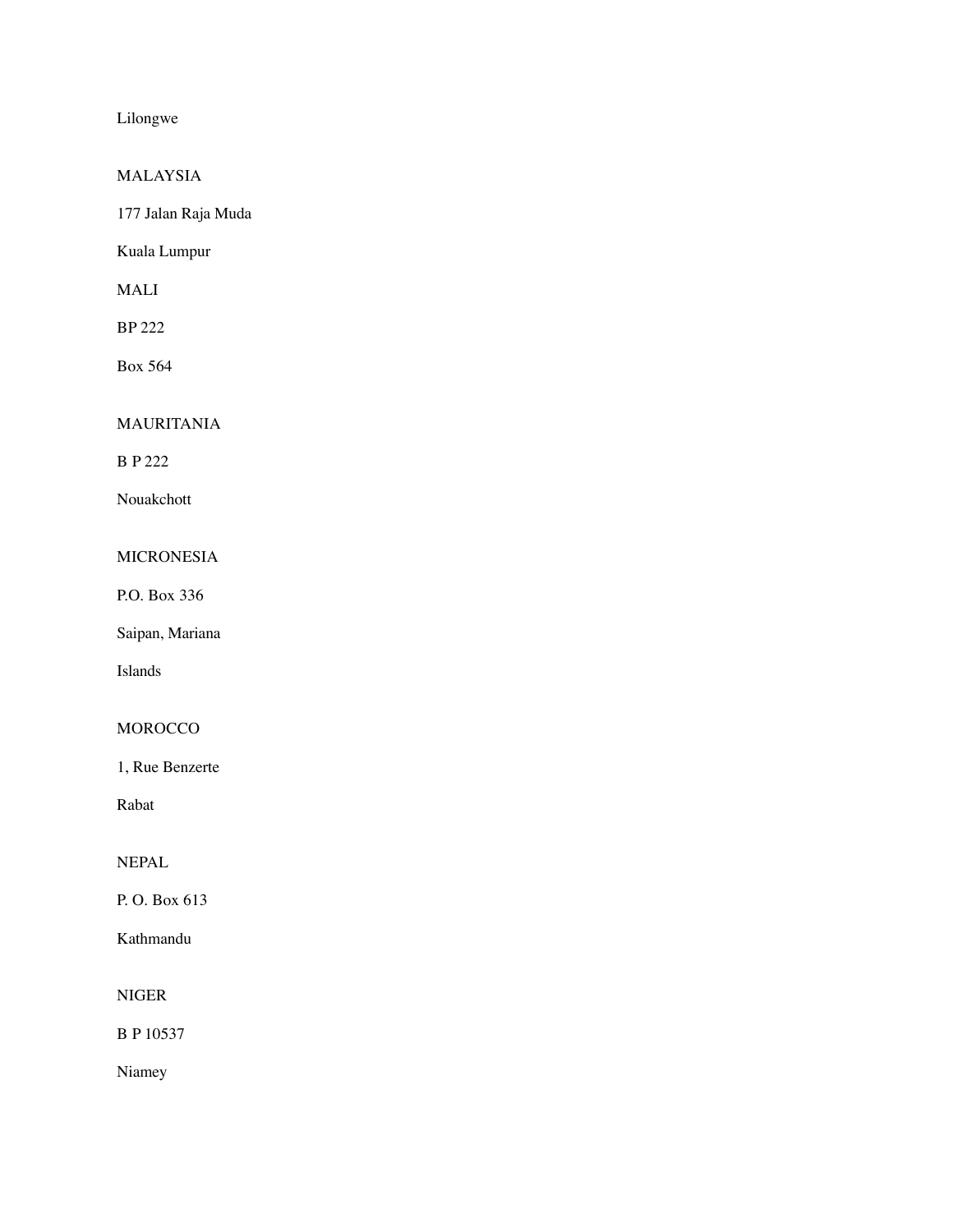Lilongwe

MALAYSIA

177 Jalan Raja Muda

Kuala Lumpur

MALI

BP 222

Box 564

MAURITANIA

B P 222

Nouakchott

MICRONESIA

P.O. Box 336

Saipan, Mariana

Islands

MOROCCO

1, Rue Benzerte

Rabat

NEPAL

P. O. Box 613

Kathmandu

NIGER

B P 10537

Niamey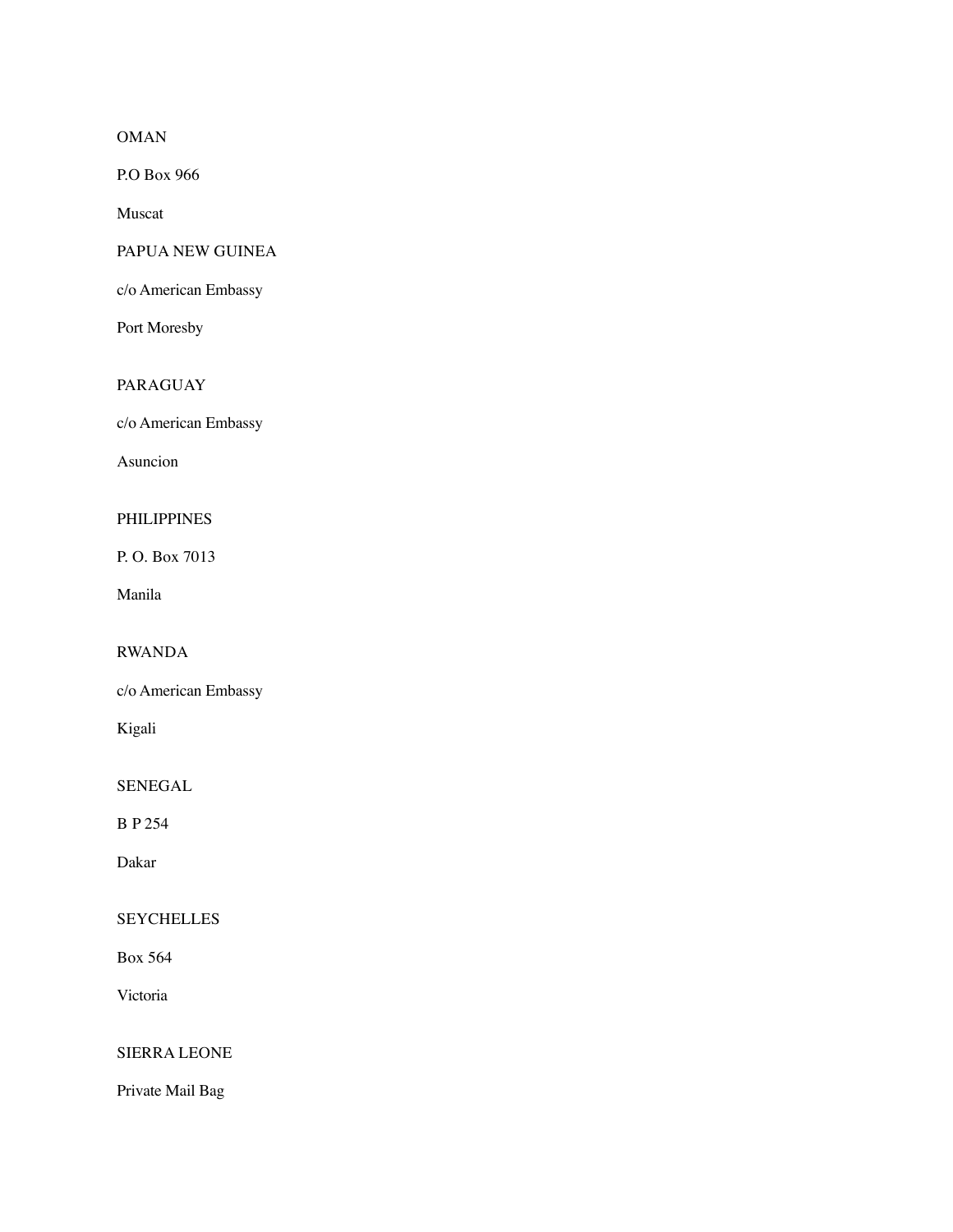OMAN

P.O Box 966

Muscat

PAPUA NEW GUINEA

c/o American Embassy

Port Moresby

PARAGUAY

c/o American Embassy

Asuncion

PHILIPPINES

P. O. Box 7013

Manila

RWANDA

c/o American Embassy

Kigali

SENEGAL

B P 254

Dakar

SEYCHELLES

Box 564

Victoria

SIERRA LEONE

Private Mail Bag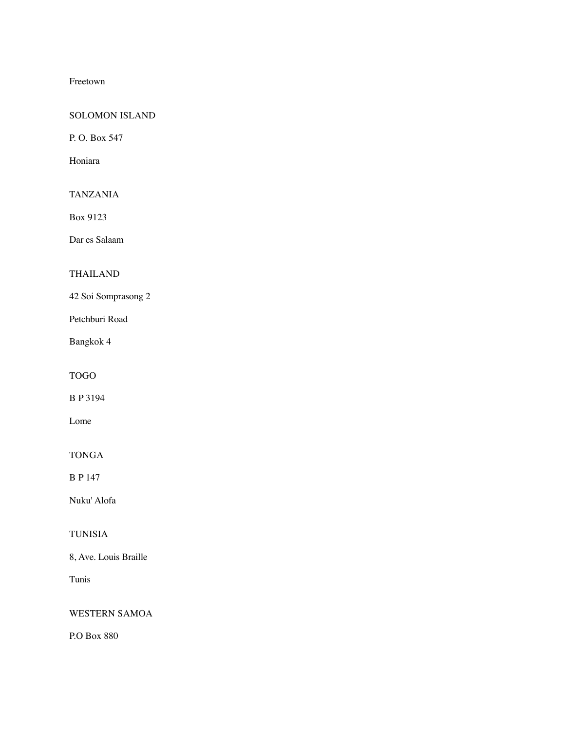Freetown

SOLOMON ISLAND

P. O. Box 547

Honiara

TANZANIA

Box 9123

Dar es Salaam

THAILAND

42 Soi Somprasong 2

Petchburi Road

Bangkok 4

TOGO

B P 3194

Lome

TONGA

B P 147

Nuku' Alofa

TUNISIA

8, Ave. Louis Braille

Tunis

WESTERN SAMOA

P.O Box 880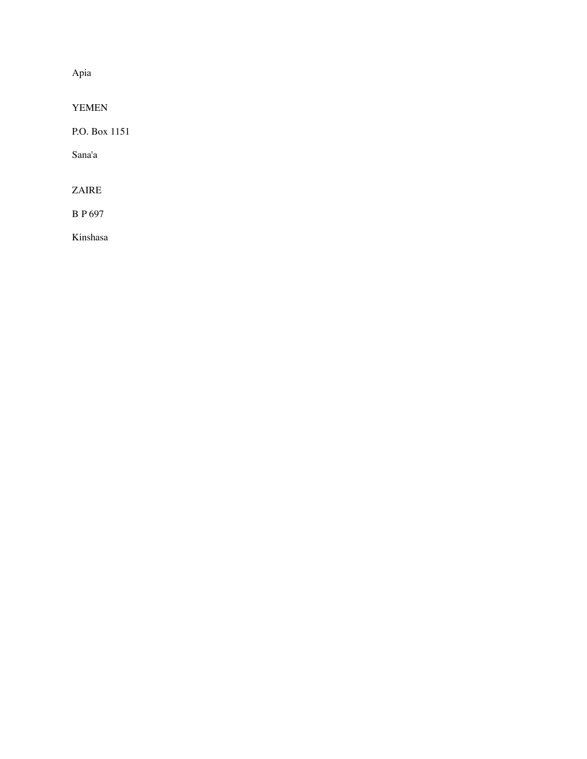Apia

YEMEN

P.O. Box 1151

Sana'a

ZAIRE

B P 697

Kinshasa